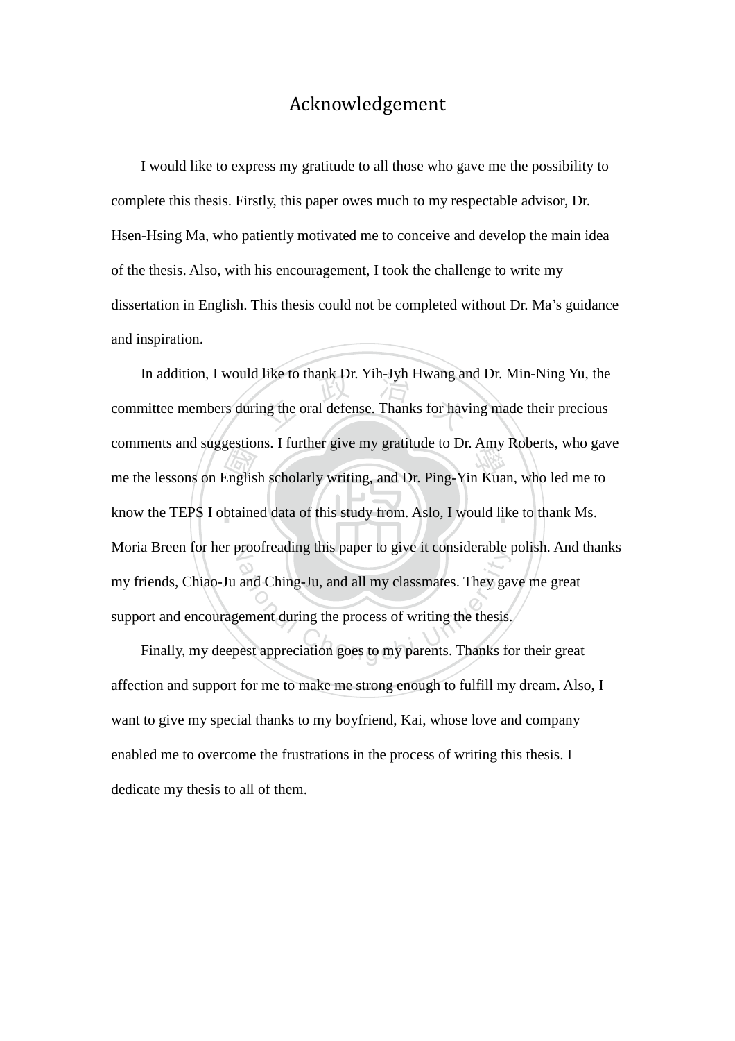# Acknowledgement

I would like to express my gratitude to all those who gave me the possibility to complete this thesis. Firstly, this paper owes much to my respectable advisor, Dr. Hsen-Hsing Ma, who patiently motivated me to conceive and develop the main idea of the thesis. Also, with his encouragement, I took the challenge to write my dissertation in English. This thesis could not be completed without Dr. Ma's guidance and inspiration.

In addition, I would like to thank Dr. Yih-Jyh Hwang and Dr. Min-Ning Yu, the committee members during the oral defense. Thanks for having made their precious comments and suggestions. I further give my gratitude to Dr. Amy Roberts, who gave me the lessons on English scholarly writing, and Dr. Ping-Yin Kuan, who led me to know the TEPS I obtained data of this study from. Aslo, I would like to thank Ms. Moria Breen for her proofreading this paper to give it considerable polish. And thanks my friends, Chiao-Ju and Ching-Ju, and all my classmates. They gave me great support and encouragement during the process of writing the thesis.

Finally, my deepest appreciation goes to my parents. Thanks for their great affection and support for me to make me strong enough to fulfill my dream. Also, I want to give my special thanks to my boyfriend, Kai, whose love and company enabled me to overcome the frustrations in the process of writing this thesis. I dedicate my thesis to all of them.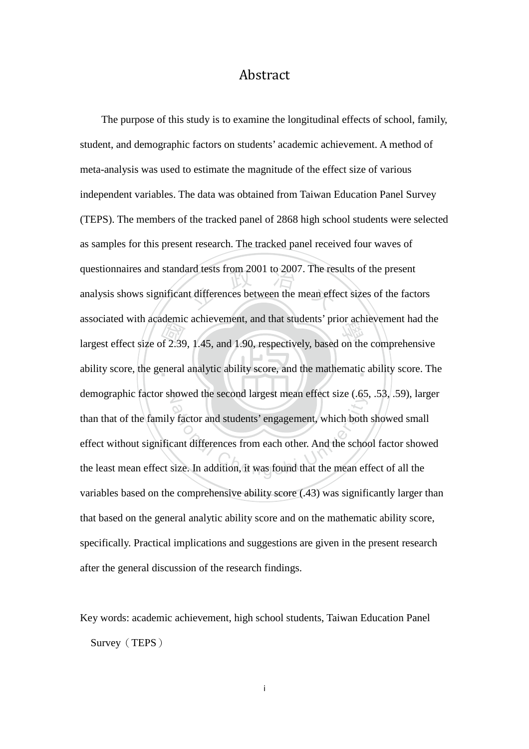# Abstract

The purpose of this study is to examine the longitudinal effects of school, family, student, and demographic factors on students' academic achievement. A method of meta-analysis was used to estimate the magnitude of the effect size of various independent variables. The data was obtained from Taiwan Education Panel Survey (TEPS). The members of the tracked panel of 2868 high school students were selected as samples for this present research. The tracked panel received four waves of questionnaires and standard tests from 2001 to 2007. The results of the present analysis shows significant differences between the mean effect sizes of the factors associated with academic achievement, and that students' prior achievement had the largest effect size of 2.39, 1.45, and 1.90, respectively, based on the comprehensive ability score, the general analytic ability score, and the mathematic ability score. The demographic factor showed the second largest mean effect size (.65, .53, .59), larger than that of the family factor and students' engagement, which both showed small effect without significant differences from each other. And the school factor showed the least mean effect size. In addition, it was found that the mean effect of all the variables based on the comprehensive ability score (.43) was significantly larger than that based on the general analytic ability score and on the mathematic ability score, specifically. Practical implications and suggestions are given in the present research after the general discussion of the research findings.

Key words: academic achievement, high school students, Taiwan Education Panel Survey（TEPS）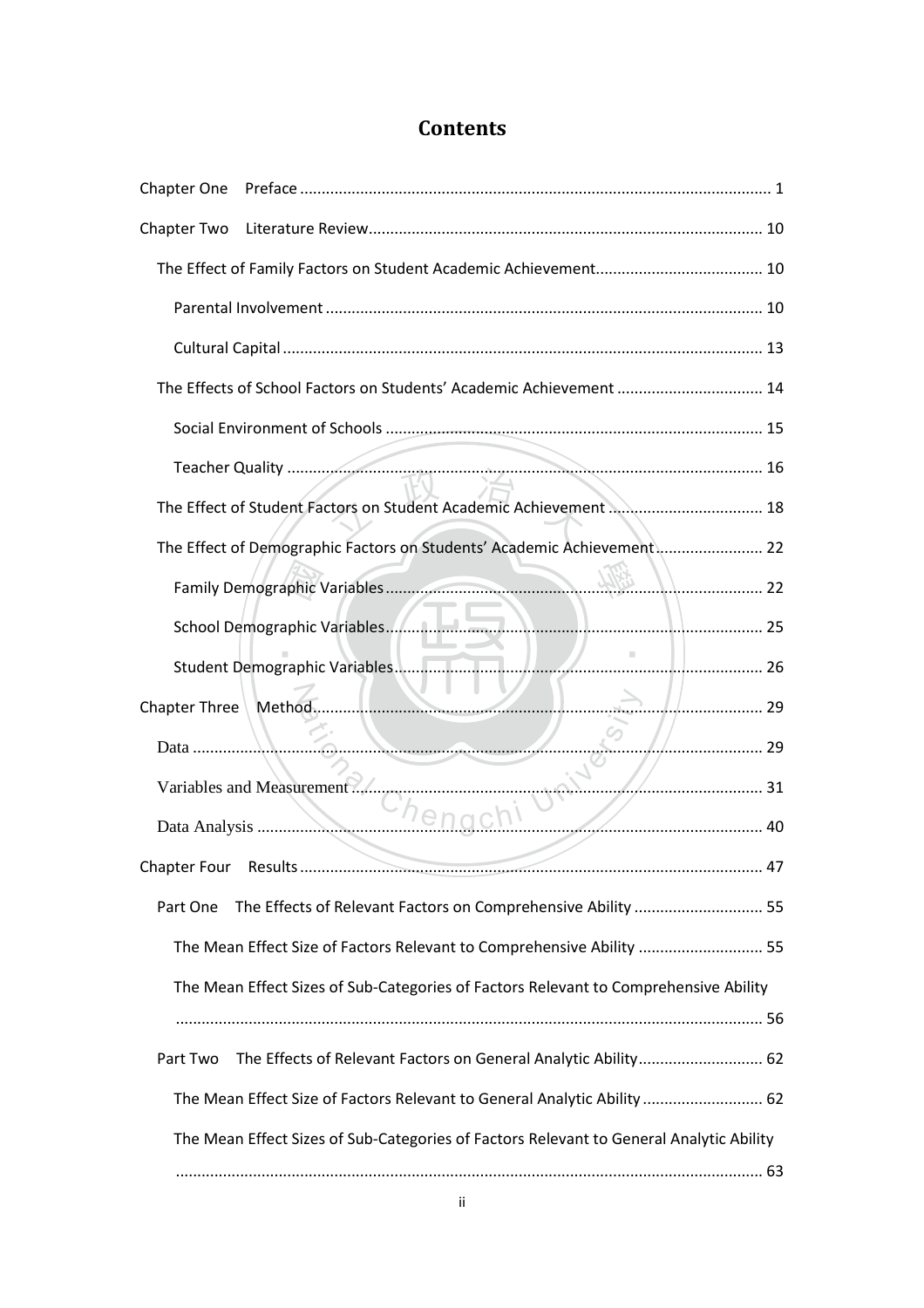# Contents

Chapter One Preface ... 1

Chapter Two Literature Review ... 10

- The Effect of Family Factors on Student Academic Achievement ... 10
  - Parental Involvement ... 10
  - Cultural Capital ... 13
- The Effects of School Factors on Students' Academic Achievement ... 14
  - Social Environment of Schools ... 15
  - Teacher Quality ... 16
- The Effect of Student Factors on Student Academic Achievement ... 18
- The Effect of Demographic Factors on Students' Academic Achievement ... 22
  - Family Demographic Variables ... 22
  - School Demographic Variables ... 25
  - Student Demographic Variables ... 26

Chapter Three Method ... 29

- Data ... 29
- Variables and Measurement ... 31
- Data Analysis ... 40

Chapter Four Results ... 47

- Part One The Effects of Relevant Factors on Comprehensive Ability ... 55
  - The Mean Effect Size of Factors Relevant to Comprehensive Ability ... 55
  - The Mean Effect Sizes of Sub-Categories of Factors Relevant to Comprehensive Ability ... 56
- Part Two The Effects of Relevant Factors on General Analytic Ability ... 62
  - The Mean Effect Size of Factors Relevant to General Analytic Ability ... 62
  - The Mean Effect Sizes of Sub-Categories of Factors Relevant to General Analytic Ability ... 63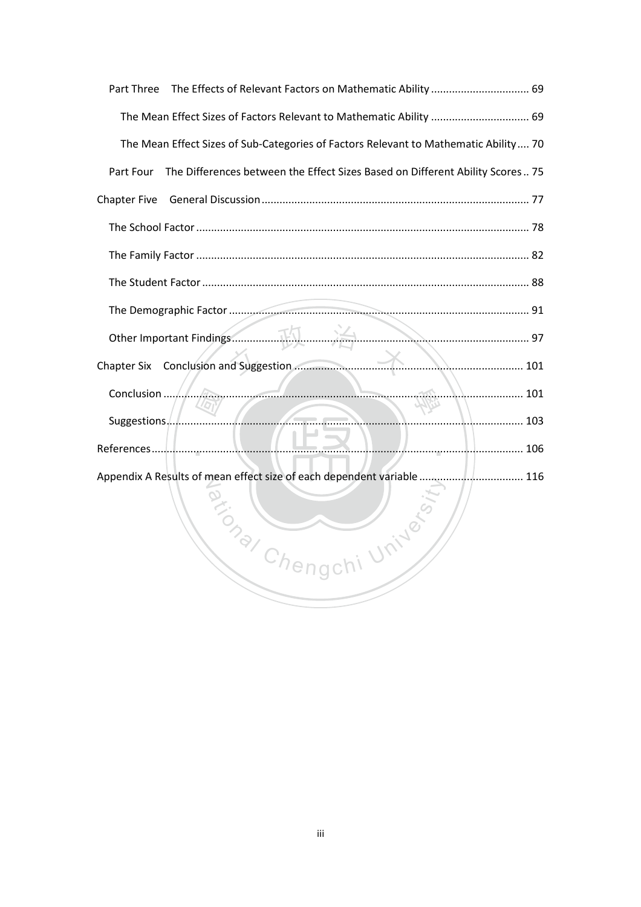Part Three The Effects of Relevant Factors on Mathematic Ability ................................ 69

The Mean Effect Sizes of Factors Relevant to Mathematic Ability ................................ 69

The Mean Effect Sizes of Sub-Categories of Factors Relevant to Mathematic Ability .... 70

Part Four The Differences between the Effect Sizes Based on Different Ability Scores .. 75

Chapter Five General Discussion ........................................................................................ 77

The School Factor .............................................................................................................. 78

The Family Factor .............................................................................................................. 82

The Student Factor ............................................................................................................ 88

The Demographic Factor .................................................................................................. 91

Other Important Findings .................................................................................................. 97

Chapter Six Conclusion and Suggestion ........................................................................... 101

Conclusion ........................................................................................................................ 101

Suggestions ...................................................................................................................... 103

References ......................................................................................................................... 106

Appendix A Results of mean effect size of each dependent variable ................................. 116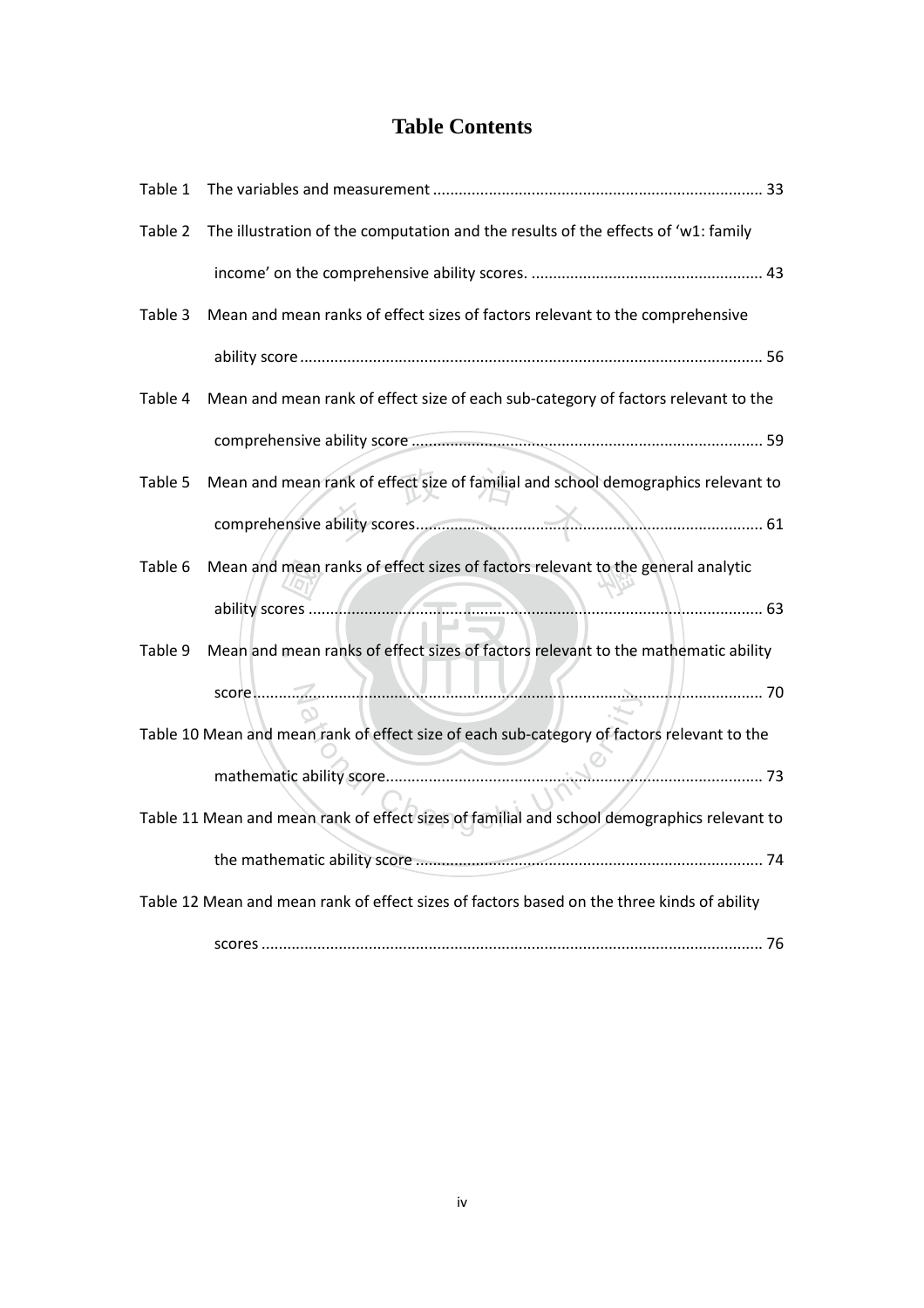# Table Contents

Table 1 The variables and measurement ............................................................................ 33

Table 2 The illustration of the computation and the results of the effects of 'w1: family income' on the comprehensive ability scores. ..................................................... 43

Table 3 Mean and mean ranks of effect sizes of factors relevant to the comprehensive ability score .......................................................................................................... 56

Table 4 Mean and mean rank of effect size of each sub-category of factors relevant to the comprehensive ability score ................................................................................ 59

Table 5 Mean and mean rank of effect size of familial and school demographics relevant to comprehensive ability scores................................................................................ 61

Table 6 Mean and mean ranks of effect sizes of factors relevant to the general analytic ability scores ........................................................................................................ 63

Table 9 Mean and mean ranks of effect sizes of factors relevant to the mathematic ability score..................................................................................................................... 70

Table 10 Mean and mean rank of effect size of each sub-category of factors relevant to the mathematic ability score....................................................................................... 73

Table 11 Mean and mean rank of effect sizes of familial and school demographics relevant to the mathematic ability score ................................................................................ 74

Table 12 Mean and mean rank of effect sizes of factors based on the three kinds of ability scores ................................................................................................................... 76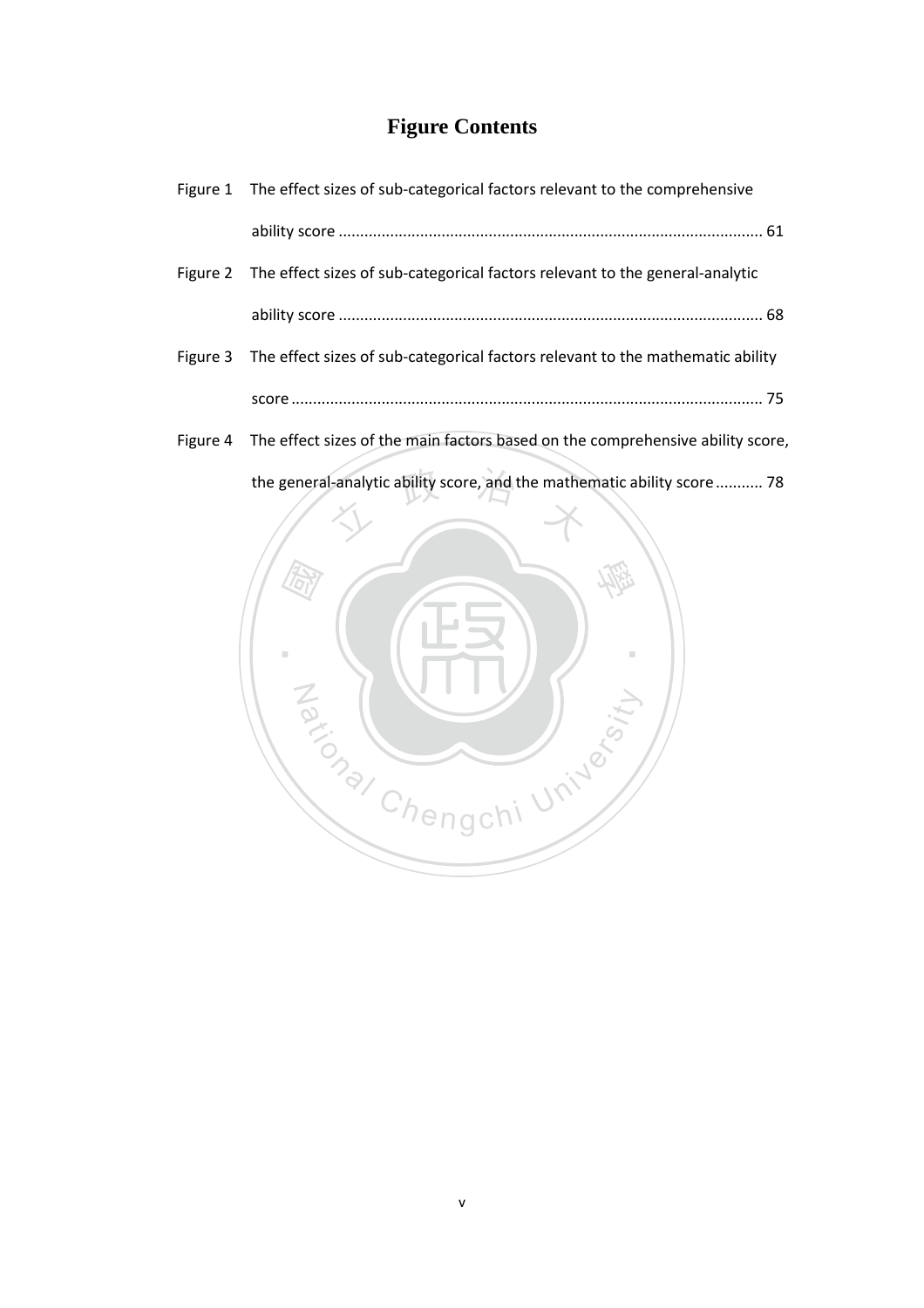# Figure Contents

Figure 1 The effect sizes of sub-categorical factors relevant to the comprehensive ability score ........................................................................................................ 61

Figure 2 The effect sizes of sub-categorical factors relevant to the general-analytic ability score ........................................................................................................ 68

Figure 3 The effect sizes of sub-categorical factors relevant to the mathematic ability score ........................................................................................................ 75

Figure 4 The effect sizes of the main factors based on the comprehensive ability score, the general-analytic ability score, and the mathematic ability score ........... 78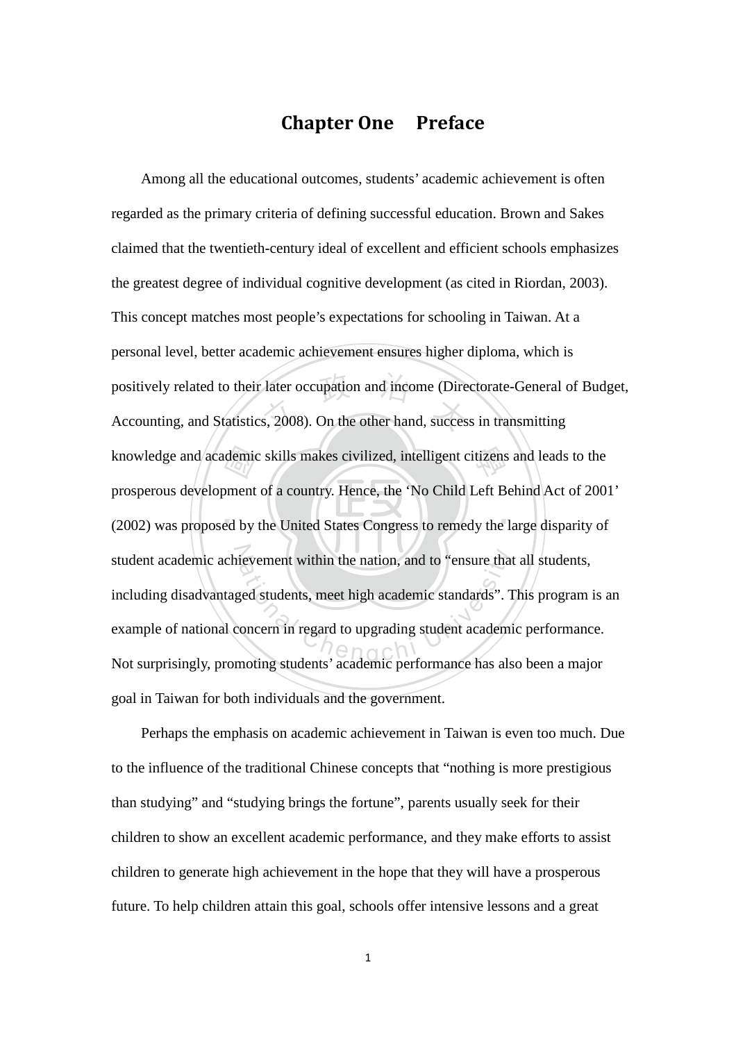# Chapter One Preface

Among all the educational outcomes, students' academic achievement is often regarded as the primary criteria of defining successful education. Brown and Sakes claimed that the twentieth-century ideal of excellent and efficient schools emphasizes the greatest degree of individual cognitive development (as cited in Riordan, 2003). This concept matches most people's expectations for schooling in Taiwan. At a personal level, better academic achievement ensures higher diploma, which is positively related to their later occupation and income (Directorate-General of Budget, Accounting, and Statistics, 2008). On the other hand, success in transmitting knowledge and academic skills makes civilized, intelligent citizens and leads to the prosperous development of a country. Hence, the 'No Child Left Behind Act of 2001' (2002) was proposed by the United States Congress to remedy the large disparity of student academic achievement within the nation, and to "ensure that all students, including disadvantaged students, meet high academic standards". This program is an example of national concern in regard to upgrading student academic performance. Not surprisingly, promoting students' academic performance has also been a major goal in Taiwan for both individuals and the government.

Perhaps the emphasis on academic achievement in Taiwan is even too much. Due to the influence of the traditional Chinese concepts that "nothing is more prestigious than studying" and "studying brings the fortune", parents usually seek for their children to show an excellent academic performance, and they make efforts to assist children to generate high achievement in the hope that they will have a prosperous future. To help children attain this goal, schools offer intensive lessons and a great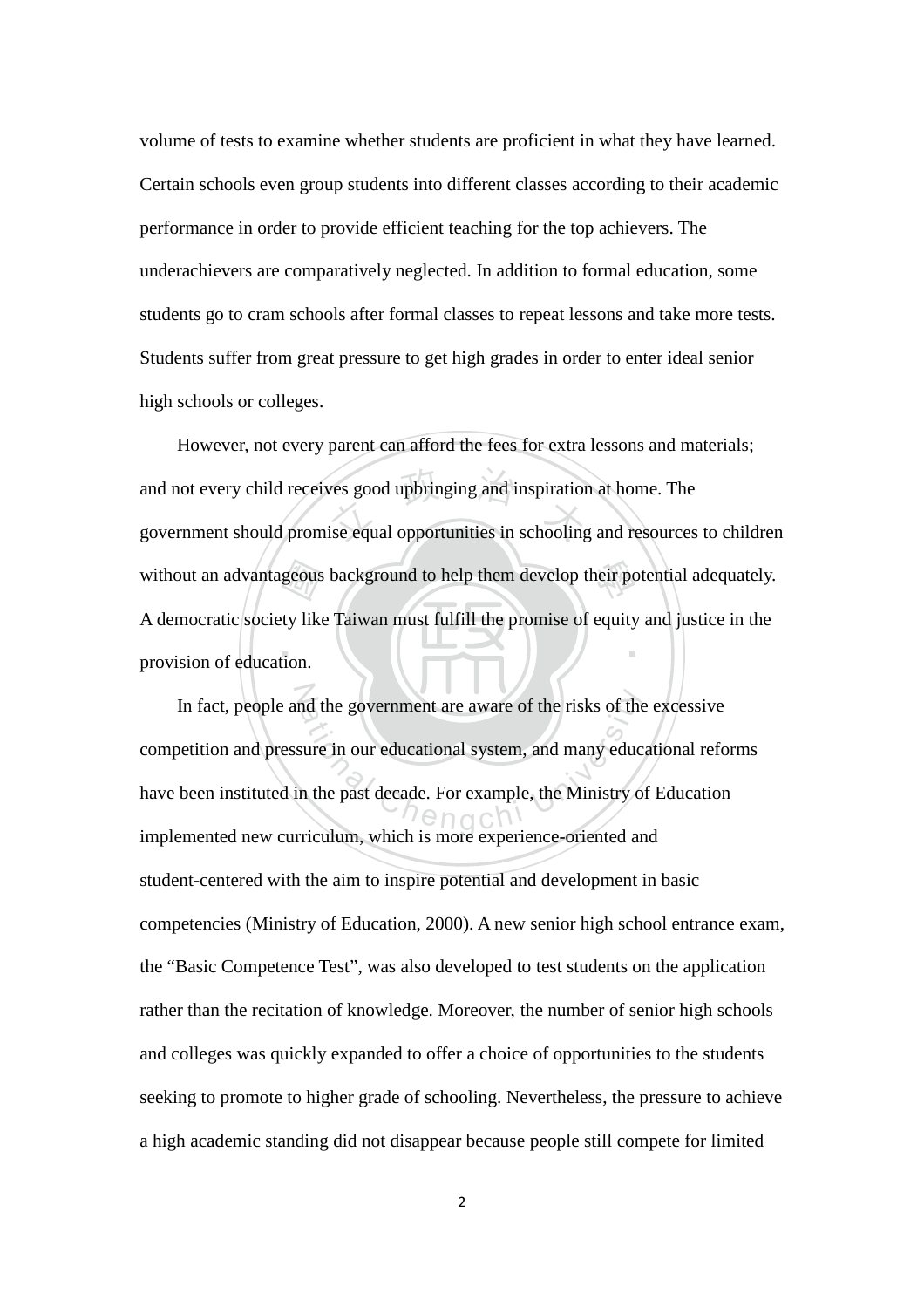volume of tests to examine whether students are proficient in what they have learned. Certain schools even group students into different classes according to their academic performance in order to provide efficient teaching for the top achievers. The underachievers are comparatively neglected. In addition to formal education, some students go to cram schools after formal classes to repeat lessons and take more tests. Students suffer from great pressure to get high grades in order to enter ideal senior high schools or colleges.

However, not every parent can afford the fees for extra lessons and materials; and not every child receives good upbringing and inspiration at home. The government should promise equal opportunities in schooling and resources to children without an advantageous background to help them develop their potential adequately. A democratic society like Taiwan must fulfill the promise of equity and justice in the provision of education.

In fact, people and the government are aware of the risks of the excessive competition and pressure in our educational system, and many educational reforms have been instituted in the past decade. For example, the Ministry of Education implemented new curriculum, which is more experience-oriented and student-centered with the aim to inspire potential and development in basic competencies (Ministry of Education, 2000). A new senior high school entrance exam, the "Basic Competence Test", was also developed to test students on the application rather than the recitation of knowledge. Moreover, the number of senior high schools and colleges was quickly expanded to offer a choice of opportunities to the students seeking to promote to higher grade of schooling. Nevertheless, the pressure to achieve a high academic standing did not disappear because people still compete for limited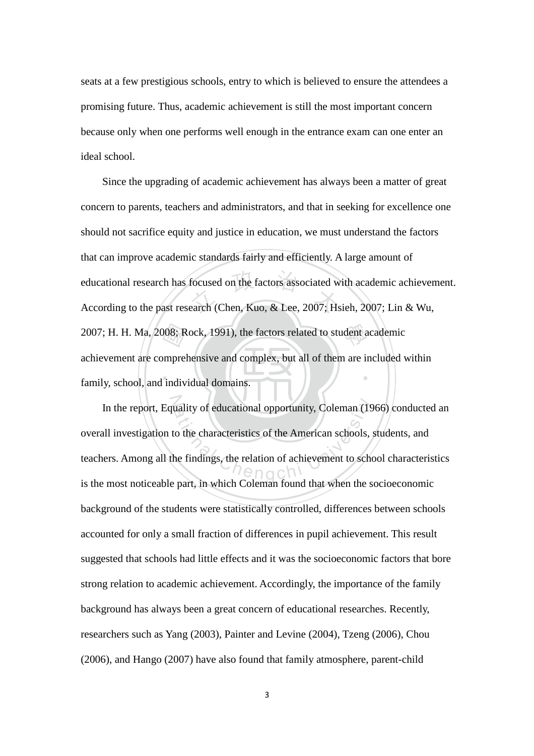seats at a few prestigious schools, entry to which is believed to ensure the attendees a promising future. Thus, academic achievement is still the most important concern because only when one performs well enough in the entrance exam can one enter an ideal school.

Since the upgrading of academic achievement has always been a matter of great concern to parents, teachers and administrators, and that in seeking for excellence one should not sacrifice equity and justice in education, we must understand the factors that can improve academic standards fairly and efficiently. A large amount of educational research has focused on the factors associated with academic achievement. According to the past research (Chen, Kuo, & Lee, 2007; Hsieh, 2007; Lin & Wu, 2007; H. H. Ma, 2008; Rock, 1991), the factors related to student academic achievement are comprehensive and complex, but all of them are included within family, school, and individual domains.

In the report, Equality of educational opportunity, Coleman (1966) conducted an overall investigation to the characteristics of the American schools, students, and teachers. Among all the findings, the relation of achievement to school characteristics is the most noticeable part, in which Coleman found that when the socioeconomic background of the students were statistically controlled, differences between schools accounted for only a small fraction of differences in pupil achievement. This result suggested that schools had little effects and it was the socioeconomic factors that bore strong relation to academic achievement. Accordingly, the importance of the family background has always been a great concern of educational researches. Recently, researchers such as Yang (2003), Painter and Levine (2004), Tzeng (2006), Chou (2006), and Hango (2007) have also found that family atmosphere, parent-child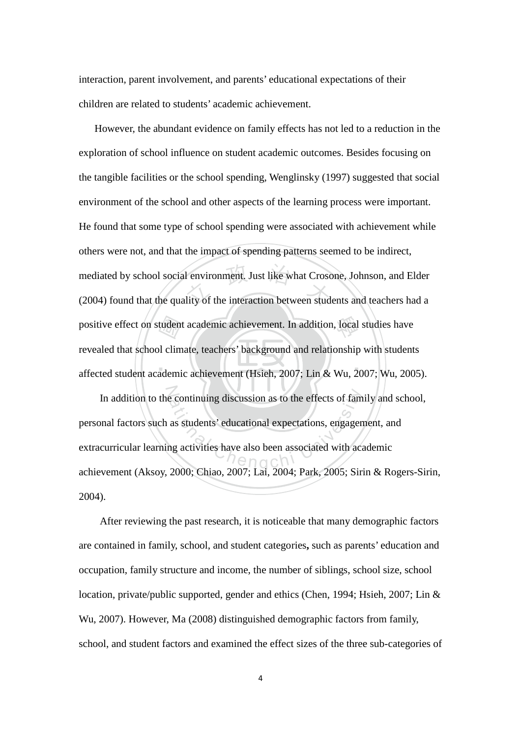interaction, parent involvement, and parents' educational expectations of their children are related to students' academic achievement.

However, the abundant evidence on family effects has not led to a reduction in the exploration of school influence on student academic outcomes. Besides focusing on the tangible facilities or the school spending, Wenglinsky (1997) suggested that social environment of the school and other aspects of the learning process were important. He found that some type of school spending were associated with achievement while others were not, and that the impact of spending patterns seemed to be indirect, mediated by school social environment. Just like what Crosone, Johnson, and Elder (2004) found that the quality of the interaction between students and teachers had a positive effect on student academic achievement. In addition, local studies have revealed that school climate, teachers' background and relationship with students affected student academic achievement (Hsieh, 2007; Lin & Wu, 2007; Wu, 2005).

In addition to the continuing discussion as to the effects of family and school, personal factors such as students' educational expectations, engagement, and extracurricular learning activities have also been associated with academic achievement (Aksoy, 2000; Chiao, 2007; Lai, 2004; Park, 2005; Sirin & Rogers-Sirin, 2004).

After reviewing the past research, it is noticeable that many demographic factors are contained in family, school, and student categories**,** such as parents' education and occupation, family structure and income, the number of siblings, school size, school location, private/public supported, gender and ethics (Chen, 1994; Hsieh, 2007; Lin & Wu, 2007). However, Ma (2008) distinguished demographic factors from family, school, and student factors and examined the effect sizes of the three sub-categories of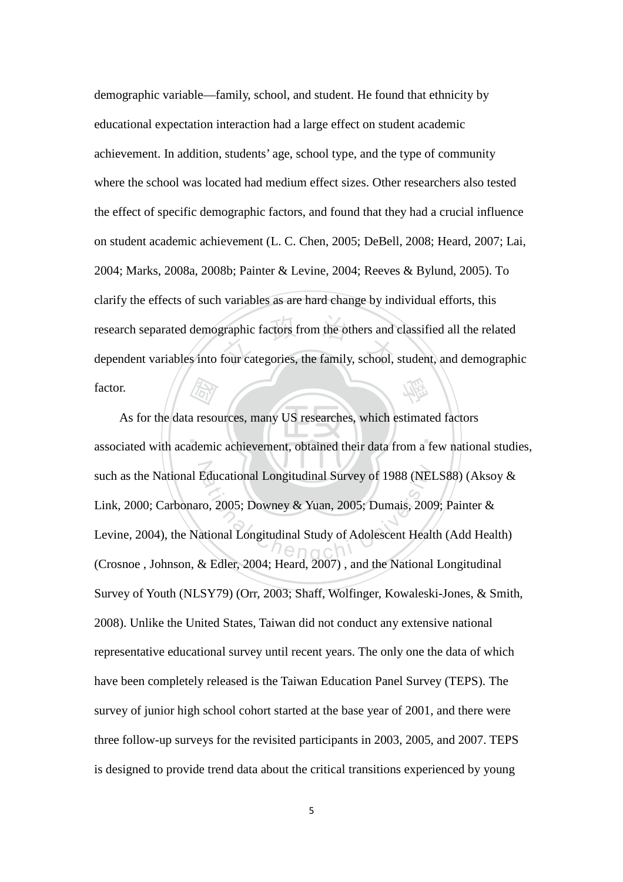demographic variable—family, school, and student. He found that ethnicity by educational expectation interaction had a large effect on student academic achievement. In addition, students' age, school type, and the type of community where the school was located had medium effect sizes. Other researchers also tested the effect of specific demographic factors, and found that they had a crucial influence on student academic achievement (L. C. Chen, 2005; DeBell, 2008; Heard, 2007; Lai, 2004; Marks, 2008a, 2008b; Painter & Levine, 2004; Reeves & Bylund, 2005). To clarify the effects of such variables as are hard change by individual efforts, this research separated demographic factors from the others and classified all the related dependent variables into four categories, the family, school, student, and demographic factor.

As for the data resources, many US researches, which estimated factors associated with academic achievement, obtained their data from a few national studies, such as the National Educational Longitudinal Survey of 1988 (NELS88) (Aksoy & Link, 2000; Carbonaro, 2005; Downey & Yuan, 2005; Dumais, 2009; Painter & Levine, 2004), the National Longitudinal Study of Adolescent Health (Add Health) (Crosnoe , Johnson, & Edler, 2004; Heard, 2007) , and the National Longitudinal Survey of Youth (NLSY79) (Orr, 2003; Shaff, Wolfinger, Kowaleski-Jones, & Smith, 2008). Unlike the United States, Taiwan did not conduct any extensive national representative educational survey until recent years. The only one the data of which have been completely released is the Taiwan Education Panel Survey (TEPS). The survey of junior high school cohort started at the base year of 2001, and there were three follow-up surveys for the revisited participants in 2003, 2005, and 2007. TEPS is designed to provide trend data about the critical transitions experienced by young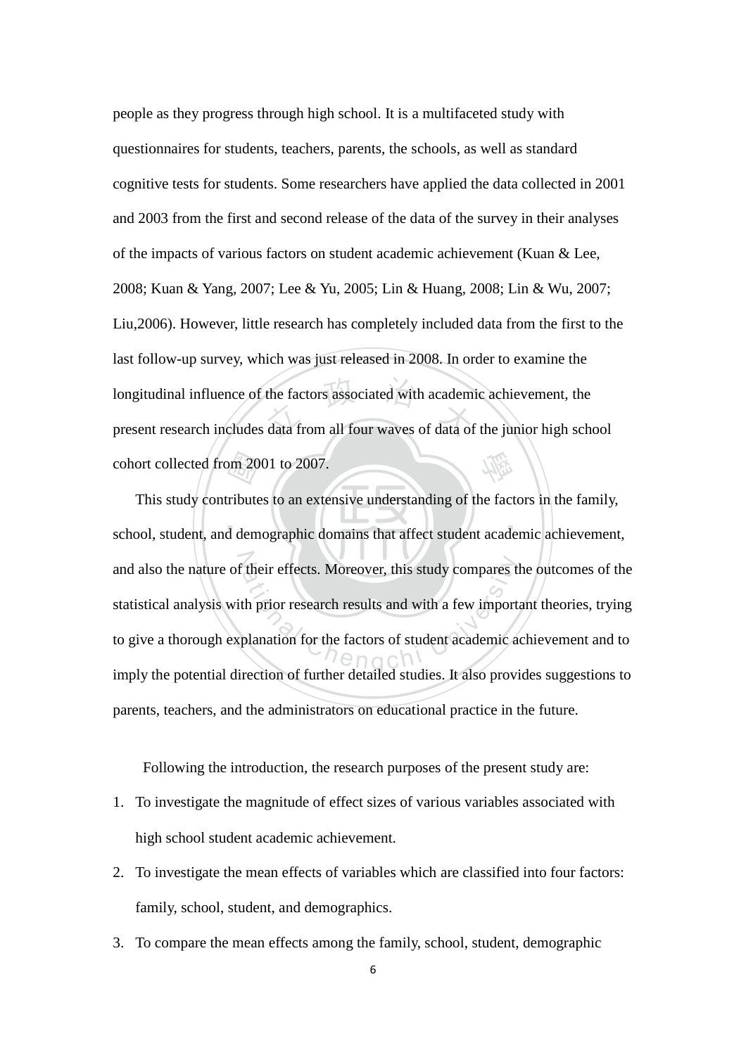people as they progress through high school. It is a multifaceted study with questionnaires for students, teachers, parents, the schools, as well as standard cognitive tests for students. Some researchers have applied the data collected in 2001 and 2003 from the first and second release of the data of the survey in their analyses of the impacts of various factors on student academic achievement (Kuan & Lee, 2008; Kuan & Yang, 2007; Lee & Yu, 2005; Lin & Huang, 2008; Lin & Wu, 2007; Liu,2006). However, little research has completely included data from the first to the last follow-up survey, which was just released in 2008. In order to examine the longitudinal influence of the factors associated with academic achievement, the present research includes data from all four waves of data of the junior high school cohort collected from 2001 to 2007.

This study contributes to an extensive understanding of the factors in the family, school, student, and demographic domains that affect student academic achievement, and also the nature of their effects. Moreover, this study compares the outcomes of the statistical analysis with prior research results and with a few important theories, trying to give a thorough explanation for the factors of student academic achievement and to imply the potential direction of further detailed studies. It also provides suggestions to parents, teachers, and the administrators on educational practice in the future.

Following the introduction, the research purposes of the present study are:

1. To investigate the magnitude of effect sizes of various variables associated with high school student academic achievement.
2. To investigate the mean effects of variables which are classified into four factors: family, school, student, and demographics.
3. To compare the mean effects among the family, school, student, demographic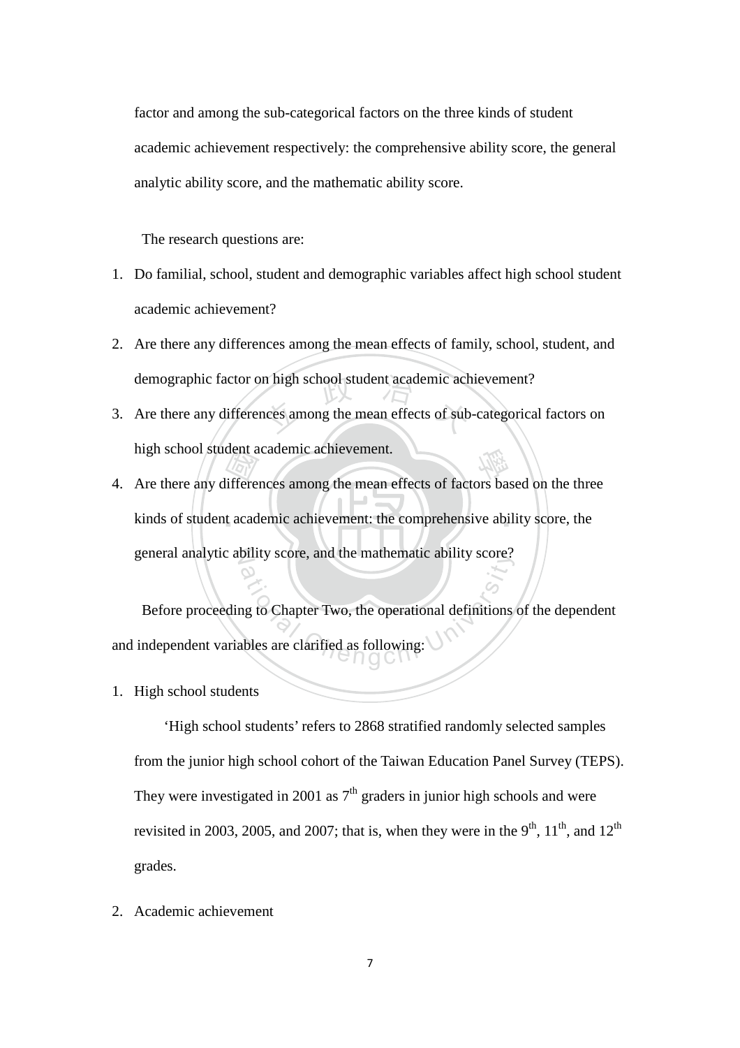factor and among the sub-categorical factors on the three kinds of student academic achievement respectively: the comprehensive ability score, the general analytic ability score, and the mathematic ability score.

The research questions are:

1. Do familial, school, student and demographic variables affect high school student academic achievement?
2. Are there any differences among the mean effects of family, school, student, and demographic factor on high school student academic achievement?
3. Are there any differences among the mean effects of sub-categorical factors on high school student academic achievement.
4. Are there any differences among the mean effects of factors based on the three kinds of student academic achievement: the comprehensive ability score, the general analytic ability score, and the mathematic ability score?

Before proceeding to Chapter Two, the operational definitions of the dependent and independent variables are clarified as following:

1. High school students

   'High school students' refers to 2868 stratified randomly selected samples from the junior high school cohort of the Taiwan Education Panel Survey (TEPS). They were investigated in 2001 as 7th graders in junior high schools and were revisited in 2003, 2005, and 2007; that is, when they were in the 9th, 11th, and 12th grades.

2. Academic achievement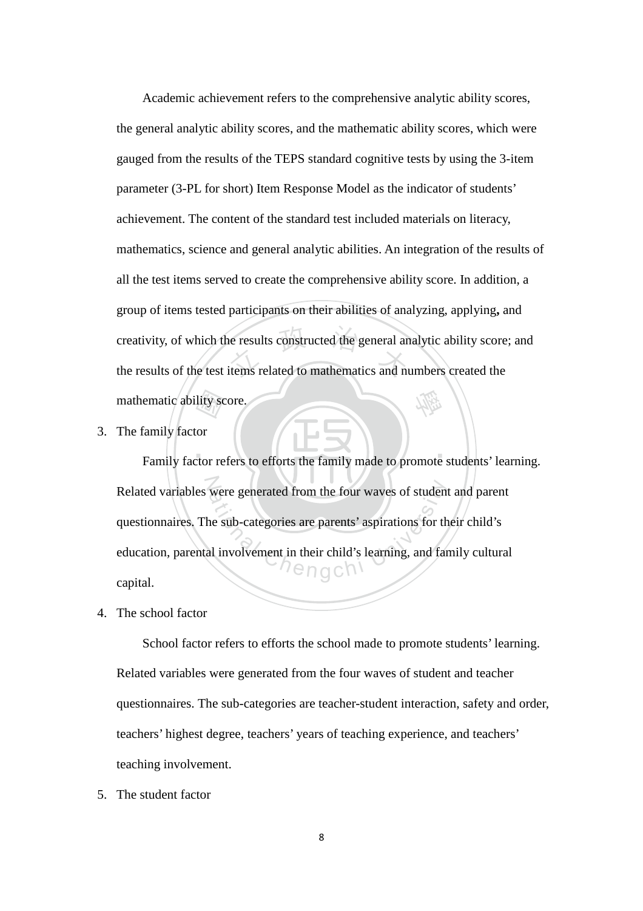Academic achievement refers to the comprehensive analytic ability scores, the general analytic ability scores, and the mathematic ability scores, which were gauged from the results of the TEPS standard cognitive tests by using the 3-item parameter (3-PL for short) Item Response Model as the indicator of students' achievement. The content of the standard test included materials on literacy, mathematics, science and general analytic abilities. An integration of the results of all the test items served to create the comprehensive ability score. In addition, a group of items tested participants on their abilities of analyzing, applying**,** and creativity, of which the results constructed the general analytic ability score; and the results of the test items related to mathematics and numbers created the mathematic ability score.

3. The family factor

Family factor refers to efforts the family made to promote students' learning. Related variables were generated from the four waves of student and parent questionnaires. The sub-categories are parents' aspirations for their child's education, parental involvement in their child's learning, and family cultural capital.

4. The school factor

School factor refers to efforts the school made to promote students' learning. Related variables were generated from the four waves of student and teacher questionnaires. The sub-categories are teacher-student interaction, safety and order, teachers' highest degree, teachers' years of teaching experience, and teachers' teaching involvement.

5. The student factor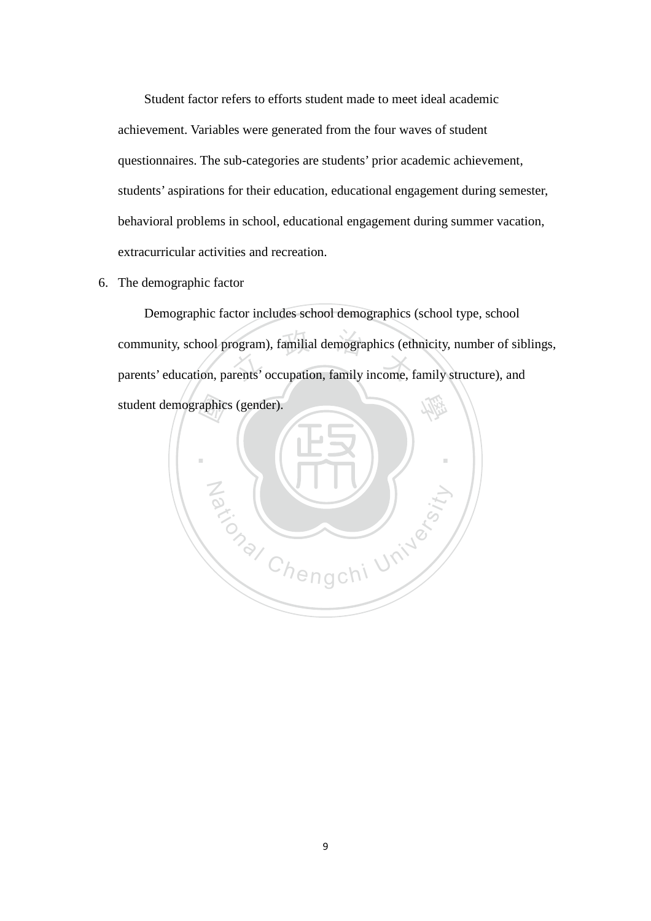Student factor refers to efforts student made to meet ideal academic achievement. Variables were generated from the four waves of student questionnaires. The sub-categories are students' prior academic achievement, students' aspirations for their education, educational engagement during semester, behavioral problems in school, educational engagement during summer vacation, extracurricular activities and recreation.

6. The demographic factor

Demographic factor includes school demographics (school type, school community, school program), familial demographics (ethnicity, number of siblings, parents' education, parents' occupation, family income, family structure), and student demographics (gender).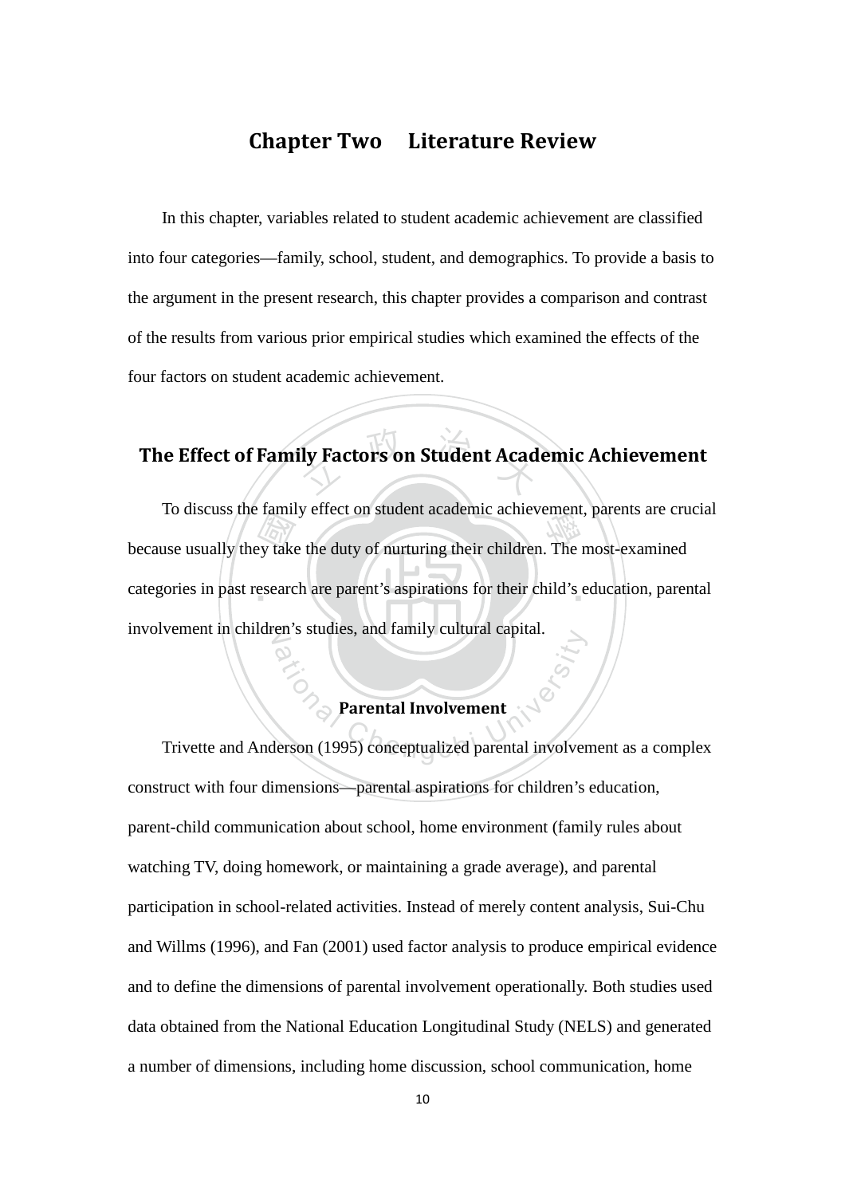# Chapter Two Literature Review

In this chapter, variables related to student academic achievement are classified into four categories—family, school, student, and demographics. To provide a basis to the argument in the present research, this chapter provides a comparison and contrast of the results from various prior empirical studies which examined the effects of the four factors on student academic achievement.

## The Effect of Family Factors on Student Academic Achievement

To discuss the family effect on student academic achievement, parents are crucial because usually they take the duty of nurturing their children. The most-examined categories in past research are parent's aspirations for their child's education, parental involvement in children's studies, and family cultural capital.

### Parental Involvement

Trivette and Anderson (1995) conceptualized parental involvement as a complex construct with four dimensions—parental aspirations for children's education, parent-child communication about school, home environment (family rules about watching TV, doing homework, or maintaining a grade average), and parental participation in school-related activities. Instead of merely content analysis, Sui-Chu and Willms (1996), and Fan (2001) used factor analysis to produce empirical evidence and to define the dimensions of parental involvement operationally. Both studies used data obtained from the National Education Longitudinal Study (NELS) and generated a number of dimensions, including home discussion, school communication, home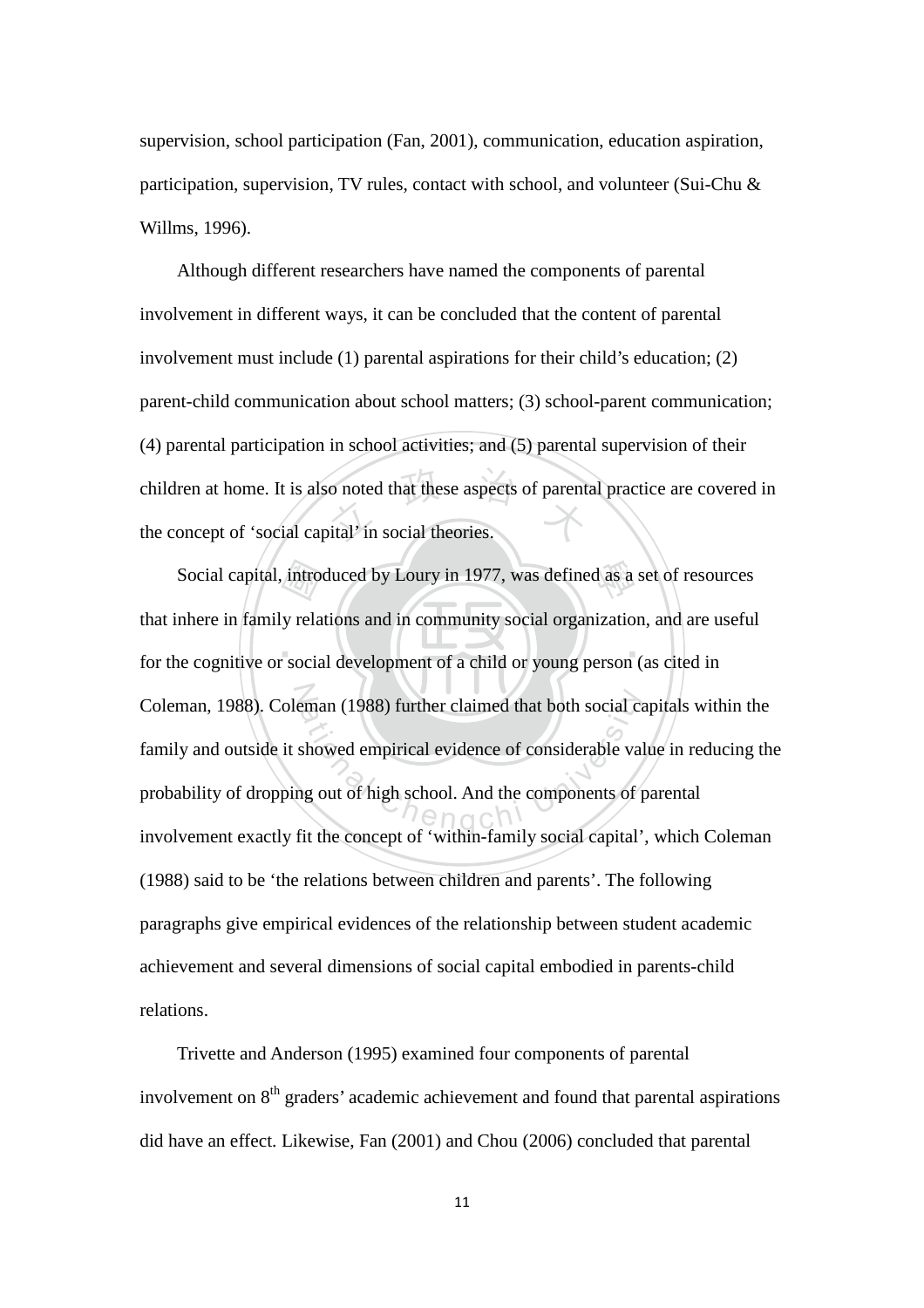supervision, school participation (Fan, 2001), communication, education aspiration, participation, supervision, TV rules, contact with school, and volunteer (Sui-Chu & Willms, 1996).

Although different researchers have named the components of parental involvement in different ways, it can be concluded that the content of parental involvement must include (1) parental aspirations for their child's education; (2) parent-child communication about school matters; (3) school-parent communication; (4) parental participation in school activities; and (5) parental supervision of their children at home. It is also noted that these aspects of parental practice are covered in the concept of 'social capital' in social theories.

Social capital, introduced by Loury in 1977, was defined as a set of resources that inhere in family relations and in community social organization, and are useful for the cognitive or social development of a child or young person (as cited in Coleman, 1988). Coleman (1988) further claimed that both social capitals within the family and outside it showed empirical evidence of considerable value in reducing the probability of dropping out of high school. And the components of parental involvement exactly fit the concept of 'within-family social capital', which Coleman (1988) said to be 'the relations between children and parents'. The following paragraphs give empirical evidences of the relationship between student academic achievement and several dimensions of social capital embodied in parents-child relations.

Trivette and Anderson (1995) examined four components of parental involvement on 8$^{th}$ graders' academic achievement and found that parental aspirations did have an effect. Likewise, Fan (2001) and Chou (2006) concluded that parental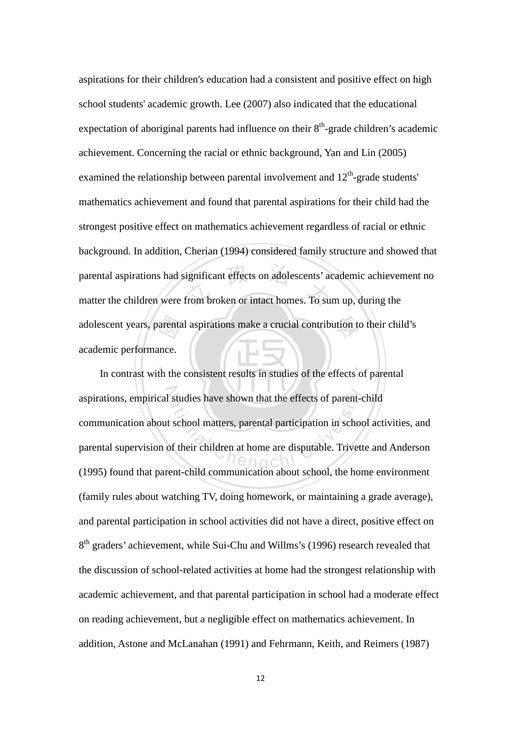aspirations for their children's education had a consistent and positive effect on high school students' academic growth. Lee (2007) also indicated that the educational expectation of aboriginal parents had influence on their 8th-grade children's academic achievement. Concerning the racial or ethnic background, Yan and Lin (2005) examined the relationship between parental involvement and 12th-grade students' mathematics achievement and found that parental aspirations for their child had the strongest positive effect on mathematics achievement regardless of racial or ethnic background. In addition, Cherian (1994) considered family structure and showed that parental aspirations had significant effects on adolescents' academic achievement no matter the children were from broken or intact homes. To sum up, during the adolescent years, parental aspirations make a crucial contribution to their child's academic performance.

In contrast with the consistent results in studies of the effects of parental aspirations, empirical studies have shown that the effects of parent-child communication about school matters, parental participation in school activities, and parental supervision of their children at home are disputable. Trivette and Anderson (1995) found that parent-child communication about school, the home environment (family rules about watching TV, doing homework, or maintaining a grade average), and parental participation in school activities did not have a direct, positive effect on 8th graders' achievement, while Sui-Chu and Willms's (1996) research revealed that the discussion of school-related activities at home had the strongest relationship with academic achievement, and that parental participation in school had a moderate effect on reading achievement, but a negligible effect on mathematics achievement. In addition, Astone and McLanahan (1991) and Fehrmann, Keith, and Reimers (1987)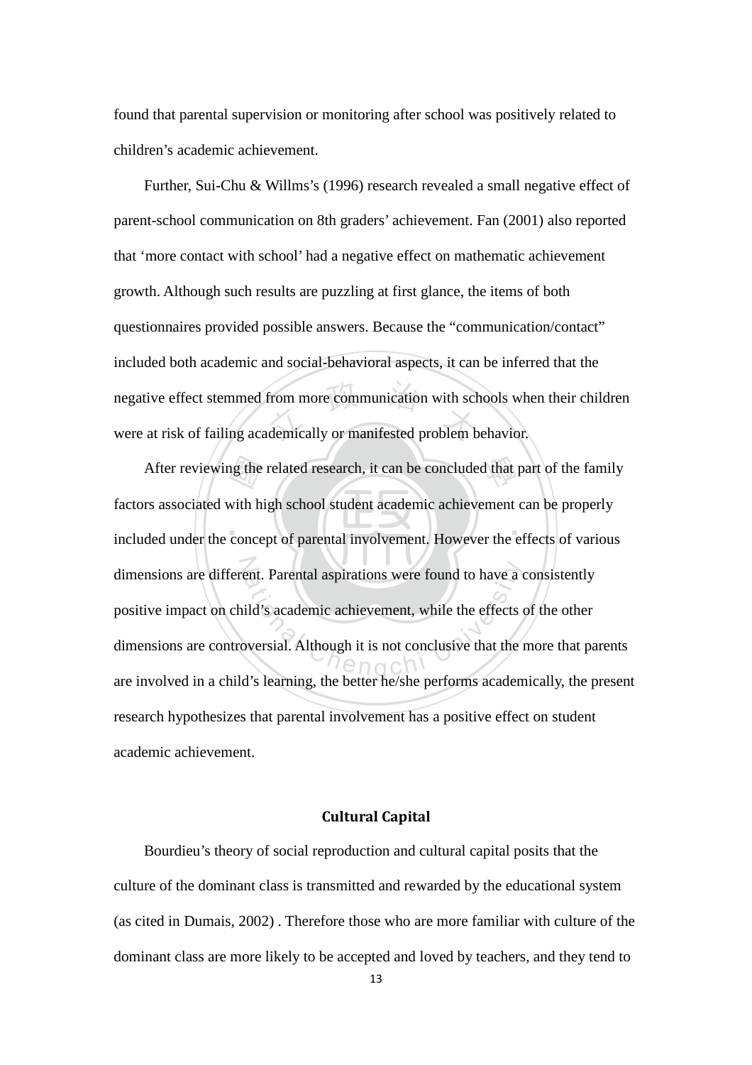found that parental supervision or monitoring after school was positively related to children's academic achievement.

Further, Sui-Chu & Willms's (1996) research revealed a small negative effect of parent-school communication on 8th graders' achievement. Fan (2001) also reported that 'more contact with school' had a negative effect on mathematic achievement growth. Although such results are puzzling at first glance, the items of both questionnaires provided possible answers. Because the "communication/contact" included both academic and social-behavioral aspects, it can be inferred that the negative effect stemmed from more communication with schools when their children were at risk of failing academically or manifested problem behavior.

After reviewing the related research, it can be concluded that part of the family factors associated with high school student academic achievement can be properly included under the concept of parental involvement. However the effects of various dimensions are different. Parental aspirations were found to have a consistently positive impact on child's academic achievement, while the effects of the other dimensions are controversial. Although it is not conclusive that the more that parents are involved in a child's learning, the better he/she performs academically, the present research hypothesizes that parental involvement has a positive effect on student academic achievement.

## Cultural Capital

Bourdieu's theory of social reproduction and cultural capital posits that the culture of the dominant class is transmitted and rewarded by the educational system (as cited in Dumais, 2002) . Therefore those who are more familiar with culture of the dominant class are more likely to be accepted and loved by teachers, and they tend to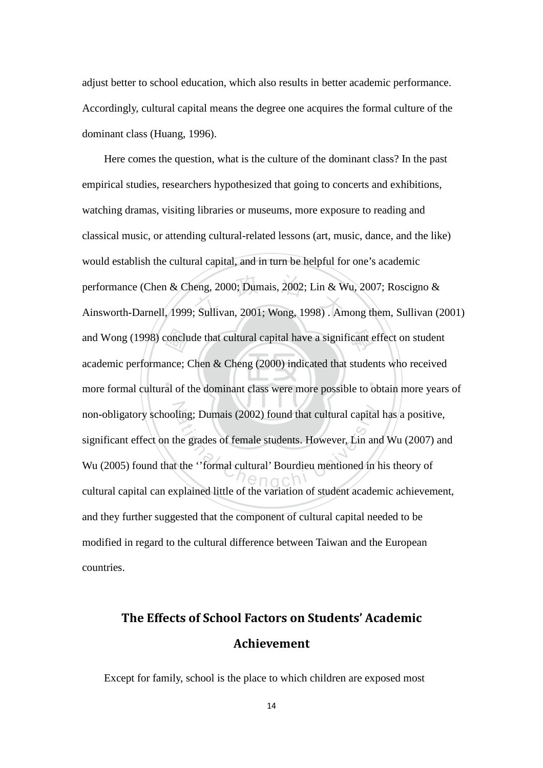adjust better to school education, which also results in better academic performance. Accordingly, cultural capital means the degree one acquires the formal culture of the dominant class (Huang, 1996).

Here comes the question, what is the culture of the dominant class? In the past empirical studies, researchers hypothesized that going to concerts and exhibitions, watching dramas, visiting libraries or museums, more exposure to reading and classical music, or attending cultural-related lessons (art, music, dance, and the like) would establish the cultural capital, and in turn be helpful for one's academic performance (Chen & Cheng, 2000; Dumais, 2002; Lin & Wu, 2007; Roscigno & Ainsworth-Darnell, 1999; Sullivan, 2001; Wong, 1998) . Among them, Sullivan (2001) and Wong (1998) conclude that cultural capital have a significant effect on student academic performance; Chen & Cheng (2000) indicated that students who received more formal cultural of the dominant class were more possible to obtain more years of non-obligatory schooling; Dumais (2002) found that cultural capital has a positive, significant effect on the grades of female students. However, Lin and Wu (2007) and Wu (2005) found that the ''formal cultural' Bourdieu mentioned in his theory of cultural capital can explained little of the variation of student academic achievement, and they further suggested that the component of cultural capital needed to be modified in regard to the cultural difference between Taiwan and the European countries.

## The Effects of School Factors on Students' Academic Achievement

Except for family, school is the place to which children are exposed most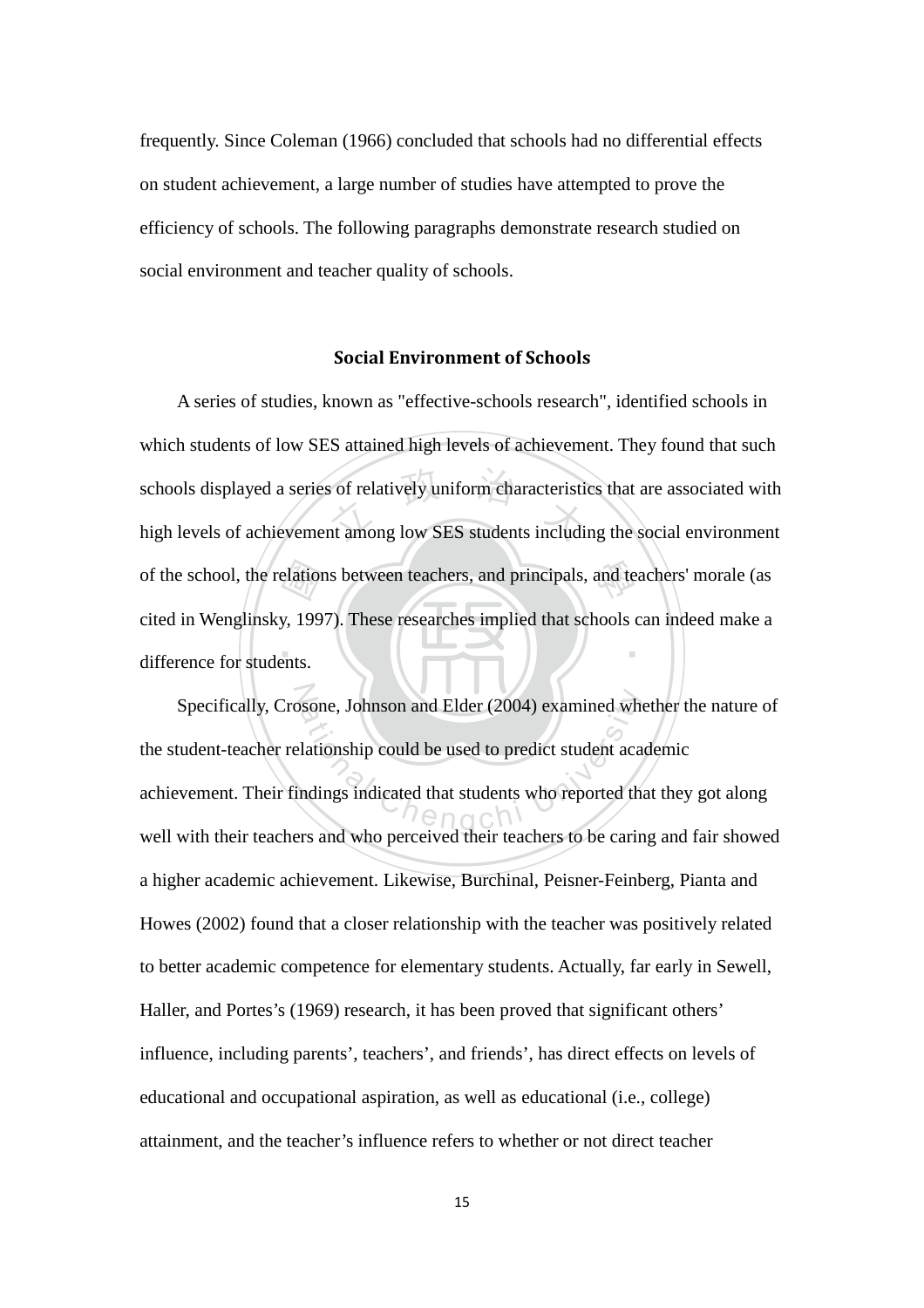frequently. Since Coleman (1966) concluded that schools had no differential effects on student achievement, a large number of studies have attempted to prove the efficiency of schools. The following paragraphs demonstrate research studied on social environment and teacher quality of schools.

## Social Environment of Schools

A series of studies, known as "effective-schools research", identified schools in which students of low SES attained high levels of achievement. They found that such schools displayed a series of relatively uniform characteristics that are associated with high levels of achievement among low SES students including the social environment of the school, the relations between teachers, and principals, and teachers' morale (as cited in Wenglinsky, 1997). These researches implied that schools can indeed make a difference for students.

Specifically, Crosone, Johnson and Elder (2004) examined whether the nature of the student-teacher relationship could be used to predict student academic achievement. Their findings indicated that students who reported that they got along well with their teachers and who perceived their teachers to be caring and fair showed a higher academic achievement. Likewise, Burchinal, Peisner-Feinberg, Pianta and Howes (2002) found that a closer relationship with the teacher was positively related to better academic competence for elementary students. Actually, far early in Sewell, Haller, and Portes's (1969) research, it has been proved that significant others' influence, including parents', teachers', and friends', has direct effects on levels of educational and occupational aspiration, as well as educational (i.e., college) attainment, and the teacher's influence refers to whether or not direct teacher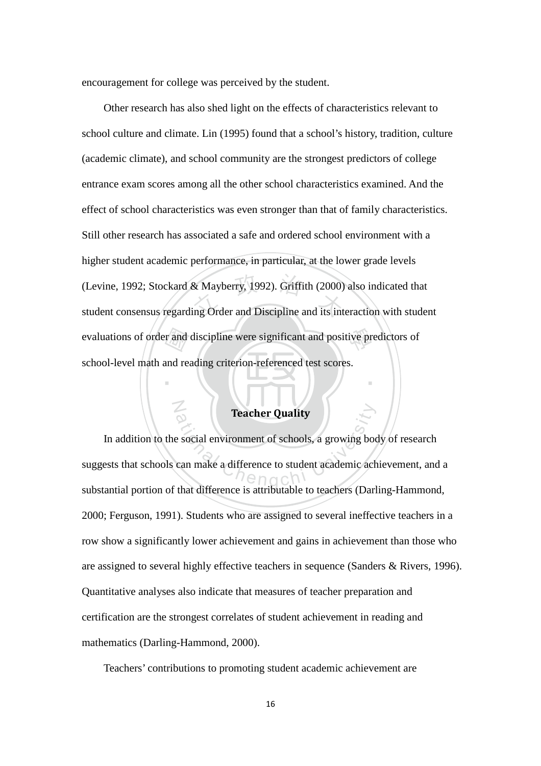encouragement for college was perceived by the student.

Other research has also shed light on the effects of characteristics relevant to school culture and climate. Lin (1995) found that a school's history, tradition, culture (academic climate), and school community are the strongest predictors of college entrance exam scores among all the other school characteristics examined. And the effect of school characteristics was even stronger than that of family characteristics. Still other research has associated a safe and ordered school environment with a higher student academic performance, in particular, at the lower grade levels (Levine, 1992; Stockard & Mayberry, 1992). Griffith (2000) also indicated that student consensus regarding Order and Discipline and its interaction with student evaluations of order and discipline were significant and positive predictors of school-level math and reading criterion-referenced test scores.

## Teacher Quality

In addition to the social environment of schools, a growing body of research suggests that schools can make a difference to student academic achievement, and a substantial portion of that difference is attributable to teachers (Darling-Hammond, 2000; Ferguson, 1991). Students who are assigned to several ineffective teachers in a row show a significantly lower achievement and gains in achievement than those who are assigned to several highly effective teachers in sequence (Sanders & Rivers, 1996). Quantitative analyses also indicate that measures of teacher preparation and certification are the strongest correlates of student achievement in reading and mathematics (Darling-Hammond, 2000).

Teachers' contributions to promoting student academic achievement are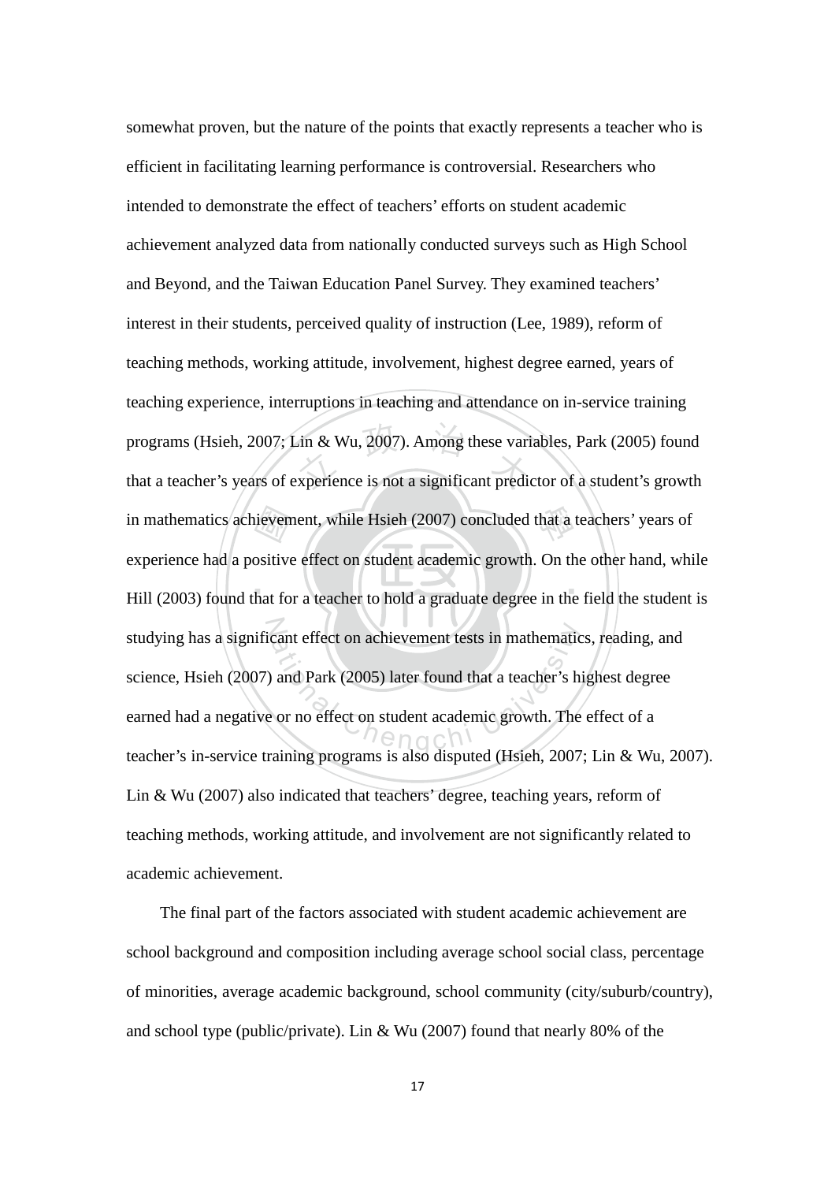somewhat proven, but the nature of the points that exactly represents a teacher who is efficient in facilitating learning performance is controversial. Researchers who intended to demonstrate the effect of teachers' efforts on student academic achievement analyzed data from nationally conducted surveys such as High School and Beyond, and the Taiwan Education Panel Survey. They examined teachers' interest in their students, perceived quality of instruction (Lee, 1989), reform of teaching methods, working attitude, involvement, highest degree earned, years of teaching experience, interruptions in teaching and attendance on in-service training programs (Hsieh, 2007; Lin & Wu, 2007). Among these variables, Park (2005) found that a teacher's years of experience is not a significant predictor of a student's growth in mathematics achievement, while Hsieh (2007) concluded that a teachers' years of experience had a positive effect on student academic growth. On the other hand, while Hill (2003) found that for a teacher to hold a graduate degree in the field the student is studying has a significant effect on achievement tests in mathematics, reading, and science, Hsieh (2007) and Park (2005) later found that a teacher's highest degree earned had a negative or no effect on student academic growth. The effect of a teacher's in-service training programs is also disputed (Hsieh, 2007; Lin & Wu, 2007). Lin & Wu (2007) also indicated that teachers' degree, teaching years, reform of teaching methods, working attitude, and involvement are not significantly related to academic achievement.

The final part of the factors associated with student academic achievement are school background and composition including average school social class, percentage of minorities, average academic background, school community (city/suburb/country), and school type (public/private). Lin & Wu (2007) found that nearly 80% of the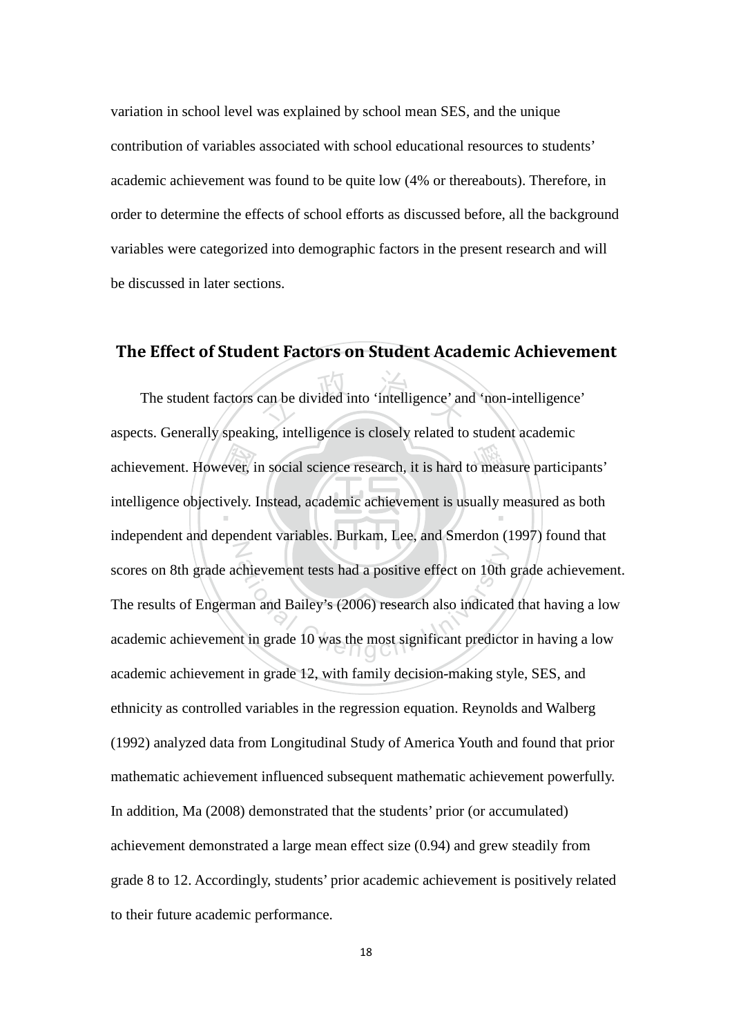variation in school level was explained by school mean SES, and the unique contribution of variables associated with school educational resources to students' academic achievement was found to be quite low (4% or thereabouts). Therefore, in order to determine the effects of school efforts as discussed before, all the background variables were categorized into demographic factors in the present research and will be discussed in later sections.

## The Effect of Student Factors on Student Academic Achievement

The student factors can be divided into 'intelligence' and 'non-intelligence' aspects. Generally speaking, intelligence is closely related to student academic achievement. However, in social science research, it is hard to measure participants' intelligence objectively. Instead, academic achievement is usually measured as both independent and dependent variables. Burkam, Lee, and Smerdon (1997) found that scores on 8th grade achievement tests had a positive effect on 10th grade achievement. The results of Engerman and Bailey's (2006) research also indicated that having a low academic achievement in grade 10 was the most significant predictor in having a low academic achievement in grade 12, with family decision-making style, SES, and ethnicity as controlled variables in the regression equation. Reynolds and Walberg (1992) analyzed data from Longitudinal Study of America Youth and found that prior mathematic achievement influenced subsequent mathematic achievement powerfully. In addition, Ma (2008) demonstrated that the students' prior (or accumulated) achievement demonstrated a large mean effect size (0.94) and grew steadily from grade 8 to 12. Accordingly, students' prior academic achievement is positively related to their future academic performance.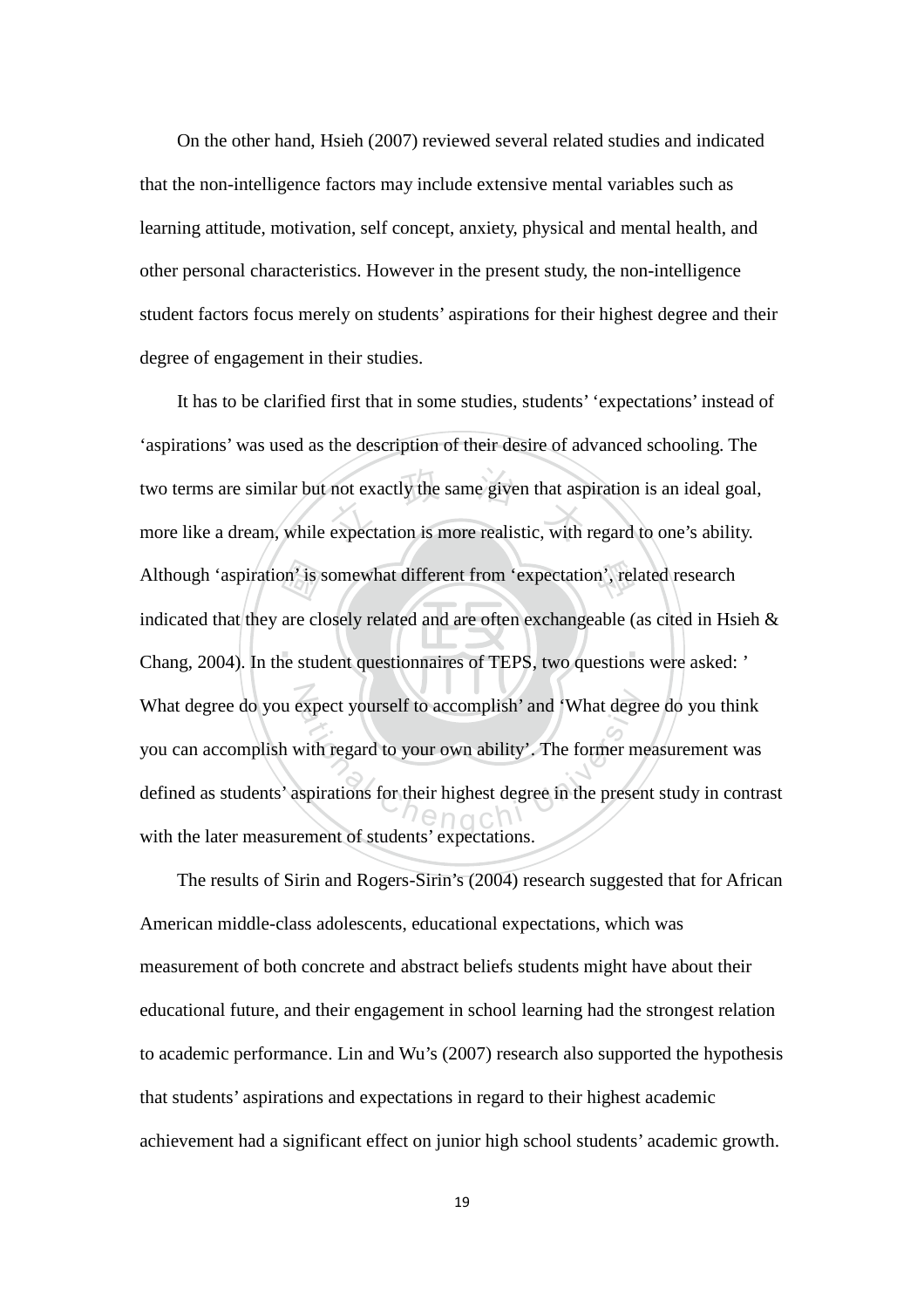On the other hand, Hsieh (2007) reviewed several related studies and indicated that the non-intelligence factors may include extensive mental variables such as learning attitude, motivation, self concept, anxiety, physical and mental health, and other personal characteristics. However in the present study, the non-intelligence student factors focus merely on students' aspirations for their highest degree and their degree of engagement in their studies.

It has to be clarified first that in some studies, students' 'expectations' instead of 'aspirations' was used as the description of their desire of advanced schooling. The two terms are similar but not exactly the same given that aspiration is an ideal goal, more like a dream, while expectation is more realistic, with regard to one's ability. Although 'aspiration' is somewhat different from 'expectation', related research indicated that they are closely related and are often exchangeable (as cited in Hsieh & Chang, 2004). In the student questionnaires of TEPS, two questions were asked: ' What degree do you expect yourself to accomplish' and 'What degree do you think you can accomplish with regard to your own ability'. The former measurement was defined as students' aspirations for their highest degree in the present study in contrast with the later measurement of students' expectations.

The results of Sirin and Rogers-Sirin's (2004) research suggested that for African American middle-class adolescents, educational expectations, which was measurement of both concrete and abstract beliefs students might have about their educational future, and their engagement in school learning had the strongest relation to academic performance. Lin and Wu's (2007) research also supported the hypothesis that students' aspirations and expectations in regard to their highest academic achievement had a significant effect on junior high school students' academic growth.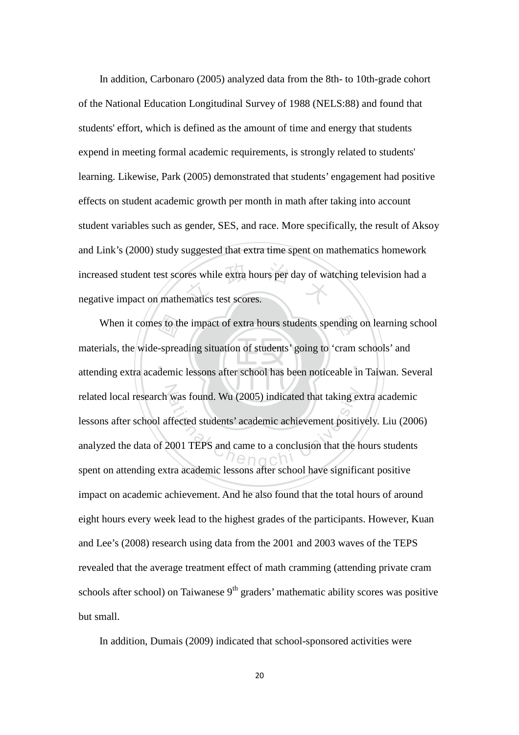In addition, Carbonaro (2005) analyzed data from the 8th- to 10th-grade cohort of the National Education Longitudinal Survey of 1988 (NELS:88) and found that students' effort, which is defined as the amount of time and energy that students expend in meeting formal academic requirements, is strongly related to students' learning. Likewise, Park (2005) demonstrated that students' engagement had positive effects on student academic growth per month in math after taking into account student variables such as gender, SES, and race. More specifically, the result of Aksoy and Link's (2000) study suggested that extra time spent on mathematics homework increased student test scores while extra hours per day of watching television had a negative impact on mathematics test scores.

When it comes to the impact of extra hours students spending on learning school materials, the wide-spreading situation of students' going to 'cram schools' and attending extra academic lessons after school has been noticeable in Taiwan. Several related local research was found. Wu (2005) indicated that taking extra academic lessons after school affected students' academic achievement positively. Liu (2006) analyzed the data of 2001 TEPS and came to a conclusion that the hours students spent on attending extra academic lessons after school have significant positive impact on academic achievement. And he also found that the total hours of around eight hours every week lead to the highest grades of the participants. However, Kuan and Lee's (2008) research using data from the 2001 and 2003 waves of the TEPS revealed that the average treatment effect of math cramming (attending private cram schools after school) on Taiwanese 9th graders' mathematic ability scores was positive but small.

In addition, Dumais (2009) indicated that school-sponsored activities were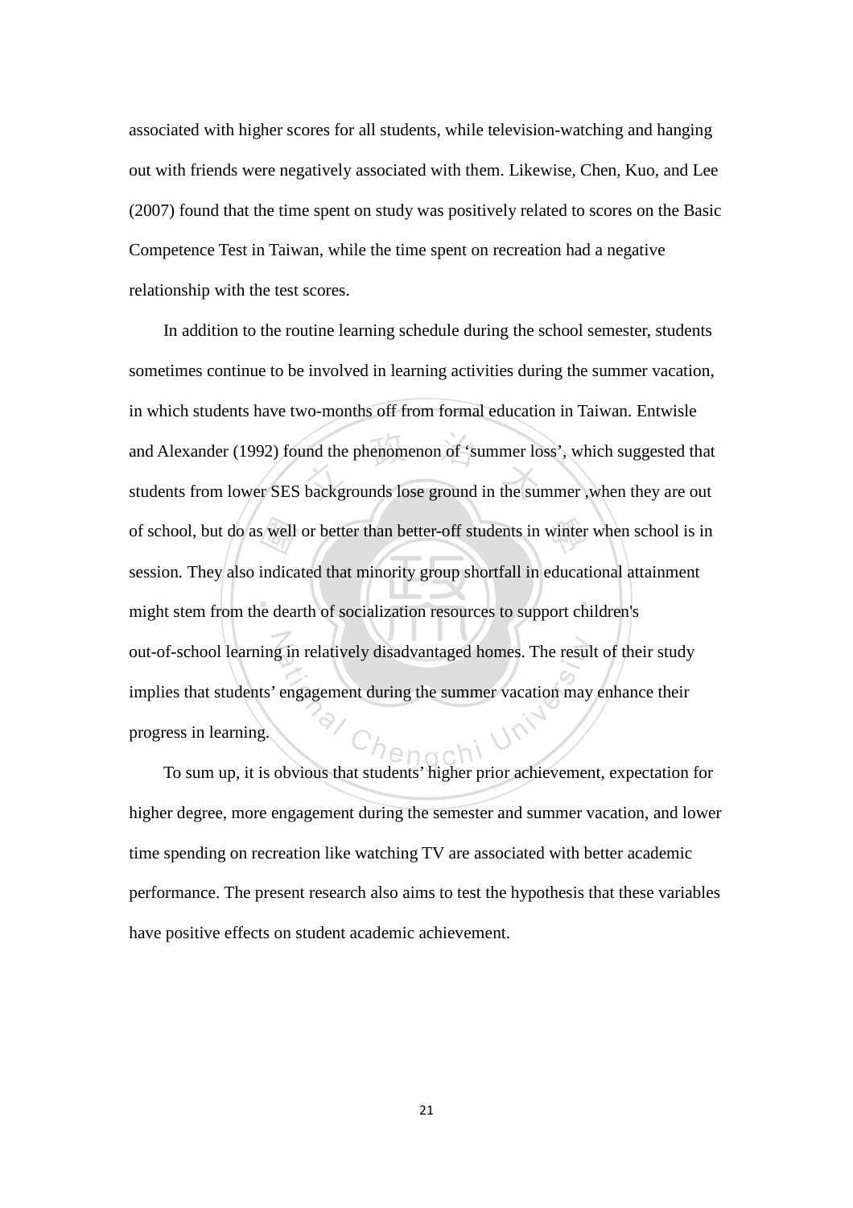associated with higher scores for all students, while television-watching and hanging out with friends were negatively associated with them. Likewise, Chen, Kuo, and Lee (2007) found that the time spent on study was positively related to scores on the Basic Competence Test in Taiwan, while the time spent on recreation had a negative relationship with the test scores.

In addition to the routine learning schedule during the school semester, students sometimes continue to be involved in learning activities during the summer vacation, in which students have two-months off from formal education in Taiwan. Entwisle and Alexander (1992) found the phenomenon of 'summer loss', which suggested that students from lower SES backgrounds lose ground in the summer ,when they are out of school, but do as well or better than better-off students in winter when school is in session. They also indicated that minority group shortfall in educational attainment might stem from the dearth of socialization resources to support children's out-of-school learning in relatively disadvantaged homes. The result of their study implies that students' engagement during the summer vacation may enhance their progress in learning.

To sum up, it is obvious that students' higher prior achievement, expectation for higher degree, more engagement during the semester and summer vacation, and lower time spending on recreation like watching TV are associated with better academic performance. The present research also aims to test the hypothesis that these variables have positive effects on student academic achievement.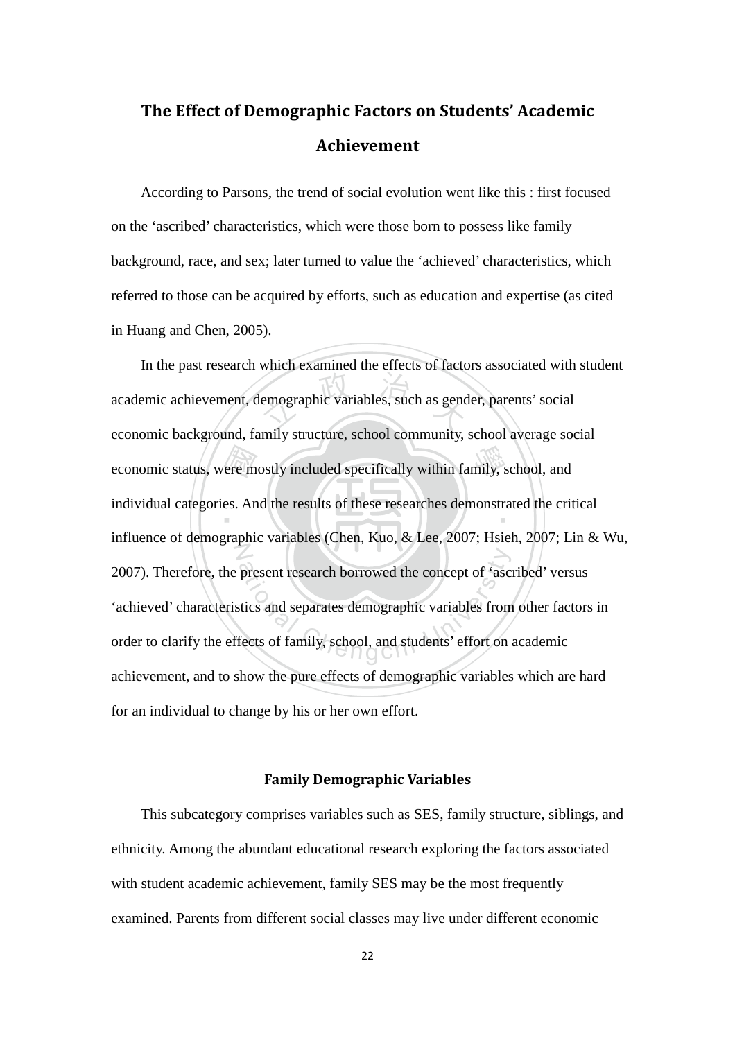## The Effect of Demographic Factors on Students' Academic Achievement

According to Parsons, the trend of social evolution went like this : first focused on the 'ascribed' characteristics, which were those born to possess like family background, race, and sex; later turned to value the 'achieved' characteristics, which referred to those can be acquired by efforts, such as education and expertise (as cited in Huang and Chen, 2005).

In the past research which examined the effects of factors associated with student academic achievement, demographic variables, such as gender, parents' social economic background, family structure, school community, school average social economic status, were mostly included specifically within family, school, and individual categories. And the results of these researches demonstrated the critical influence of demographic variables (Chen, Kuo, & Lee, 2007; Hsieh, 2007; Lin & Wu, 2007). Therefore, the present research borrowed the concept of 'ascribed' versus 'achieved' characteristics and separates demographic variables from other factors in order to clarify the effects of family, school, and students' effort on academic achievement, and to show the pure effects of demographic variables which are hard for an individual to change by his or her own effort.

### Family Demographic Variables

This subcategory comprises variables such as SES, family structure, siblings, and ethnicity. Among the abundant educational research exploring the factors associated with student academic achievement, family SES may be the most frequently examined. Parents from different social classes may live under different economic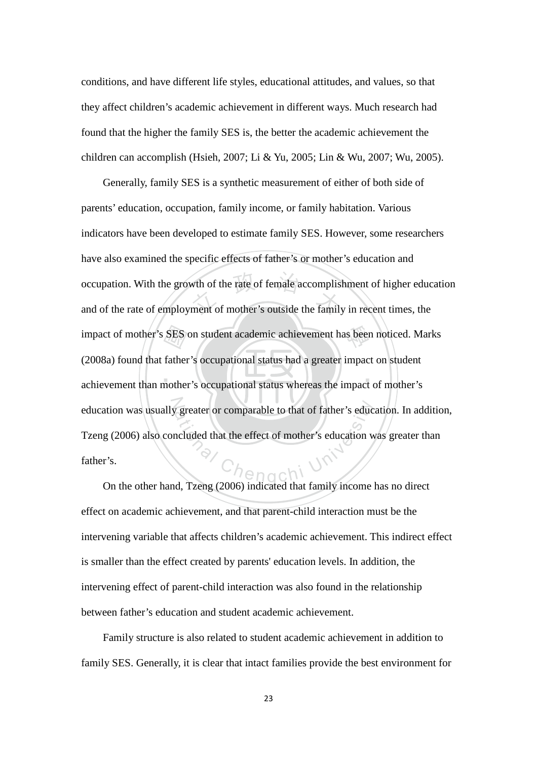conditions, and have different life styles, educational attitudes, and values, so that they affect children's academic achievement in different ways. Much research had found that the higher the family SES is, the better the academic achievement the children can accomplish (Hsieh, 2007; Li & Yu, 2005; Lin & Wu, 2007; Wu, 2005).

Generally, family SES is a synthetic measurement of either of both side of parents' education, occupation, family income, or family habitation. Various indicators have been developed to estimate family SES. However, some researchers have also examined the specific effects of father's or mother's education and occupation. With the growth of the rate of female accomplishment of higher education and of the rate of employment of mother's outside the family in recent times, the impact of mother's SES on student academic achievement has been noticed. Marks (2008a) found that father's occupational status had a greater impact on student achievement than mother's occupational status whereas the impact of mother's education was usually greater or comparable to that of father's education. In addition, Tzeng (2006) also concluded that the effect of mother's education was greater than father's.

On the other hand, Tzeng (2006) indicated that family income has no direct effect on academic achievement, and that parent-child interaction must be the intervening variable that affects children's academic achievement. This indirect effect is smaller than the effect created by parents' education levels. In addition, the intervening effect of parent-child interaction was also found in the relationship between father's education and student academic achievement.

Family structure is also related to student academic achievement in addition to family SES. Generally, it is clear that intact families provide the best environment for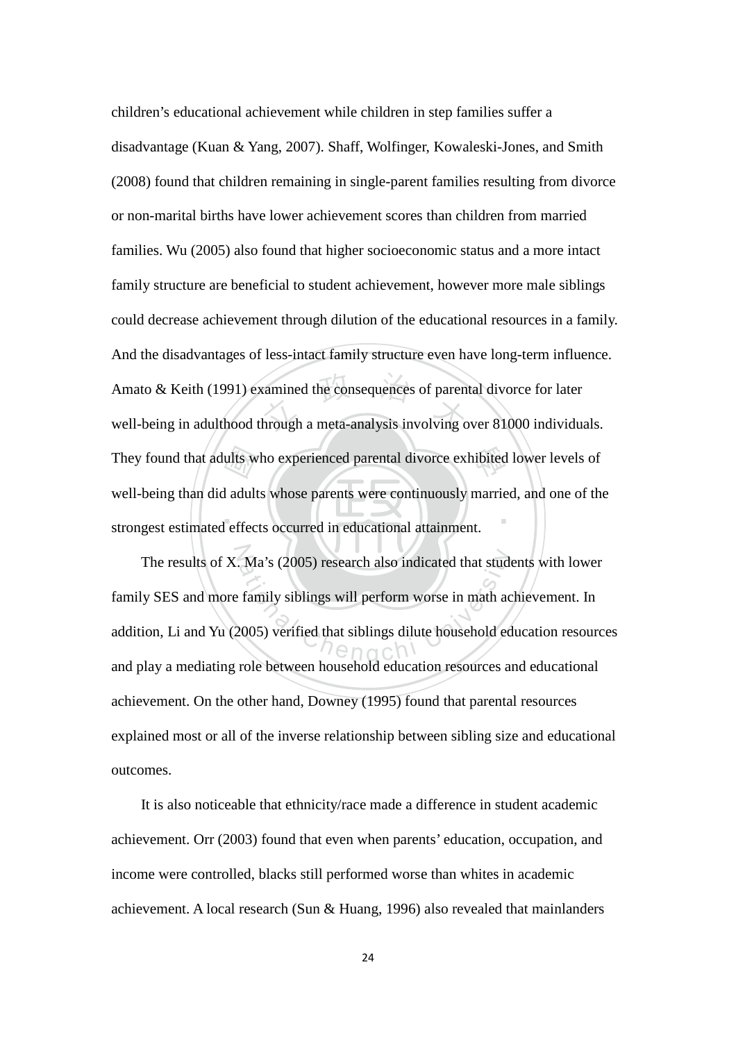children's educational achievement while children in step families suffer a disadvantage (Kuan & Yang, 2007). Shaff, Wolfinger, Kowaleski-Jones, and Smith (2008) found that children remaining in single-parent families resulting from divorce or non-marital births have lower achievement scores than children from married families. Wu (2005) also found that higher socioeconomic status and a more intact family structure are beneficial to student achievement, however more male siblings could decrease achievement through dilution of the educational resources in a family. And the disadvantages of less-intact family structure even have long-term influence. Amato & Keith (1991) examined the consequences of parental divorce for later well-being in adulthood through a meta-analysis involving over 81000 individuals. They found that adults who experienced parental divorce exhibited lower levels of well-being than did adults whose parents were continuously married, and one of the strongest estimated effects occurred in educational attainment.

The results of X. Ma's (2005) research also indicated that students with lower family SES and more family siblings will perform worse in math achievement. In addition, Li and Yu (2005) verified that siblings dilute household education resources and play a mediating role between household education resources and educational achievement. On the other hand, Downey (1995) found that parental resources explained most or all of the inverse relationship between sibling size and educational outcomes.

It is also noticeable that ethnicity/race made a difference in student academic achievement. Orr (2003) found that even when parents' education, occupation, and income were controlled, blacks still performed worse than whites in academic achievement. A local research (Sun & Huang, 1996) also revealed that mainlanders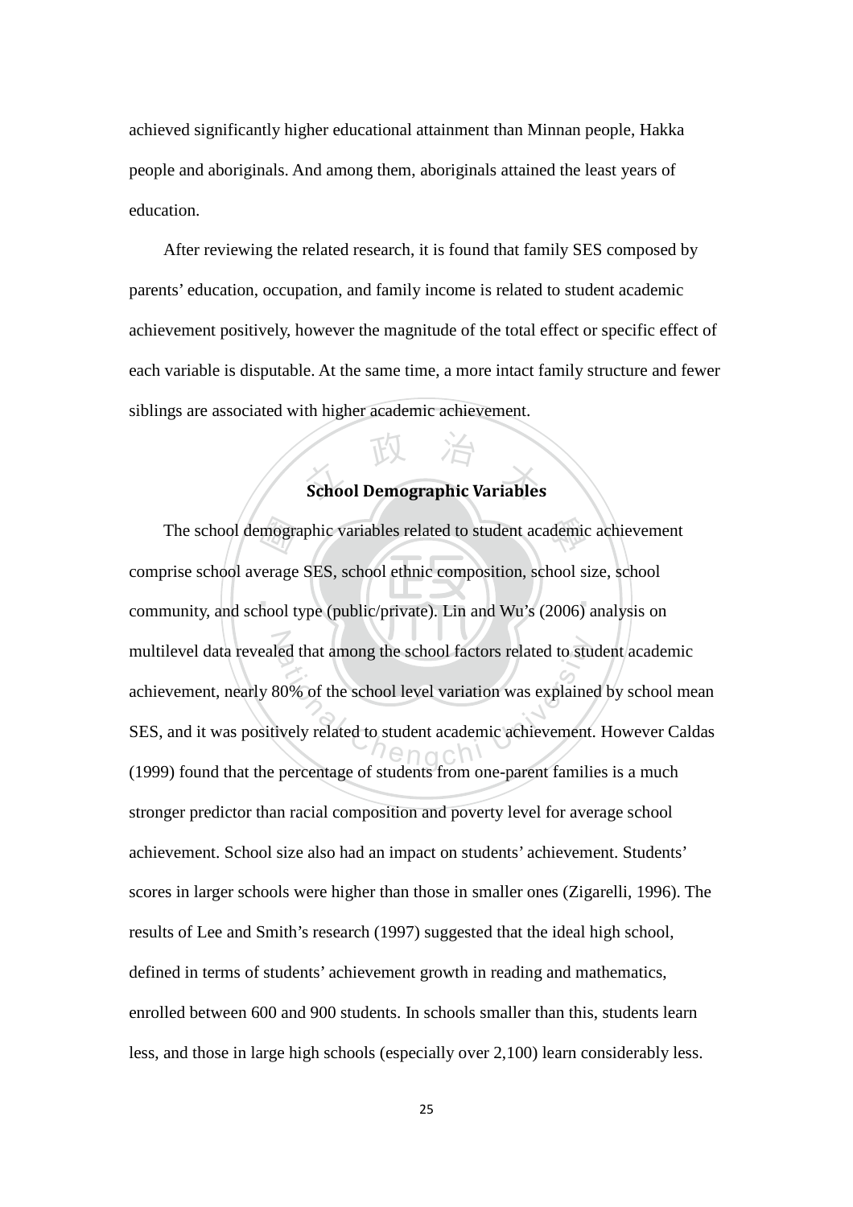achieved significantly higher educational attainment than Minnan people, Hakka people and aboriginals. And among them, aboriginals attained the least years of education.

After reviewing the related research, it is found that family SES composed by parents' education, occupation, and family income is related to student academic achievement positively, however the magnitude of the total effect or specific effect of each variable is disputable. At the same time, a more intact family structure and fewer siblings are associated with higher academic achievement.

## School Demographic Variables

The school demographic variables related to student academic achievement comprise school average SES, school ethnic composition, school size, school community, and school type (public/private). Lin and Wu's (2006) analysis on multilevel data revealed that among the school factors related to student academic achievement, nearly 80% of the school level variation was explained by school mean SES, and it was positively related to student academic achievement. However Caldas (1999) found that the percentage of students from one-parent families is a much stronger predictor than racial composition and poverty level for average school achievement. School size also had an impact on students' achievement. Students' scores in larger schools were higher than those in smaller ones (Zigarelli, 1996). The results of Lee and Smith's research (1997) suggested that the ideal high school, defined in terms of students' achievement growth in reading and mathematics, enrolled between 600 and 900 students. In schools smaller than this, students learn less, and those in large high schools (especially over 2,100) learn considerably less.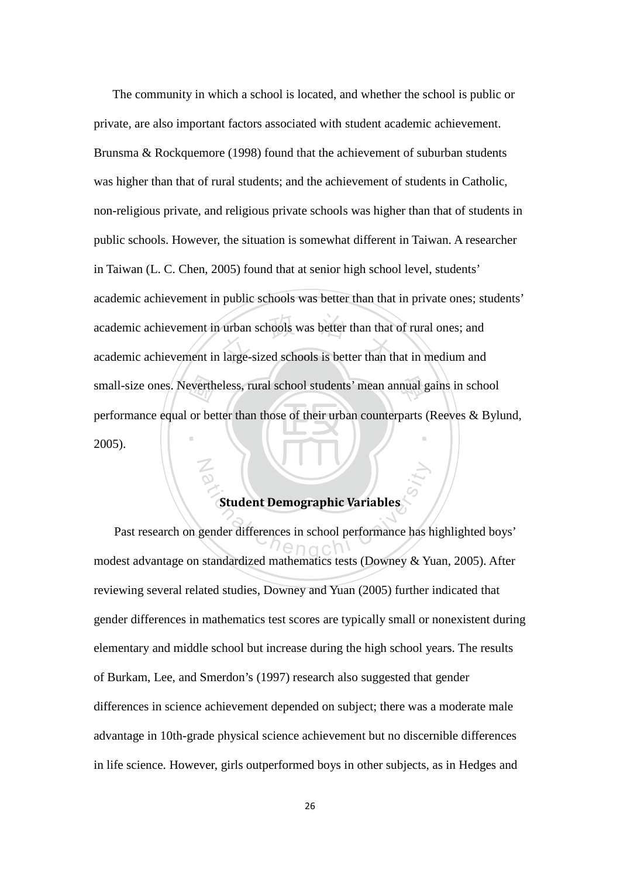The community in which a school is located, and whether the school is public or private, are also important factors associated with student academic achievement. Brunsma & Rockquemore (1998) found that the achievement of suburban students was higher than that of rural students; and the achievement of students in Catholic, non-religious private, and religious private schools was higher than that of students in public schools. However, the situation is somewhat different in Taiwan. A researcher in Taiwan (L. C. Chen, 2005) found that at senior high school level, students' academic achievement in public schools was better than that in private ones; students' academic achievement in urban schools was better than that of rural ones; and academic achievement in large-sized schools is better than that in medium and small-size ones. Nevertheless, rural school students' mean annual gains in school performance equal or better than those of their urban counterparts (Reeves & Bylund, 2005).

## Student Demographic Variables

Past research on gender differences in school performance has highlighted boys' modest advantage on standardized mathematics tests (Downey & Yuan, 2005). After reviewing several related studies, Downey and Yuan (2005) further indicated that gender differences in mathematics test scores are typically small or nonexistent during elementary and middle school but increase during the high school years. The results of Burkam, Lee, and Smerdon's (1997) research also suggested that gender differences in science achievement depended on subject; there was a moderate male advantage in 10th-grade physical science achievement but no discernible differences in life science. However, girls outperformed boys in other subjects, as in Hedges and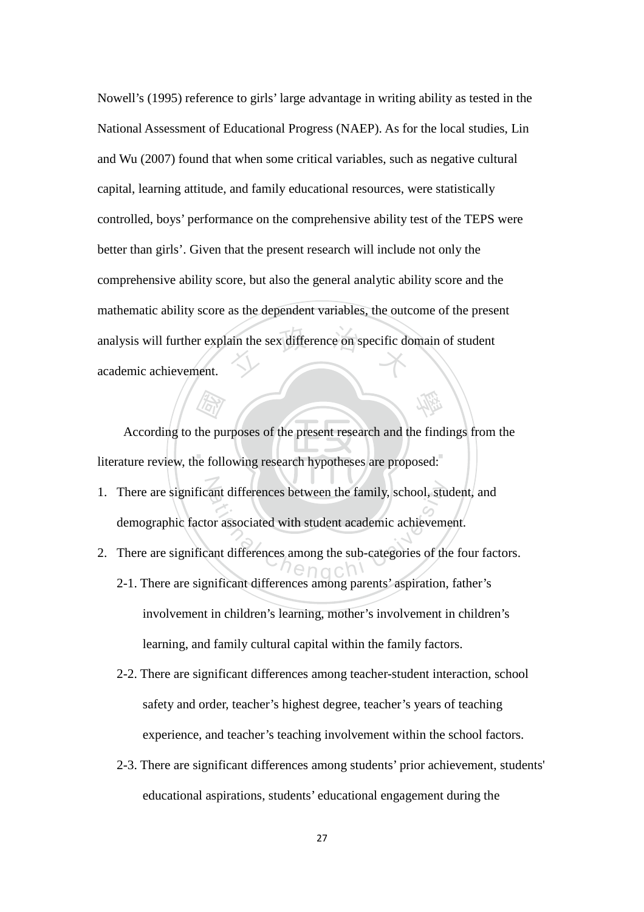Nowell's (1995) reference to girls' large advantage in writing ability as tested in the National Assessment of Educational Progress (NAEP). As for the local studies, Lin and Wu (2007) found that when some critical variables, such as negative cultural capital, learning attitude, and family educational resources, were statistically controlled, boys' performance on the comprehensive ability test of the TEPS were better than girls'. Given that the present research will include not only the comprehensive ability score, but also the general analytic ability score and the mathematic ability score as the dependent variables, the outcome of the present analysis will further explain the sex difference on specific domain of student academic achievement.

According to the purposes of the present research and the findings from the literature review, the following research hypotheses are proposed:

1. There are significant differences between the family, school, student, and demographic factor associated with student academic achievement.
2. There are significant differences among the sub-categories of the four factors.
   - 2-1. There are significant differences among parents' aspiration, father's involvement in children's learning, mother's involvement in children's learning, and family cultural capital within the family factors.
   - 2-2. There are significant differences among teacher-student interaction, school safety and order, teacher's highest degree, teacher's years of teaching experience, and teacher's teaching involvement within the school factors.
   - 2-3. There are significant differences among students' prior achievement, students' educational aspirations, students' educational engagement during the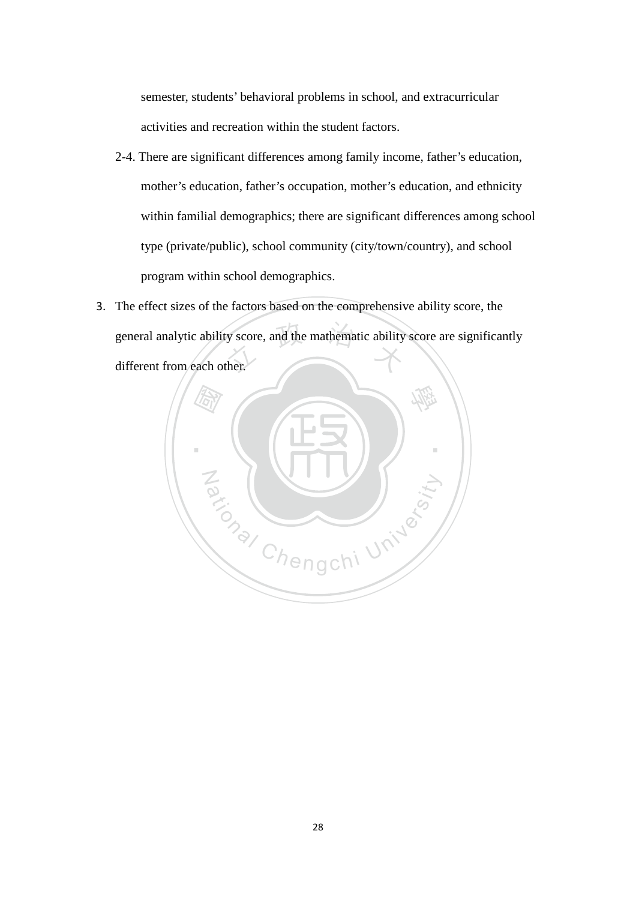semester, students' behavioral problems in school, and extracurricular activities and recreation within the student factors.

2-4. There are significant differences among family income, father's education, mother's education, father's occupation, mother's education, and ethnicity within familial demographics; there are significant differences among school type (private/public), school community (city/town/country), and school program within school demographics.

3. The effect sizes of the factors based on the comprehensive ability score, the general analytic ability score, and the mathematic ability score are significantly different from each other.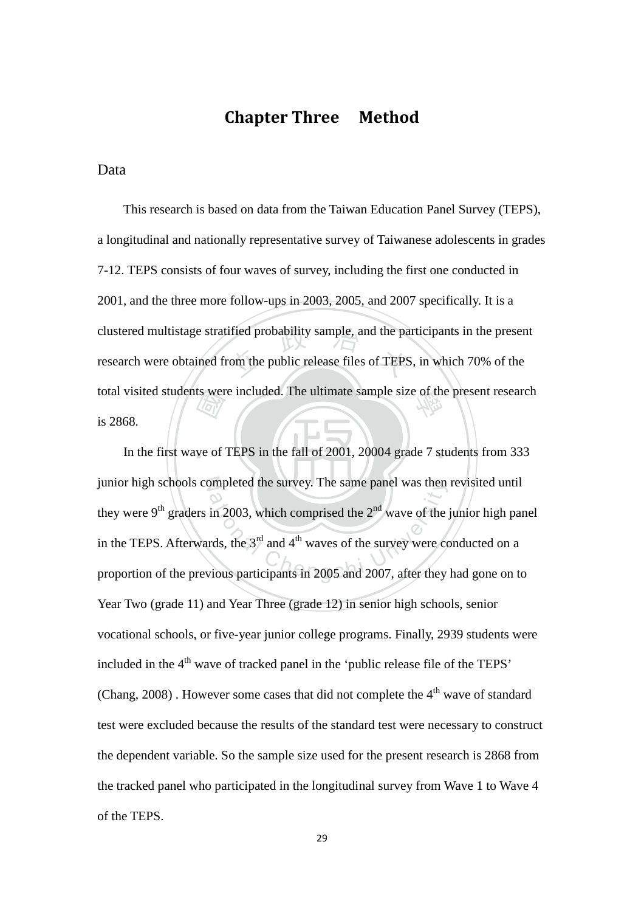# Chapter Three　Method

## Data

This research is based on data from the Taiwan Education Panel Survey (TEPS), a longitudinal and nationally representative survey of Taiwanese adolescents in grades 7-12. TEPS consists of four waves of survey, including the first one conducted in 2001, and the three more follow-ups in 2003, 2005, and 2007 specifically. It is a clustered multistage stratified probability sample, and the participants in the present research were obtained from the public release files of TEPS, in which 70% of the total visited students were included. The ultimate sample size of the present research is 2868.

In the first wave of TEPS in the fall of 2001, 20004 grade 7 students from 333 junior high schools completed the survey. The same panel was then revisited until they were 9th graders in 2003, which comprised the 2nd wave of the junior high panel in the TEPS. Afterwards, the 3rd and 4th waves of the survey were conducted on a proportion of the previous participants in 2005 and 2007, after they had gone on to Year Two (grade 11) and Year Three (grade 12) in senior high schools, senior vocational schools, or five-year junior college programs. Finally, 2939 students were included in the 4th wave of tracked panel in the 'public release file of the TEPS' (Chang, 2008) . However some cases that did not complete the 4th wave of standard test were excluded because the results of the standard test were necessary to construct the dependent variable. So the sample size used for the present research is 2868 from the tracked panel who participated in the longitudinal survey from Wave 1 to Wave 4 of the TEPS.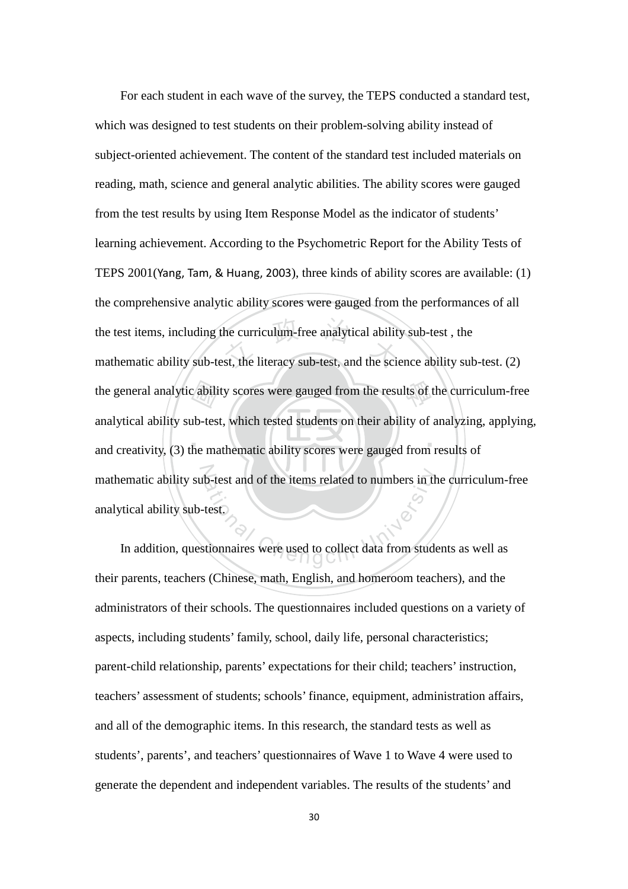For each student in each wave of the survey, the TEPS conducted a standard test, which was designed to test students on their problem-solving ability instead of subject-oriented achievement. The content of the standard test included materials on reading, math, science and general analytic abilities. The ability scores were gauged from the test results by using Item Response Model as the indicator of students' learning achievement. According to the Psychometric Report for the Ability Tests of TEPS 2001(Yang, Tam, & Huang, 2003), three kinds of ability scores are available: (1) the comprehensive analytic ability scores were gauged from the performances of all the test items, including the curriculum-free analytical ability sub-test , the mathematic ability sub-test, the literacy sub-test, and the science ability sub-test. (2) the general analytic ability scores were gauged from the results of the curriculum-free analytical ability sub-test, which tested students on their ability of analyzing, applying, and creativity, (3) the mathematic ability scores were gauged from results of mathematic ability sub-test and of the items related to numbers in the curriculum-free analytical ability sub-test.

In addition, questionnaires were used to collect data from students as well as their parents, teachers (Chinese, math, English, and homeroom teachers), and the administrators of their schools. The questionnaires included questions on a variety of aspects, including students' family, school, daily life, personal characteristics; parent-child relationship, parents' expectations for their child; teachers' instruction, teachers' assessment of students; schools' finance, equipment, administration affairs, and all of the demographic items. In this research, the standard tests as well as students', parents', and teachers' questionnaires of Wave 1 to Wave 4 were used to generate the dependent and independent variables. The results of the students' and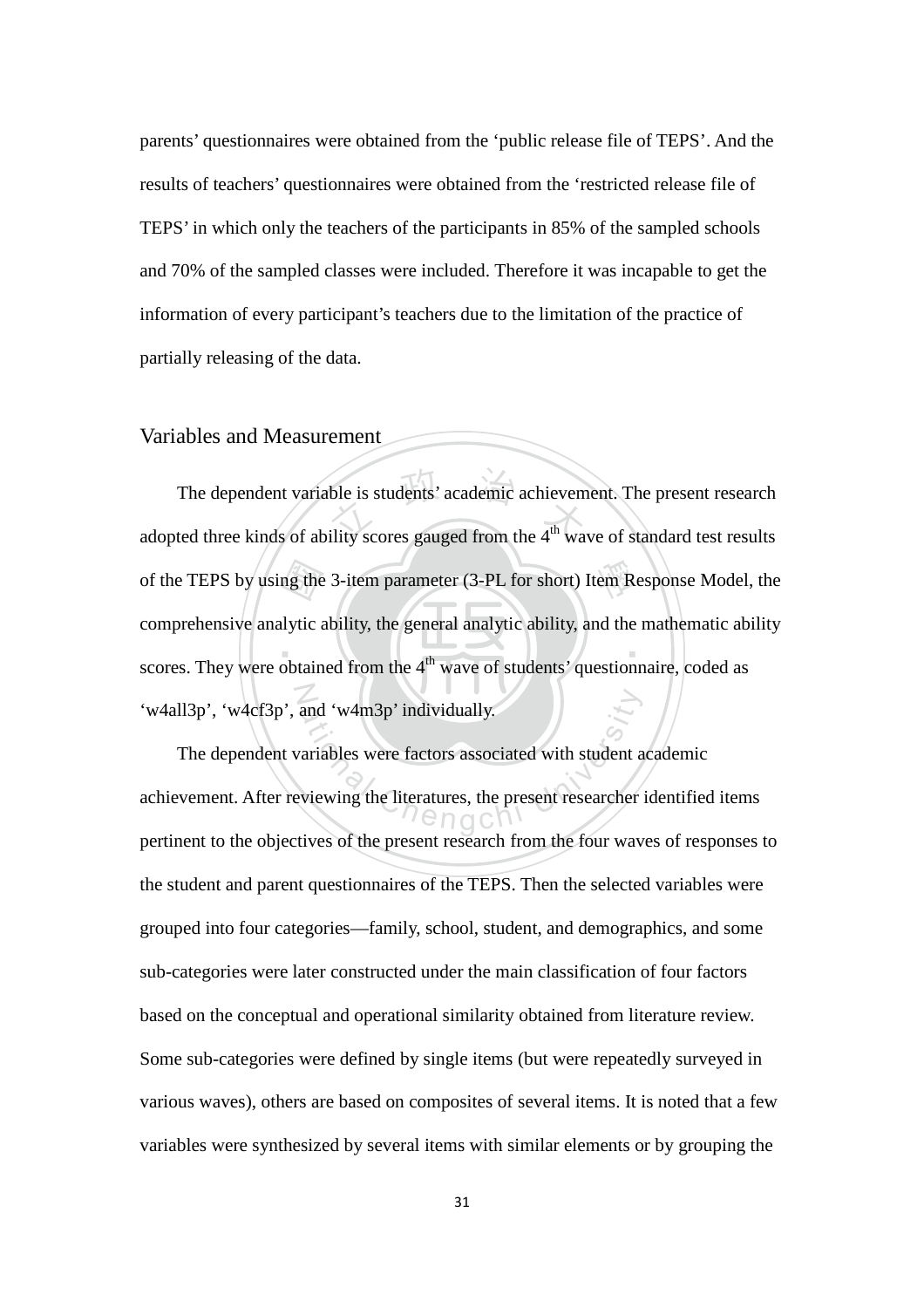parents' questionnaires were obtained from the 'public release file of TEPS'. And the results of teachers' questionnaires were obtained from the 'restricted release file of TEPS' in which only the teachers of the participants in 85% of the sampled schools and 70% of the sampled classes were included. Therefore it was incapable to get the information of every participant's teachers due to the limitation of the practice of partially releasing of the data.

## Variables and Measurement

The dependent variable is students' academic achievement. The present research adopted three kinds of ability scores gauged from the 4th wave of standard test results of the TEPS by using the 3-item parameter (3-PL for short) Item Response Model, the comprehensive analytic ability, the general analytic ability, and the mathematic ability scores. They were obtained from the 4th wave of students' questionnaire, coded as 'w4all3p', 'w4cf3p', and 'w4m3p' individually.

The dependent variables were factors associated with student academic achievement. After reviewing the literatures, the present researcher identified items pertinent to the objectives of the present research from the four waves of responses to the student and parent questionnaires of the TEPS. Then the selected variables were grouped into four categories—family, school, student, and demographics, and some sub-categories were later constructed under the main classification of four factors based on the conceptual and operational similarity obtained from literature review. Some sub-categories were defined by single items (but were repeatedly surveyed in various waves), others are based on composites of several items. It is noted that a few variables were synthesized by several items with similar elements or by grouping the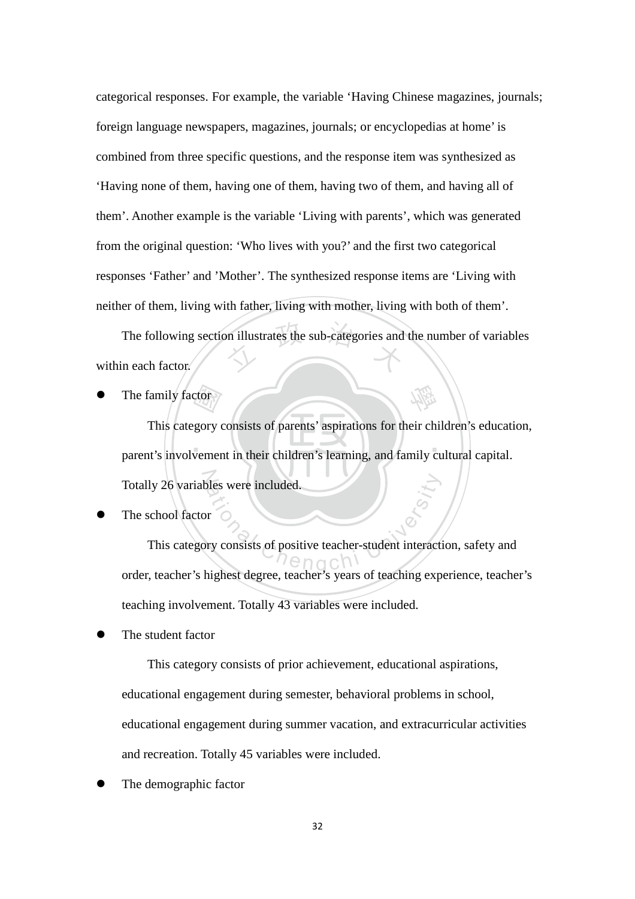categorical responses. For example, the variable 'Having Chinese magazines, journals; foreign language newspapers, magazines, journals; or encyclopedias at home' is combined from three specific questions, and the response item was synthesized as 'Having none of them, having one of them, having two of them, and having all of them'. Another example is the variable 'Living with parents', which was generated from the original question: 'Who lives with you?' and the first two categorical responses 'Father' and 'Mother'. The synthesized response items are 'Living with neither of them, living with father, living with mother, living with both of them'.

The following section illustrates the sub-categories and the number of variables within each factor.

- The family factor

  This category consists of parents' aspirations for their children's education, parent's involvement in their children's learning, and family cultural capital. Totally 26 variables were included.

- The school factor

  This category consists of positive teacher-student interaction, safety and order, teacher's highest degree, teacher's years of teaching experience, teacher's teaching involvement. Totally 43 variables were included.

- The student factor

  This category consists of prior achievement, educational aspirations, educational engagement during semester, behavioral problems in school, educational engagement during summer vacation, and extracurricular activities and recreation. Totally 45 variables were included.

- The demographic factor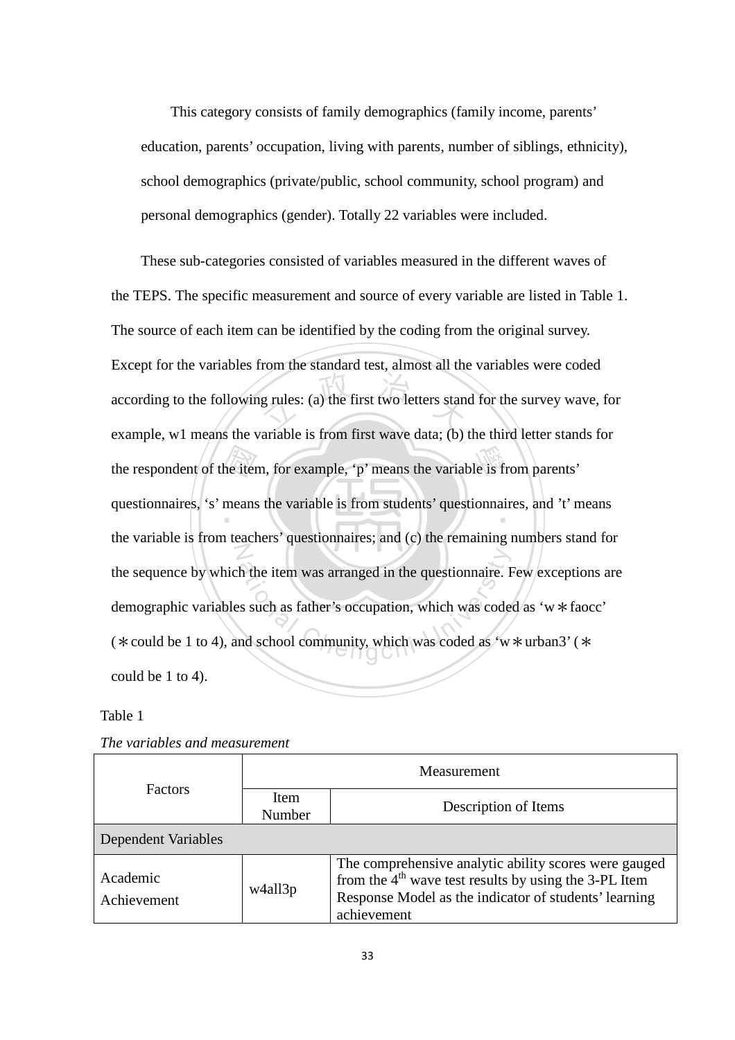This category consists of family demographics (family income, parents' education, parents' occupation, living with parents, number of siblings, ethnicity), school demographics (private/public, school community, school program) and personal demographics (gender). Totally 22 variables were included.

These sub-categories consisted of variables measured in the different waves of the TEPS. The specific measurement and source of every variable are listed in Table 1. The source of each item can be identified by the coding from the original survey. Except for the variables from the standard test, almost all the variables were coded according to the following rules: (a) the first two letters stand for the survey wave, for example, w1 means the variable is from first wave data; (b) the third letter stands for the respondent of the item, for example, 'p' means the variable is from parents' questionnaires, 's' means the variable is from students' questionnaires, and 't' means the variable is from teachers' questionnaires; and (c) the remaining numbers stand for the sequence by which the item was arranged in the questionnaire. Few exceptions are demographic variables such as father's occupation, which was coded as 'w＊faocc' (＊could be 1 to 4), and school community, which was coded as 'w＊urban3' (＊could be 1 to 4).

Table 1

*The variables and measurement*

| Factors | Measurement | |
|---|---|---|
| | Item Number | Description of Items |
| Dependent Variables | | |
| Academic Achievement | w4all3p | The comprehensive analytic ability scores were gauged from the 4th wave test results by using the 3-PL Item Response Model as the indicator of students' learning achievement |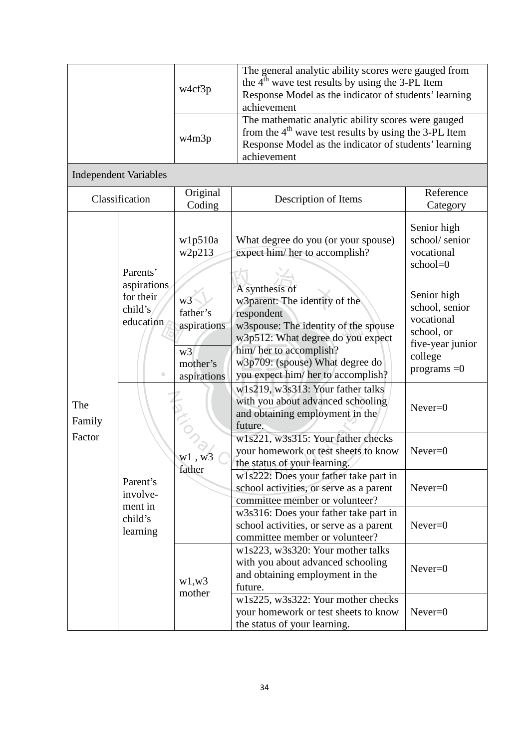| | | Original Coding | Description of Items | Reference Category |
|---|---|---|---|---|
| | | w4cf3p | The general analytic ability scores were gauged from the $4^{th}$ wave test results by using the 3-PL Item Response Model as the indicator of students' learning achievement | |
| | | w4m3p | The mathematic analytic ability scores were gauged from the $4^{th}$ wave test results by using the 3-PL Item Response Model as the indicator of students' learning achievement | |
| **Independent Variables** | | | | |
| Classification | | Original Coding | Description of Items | Reference Category |
| The Family Factor | Parents' aspirations for their child's education | w1p510a w2p213 | What degree do you (or your spouse) expect him/ her to accomplish? | Senior high school/ senior vocational school=0 |
| | | w3 father's aspirations | A synthesis of w3parent: The identity of the respondent w3spouse: The identity of the spouse w3p512: What degree do you expect him/ her to accomplish? w3p709: (spouse) What degree do you expect him/ her to accomplish? | Senior high school, senior vocational school, or five-year junior college programs =0 |
| | | w3 mother's aspirations | | |
| | Parent's involve-ment in child's learning | w1 , w3 father | w1s219, w3s313: Your father talks with you about advanced schooling and obtaining employment in the future. | Never=0 |
| | | | w1s221, w3s315: Your father checks your homework or test sheets to know the status of your learning. | Never=0 |
| | | | w1s222: Does your father take part in school activities, or serve as a parent committee member or volunteer? | Never=0 |
| | | | w3s316: Does your father take part in school activities, or serve as a parent committee member or volunteer? | Never=0 |
| | | w1,w3 mother | w1s223, w3s320: Your mother talks with you about advanced schooling and obtaining employment in the future. | Never=0 |
| | | | w1s225, w3s322: Your mother checks your homework or test sheets to know the status of your learning. | Never=0 |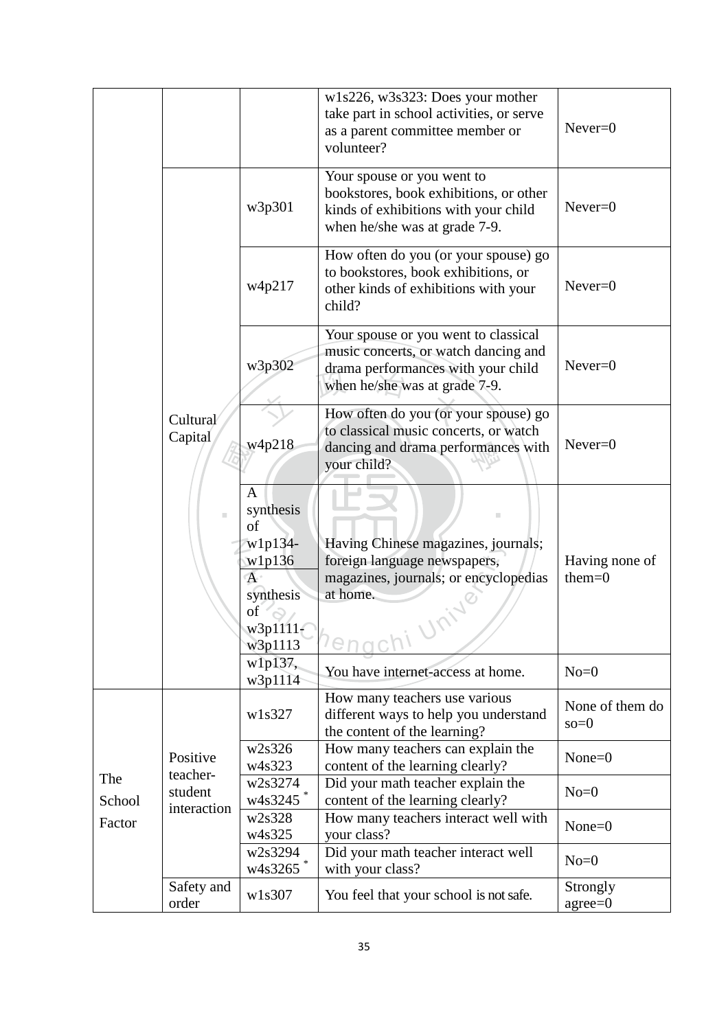| | | | | |
|---|---|---|---|---|
| | | | w1s226, w3s323: Does your mother take part in school activities, or serve as a parent committee member or volunteer? | Never=0 |
| | Cultural Capital | w3p301 | Your spouse or you went to bookstores, book exhibitions, or other kinds of exhibitions with your child when he/she was at grade 7-9. | Never=0 |
| | | w4p217 | How often do you (or your spouse) go to bookstores, book exhibitions, or other kinds of exhibitions with your child? | Never=0 |
| | | w3p302 | Your spouse or you went to classical music concerts, or watch dancing and drama performances with your child when he/she was at grade 7-9. | Never=0 |
| | | w4p218 | How often do you (or your spouse) go to classical music concerts, or watch dancing and drama performances with your child? | Never=0 |
| | | A synthesis of w1p134-w1p136<br>A synthesis of w3p1111-w3p1113 | Having Chinese magazines, journals; foreign language newspapers, magazines, journals; or encyclopedias at home. | Having none of them=0 |
| | | w1p137, w3p1114 | You have internet-access at home. | No=0 |
| The School Factor | Positive teacher-student interaction | w1s327 | How many teachers use various different ways to help you understand the content of the learning? | None of them do so=0 |
| | | w2s326<br>w4s323 | How many teachers can explain the content of the learning clearly? | None=0 |
| | | w2s3274<br>w4s3245 * | Did your math teacher explain the content of the learning clearly? | No=0 |
| | | w2s328<br>w4s325 | How many teachers interact well with your class? | None=0 |
| | | w2s3294<br>w4s3265 * | Did your math teacher interact well with your class? | No=0 |
| | Safety and order | w1s307 | You feel that your school is not safe. | Strongly agree=0 |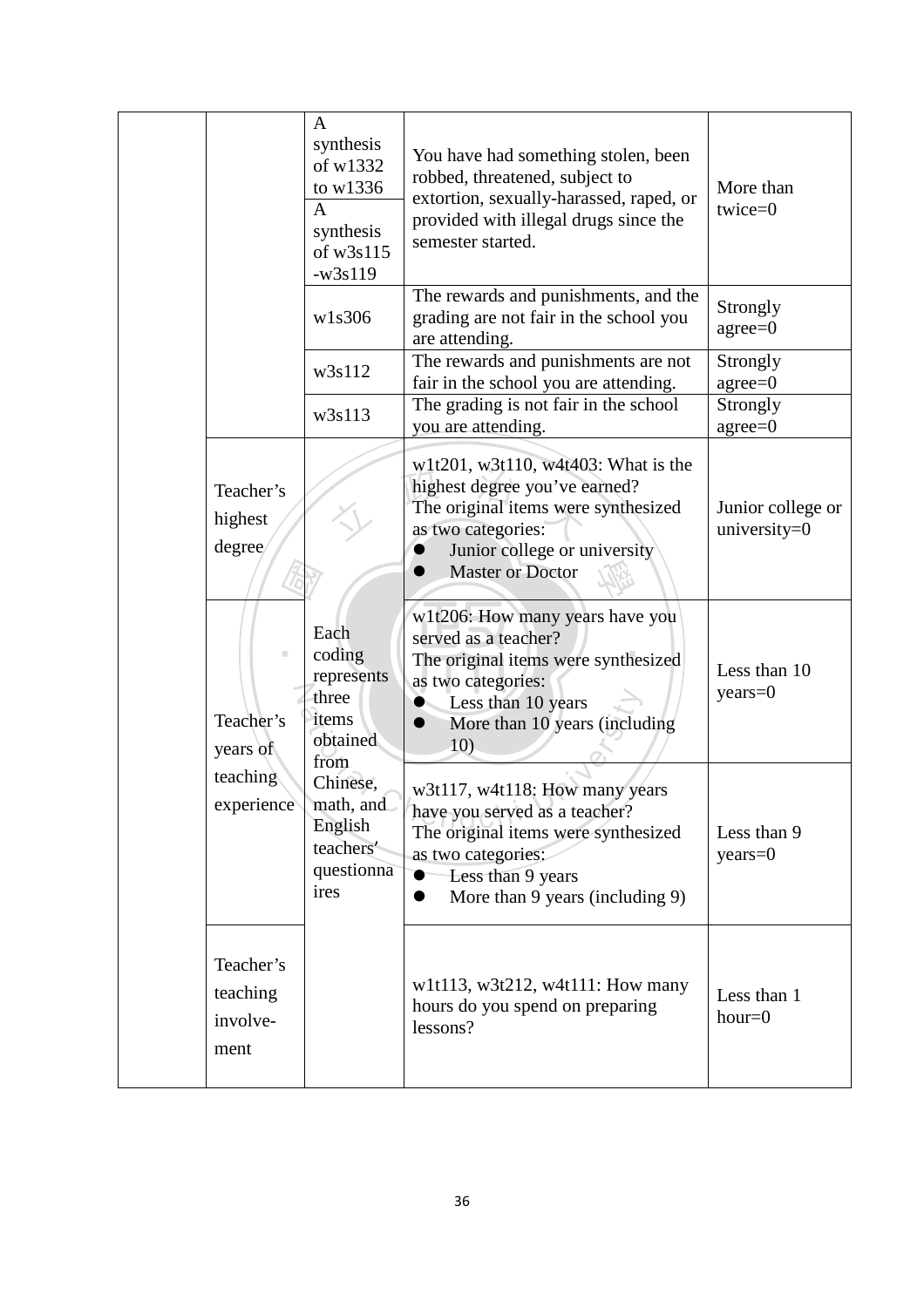| | | | | |
|---|---|---|---|---|
| | | A synthesis of w1332 to w1336 | You have had something stolen, been robbed, threatened, subject to extortion, sexually-harassed, raped, or provided with illegal drugs since the semester started. | More than twice=0 |
| | | A synthesis of w3s115 -w3s119 | | |
| | | w1s306 | The rewards and punishments, and the grading are not fair in the school you are attending. | Strongly agree=0 |
| | | w3s112 | The rewards and punishments are not fair in the school you are attending. | Strongly agree=0 |
| | | w3s113 | The grading is not fair in the school you are attending. | Strongly agree=0 |
| | Teacher's highest degree | Each coding represents three items obtained from Chinese, math, and English teachers' questionnaires | w1t201, w3t110, w4t403: What is the highest degree you've earned?<br>The original items were synthesized as two categories:<br>● Junior college or university<br>● Master or Doctor | Junior college or university=0 |
| | Teacher's years of teaching experience | | w1t206: How many years have you served as a teacher?<br>The original items were synthesized as two categories:<br>● Less than 10 years<br>● More than 10 years (including 10) | Less than 10 years=0 |
| | | | w3t117, w4t118: How many years have you served as a teacher?<br>The original items were synthesized as two categories:<br>● Less than 9 years<br>● More than 9 years (including 9) | Less than 9 years=0 |
| | Teacher's teaching involve-ment | | w1t113, w3t212, w4t111: How many hours do you spend on preparing lessons? | Less than 1 hour=0 |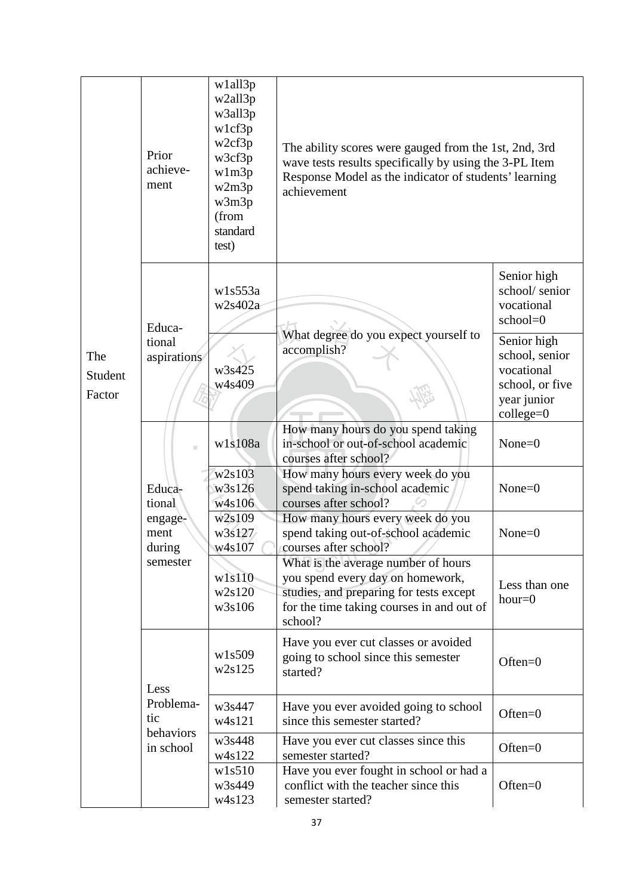| | | | | |
|---|---|---|---|---|
| The Student Factor | Prior achievement | w1all3p<br>w2all3p<br>w3all3p<br>w1cf3p<br>w2cf3p<br>w3cf3p<br>w1m3p<br>w2m3p<br>w3m3p<br>(from standard test) | The ability scores were gauged from the 1st, 2nd, 3rd wave tests results specifically by using the 3-PL Item Response Model as the indicator of students' learning achievement | |
| | Educational aspirations | w1s553a<br>w2s402a | What degree do you expect yourself to accomplish? | Senior high school/ senior vocational school=0 |
| | | w3s425<br>w4s409 | | Senior high school, senior vocational school, or five year junior college=0 |
| | Educational engagement during semester | w1s108a | How many hours do you spend taking in-school or out-of-school academic courses after school? | None=0 |
| | | w2s103<br>w3s126<br>w4s106 | How many hours every week do you spend taking in-school academic courses after school? | None=0 |
| | | w2s109<br>w3s127<br>w4s107 | How many hours every week do you spend taking out-of-school academic courses after school? | None=0 |
| | | w1s110<br>w2s120<br>w3s106 | What is the average number of hours you spend every day on homework, studies, and preparing for tests except for the time taking courses in and out of school? | Less than one hour=0 |
| | Less Problematic behaviors in school | w1s509<br>w2s125 | Have you ever cut classes or avoided going to school since this semester started? | Often=0 |
| | | w3s447<br>w4s121 | Have you ever avoided going to school since this semester started? | Often=0 |
| | | w3s448<br>w4s122 | Have you ever cut classes since this semester started? | Often=0 |
| | | w1s510<br>w3s449<br>w4s123 | Have you ever fought in school or had a conflict with the teacher since this semester started? | Often=0 |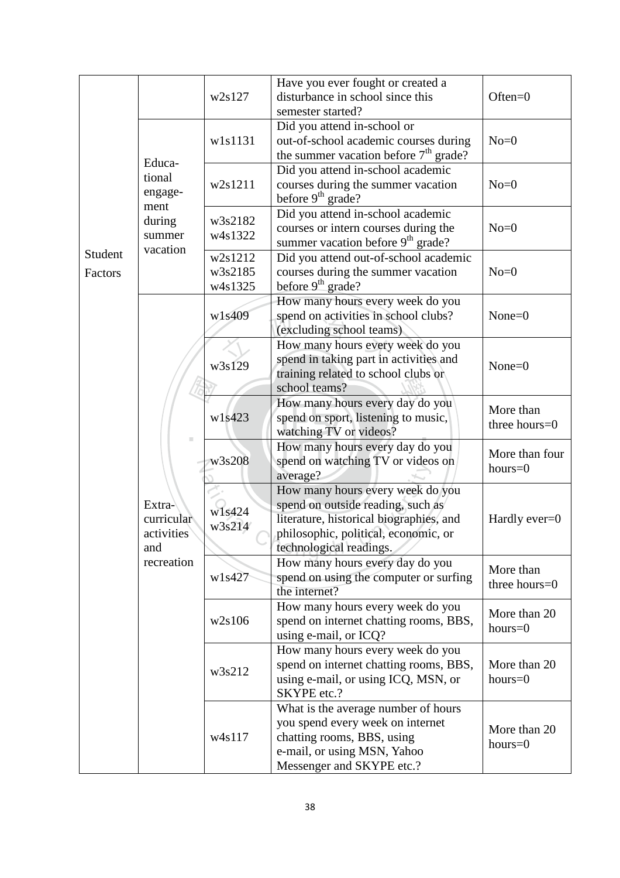| | | | | |
|---|---|---|---|---|
| Student Factors | | w2s127 | Have you ever fought or created a disturbance in school since this semester started? | Often=0 |
| | Educa-tional engage-ment during summer vacation | w1s1131 | Did you attend in-school or out-of-school academic courses during the summer vacation before 7th grade? | No=0 |
| | | w2s1211 | Did you attend in-school academic courses during the summer vacation before 9th grade? | No=0 |
| | | w3s2182 w4s1322 | Did you attend in-school academic courses or intern courses during the summer vacation before 9th grade? | No=0 |
| | | w2s1212 w3s2185 w4s1325 | Did you attend out-of-school academic courses during the summer vacation before 9th grade? | No=0 |
| | Extra-curricular activities and recreation | w1s409 | How many hours every week do you spend on activities in school clubs? (excluding school teams) | None=0 |
| | | w3s129 | How many hours every week do you spend in taking part in activities and training related to school clubs or school teams? | None=0 |
| | | w1s423 | How many hours every day do you spend on sport, listening to music, watching TV or videos? | More than three hours=0 |
| | | w3s208 | How many hours every day do you spend on watching TV or videos on average? | More than four hours=0 |
| | | w1s424 w3s214 | How many hours every week do you spend on outside reading, such as literature, historical biographies, and philosophic, political, economic, or technological readings. | Hardly ever=0 |
| | | w1s427 | How many hours every day do you spend on using the computer or surfing the internet? | More than three hours=0 |
| | | w2s106 | How many hours every week do you spend on internet chatting rooms, BBS, using e-mail, or ICQ? | More than 20 hours=0 |
| | | w3s212 | How many hours every week do you spend on internet chatting rooms, BBS, using e-mail, or using ICQ, MSN, or SKYPE etc.? | More than 20 hours=0 |
| | | w4s117 | What is the average number of hours you spend every week on internet chatting rooms, BBS, using e-mail, or using MSN, Yahoo Messenger and SKYPE etc.? | More than 20 hours=0 |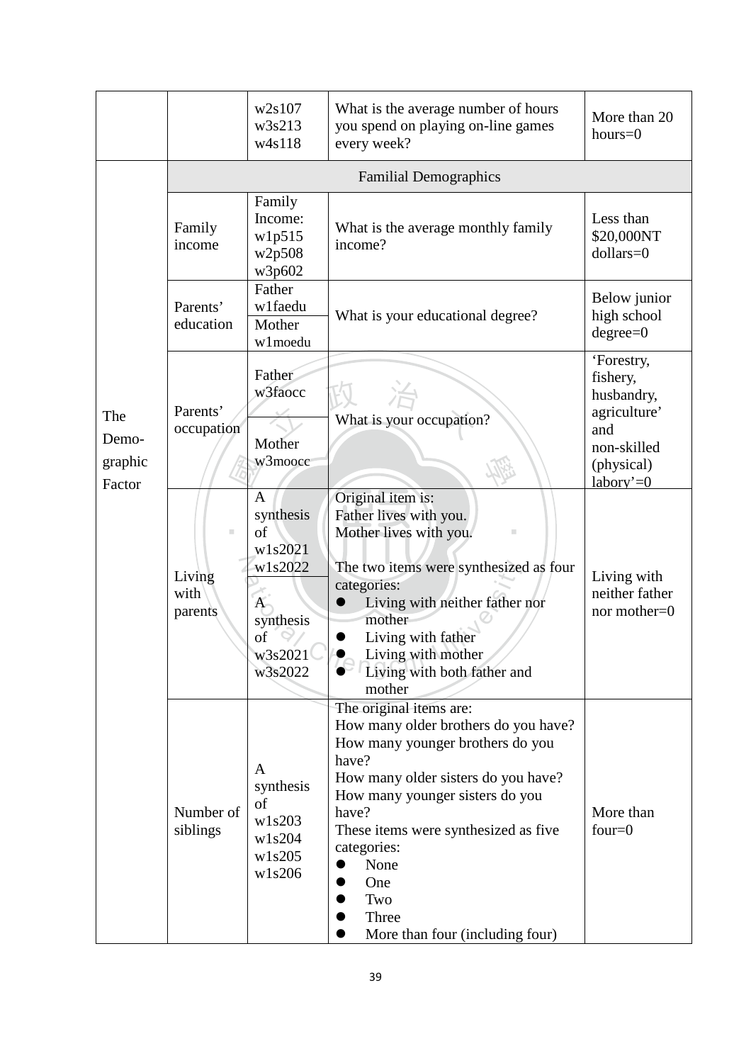| | | | | |
|---|---|---|---|---|
| | | w2s107<br>w3s213<br>w4s118 | What is the average number of hours you spend on playing on-line games every week? | More than 20 hours=0 |
| The Demo-graphic Factor | Familial Demographics | | | |
| | Family income | Family Income:<br>w1p515<br>w2p508<br>w3p602 | What is the average monthly family income? | Less than $20,000NT dollars=0 |
| | Parents' education | Father<br>w1faedu<br>Mother<br>w1moedu | What is your educational degree? | Below junior high school degree=0 |
| | Parents' occupation | Father<br>w3faocc<br>Mother<br>w3moocc | What is your occupation? | 'Forestry, fishery, husbandry, agriculture' and non-skilled (physical) labory'=0 |
| | Living with parents | A synthesis of w1s2021 w1s2022<br>A synthesis of w3s2021 w3s2022 | Original item is:<br>Father lives with you.<br>Mother lives with you.<br><br>The two items were synthesized as four categories:<br>● Living with neither father nor mother<br>● Living with father<br>● Living with mother<br>● Living with both father and mother | Living with neither father nor mother=0 |
| | Number of siblings | A synthesis of w1s203 w1s204 w1s205 w1s206 | The original items are:<br>How many older brothers do you have?<br>How many younger brothers do you have?<br>How many older sisters do you have?<br>How many younger sisters do you have?<br>These items were synthesized as five categories:<br>● None<br>● One<br>● Two<br>● Three<br>● More than four (including four) | More than four=0 |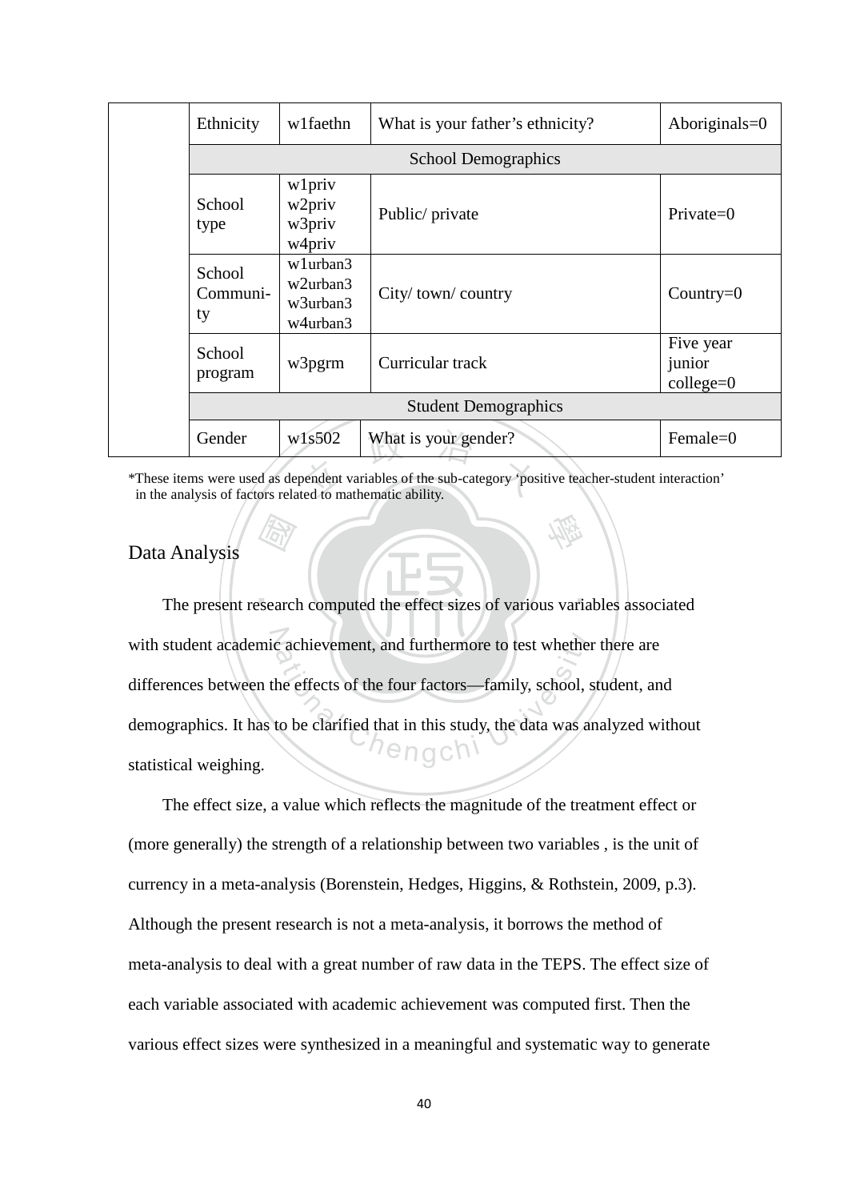| | | | | |
|---|---|---|---|---|
| | Ethnicity | w1faethn | What is your father's ethnicity? | Aboriginals=0 |
| | School Demographics | | | |
| | School type | w1priv w2priv w3priv w4priv | Public/ private | Private=0 |
| | School Communi-ty | w1urban3 w2urban3 w3urban3 w4urban3 | City/ town/ country | Country=0 |
| | School program | w3pgrm | Curricular track | Five year junior college=0 |
| | Student Demographics | | | |
| | Gender | w1s502 | What is your gender? | Female=0 |

*These items were used as dependent variables of the sub-category 'positive teacher-student interaction' in the analysis of factors related to mathematic ability.

## Data Analysis

The present research computed the effect sizes of various variables associated with student academic achievement, and furthermore to test whether there are differences between the effects of the four factors—family, school, student, and demographics. It has to be clarified that in this study, the data was analyzed without statistical weighing.

The effect size, a value which reflects the magnitude of the treatment effect or (more generally) the strength of a relationship between two variables , is the unit of currency in a meta-analysis (Borenstein, Hedges, Higgins, & Rothstein, 2009, p.3). Although the present research is not a meta-analysis, it borrows the method of meta-analysis to deal with a great number of raw data in the TEPS. The effect size of each variable associated with academic achievement was computed first. Then the various effect sizes were synthesized in a meaningful and systematic way to generate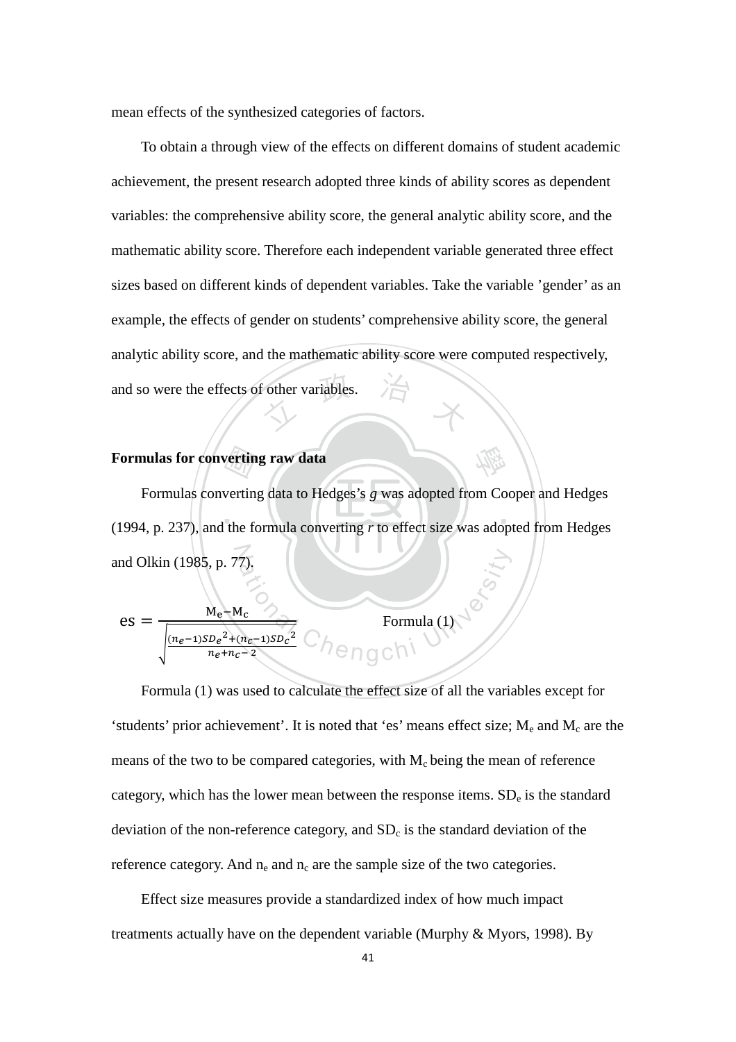mean effects of the synthesized categories of factors.

To obtain a through view of the effects on different domains of student academic achievement, the present research adopted three kinds of ability scores as dependent variables: the comprehensive ability score, the general analytic ability score, and the mathematic ability score. Therefore each independent variable generated three effect sizes based on different kinds of dependent variables. Take the variable 'gender' as an example, the effects of gender on students' comprehensive ability score, the general analytic ability score, and the mathematic ability score were computed respectively, and so were the effects of other variables.

**Formulas for converting raw data**

Formulas converting data to Hedges's *g* was adopted from Cooper and Hedges (1994, p. 237), and the formula converting *r* to effect size was adopted from Hedges and Olkin (1985, p. 77).

$$\text{es} = \frac{\mathrm{M_e} - \mathrm{M_c}}{\sqrt{\frac{(n_e-1)SD_e{}^2 + (n_c-1)SD_c{}^2}{n_e+n_c-2}}} \qquad \text{Formula (1)}$$

Formula (1) was used to calculate the effect size of all the variables except for 'students' prior achievement'. It is noted that 'es' means effect size; $M_e$ and $M_c$ are the means of the two to be compared categories, with $M_c$ being the mean of reference category, which has the lower mean between the response items. $SD_e$ is the standard deviation of the non-reference category, and $SD_c$ is the standard deviation of the reference category. And $n_e$ and $n_c$ are the sample size of the two categories.

Effect size measures provide a standardized index of how much impact treatments actually have on the dependent variable (Murphy & Myors, 1998). By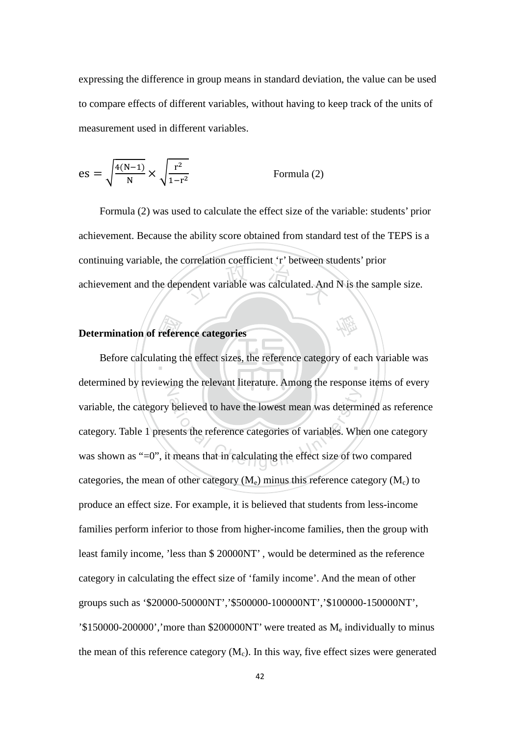expressing the difference in group means in standard deviation, the value can be used to compare effects of different variables, without having to keep track of the units of measurement used in different variables.

$$\mathrm{es} = \sqrt{\frac{4(\mathrm{N}-1)}{\mathrm{N}}} \times \sqrt{\frac{\mathrm{r}^2}{1-\mathrm{r}^2}} \qquad \text{Formula (2)}$$

Formula (2) was used to calculate the effect size of the variable: students' prior achievement. Because the ability score obtained from standard test of the TEPS is a continuing variable, the correlation coefficient 'r' between students' prior achievement and the dependent variable was calculated. And N is the sample size.

**Determination of reference categories**

Before calculating the effect sizes, the reference category of each variable was determined by reviewing the relevant literature. Among the response items of every variable, the category believed to have the lowest mean was determined as reference category. Table 1 presents the reference categories of variables. When one category was shown as "=0", it means that in calculating the effect size of two compared categories, the mean of other category ($M_e$) minus this reference category ($M_c$) to produce an effect size. For example, it is believed that students from less-income families perform inferior to those from higher-income families, then the group with least family income, 'less than $ 20000NT' , would be determined as the reference category in calculating the effect size of 'family income'. And the mean of other groups such as '$20000-50000NT','$500000-100000NT','$100000-150000NT', '$150000-200000','more than $200000NT' were treated as $M_e$ individually to minus the mean of this reference category ($M_c$). In this way, five effect sizes were generated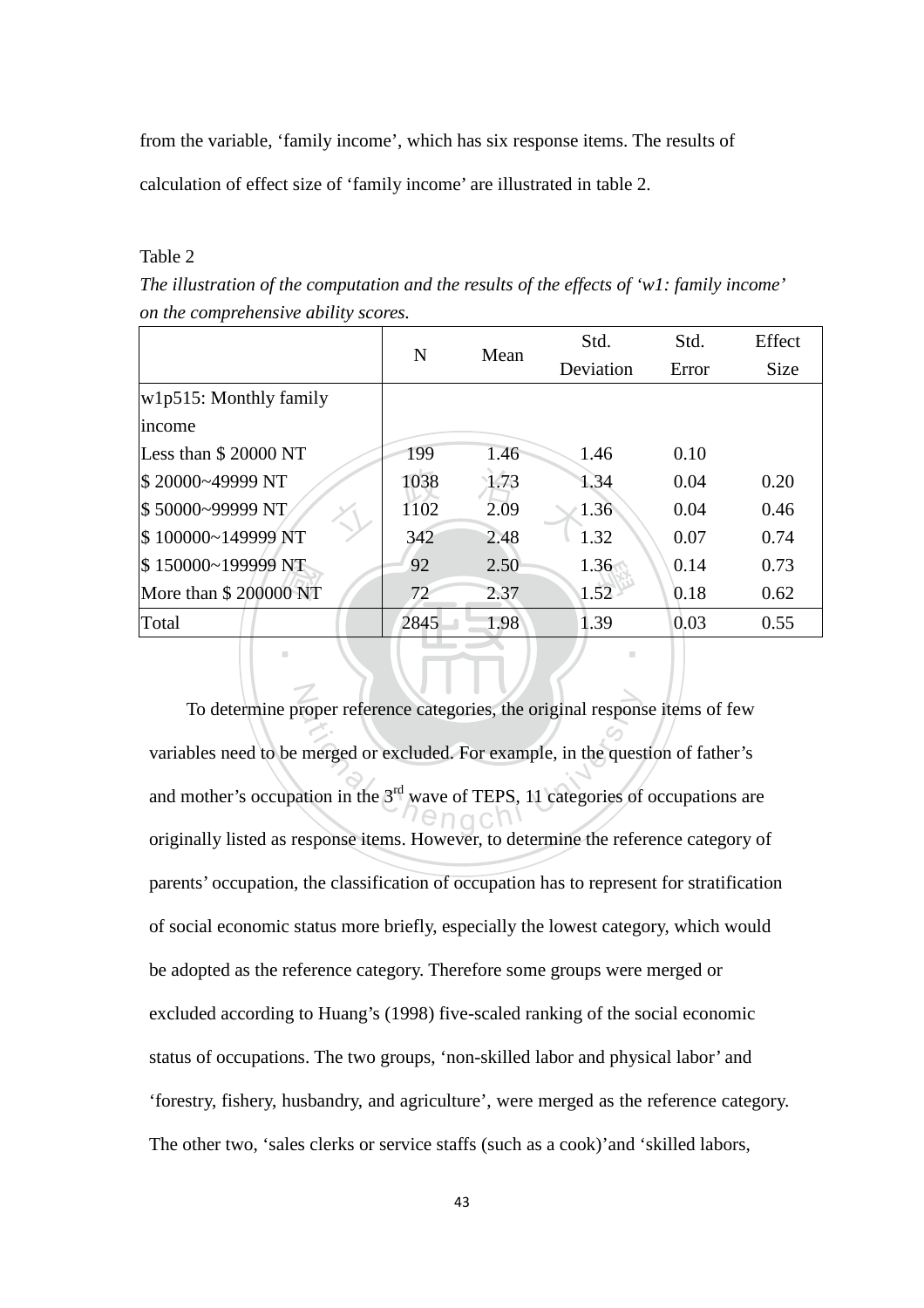from the variable, 'family income', which has six response items. The results of calculation of effect size of 'family income' are illustrated in table 2.

Table 2

*The illustration of the computation and the results of the effects of 'w1: family income' on the comprehensive ability scores.*

| | N | Mean | Std. Deviation | Std. Error | Effect Size |
|---|---|---|---|---|---|
| w1p515: Monthly family income | | | | | |
| Less than $ 20000 NT | 199 | 1.46 | 1.46 | 0.10 | |
| $ 20000~49999 NT | 1038 | 1.73 | 1.34 | 0.04 | 0.20 |
| $ 50000~99999 NT | 1102 | 2.09 | 1.36 | 0.04 | 0.46 |
| $ 100000~149999 NT | 342 | 2.48 | 1.32 | 0.07 | 0.74 |
| $ 150000~199999 NT | 92 | 2.50 | 1.36 | 0.14 | 0.73 |
| More than $ 200000 NT | 72 | 2.37 | 1.52 | 0.18 | 0.62 |
| Total | 2845 | 1.98 | 1.39 | 0.03 | 0.55 |

To determine proper reference categories, the original response items of few variables need to be merged or excluded. For example, in the question of father's and mother's occupation in the 3rd wave of TEPS, 11 categories of occupations are originally listed as response items. However, to determine the reference category of parents' occupation, the classification of occupation has to represent for stratification of social economic status more briefly, especially the lowest category, which would be adopted as the reference category. Therefore some groups were merged or excluded according to Huang's (1998) five-scaled ranking of the social economic status of occupations. The two groups, 'non-skilled labor and physical labor' and 'forestry, fishery, husbandry, and agriculture', were merged as the reference category. The other two, 'sales clerks or service staffs (such as a cook)'and 'skilled labors,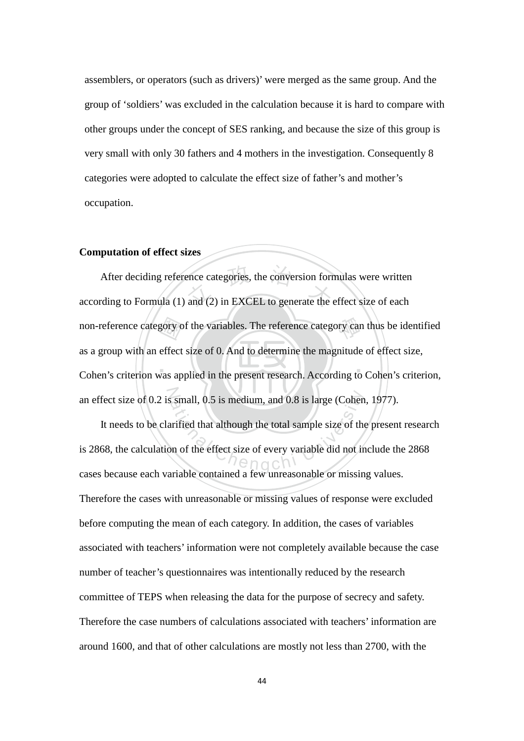assemblers, or operators (such as drivers)' were merged as the same group. And the group of 'soldiers' was excluded in the calculation because it is hard to compare with other groups under the concept of SES ranking, and because the size of this group is very small with only 30 fathers and 4 mothers in the investigation. Consequently 8 categories were adopted to calculate the effect size of father's and mother's occupation.

**Computation of effect sizes**

After deciding reference categories, the conversion formulas were written according to Formula (1) and (2) in EXCEL to generate the effect size of each non-reference category of the variables. The reference category can thus be identified as a group with an effect size of 0. And to determine the magnitude of effect size, Cohen's criterion was applied in the present research. According to Cohen's criterion, an effect size of 0.2 is small, 0.5 is medium, and 0.8 is large (Cohen, 1977).

It needs to be clarified that although the total sample size of the present research is 2868, the calculation of the effect size of every variable did not include the 2868 cases because each variable contained a few unreasonable or missing values. Therefore the cases with unreasonable or missing values of response were excluded before computing the mean of each category. In addition, the cases of variables associated with teachers' information were not completely available because the case number of teacher's questionnaires was intentionally reduced by the research committee of TEPS when releasing the data for the purpose of secrecy and safety. Therefore the case numbers of calculations associated with teachers' information are around 1600, and that of other calculations are mostly not less than 2700, with the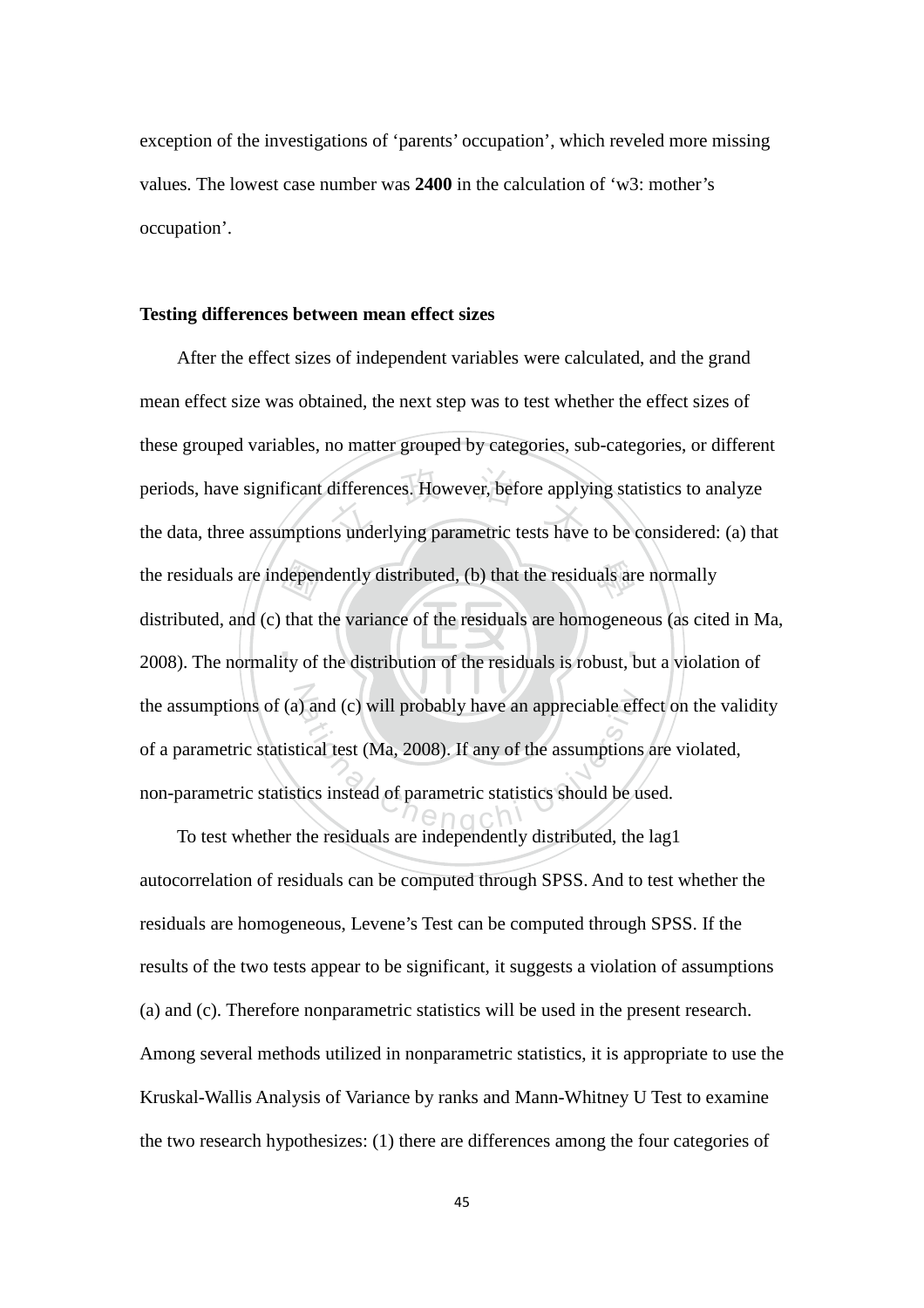exception of the investigations of 'parents' occupation', which reveled more missing values. The lowest case number was **2400** in the calculation of 'w3: mother's occupation'.

**Testing differences between mean effect sizes**

After the effect sizes of independent variables were calculated, and the grand mean effect size was obtained, the next step was to test whether the effect sizes of these grouped variables, no matter grouped by categories, sub-categories, or different periods, have significant differences. However, before applying statistics to analyze the data, three assumptions underlying parametric tests have to be considered: (a) that the residuals are independently distributed, (b) that the residuals are normally distributed, and (c) that the variance of the residuals are homogeneous (as cited in Ma, 2008). The normality of the distribution of the residuals is robust, but a violation of the assumptions of (a) and (c) will probably have an appreciable effect on the validity of a parametric statistical test (Ma, 2008). If any of the assumptions are violated, non-parametric statistics instead of parametric statistics should be used.

To test whether the residuals are independently distributed, the lag1 autocorrelation of residuals can be computed through SPSS. And to test whether the residuals are homogeneous, Levene's Test can be computed through SPSS. If the results of the two tests appear to be significant, it suggests a violation of assumptions (a) and (c). Therefore nonparametric statistics will be used in the present research. Among several methods utilized in nonparametric statistics, it is appropriate to use the Kruskal-Wallis Analysis of Variance by ranks and Mann-Whitney U Test to examine the two research hypothesizes: (1) there are differences among the four categories of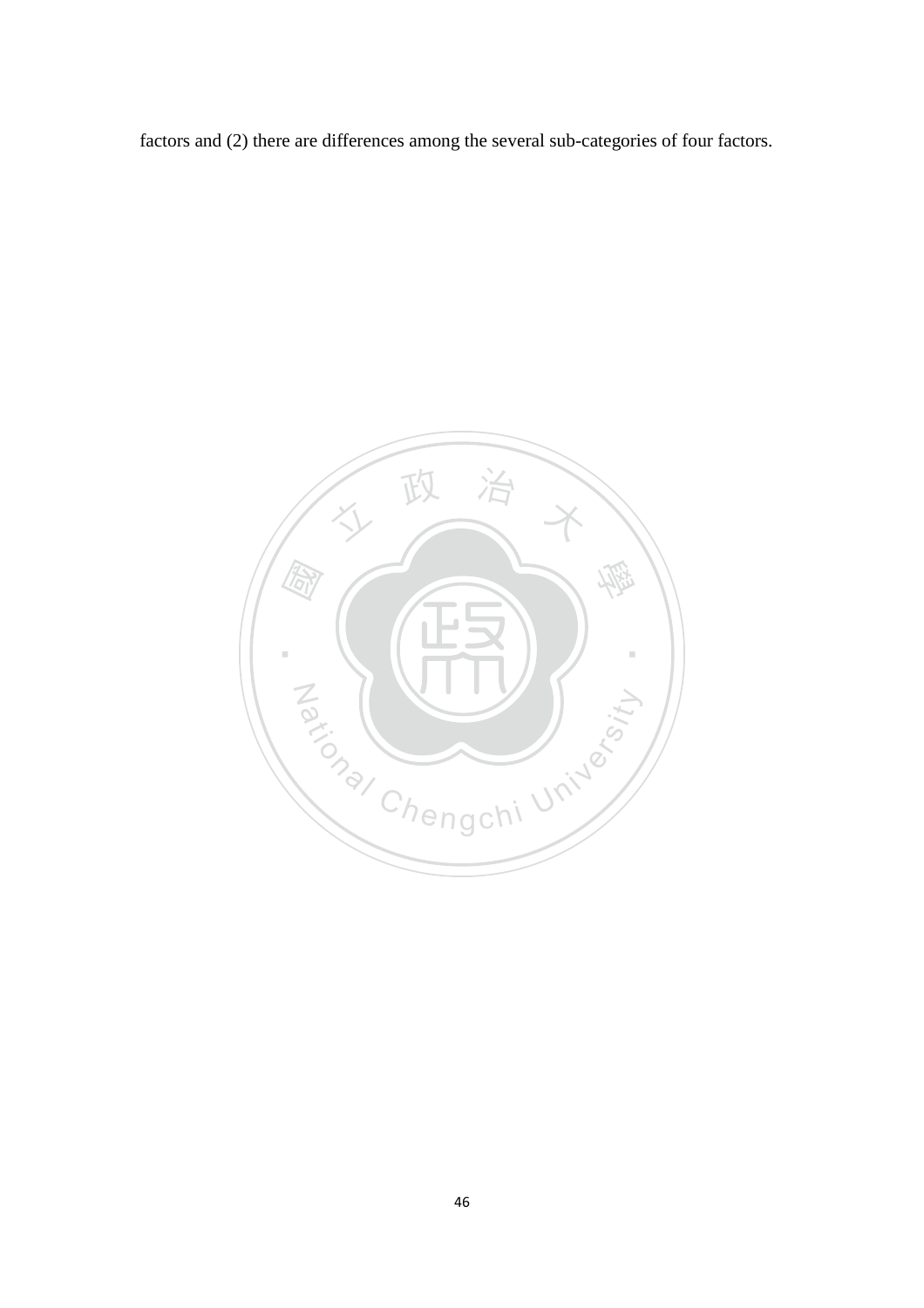factors and (2) there are differences among the several sub-categories of four factors.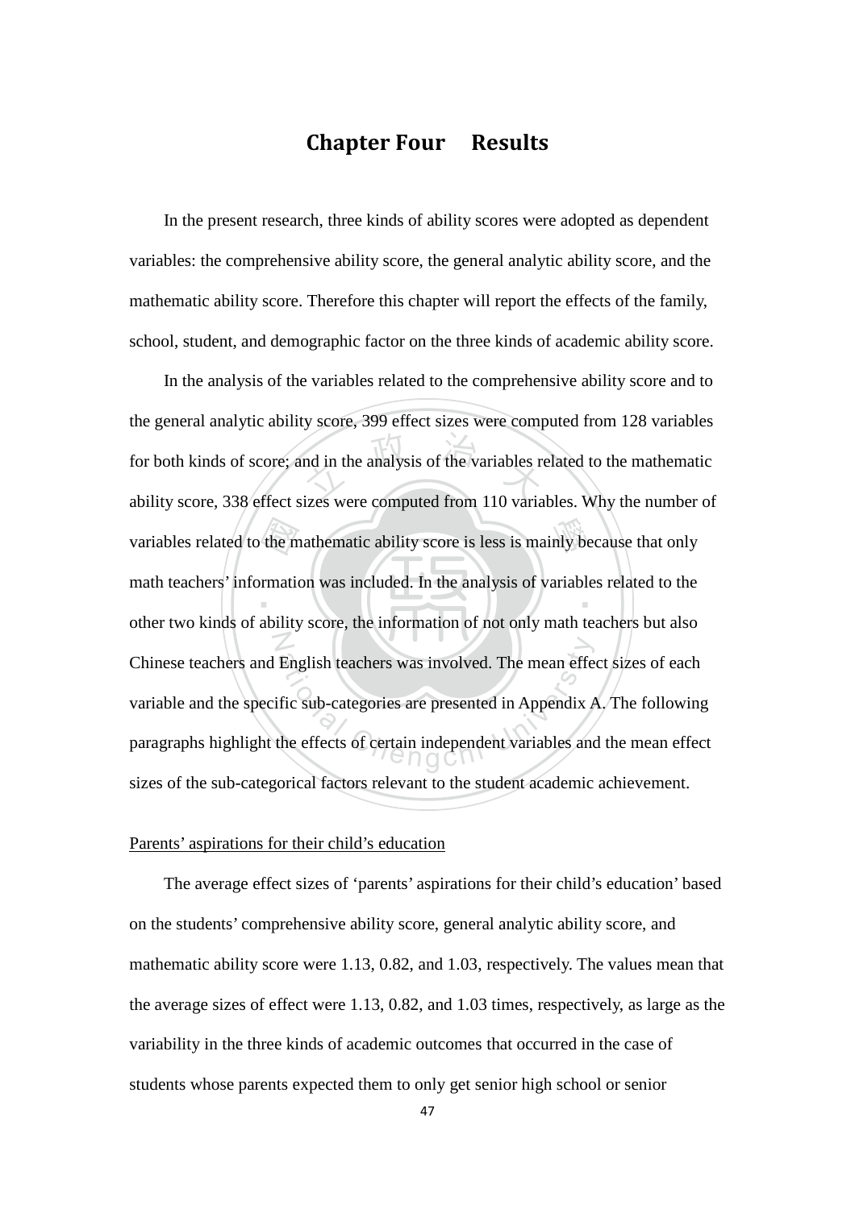# Chapter Four  Results

In the present research, three kinds of ability scores were adopted as dependent variables: the comprehensive ability score, the general analytic ability score, and the mathematic ability score. Therefore this chapter will report the effects of the family, school, student, and demographic factor on the three kinds of academic ability score.

In the analysis of the variables related to the comprehensive ability score and to the general analytic ability score, 399 effect sizes were computed from 128 variables for both kinds of score; and in the analysis of the variables related to the mathematic ability score, 338 effect sizes were computed from 110 variables. Why the number of variables related to the mathematic ability score is less is mainly because that only math teachers' information was included. In the analysis of variables related to the other two kinds of ability score, the information of not only math teachers but also Chinese teachers and English teachers was involved. The mean effect sizes of each variable and the specific sub-categories are presented in Appendix A. The following paragraphs highlight the effects of certain independent variables and the mean effect sizes of the sub-categorical factors relevant to the student academic achievement.

<u>Parents' aspirations for their child's education</u>

The average effect sizes of 'parents' aspirations for their child's education' based on the students' comprehensive ability score, general analytic ability score, and mathematic ability score were 1.13, 0.82, and 1.03, respectively. The values mean that the average sizes of effect were 1.13, 0.82, and 1.03 times, respectively, as large as the variability in the three kinds of academic outcomes that occurred in the case of students whose parents expected them to only get senior high school or senior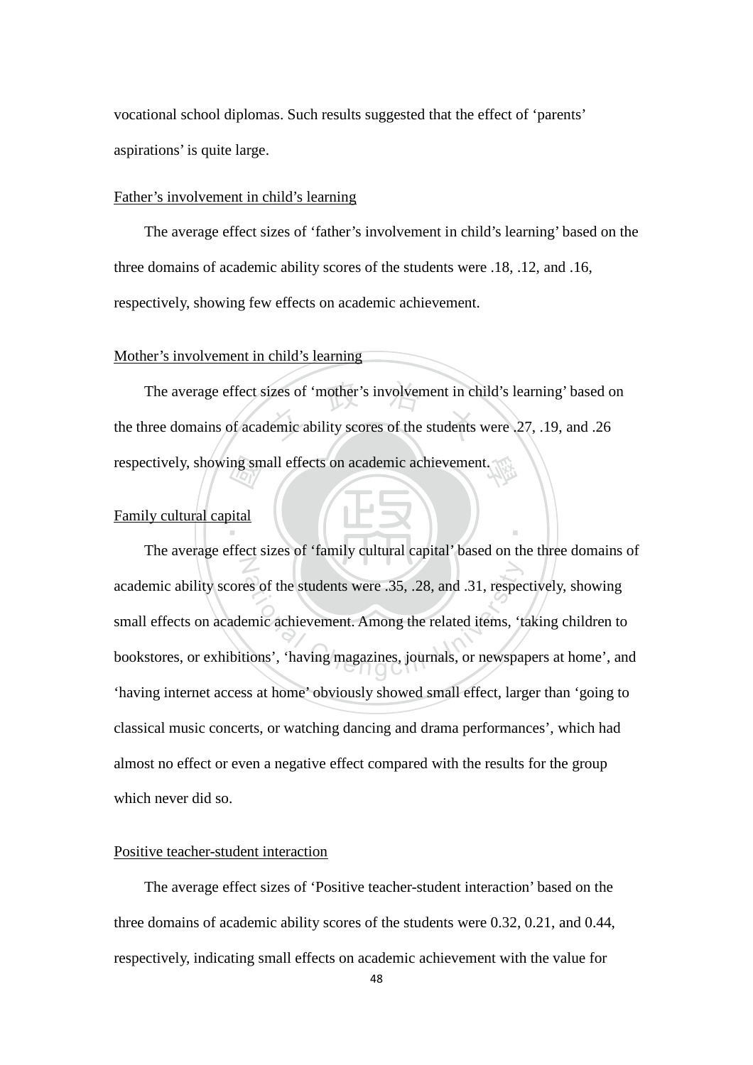vocational school diplomas. Such results suggested that the effect of 'parents' aspirations' is quite large.

Father's involvement in child's learning

The average effect sizes of 'father's involvement in child's learning' based on the three domains of academic ability scores of the students were .18, .12, and .16, respectively, showing few effects on academic achievement.

Mother's involvement in child's learning

The average effect sizes of 'mother's involvement in child's learning' based on the three domains of academic ability scores of the students were .27, .19, and .26 respectively, showing small effects on academic achievement.

Family cultural capital

The average effect sizes of 'family cultural capital' based on the three domains of academic ability scores of the students were .35, .28, and .31, respectively, showing small effects on academic achievement. Among the related items, 'taking children to bookstores, or exhibitions', 'having magazines, journals, or newspapers at home', and 'having internet access at home' obviously showed small effect, larger than 'going to classical music concerts, or watching dancing and drama performances', which had almost no effect or even a negative effect compared with the results for the group which never did so.

Positive teacher-student interaction

The average effect sizes of 'Positive teacher-student interaction' based on the three domains of academic ability scores of the students were 0.32, 0.21, and 0.44, respectively, indicating small effects on academic achievement with the value for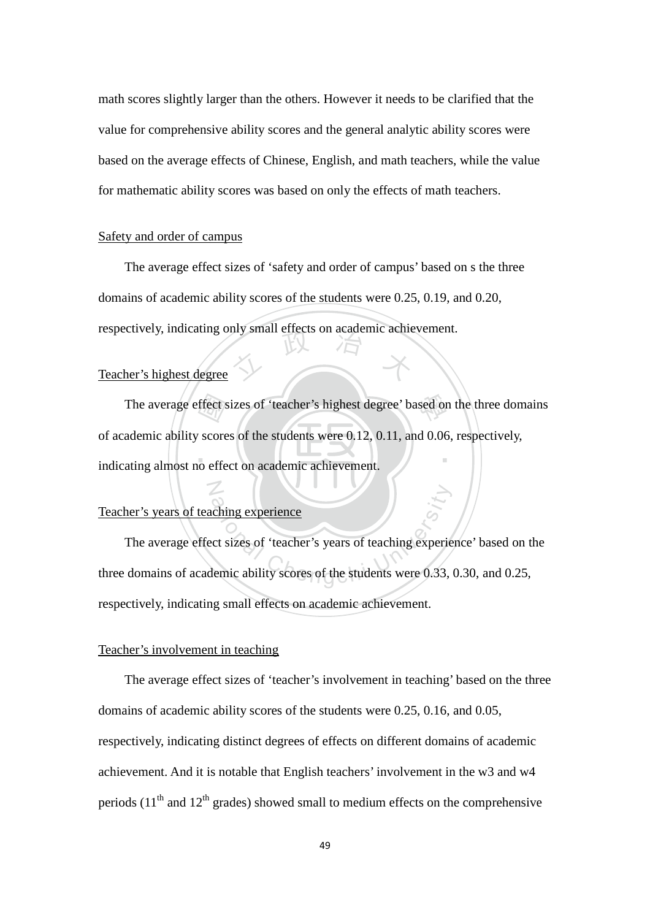math scores slightly larger than the others. However it needs to be clarified that the value for comprehensive ability scores and the general analytic ability scores were based on the average effects of Chinese, English, and math teachers, while the value for mathematic ability scores was based on only the effects of math teachers.

<u>Safety and order of campus</u>

The average effect sizes of 'safety and order of campus' based on s the three domains of academic ability scores of the students were 0.25, 0.19, and 0.20, respectively, indicating only small effects on academic achievement.

<u>Teacher's highest degree</u>

The average effect sizes of 'teacher's highest degree' based on the three domains of academic ability scores of the students were 0.12, 0.11, and 0.06, respectively, indicating almost no effect on academic achievement.

<u>Teacher's years of teaching experience</u>

The average effect sizes of 'teacher's years of teaching experience' based on the three domains of academic ability scores of the students were 0.33, 0.30, and 0.25, respectively, indicating small effects on academic achievement.

<u>Teacher's involvement in teaching</u>

The average effect sizes of 'teacher's involvement in teaching' based on the three domains of academic ability scores of the students were 0.25, 0.16, and 0.05, respectively, indicating distinct degrees of effects on different domains of academic achievement. And it is notable that English teachers' involvement in the w3 and w4 periods ($11^{th}$ and $12^{th}$ grades) showed small to medium effects on the comprehensive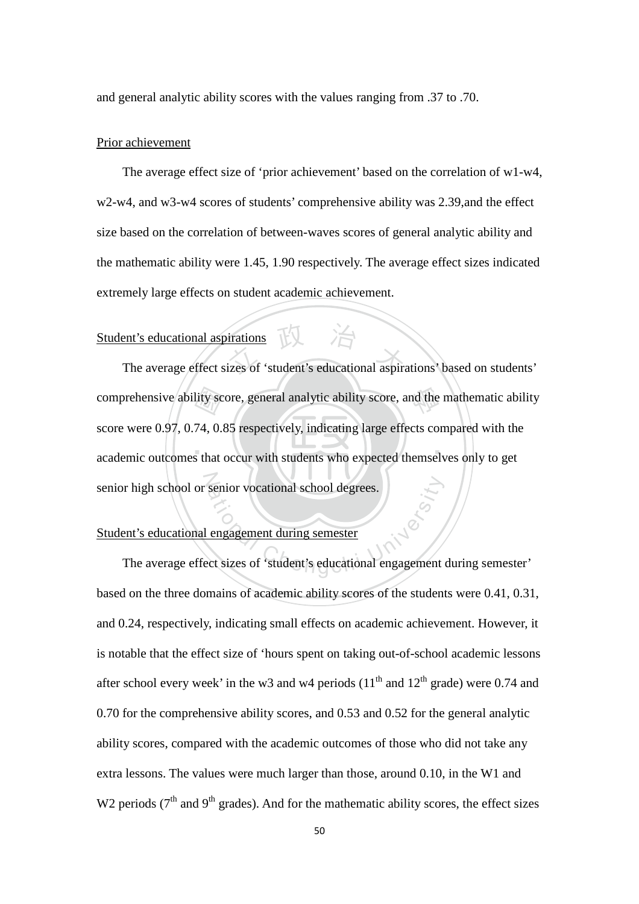and general analytic ability scores with the values ranging from .37 to .70.

Prior achievement

The average effect size of 'prior achievement' based on the correlation of w1-w4, w2-w4, and w3-w4 scores of students' comprehensive ability was 2.39,and the effect size based on the correlation of between-waves scores of general analytic ability and the mathematic ability were 1.45, 1.90 respectively. The average effect sizes indicated extremely large effects on student academic achievement.

Student's educational aspirations

The average effect sizes of 'student's educational aspirations' based on students' comprehensive ability score, general analytic ability score, and the mathematic ability score were 0.97, 0.74, 0.85 respectively, indicating large effects compared with the academic outcomes that occur with students who expected themselves only to get senior high school or senior vocational school degrees.

Student's educational engagement during semester

The average effect sizes of 'student's educational engagement during semester' based on the three domains of academic ability scores of the students were 0.41, 0.31, and 0.24, respectively, indicating small effects on academic achievement. However, it is notable that the effect size of 'hours spent on taking out-of-school academic lessons after school every week' in the w3 and w4 periods ($11^{th}$ and $12^{th}$ grade) were 0.74 and 0.70 for the comprehensive ability scores, and 0.53 and 0.52 for the general analytic ability scores, compared with the academic outcomes of those who did not take any extra lessons. The values were much larger than those, around 0.10, in the W1 and W2 periods ($7^{th}$ and $9^{th}$ grades). And for the mathematic ability scores, the effect sizes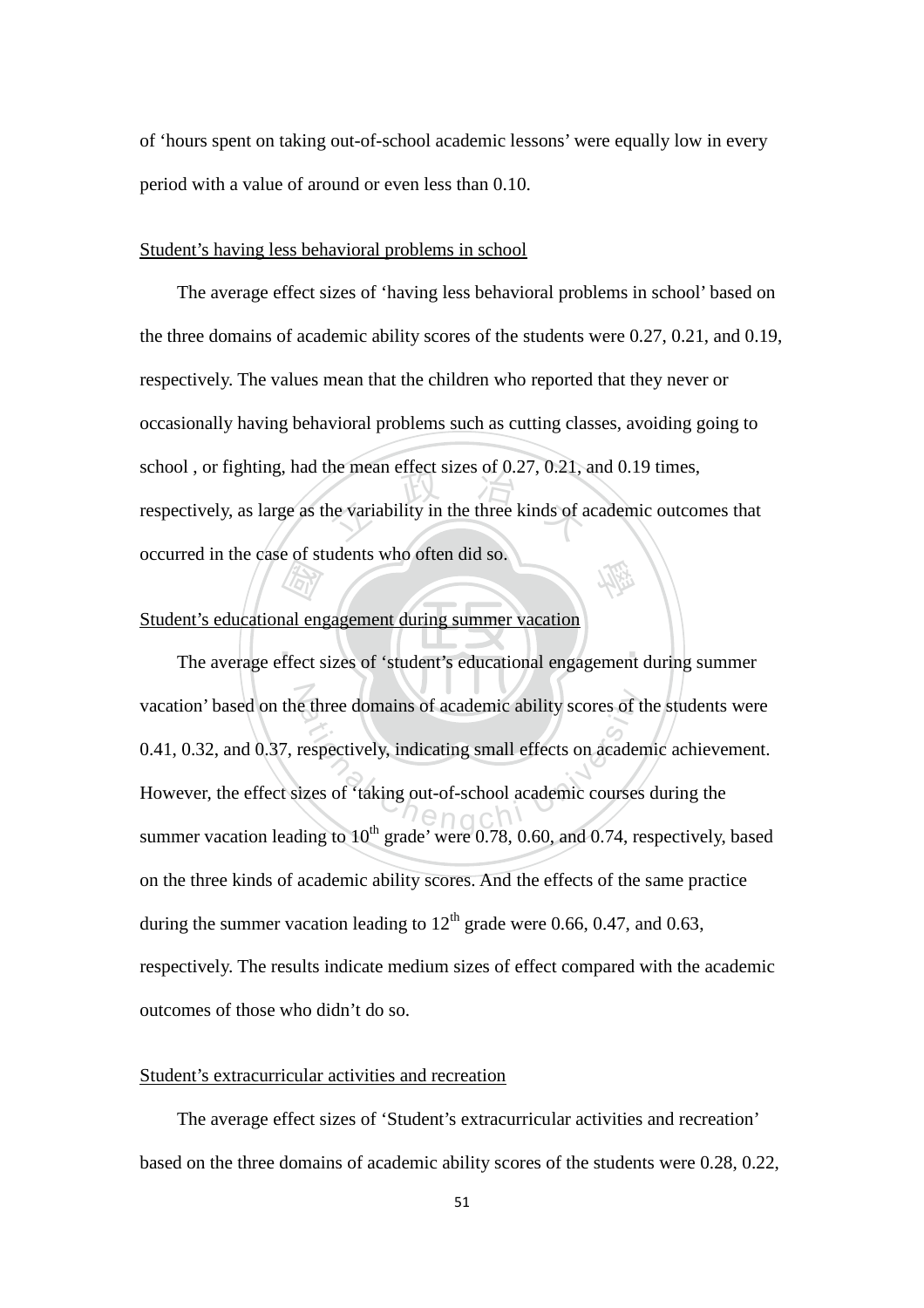of 'hours spent on taking out-of-school academic lessons' were equally low in every period with a value of around or even less than 0.10.

<u>Student's having less behavioral problems in school</u>

The average effect sizes of 'having less behavioral problems in school' based on the three domains of academic ability scores of the students were 0.27, 0.21, and 0.19, respectively. The values mean that the children who reported that they never or occasionally having behavioral problems such as cutting classes, avoiding going to school , or fighting, had the mean effect sizes of 0.27, 0.21, and 0.19 times, respectively, as large as the variability in the three kinds of academic outcomes that occurred in the case of students who often did so.

<u>Student's educational engagement during summer vacation</u>

The average effect sizes of 'student's educational engagement during summer vacation' based on the three domains of academic ability scores of the students were 0.41, 0.32, and 0.37, respectively, indicating small effects on academic achievement. However, the effect sizes of 'taking out-of-school academic courses during the summer vacation leading to 10th grade' were 0.78, 0.60, and 0.74, respectively, based on the three kinds of academic ability scores. And the effects of the same practice during the summer vacation leading to 12th grade were 0.66, 0.47, and 0.63, respectively. The results indicate medium sizes of effect compared with the academic outcomes of those who didn't do so.

<u>Student's extracurricular activities and recreation</u>

The average effect sizes of 'Student's extracurricular activities and recreation' based on the three domains of academic ability scores of the students were 0.28, 0.22,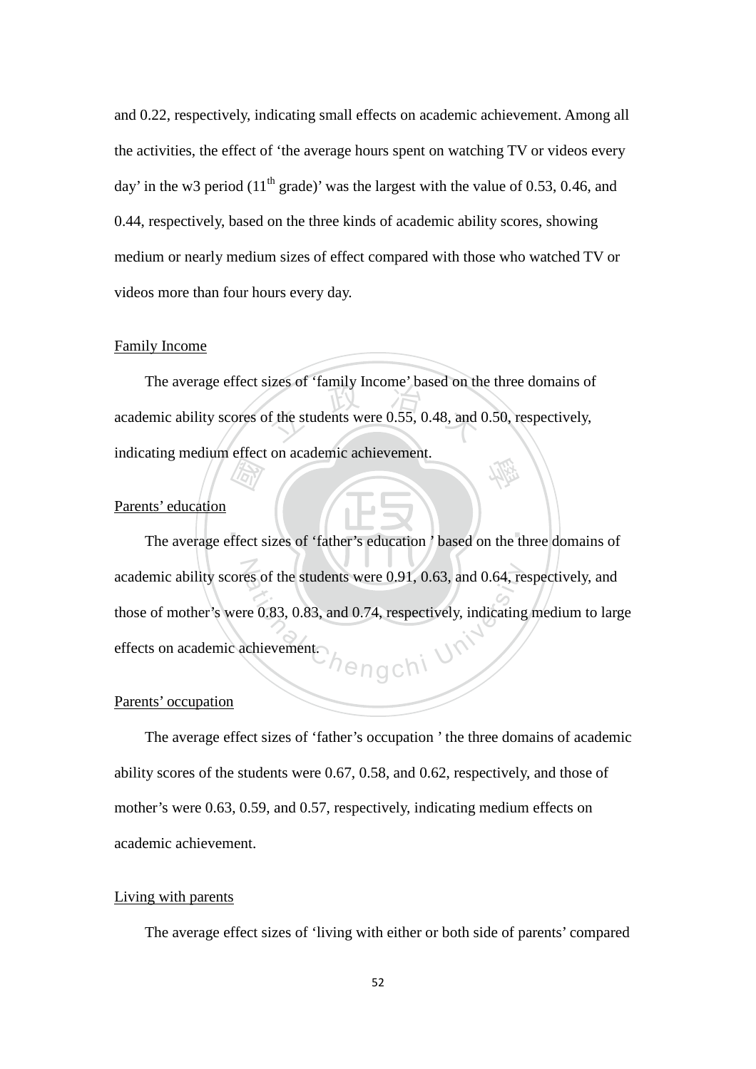and 0.22, respectively, indicating small effects on academic achievement. Among all the activities, the effect of 'the average hours spent on watching TV or videos every day' in the w3 period ($11^{th}$ grade)' was the largest with the value of 0.53, 0.46, and 0.44, respectively, based on the three kinds of academic ability scores, showing medium or nearly medium sizes of effect compared with those who watched TV or videos more than four hours every day.

Family Income

The average effect sizes of 'family Income' based on the three domains of academic ability scores of the students were 0.55, 0.48, and 0.50, respectively, indicating medium effect on academic achievement.

Parents' education

The average effect sizes of 'father's education ' based on the three domains of academic ability scores of the students were 0.91, 0.63, and 0.64, respectively, and those of mother's were 0.83, 0.83, and 0.74, respectively, indicating medium to large effects on academic achievement.

Parents' occupation

The average effect sizes of 'father's occupation ' the three domains of academic ability scores of the students were 0.67, 0.58, and 0.62, respectively, and those of mother's were 0.63, 0.59, and 0.57, respectively, indicating medium effects on academic achievement.

Living with parents

The average effect sizes of 'living with either or both side of parents' compared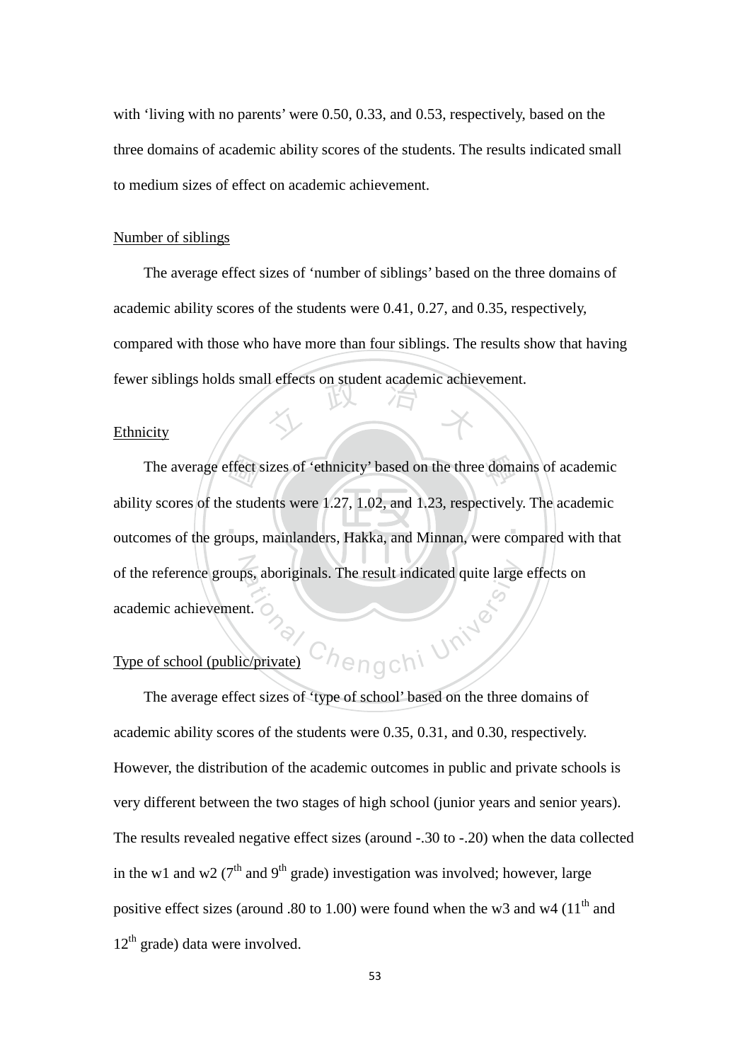with 'living with no parents' were 0.50, 0.33, and 0.53, respectively, based on the three domains of academic ability scores of the students. The results indicated small to medium sizes of effect on academic achievement.

<u>Number of siblings</u>

The average effect sizes of 'number of siblings' based on the three domains of academic ability scores of the students were 0.41, 0.27, and 0.35, respectively, compared with those who have more than four siblings. The results show that having fewer siblings holds small effects on student academic achievement.

<u>Ethnicity</u>

The average effect sizes of 'ethnicity' based on the three domains of academic ability scores of the students were 1.27, 1.02, and 1.23, respectively. The academic outcomes of the groups, mainlanders, Hakka, and Minnan, were compared with that of the reference groups, aboriginals. The result indicated quite large effects on academic achievement.

<u>Type of school (public/private)</u>

The average effect sizes of 'type of school' based on the three domains of academic ability scores of the students were 0.35, 0.31, and 0.30, respectively. However, the distribution of the academic outcomes in public and private schools is very different between the two stages of high school (junior years and senior years). The results revealed negative effect sizes (around -.30 to -.20) when the data collected in the w1 and w2 (7th and 9th grade) investigation was involved; however, large positive effect sizes (around .80 to 1.00) were found when the w3 and w4 (11th and 12th grade) data were involved.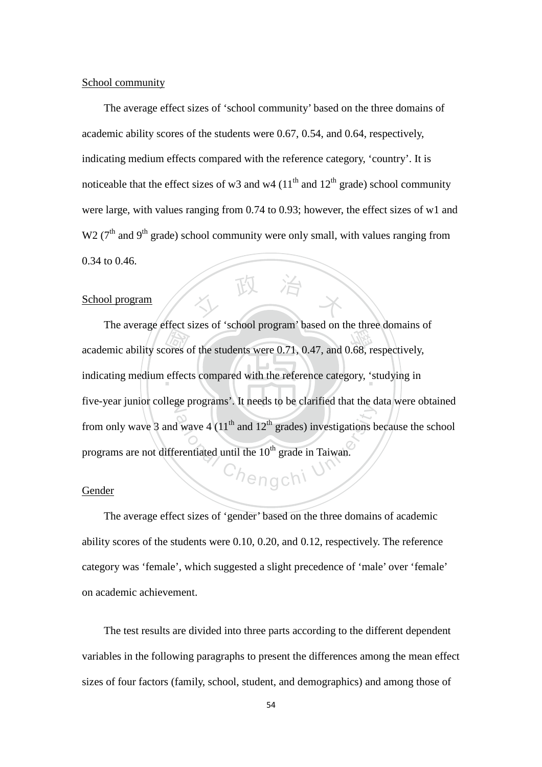School community

The average effect sizes of 'school community' based on the three domains of academic ability scores of the students were 0.67, 0.54, and 0.64, respectively, indicating medium effects compared with the reference category, 'country'. It is noticeable that the effect sizes of w3 and w4 (11th and 12th grade) school community were large, with values ranging from 0.74 to 0.93; however, the effect sizes of w1 and W2 (7th and 9th grade) school community were only small, with values ranging from 0.34 to 0.46.

School program

The average effect sizes of 'school program' based on the three domains of academic ability scores of the students were 0.71, 0.47, and 0.68, respectively, indicating medium effects compared with the reference category, 'studying in five-year junior college programs'. It needs to be clarified that the data were obtained from only wave 3 and wave 4 (11th and 12th grades) investigations because the school programs are not differentiated until the 10th grade in Taiwan.

Gender

The average effect sizes of 'gender' based on the three domains of academic ability scores of the students were 0.10, 0.20, and 0.12, respectively. The reference category was 'female', which suggested a slight precedence of 'male' over 'female' on academic achievement.

The test results are divided into three parts according to the different dependent variables in the following paragraphs to present the differences among the mean effect sizes of four factors (family, school, student, and demographics) and among those of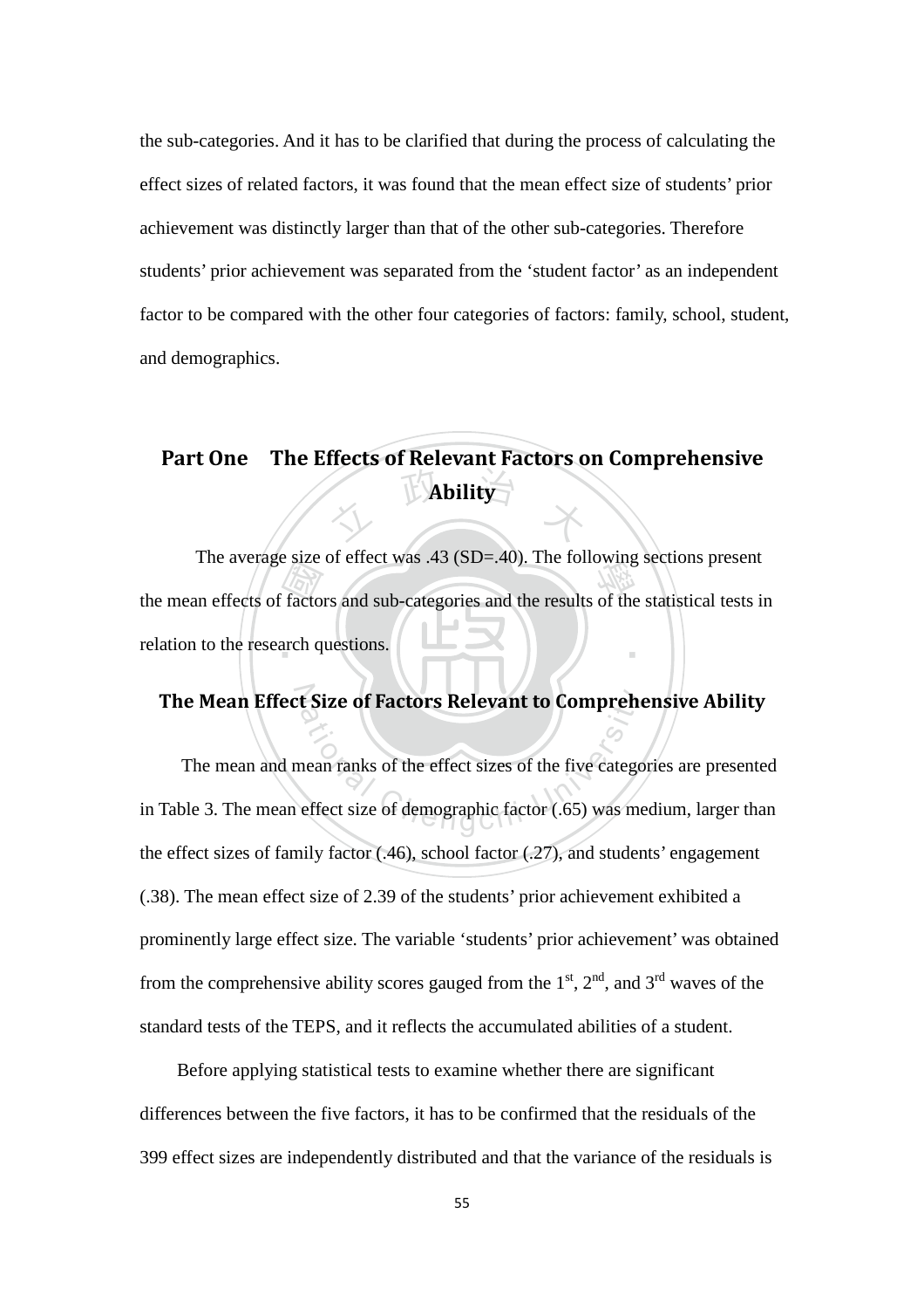the sub-categories. And it has to be clarified that during the process of calculating the effect sizes of related factors, it was found that the mean effect size of students' prior achievement was distinctly larger than that of the other sub-categories. Therefore students' prior achievement was separated from the 'student factor' as an independent factor to be compared with the other four categories of factors: family, school, student, and demographics.

## Part One The Effects of Relevant Factors on Comprehensive Ability

The average size of effect was .43 (SD=.40). The following sections present the mean effects of factors and sub-categories and the results of the statistical tests in relation to the research questions.

### The Mean Effect Size of Factors Relevant to Comprehensive Ability

The mean and mean ranks of the effect sizes of the five categories are presented in Table 3. The mean effect size of demographic factor (.65) was medium, larger than the effect sizes of family factor (.46), school factor (.27), and students' engagement (.38). The mean effect size of 2.39 of the students' prior achievement exhibited a prominently large effect size. The variable 'students' prior achievement' was obtained from the comprehensive ability scores gauged from the $1^{st}$, $2^{nd}$, and $3^{rd}$ waves of the standard tests of the TEPS, and it reflects the accumulated abilities of a student.

Before applying statistical tests to examine whether there are significant differences between the five factors, it has to be confirmed that the residuals of the 399 effect sizes are independently distributed and that the variance of the residuals is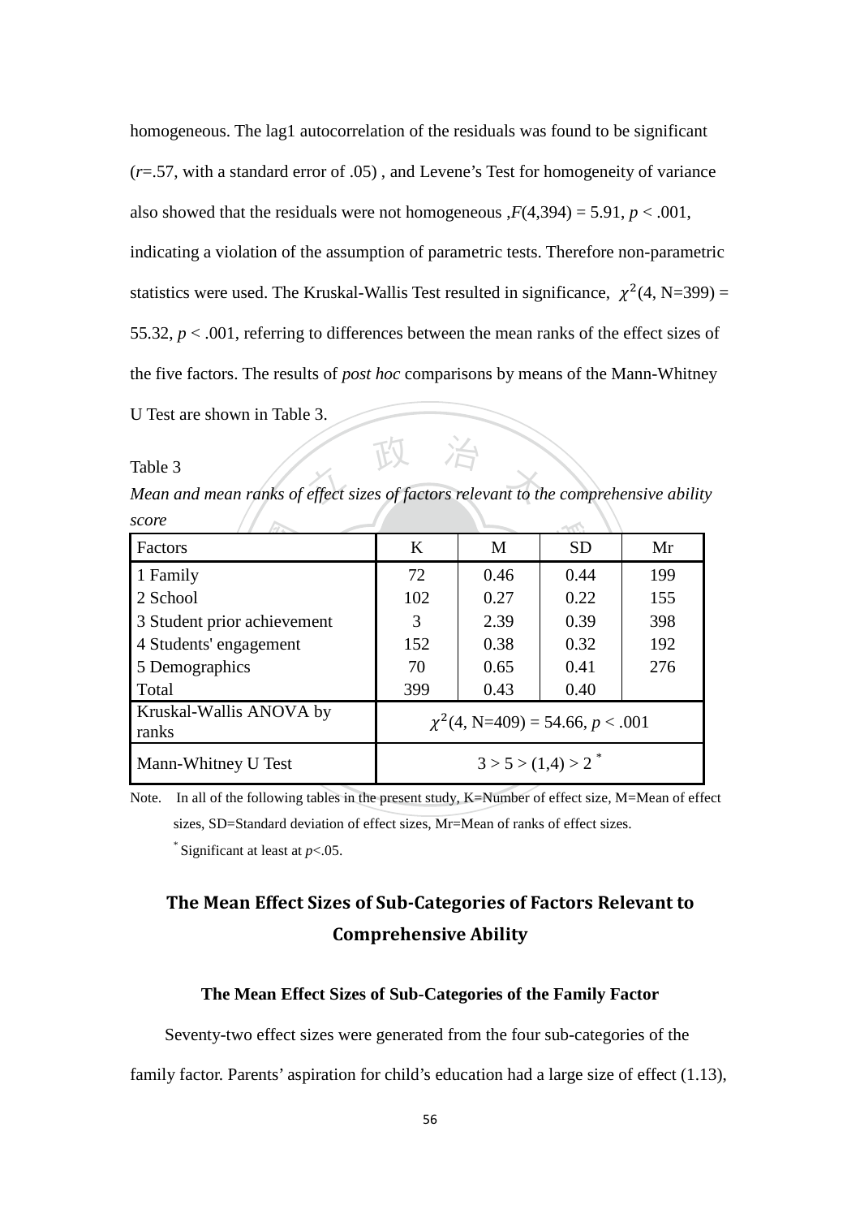homogeneous. The lag1 autocorrelation of the residuals was found to be significant (*r*=.57, with a standard error of .05) , and Levene's Test for homogeneity of variance also showed that the residuals were not homogeneous ,$F(4,394) = 5.91$, $p < .001$, indicating a violation of the assumption of parametric tests. Therefore non-parametric statistics were used. The Kruskal-Wallis Test resulted in significance, $\chi^2(4, N=399) = 55.32$, $p < .001$, referring to differences between the mean ranks of the effect sizes of the five factors. The results of *post hoc* comparisons by means of the Mann-Whitney U Test are shown in Table 3.

Table 3

*Mean and mean ranks of effect sizes of factors relevant to the comprehensive ability score*

| Factors | K | M | SD | Mr |
|---|---|---|---|---|
| 1 Family | 72 | 0.46 | 0.44 | 199 |
| 2 School | 102 | 0.27 | 0.22 | 155 |
| 3 Student prior achievement | 3 | 2.39 | 0.39 | 398 |
| 4 Students' engagement | 152 | 0.38 | 0.32 | 192 |
| 5 Demographics | 70 | 0.65 | 0.41 | 276 |
| Total | 399 | 0.43 | 0.40 | |
| Kruskal-Wallis ANOVA by ranks | $\chi^2(4, N=409) = 54.66$, $p < .001$ | | | |
| Mann-Whitney U Test | 3 > 5 > (1,4) > 2 * | | | |

Note. In all of the following tables in the present study, K=Number of effect size, M=Mean of effect sizes, SD=Standard deviation of effect sizes, Mr=Mean of ranks of effect sizes.

* Significant at least at $p<.05$.

## The Mean Effect Sizes of Sub-Categories of Factors Relevant to Comprehensive Ability

### The Mean Effect Sizes of Sub-Categories of the Family Factor

Seventy-two effect sizes were generated from the four sub-categories of the family factor. Parents' aspiration for child's education had a large size of effect (1.13),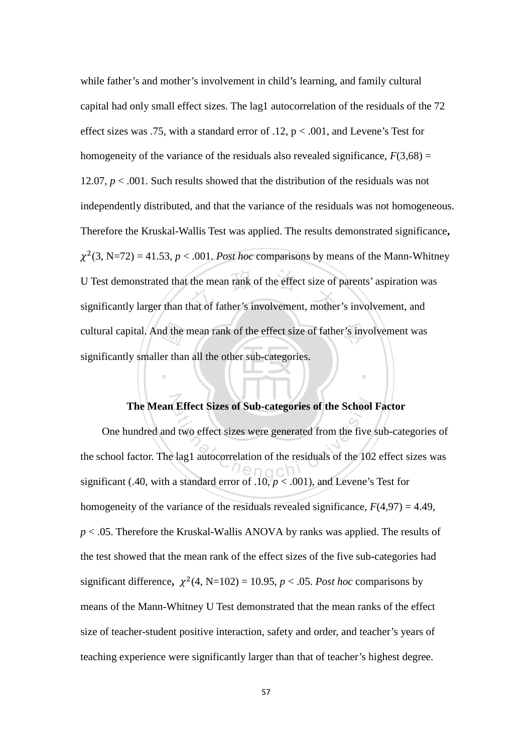while father's and mother's involvement in child's learning, and family cultural capital had only small effect sizes. The lag1 autocorrelation of the residuals of the 72 effect sizes was .75, with a standard error of .12, $p < .001$, and Levene's Test for homogeneity of the variance of the residuals also revealed significance, $F(3,68) = 12.07$, $p < .001$. Such results showed that the distribution of the residuals was not independently distributed, and that the variance of the residuals was not homogeneous. Therefore the Kruskal-Wallis Test was applied. The results demonstrated significance**,** $\chi^2(3, N=72) = 41.53$, $p < .001$. *Post hoc* comparisons by means of the Mann-Whitney U Test demonstrated that the mean rank of the effect size of parents' aspiration was significantly larger than that of father's involvement, mother's involvement, and cultural capital. And the mean rank of the effect size of father's involvement was significantly smaller than all the other sub-categories.

### The Mean Effect Sizes of Sub-categories of the School Factor

One hundred and two effect sizes were generated from the five sub-categories of the school factor. The lag1 autocorrelation of the residuals of the 102 effect sizes was significant (.40, with a standard error of .10, $p < .001$), and Levene's Test for homogeneity of the variance of the residuals revealed significance, $F(4,97) = 4.49$, $p < .05$. Therefore the Kruskal-Wallis ANOVA by ranks was applied. The results of the test showed that the mean rank of the effect sizes of the five sub-categories had significant difference**,** $\chi^2(4, N=102) = 10.95$, $p < .05$. *Post hoc* comparisons by means of the Mann-Whitney U Test demonstrated that the mean ranks of the effect size of teacher-student positive interaction, safety and order, and teacher's years of teaching experience were significantly larger than that of teacher's highest degree.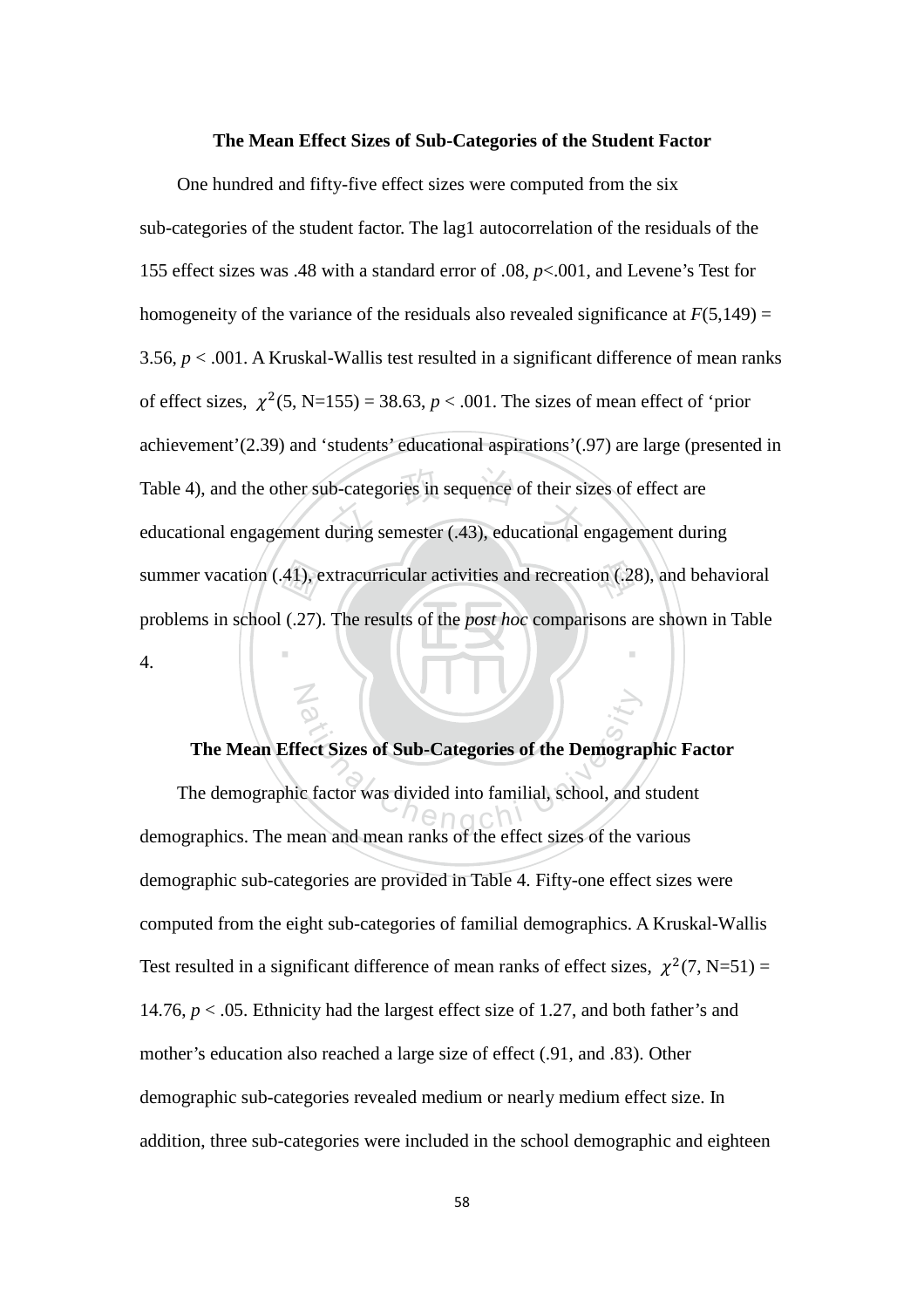### The Mean Effect Sizes of Sub-Categories of the Student Factor

One hundred and fifty-five effect sizes were computed from the six sub-categories of the student factor. The lag1 autocorrelation of the residuals of the 155 effect sizes was .48 with a standard error of .08, $p$<.001, and Levene's Test for homogeneity of the variance of the residuals also revealed significance at $F(5,149)$ = 3.56, $p$ < .001. A Kruskal-Wallis test resulted in a significant difference of mean ranks of effect sizes, $\chi^2(5, \text{N}=155) = 38.63$, $p$ < .001. The sizes of mean effect of 'prior achievement'(2.39) and 'students' educational aspirations'(.97) are large (presented in Table 4), and the other sub-categories in sequence of their sizes of effect are educational engagement during semester (.43), educational engagement during summer vacation (.41), extracurricular activities and recreation (.28), and behavioral problems in school (.27). The results of the *post hoc* comparisons are shown in Table 4.

### The Mean Effect Sizes of Sub-Categories of the Demographic Factor

The demographic factor was divided into familial, school, and student demographics. The mean and mean ranks of the effect sizes of the various demographic sub-categories are provided in Table 4. Fifty-one effect sizes were computed from the eight sub-categories of familial demographics. A Kruskal-Wallis Test resulted in a significant difference of mean ranks of effect sizes, $\chi^2(7, \text{N}=51) =$ 14.76, $p$ < .05. Ethnicity had the largest effect size of 1.27, and both father's and mother's education also reached a large size of effect (.91, and .83). Other demographic sub-categories revealed medium or nearly medium effect size. In addition, three sub-categories were included in the school demographic and eighteen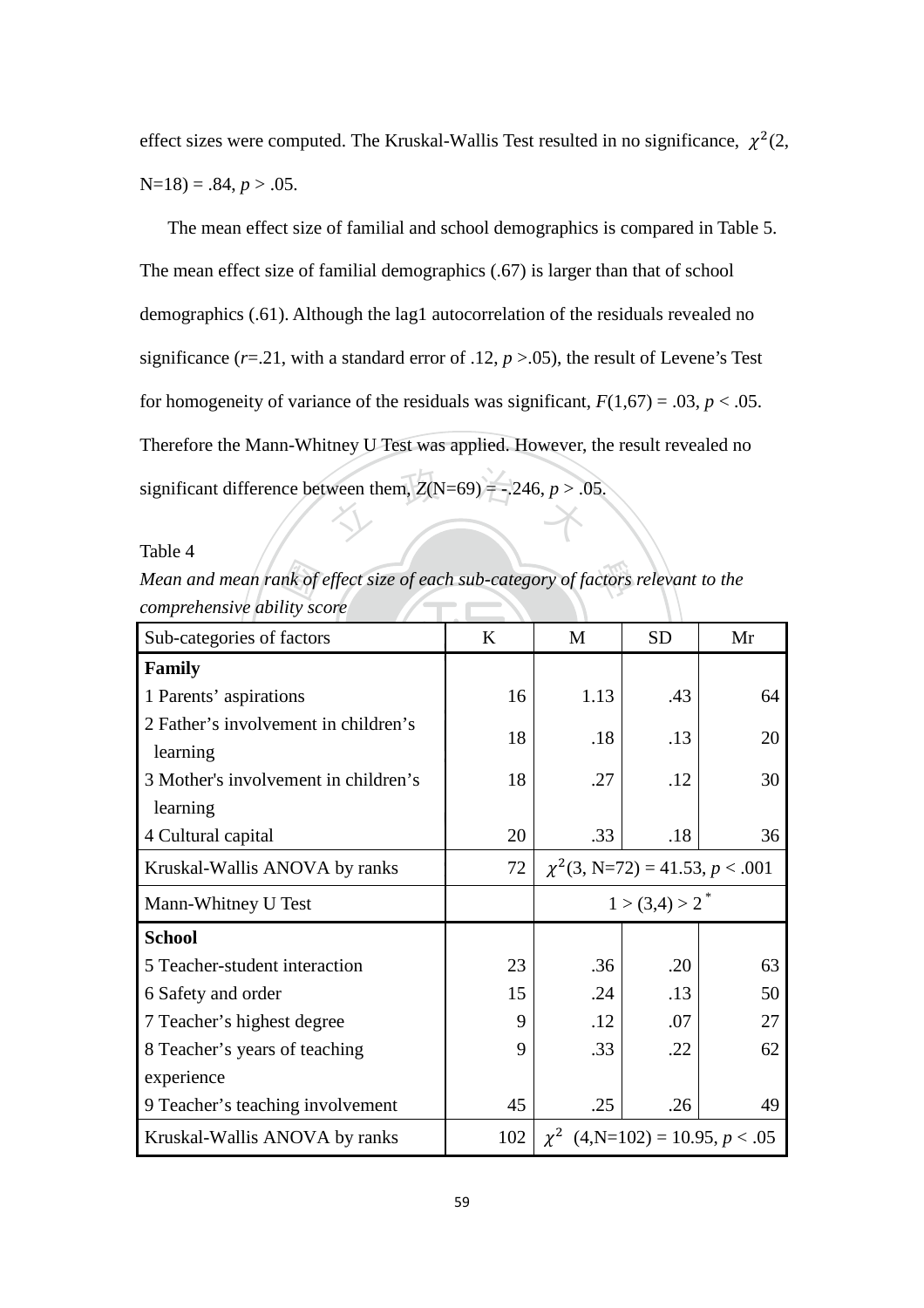effect sizes were computed. The Kruskal-Wallis Test resulted in no significance, $\chi^2(2, N=18) = .84$, $p > .05$.

The mean effect size of familial and school demographics is compared in Table 5. The mean effect size of familial demographics (.67) is larger than that of school demographics (.61). Although the lag1 autocorrelation of the residuals revealed no significance ($r$=.21, with a standard error of .12, $p$ >.05), the result of Levene's Test for homogeneity of variance of the residuals was significant, $F(1,67) = .03$, $p < .05$. Therefore the Mann-Whitney U Test was applied. However, the result revealed no significant difference between them, $Z(N=69) = -.246$, $p > .05$.

Table 4

*Mean and mean rank of effect size of each sub-category of factors relevant to the comprehensive ability score*

| Sub-categories of factors | K | M | SD | Mr |
|---|---|---|---|---|
| **Family** | | | | |
| 1 Parents' aspirations | 16 | 1.13 | .43 | 64 |
| 2 Father's involvement in children's learning | 18 | .18 | .13 | 20 |
| 3 Mother's involvement in children's learning | 18 | .27 | .12 | 30 |
| 4 Cultural capital | 20 | .33 | .18 | 36 |
| Kruskal-Wallis ANOVA by ranks | 72 | $\chi^2(3, N=72) = 41.53$, $p < .001$ | | |
| Mann-Whitney U Test | | 1 > (3,4) > 2 * | | |
| **School** | | | | |
| 5 Teacher-student interaction | 23 | .36 | .20 | 63 |
| 6 Safety and order | 15 | .24 | .13 | 50 |
| 7 Teacher's highest degree | 9 | .12 | .07 | 27 |
| 8 Teacher's years of teaching experience | 9 | .33 | .22 | 62 |
| 9 Teacher's teaching involvement | 45 | .25 | .26 | 49 |
| Kruskal-Wallis ANOVA by ranks | 102 | $\chi^2$ $(4, N=102) = 10.95$, $p < .05$ | | |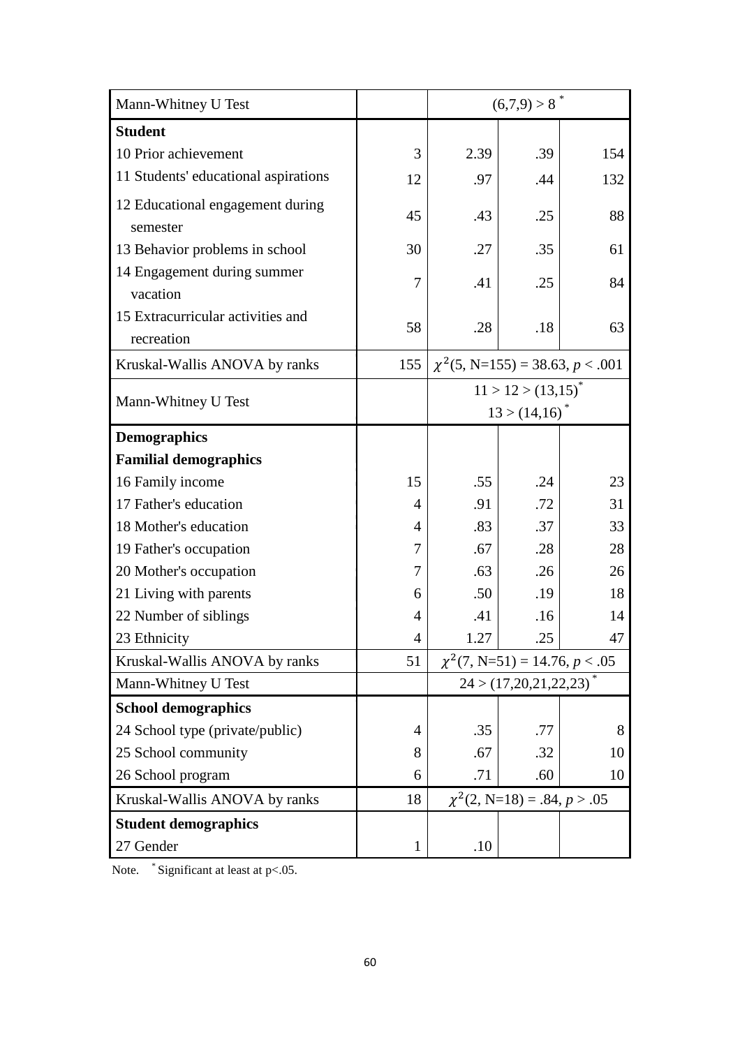| | | | | |
|---|---|---|---|---|
| Mann-Whitney U Test | | (6,7,9) > 8 * | | |
| **Student** | | | | |
| 10 Prior achievement | 3 | 2.39 | .39 | 154 |
| 11 Students' educational aspirations | 12 | .97 | .44 | 132 |
| 12 Educational engagement during semester | 45 | .43 | .25 | 88 |
| 13 Behavior problems in school | 30 | .27 | .35 | 61 |
| 14 Engagement during summer vacation | 7 | .41 | .25 | 84 |
| 15 Extracurricular activities and recreation | 58 | .28 | .18 | 63 |
| Kruskal-Wallis ANOVA by ranks | 155 | $\chi^2$(5, N=155) = 38.63, *p* < .001 | | |
| Mann-Whitney U Test | | 11 > 12 > (13,15)* 13 > (14,16) * | | |
| **Demographics** | | | | |
| **Familial demographics** | | | | |
| 16 Family income | 15 | .55 | .24 | 23 |
| 17 Father's education | 4 | .91 | .72 | 31 |
| 18 Mother's education | 4 | .83 | .37 | 33 |
| 19 Father's occupation | 7 | .67 | .28 | 28 |
| 20 Mother's occupation | 7 | .63 | .26 | 26 |
| 21 Living with parents | 6 | .50 | .19 | 18 |
| 22 Number of siblings | 4 | .41 | .16 | 14 |
| 23 Ethnicity | 4 | 1.27 | .25 | 47 |
| Kruskal-Wallis ANOVA by ranks | 51 | $\chi^2$(7, N=51) = 14.76, *p* < .05 | | |
| Mann-Whitney U Test | | 24 > (17,20,21,22,23) * | | |
| **School demographics** | | | | |
| 24 School type (private/public) | 4 | .35 | .77 | 8 |
| 25 School community | 8 | .67 | .32 | 10 |
| 26 School program | 6 | .71 | .60 | 10 |
| Kruskal-Wallis ANOVA by ranks | 18 | $\chi^2$(2, N=18) = .84, *p* > .05 | | |
| **Student demographics** | | | | |
| 27 Gender | 1 | .10 | | |

Note. * Significant at least at p<.05.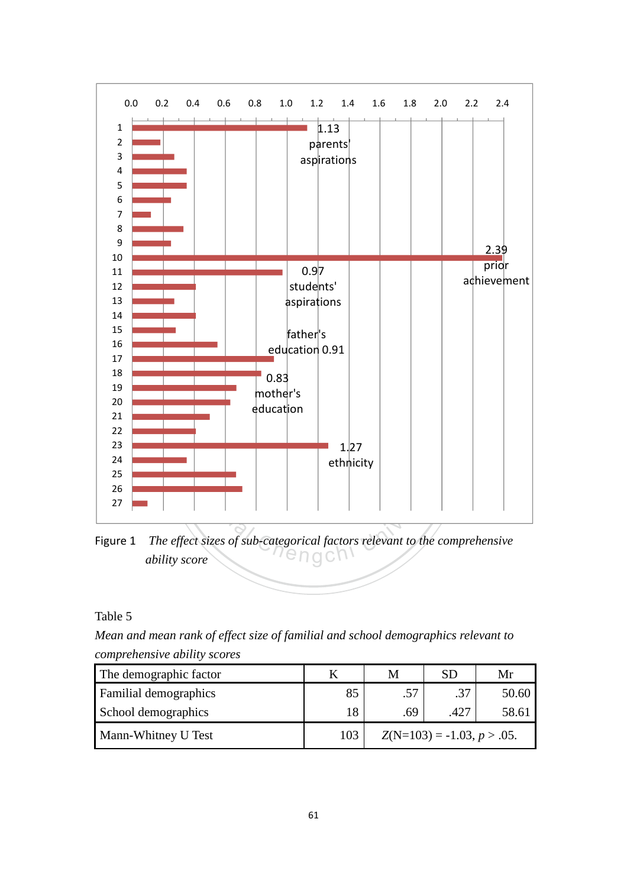Figure 1 *The effect sizes of sub-categorical factors relevant to the comprehensive ability score*

Table 5

*Mean and mean rank of effect size of familial and school demographics relevant to comprehensive ability scores*

| The demographic factor | K | M | SD | Mr |
|---|---|---|---|---|
| Familial demographics | 85 | .57 | .37 | 50.60 |
| School demographics | 18 | .69 | .427 | 58.61 |
| Mann-Whitney U Test | 103 | $Z$(N=103) = -1.03, $p$ > .05. | | |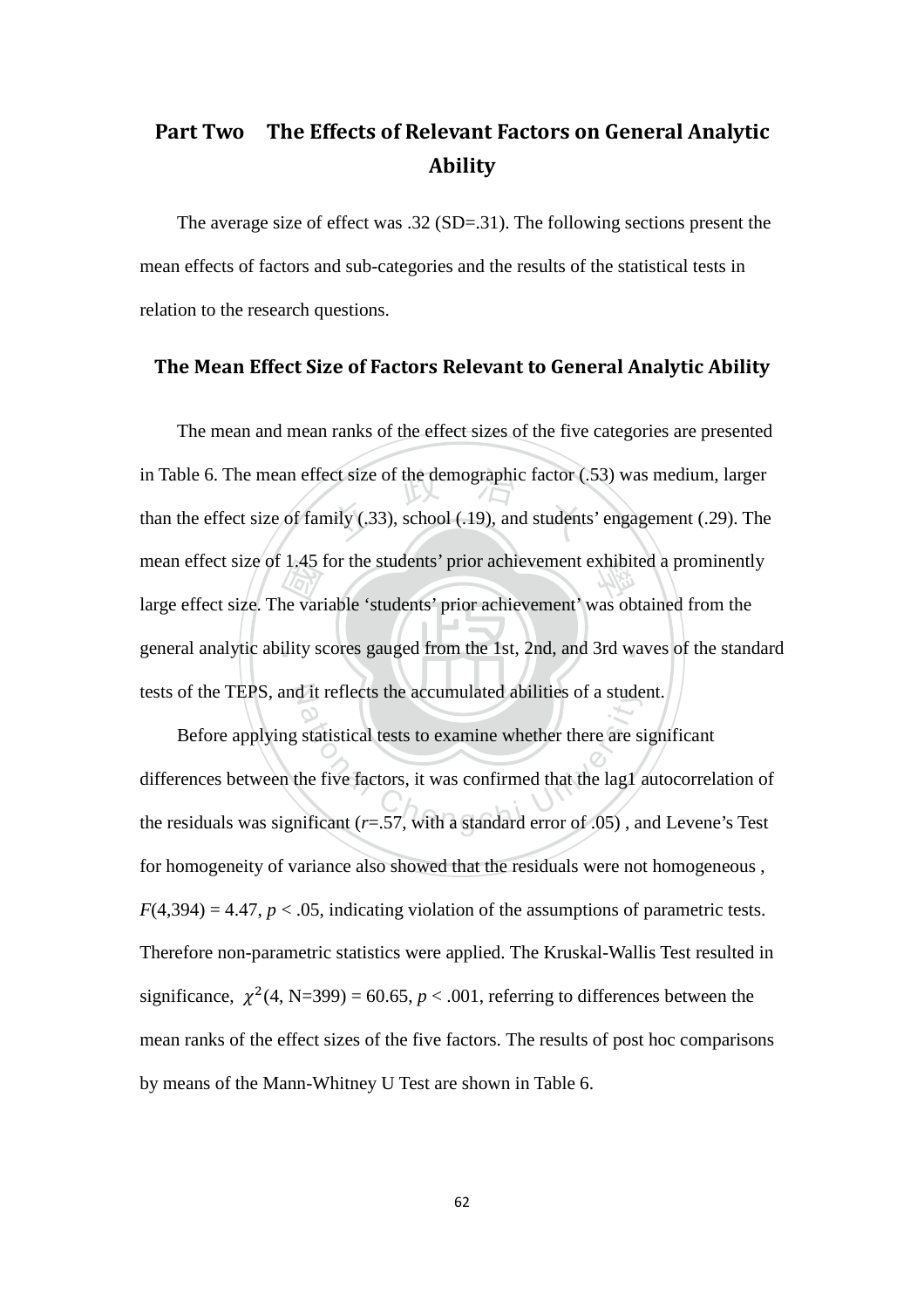## Part Two The Effects of Relevant Factors on General Analytic Ability

The average size of effect was .32 (SD=.31). The following sections present the mean effects of factors and sub-categories and the results of the statistical tests in relation to the research questions.

### The Mean Effect Size of Factors Relevant to General Analytic Ability

The mean and mean ranks of the effect sizes of the five categories are presented in Table 6. The mean effect size of the demographic factor (.53) was medium, larger than the effect size of family (.33), school (.19), and students' engagement (.29). The mean effect size of 1.45 for the students' prior achievement exhibited a prominently large effect size. The variable 'students' prior achievement' was obtained from the general analytic ability scores gauged from the 1st, 2nd, and 3rd waves of the standard tests of the TEPS, and it reflects the accumulated abilities of a student.

Before applying statistical tests to examine whether there are significant differences between the five factors, it was confirmed that the lag1 autocorrelation of the residuals was significant (*r*=.57, with a standard error of .05) , and Levene's Test for homogeneity of variance also showed that the residuals were not homogeneous , $F(4,394) = 4.47$, $p < .05$, indicating violation of the assumptions of parametric tests. Therefore non-parametric statistics were applied. The Kruskal-Wallis Test resulted in significance, $\chi^2(4, N=399) = 60.65$, $p < .001$, referring to differences between the mean ranks of the effect sizes of the five factors. The results of post hoc comparisons by means of the Mann-Whitney U Test are shown in Table 6.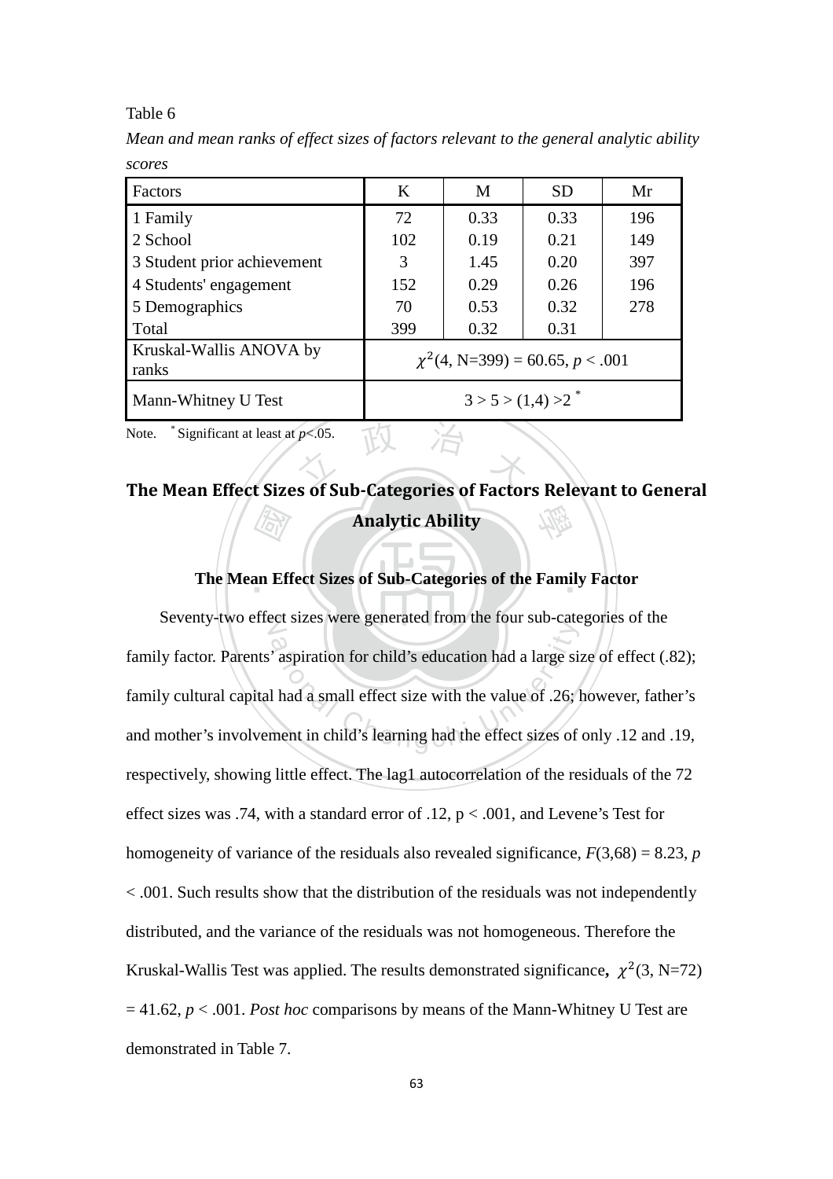Table 6

*Mean and mean ranks of effect sizes of factors relevant to the general analytic ability scores*

| Factors | K | M | SD | Mr |
|---|---|---|---|---|
| 1 Family | 72 | 0.33 | 0.33 | 196 |
| 2 School | 102 | 0.19 | 0.21 | 149 |
| 3 Student prior achievement | 3 | 1.45 | 0.20 | 397 |
| 4 Students' engagement | 152 | 0.29 | 0.26 | 196 |
| 5 Demographics | 70 | 0.53 | 0.32 | 278 |
| Total | 399 | 0.32 | 0.31 | |
| Kruskal-Wallis ANOVA by ranks | $\chi^2$(4, N=399) = 60.65, *p* < .001 | | | |
| Mann-Whitney U Test | 3 > 5 > (1,4) >2 * | | | |

Note. * Significant at least at *p*<.05.

## The Mean Effect Sizes of Sub-Categories of Factors Relevant to General Analytic Ability

### The Mean Effect Sizes of Sub-Categories of the Family Factor

Seventy-two effect sizes were generated from the four sub-categories of the family factor. Parents' aspiration for child's education had a large size of effect (.82); family cultural capital had a small effect size with the value of .26; however, father's and mother's involvement in child's learning had the effect sizes of only .12 and .19, respectively, showing little effect. The lag1 autocorrelation of the residuals of the 72 effect sizes was .74, with a standard error of .12, p < .001, and Levene's Test for homogeneity of variance of the residuals also revealed significance, *F*(3,68) = 8.23, *p* < .001. Such results show that the distribution of the residuals was not independently distributed, and the variance of the residuals was not homogeneous. Therefore the Kruskal-Wallis Test was applied. The results demonstrated significance**,** $\chi^2$(3, N=72) = 41.62, *p* < .001. *Post hoc* comparisons by means of the Mann-Whitney U Test are demonstrated in Table 7.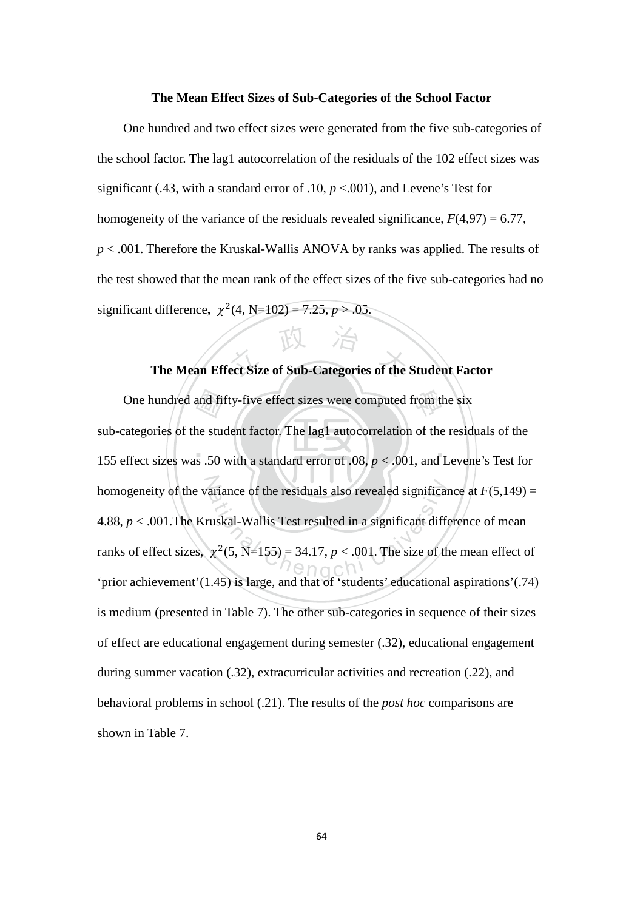### The Mean Effect Sizes of Sub-Categories of the School Factor

One hundred and two effect sizes were generated from the five sub-categories of the school factor. The lag1 autocorrelation of the residuals of the 102 effect sizes was significant (.43, with a standard error of .10, $p$ <.001), and Levene's Test for homogeneity of the variance of the residuals revealed significance, $F(4,97) = 6.77$, $p < .001$. Therefore the Kruskal-Wallis ANOVA by ranks was applied. The results of the test showed that the mean rank of the effect sizes of the five sub-categories had no significant difference**,** $\chi^2(4, N=102) = 7.25$, $p > .05$.

### The Mean Effect Size of Sub-Categories of the Student Factor

One hundred and fifty-five effect sizes were computed from the six sub-categories of the student factor. The lag1 autocorrelation of the residuals of the 155 effect sizes was .50 with a standard error of .08, $p < .001$, and Levene's Test for homogeneity of the variance of the residuals also revealed significance at $F(5,149) = 4.88$, $p < .001$.The Kruskal-Wallis Test resulted in a significant difference of mean ranks of effect sizes, $\chi^2(5, N=155) = 34.17$, $p < .001$. The size of the mean effect of 'prior achievement'(1.45) is large, and that of 'students' educational aspirations'(.74) is medium (presented in Table 7). The other sub-categories in sequence of their sizes of effect are educational engagement during semester (.32), educational engagement during summer vacation (.32), extracurricular activities and recreation (.22), and behavioral problems in school (.21). The results of the *post hoc* comparisons are shown in Table 7.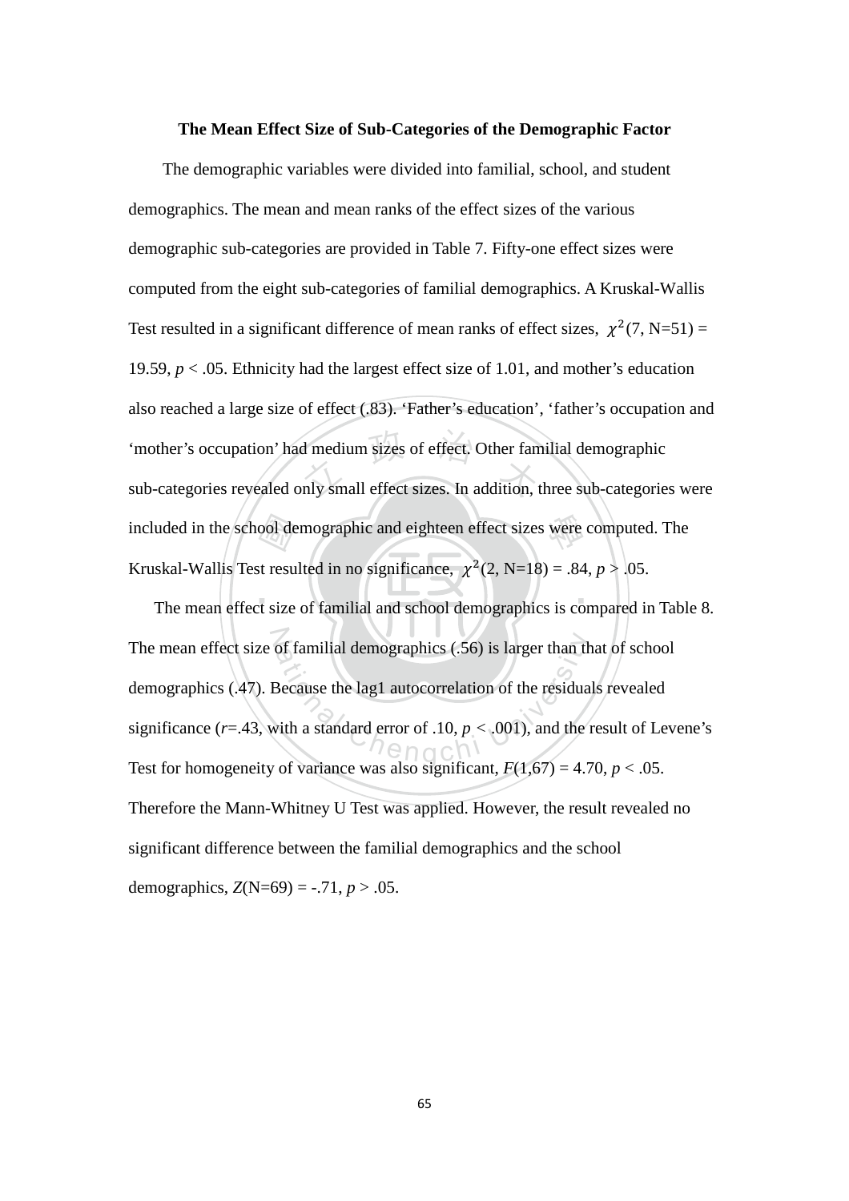**The Mean Effect Size of Sub-Categories of the Demographic Factor**

The demographic variables were divided into familial, school, and student demographics. The mean and mean ranks of the effect sizes of the various demographic sub-categories are provided in Table 7. Fifty-one effect sizes were computed from the eight sub-categories of familial demographics. A Kruskal-Wallis Test resulted in a significant difference of mean ranks of effect sizes, $\chi^2(7, N=51) = 19.59$, $p < .05$. Ethnicity had the largest effect size of 1.01, and mother's education also reached a large size of effect (.83). 'Father's education', 'father's occupation and 'mother's occupation' had medium sizes of effect. Other familial demographic sub-categories revealed only small effect sizes. In addition, three sub-categories were included in the school demographic and eighteen effect sizes were computed. The Kruskal-Wallis Test resulted in no significance, $\chi^2(2, N=18) = .84$, $p > .05$.

The mean effect size of familial and school demographics is compared in Table 8. The mean effect size of familial demographics (.56) is larger than that of school demographics (.47). Because the lag1 autocorrelation of the residuals revealed significance ($r$=.43, with a standard error of .10, $p < .001$), and the result of Levene's Test for homogeneity of variance was also significant, $F(1,67) = 4.70$, $p < .05$. Therefore the Mann-Whitney U Test was applied. However, the result revealed no significant difference between the familial demographics and the school demographics, $Z(N=69) = -.71$, $p > .05$.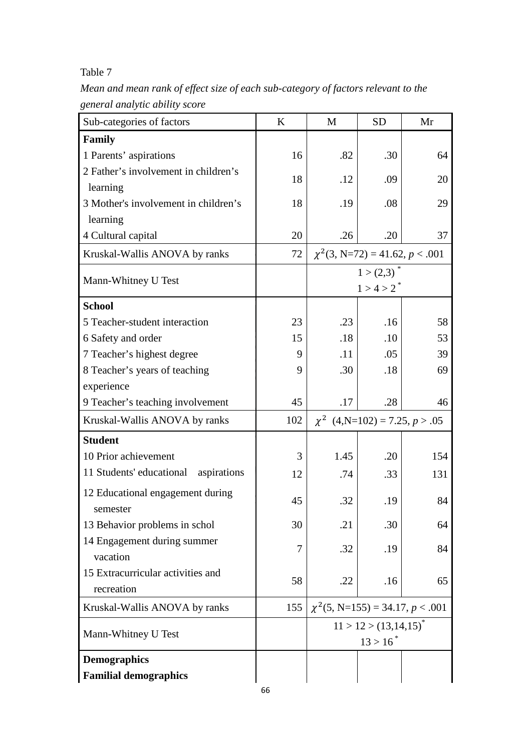Table 7

*Mean and mean rank of effect size of each sub-category of factors relevant to the general analytic ability score*

| Sub-categories of factors | K | M | SD | Mr |
|---|---|---|---|---|
| **Family** | | | | |
| 1 Parents' aspirations | 16 | .82 | .30 | 64 |
| 2 Father's involvement in children's learning | 18 | .12 | .09 | 20 |
| 3 Mother's involvement in children's learning | 18 | .19 | .08 | 29 |
| 4 Cultural capital | 20 | .26 | .20 | 37 |
| Kruskal-Wallis ANOVA by ranks | 72 | $\chi^2$(3, N=72) = 41.62, $p$ < .001 | | |
| Mann-Whitney U Test | | 1 > (2,3) * <br> 1 > 4 > 2 * | | |
| **School** | | | | |
| 5 Teacher-student interaction | 23 | .23 | .16 | 58 |
| 6 Safety and order | 15 | .18 | .10 | 53 |
| 7 Teacher's highest degree | 9 | .11 | .05 | 39 |
| 8 Teacher's years of teaching experience | 9 | .30 | .18 | 69 |
| 9 Teacher's teaching involvement | 45 | .17 | .28 | 46 |
| Kruskal-Wallis ANOVA by ranks | 102 | $\chi^2$ (4,N=102) = 7.25, $p$ > .05 | | |
| **Student** | | | | |
| 10 Prior achievement | 3 | 1.45 | .20 | 154 |
| 11 Students' educational aspirations | 12 | .74 | .33 | 131 |
| 12 Educational engagement during semester | 45 | .32 | .19 | 84 |
| 13 Behavior problems in schol | 30 | .21 | .30 | 64 |
| 14 Engagement during summer vacation | 7 | .32 | .19 | 84 |
| 15 Extracurricular activities and recreation | 58 | .22 | .16 | 65 |
| Kruskal-Wallis ANOVA by ranks | 155 | $\chi^2$(5, N=155) = 34.17, $p$ < .001 | | |
| Mann-Whitney U Test | | 11 > 12 > (13,14,15)* <br> 13 > 16 * | | |
| **Demographics** | | | | |
| **Familial demographics** | | | | |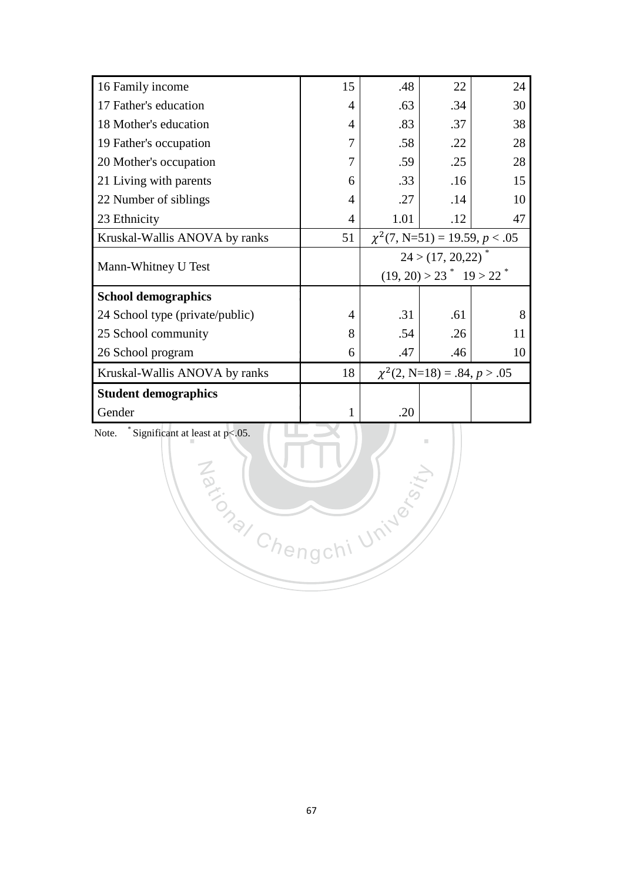| | | | | |
|---|---|---|---|---|
| 16 Family income | 15 | .48 | 22 | 24 |
| 17 Father's education | 4 | .63 | .34 | 30 |
| 18 Mother's education | 4 | .83 | .37 | 38 |
| 19 Father's occupation | 7 | .58 | .22 | 28 |
| 20 Mother's occupation | 7 | .59 | .25 | 28 |
| 21 Living with parents | 6 | .33 | .16 | 15 |
| 22 Number of siblings | 4 | .27 | .14 | 10 |
| 23 Ethnicity | 4 | 1.01 | .12 | 47 |
| Kruskal-Wallis ANOVA by ranks | 51 | $\chi^2(7, N=51) = 19.59, p < .05$ | | |
| Mann-Whitney U Test | | $24 > (17, 20,22)^*$ $(19, 20) > 23^*$ $19 > 22^*$ | | |
| **School demographics** | | | | |
| 24 School type (private/public) | 4 | .31 | .61 | 8 |
| 25 School community | 8 | .54 | .26 | 11 |
| 26 School program | 6 | .47 | .46 | 10 |
| Kruskal-Wallis ANOVA by ranks | 18 | $\chi^2(2, N=18) = .84, p > .05$ | | |
| **Student demographics** | | | | |
| Gender | 1 | .20 | | |

Note. * Significant at least at p<.05.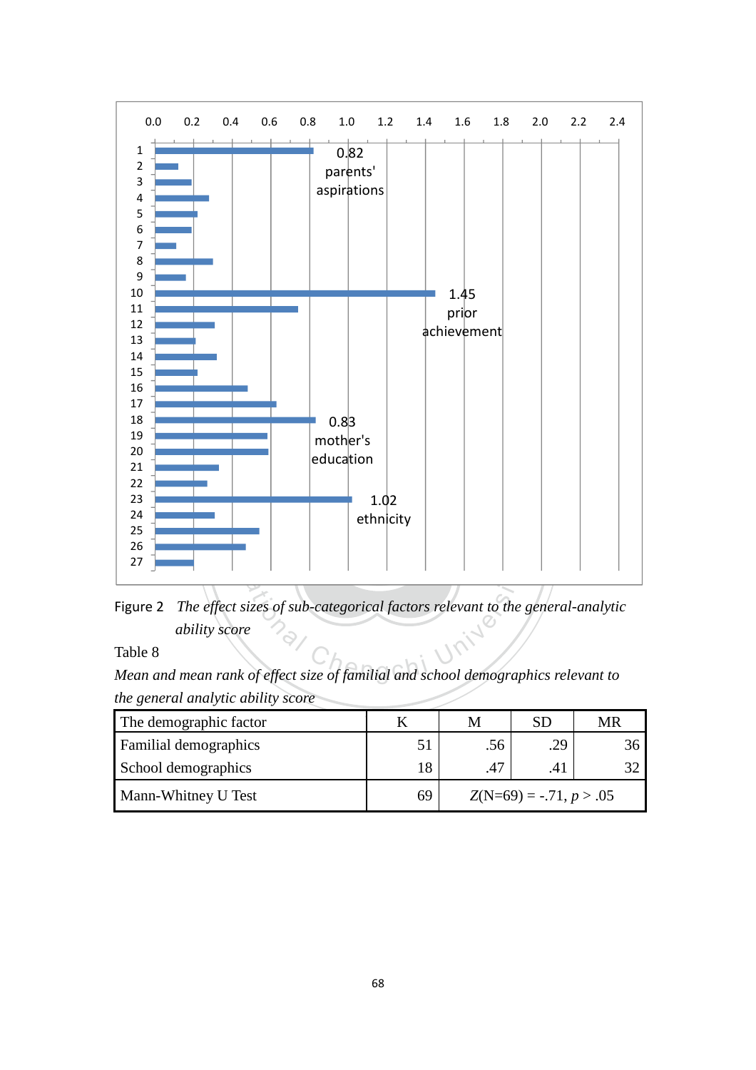Figure 2 *The effect sizes of sub-categorical factors relevant to the general-analytic ability score*

Table 8

*Mean and mean rank of effect size of familial and school demographics relevant to the general analytic ability score*

| The demographic factor | K | M | SD | MR |
|---|---|---|---|---|
| Familial demographics | 51 | .56 | .29 | 36 |
| School demographics | 18 | .47 | .41 | 32 |
| Mann-Whitney U Test | 69 | $Z$(N=69) = -.71, $p > .05$ | | |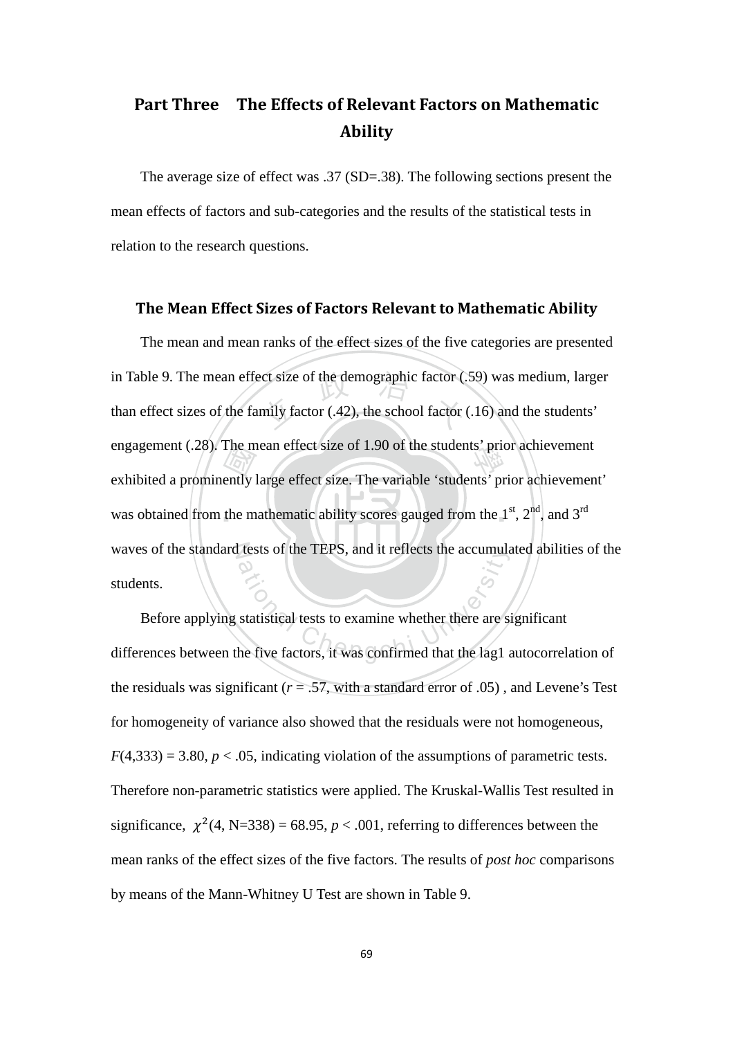## Part Three The Effects of Relevant Factors on Mathematic Ability

The average size of effect was .37 (SD=.38). The following sections present the mean effects of factors and sub-categories and the results of the statistical tests in relation to the research questions.

### The Mean Effect Sizes of Factors Relevant to Mathematic Ability

The mean and mean ranks of the effect sizes of the five categories are presented in Table 9. The mean effect size of the demographic factor (.59) was medium, larger than effect sizes of the family factor (.42), the school factor (.16) and the students' engagement (.28). The mean effect size of 1.90 of the students' prior achievement exhibited a prominently large effect size. The variable 'students' prior achievement' was obtained from the mathematic ability scores gauged from the 1st, 2nd, and 3rd waves of the standard tests of the TEPS, and it reflects the accumulated abilities of the students.

Before applying statistical tests to examine whether there are significant differences between the five factors, it was confirmed that the lag1 autocorrelation of the residuals was significant (*r* = .57, with a standard error of .05) , and Levene's Test for homogeneity of variance also showed that the residuals were not homogeneous, $F(4,333) = 3.80$, $p < .05$, indicating violation of the assumptions of parametric tests. Therefore non-parametric statistics were applied. The Kruskal-Wallis Test resulted in significance, $\chi^2(4, N=338) = 68.95$, $p < .001$, referring to differences between the mean ranks of the effect sizes of the five factors. The results of *post hoc* comparisons by means of the Mann-Whitney U Test are shown in Table 9.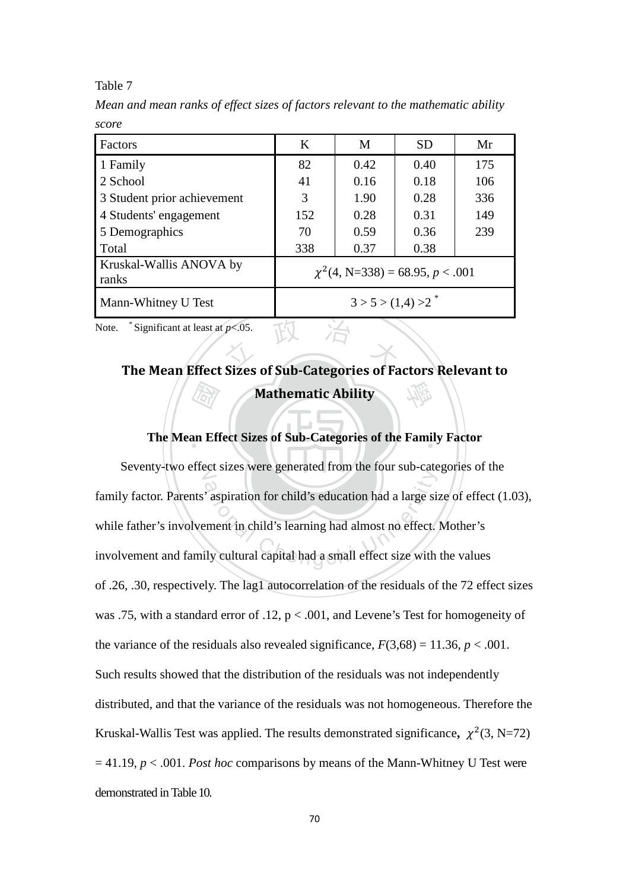Table 7

*Mean and mean ranks of effect sizes of factors relevant to the mathematic ability score*

| Factors | K | M | SD | Mr |
|---|---|---|---|---|
| 1 Family | 82 | 0.42 | 0.40 | 175 |
| 2 School | 41 | 0.16 | 0.18 | 106 |
| 3 Student prior achievement | 3 | 1.90 | 0.28 | 336 |
| 4 Students' engagement | 152 | 0.28 | 0.31 | 149 |
| 5 Demographics | 70 | 0.59 | 0.36 | 239 |
| Total | 338 | 0.37 | 0.38 | |
| Kruskal-Wallis ANOVA by ranks | $\chi^2$(4, N=338) = 68.95, $p$ < .001 | | | |
| Mann-Whitney U Test | 3 > 5 > (1,4) >2 * | | | |

Note. * Significant at least at $p$<.05.

## The Mean Effect Sizes of Sub-Categories of Factors Relevant to Mathematic Ability

### The Mean Effect Sizes of Sub-Categories of the Family Factor

Seventy-two effect sizes were generated from the four sub-categories of the family factor. Parents' aspiration for child's education had a large size of effect (1.03), while father's involvement in child's learning had almost no effect. Mother's involvement and family cultural capital had a small effect size with the values of .26, .30, respectively. The lag1 autocorrelation of the residuals of the 72 effect sizes was .75, with a standard error of .12, p < .001, and Levene's Test for homogeneity of the variance of the residuals also revealed significance, $F$(3,68) = 11.36, $p$ < .001. Such results showed that the distribution of the residuals was not independently distributed, and that the variance of the residuals was not homogeneous. Therefore the Kruskal-Wallis Test was applied. The results demonstrated significance**,** $\chi^2$(3, N=72) = 41.19, $p$ < .001. *Post hoc* comparisons by means of the Mann-Whitney U Test were demonstrated in Table 10.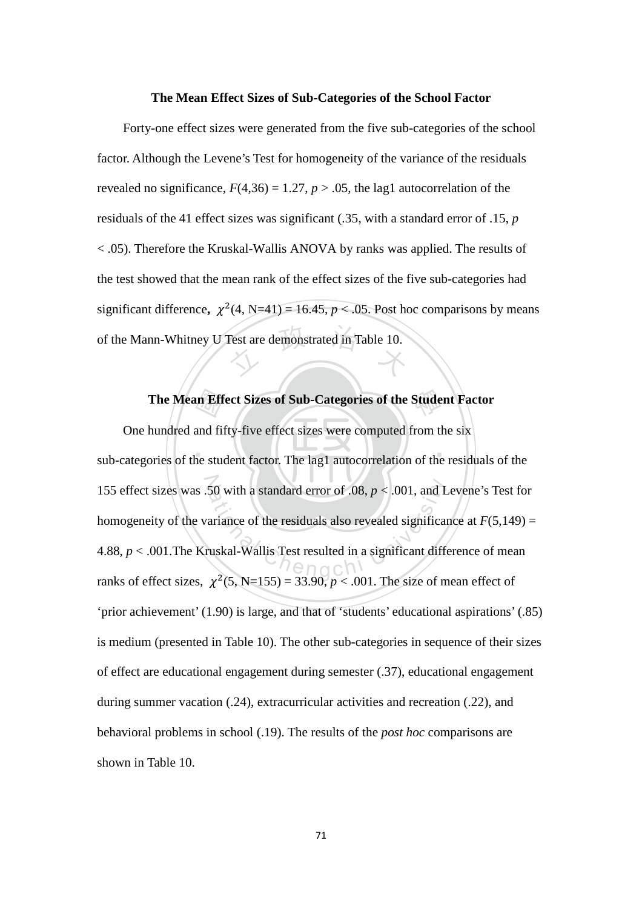### The Mean Effect Sizes of Sub-Categories of the School Factor

Forty-one effect sizes were generated from the five sub-categories of the school factor. Although the Levene's Test for homogeneity of the variance of the residuals revealed no significance, $F(4,36) = 1.27$, $p > .05$, the lag1 autocorrelation of the residuals of the 41 effect sizes was significant (.35, with a standard error of .15, $p < .05$). Therefore the Kruskal-Wallis ANOVA by ranks was applied. The results of the test showed that the mean rank of the effect sizes of the five sub-categories had significant difference**,** $\chi^2(4, N=41) = 16.45$, $p < .05$. Post hoc comparisons by means of the Mann-Whitney U Test are demonstrated in Table 10.

### The Mean Effect Sizes of Sub-Categories of the Student Factor

One hundred and fifty-five effect sizes were computed from the six sub-categories of the student factor. The lag1 autocorrelation of the residuals of the 155 effect sizes was .50 with a standard error of .08, $p < .001$, and Levene's Test for homogeneity of the variance of the residuals also revealed significance at $F(5,149) = 4.88$, $p < .001$.The Kruskal-Wallis Test resulted in a significant difference of mean ranks of effect sizes, $\chi^2(5, N=155) = 33.90$, $p < .001$. The size of mean effect of 'prior achievement' (1.90) is large, and that of 'students' educational aspirations' (.85) is medium (presented in Table 10). The other sub-categories in sequence of their sizes of effect are educational engagement during semester (.37), educational engagement during summer vacation (.24), extracurricular activities and recreation (.22), and behavioral problems in school (.19). The results of the *post hoc* comparisons are shown in Table 10.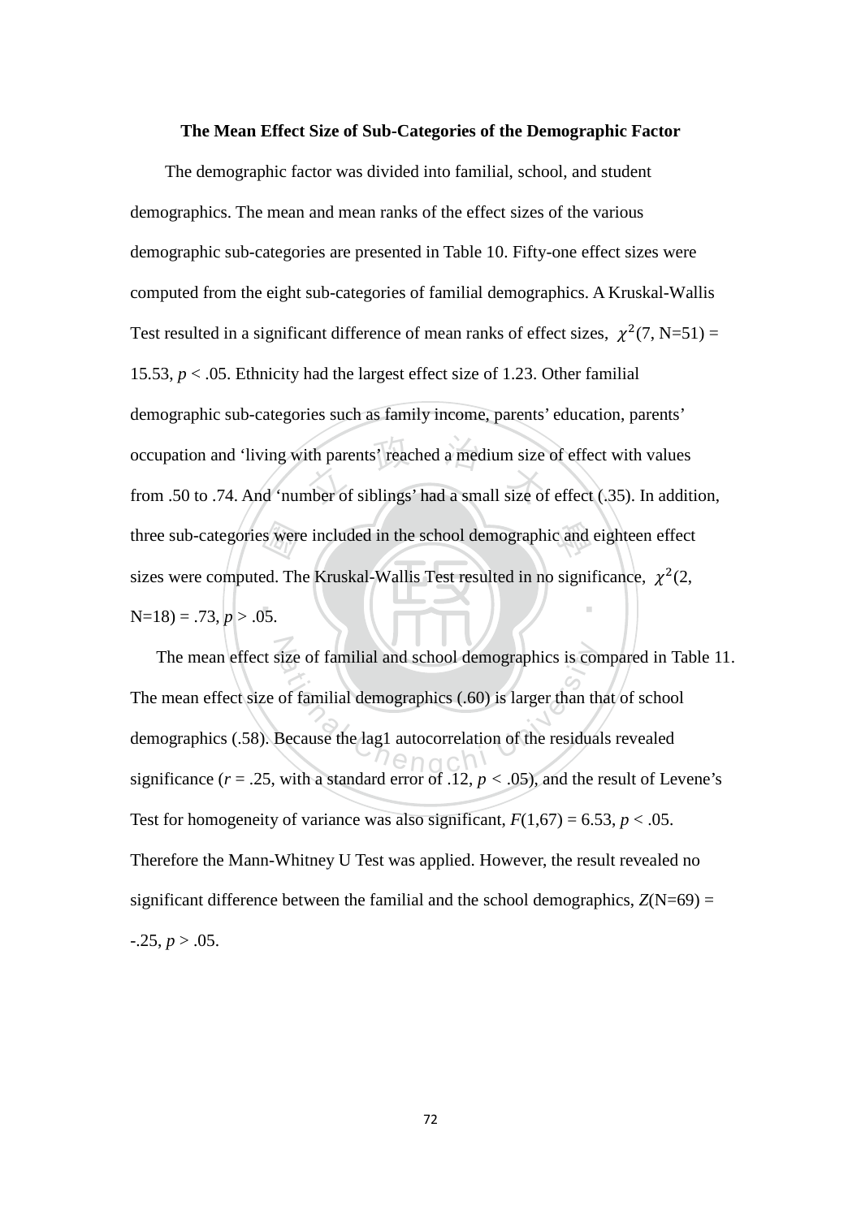### The Mean Effect Size of Sub-Categories of the Demographic Factor

The demographic factor was divided into familial, school, and student demographics. The mean and mean ranks of the effect sizes of the various demographic sub-categories are presented in Table 10. Fifty-one effect sizes were computed from the eight sub-categories of familial demographics. A Kruskal-Wallis Test resulted in a significant difference of mean ranks of effect sizes, $\chi^2(7, N=51) = 15.53$, $p < .05$. Ethnicity had the largest effect size of 1.23. Other familial demographic sub-categories such as family income, parents' education, parents' occupation and 'living with parents' reached a medium size of effect with values from .50 to .74. And 'number of siblings' had a small size of effect (.35). In addition, three sub-categories were included in the school demographic and eighteen effect sizes were computed. The Kruskal-Wallis Test resulted in no significance, $\chi^2(2, N=18) = .73$, $p > .05$.

The mean effect size of familial and school demographics is compared in Table 11. The mean effect size of familial demographics (.60) is larger than that of school demographics (.58). Because the lag1 autocorrelation of the residuals revealed significance ($r = .25$, with a standard error of .12, $p < .05$), and the result of Levene's Test for homogeneity of variance was also significant, $F(1,67) = 6.53$, $p < .05$. Therefore the Mann-Whitney U Test was applied. However, the result revealed no significant difference between the familial and the school demographics, $Z(N=69) = -.25$, $p > .05$.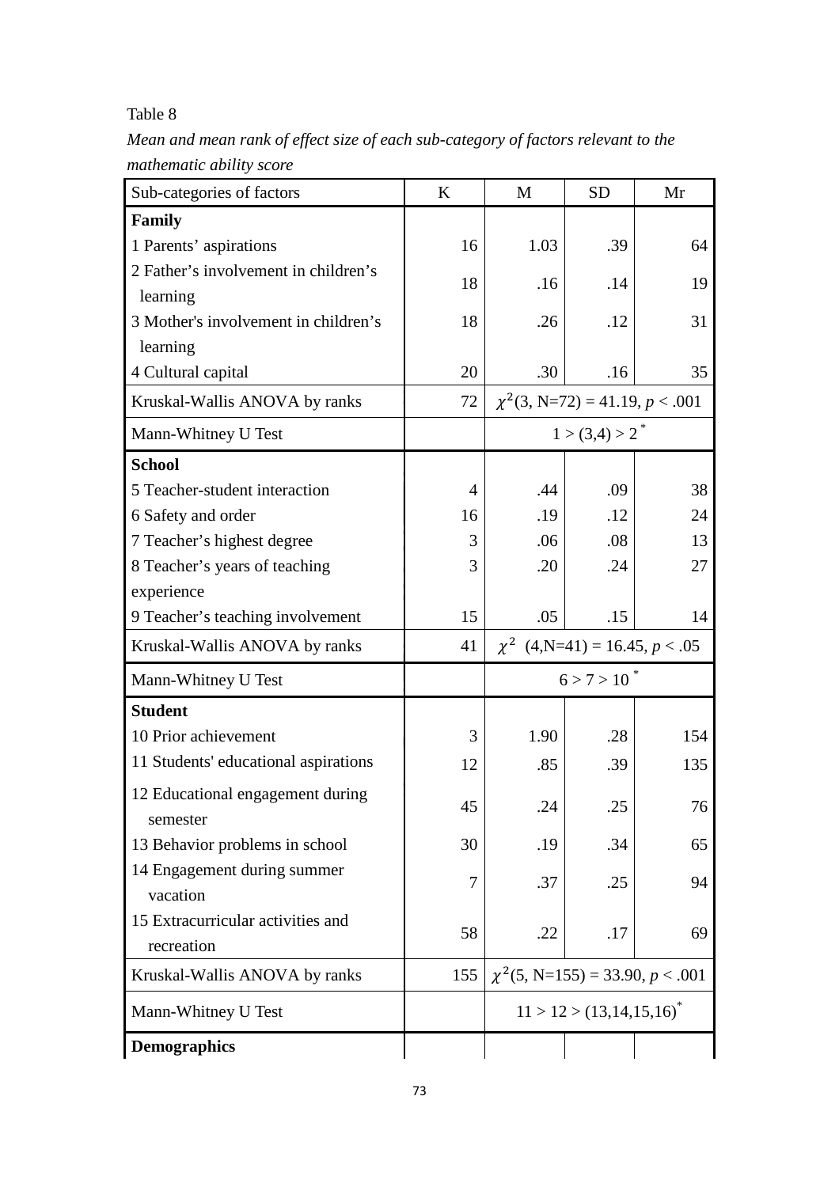Table 8

*Mean and mean rank of effect size of each sub-category of factors relevant to the mathematic ability score*

| Sub-categories of factors | K | M | SD | Mr |
|---|---|---|---|---|
| **Family** | | | | |
| 1 Parents' aspirations | 16 | 1.03 | .39 | 64 |
| 2 Father's involvement in children's learning | 18 | .16 | .14 | 19 |
| 3 Mother's involvement in children's learning | 18 | .26 | .12 | 31 |
| 4 Cultural capital | 20 | .30 | .16 | 35 |
| Kruskal-Wallis ANOVA by ranks | 72 | $\chi^2$(3, N=72) = 41.19, $p < .001$ | | |
| Mann-Whitney U Test | | 1 > (3,4) > 2 * | | |
| **School** | | | | |
| 5 Teacher-student interaction | 4 | .44 | .09 | 38 |
| 6 Safety and order | 16 | .19 | .12 | 24 |
| 7 Teacher's highest degree | 3 | .06 | .08 | 13 |
| 8 Teacher's years of teaching experience | 3 | .20 | .24 | 27 |
| 9 Teacher's teaching involvement | 15 | .05 | .15 | 14 |
| Kruskal-Wallis ANOVA by ranks | 41 | $\chi^2$ (4,N=41) = 16.45, $p < .05$ | | |
| Mann-Whitney U Test | | 6 > 7 > 10 * | | |
| **Student** | | | | |
| 10 Prior achievement | 3 | 1.90 | .28 | 154 |
| 11 Students' educational aspirations | 12 | .85 | .39 | 135 |
| 12 Educational engagement during semester | 45 | .24 | .25 | 76 |
| 13 Behavior problems in school | 30 | .19 | .34 | 65 |
| 14 Engagement during summer vacation | 7 | .37 | .25 | 94 |
| 15 Extracurricular activities and recreation | 58 | .22 | .17 | 69 |
| Kruskal-Wallis ANOVA by ranks | 155 | $\chi^2$(5, N=155) = 33.90, $p < .001$ | | |
| Mann-Whitney U Test | | 11 > 12 > (13,14,15,16)* | | |
| **Demographics** | | | | |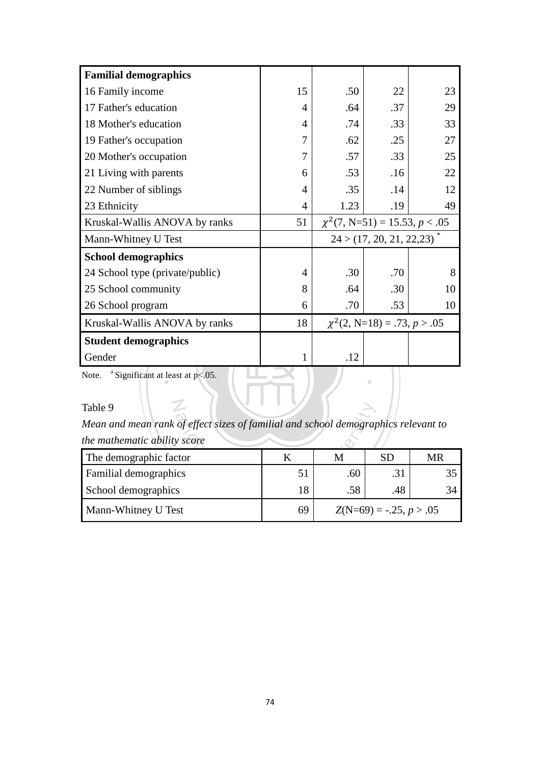| **Familial demographics** | | | | |
|---|---|---|---|---|
| 16 Family income | 15 | .50 | 22 | 23 |
| 17 Father's education | 4 | .64 | .37 | 29 |
| 18 Mother's education | 4 | .74 | .33 | 33 |
| 19 Father's occupation | 7 | .62 | .25 | 27 |
| 20 Mother's occupation | 7 | .57 | .33 | 25 |
| 21 Living with parents | 6 | .53 | .16 | 22 |
| 22 Number of siblings | 4 | .35 | .14 | 12 |
| 23 Ethnicity | 4 | 1.23 | .19 | 49 |
| Kruskal-Wallis ANOVA by ranks | 51 | $\chi^2(7, N{=}51) = 15.53, p < .05$ | | |
| Mann-Whitney U Test | | 24 > (17, 20, 21, 22,23) * | | |
| **School demographics** | | | | |
| 24 School type (private/public) | 4 | .30 | .70 | 8 |
| 25 School community | 8 | .64 | .30 | 10 |
| 26 School program | 6 | .70 | .53 | 10 |
| Kruskal-Wallis ANOVA by ranks | 18 | $\chi^2(2, N{=}18) = .73, p > .05$ | | |
| **Student demographics** | | | | |
| Gender | 1 | .12 | | |

Note. [a] Significant at least at p<.05.

Table 9

*Mean and mean rank of effect sizes of familial and school demographics relevant to the mathematic ability score*

| The demographic factor | K | M | SD | MR |
|---|---|---|---|---|
| Familial demographics | 51 | .60 | .31 | 35 |
| School demographics | 18 | .58 | .48 | 34 |
| Mann-Whitney U Test | 69 | $Z(N{=}69) = -.25, p > .05$ | | |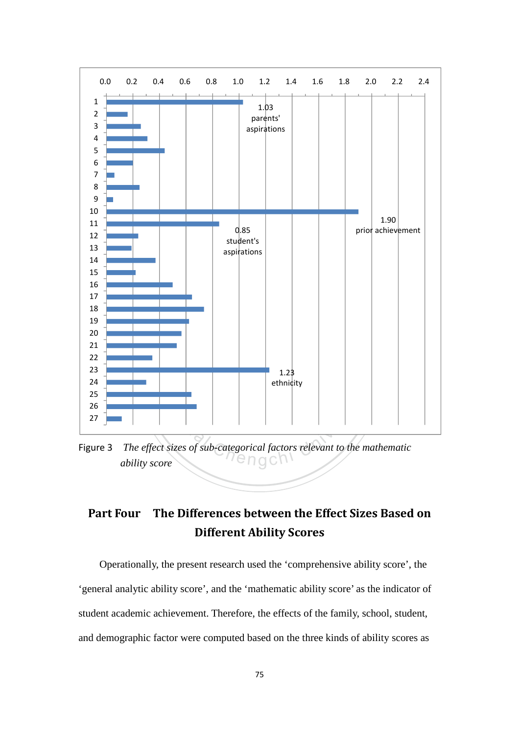Figure 3 *The effect sizes of sub-categorical factors relevant to the mathematic ability score*

## Part Four The Differences between the Effect Sizes Based on Different Ability Scores

Operationally, the present research used the 'comprehensive ability score', the 'general analytic ability score', and the 'mathematic ability score' as the indicator of student academic achievement. Therefore, the effects of the family, school, student, and demographic factor were computed based on the three kinds of ability scores as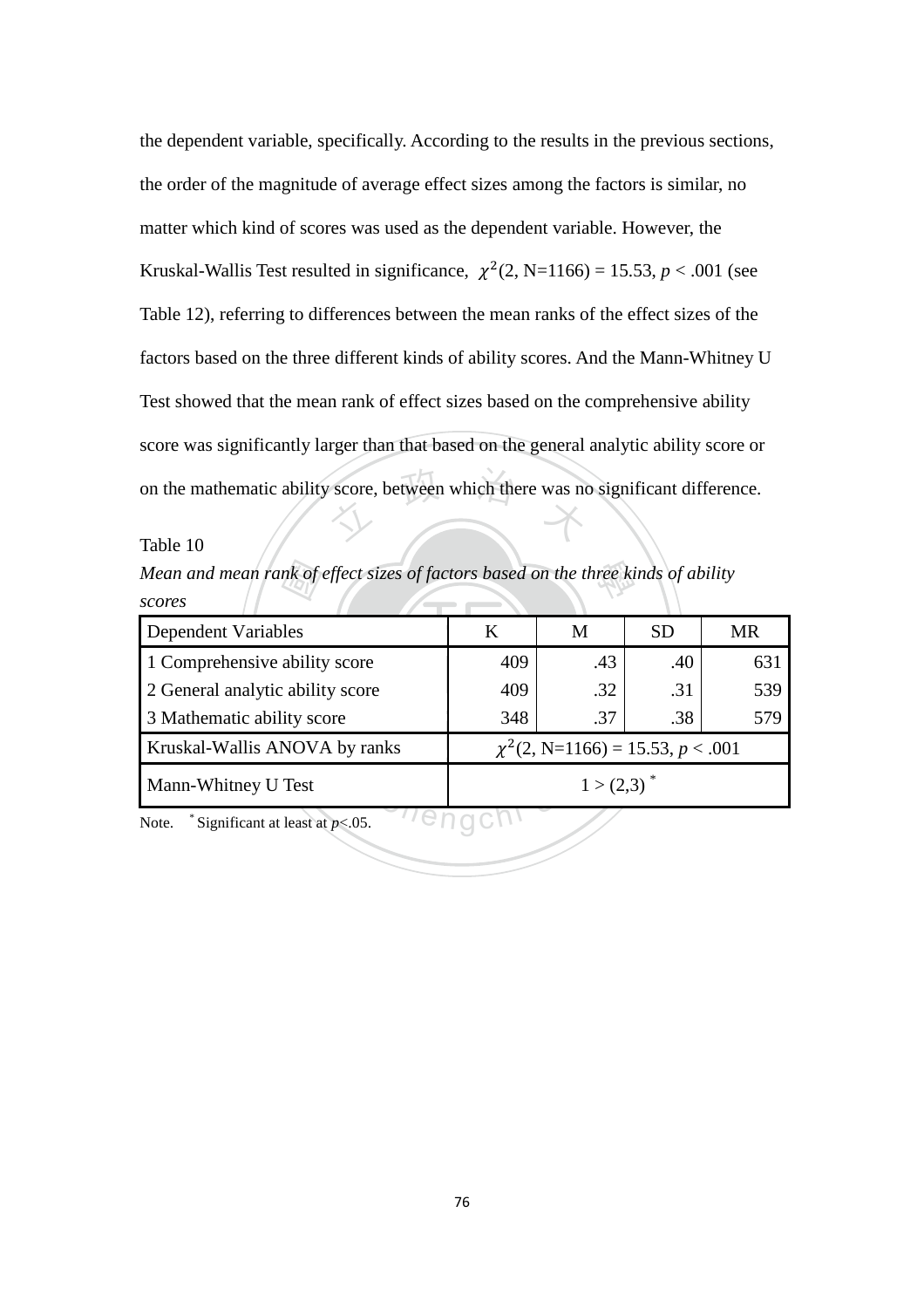the dependent variable, specifically. According to the results in the previous sections, the order of the magnitude of average effect sizes among the factors is similar, no matter which kind of scores was used as the dependent variable. However, the Kruskal-Wallis Test resulted in significance, $\chi^2$(2, N=1166) = 15.53, *p* < .001 (see Table 12), referring to differences between the mean ranks of the effect sizes of the factors based on the three different kinds of ability scores. And the Mann-Whitney U Test showed that the mean rank of effect sizes based on the comprehensive ability score was significantly larger than that based on the general analytic ability score or on the mathematic ability score, between which there was no significant difference.

Table 10

*Mean and mean rank of effect sizes of factors based on the three kinds of ability scores*

| Dependent Variables | K | M | SD | MR |
|---|---|---|---|---|
| 1 Comprehensive ability score | 409 | .43 | .40 | 631 |
| 2 General analytic ability score | 409 | .32 | .31 | 539 |
| 3 Mathematic ability score | 348 | .37 | .38 | 579 |
| Kruskal-Wallis ANOVA by ranks | $\chi^2$(2, N=1166) = 15.53, *p* < .001 | | | |
| Mann-Whitney U Test | 1 > (2,3) * | | | |

Note. * Significant at least at *p*<.05.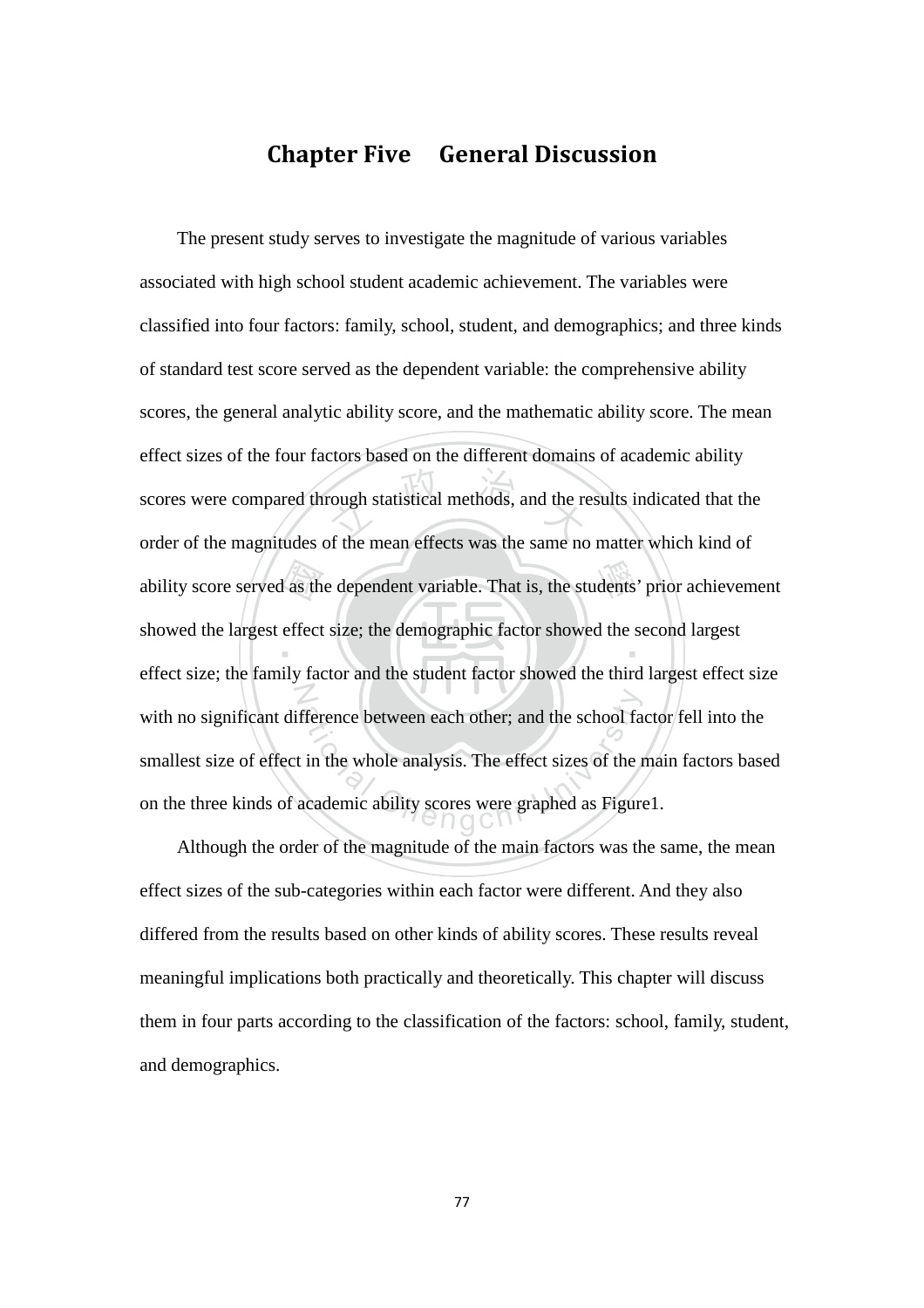# Chapter Five General Discussion

The present study serves to investigate the magnitude of various variables associated with high school student academic achievement. The variables were classified into four factors: family, school, student, and demographics; and three kinds of standard test score served as the dependent variable: the comprehensive ability scores, the general analytic ability score, and the mathematic ability score. The mean effect sizes of the four factors based on the different domains of academic ability scores were compared through statistical methods, and the results indicated that the order of the magnitudes of the mean effects was the same no matter which kind of ability score served as the dependent variable. That is, the students' prior achievement showed the largest effect size; the demographic factor showed the second largest effect size; the family factor and the student factor showed the third largest effect size with no significant difference between each other; and the school factor fell into the smallest size of effect in the whole analysis. The effect sizes of the main factors based on the three kinds of academic ability scores were graphed as Figure1.

Although the order of the magnitude of the main factors was the same, the mean effect sizes of the sub-categories within each factor were different. And they also differed from the results based on other kinds of ability scores. These results reveal meaningful implications both practically and theoretically. This chapter will discuss them in four parts according to the classification of the factors: school, family, student, and demographics.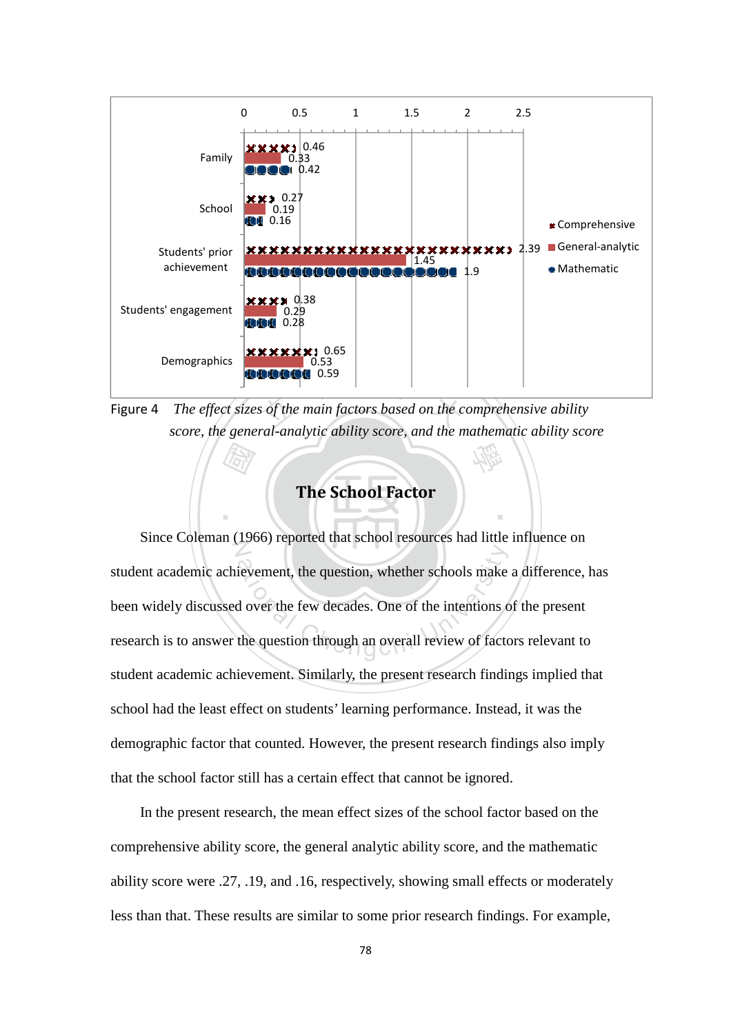| | Comprehensive | General-analytic | Mathematic |
|---|---|---|---|
| Family | 0.46 | 0.33 | 0.42 |
| School | 0.27 | 0.19 | 0.16 |
| Students' prior achievement | 2.39 | 1.45 | 1.9 |
| Students' engagement | 0.38 | 0.29 | 0.28 |
| Demographics | 0.65 | 0.53 | 0.59 |

Figure 4 *The effect sizes of the main factors based on the comprehensive ability score, the general-analytic ability score, and the mathematic ability score*

## The School Factor

Since Coleman (1966) reported that school resources had little influence on student academic achievement, the question, whether schools make a difference, has been widely discussed over the few decades. One of the intentions of the present research is to answer the question through an overall review of factors relevant to student academic achievement. Similarly, the present research findings implied that school had the least effect on students' learning performance. Instead, it was the demographic factor that counted. However, the present research findings also imply that the school factor still has a certain effect that cannot be ignored.

In the present research, the mean effect sizes of the school factor based on the comprehensive ability score, the general analytic ability score, and the mathematic ability score were .27, .19, and .16, respectively, showing small effects or moderately less than that. These results are similar to some prior research findings. For example,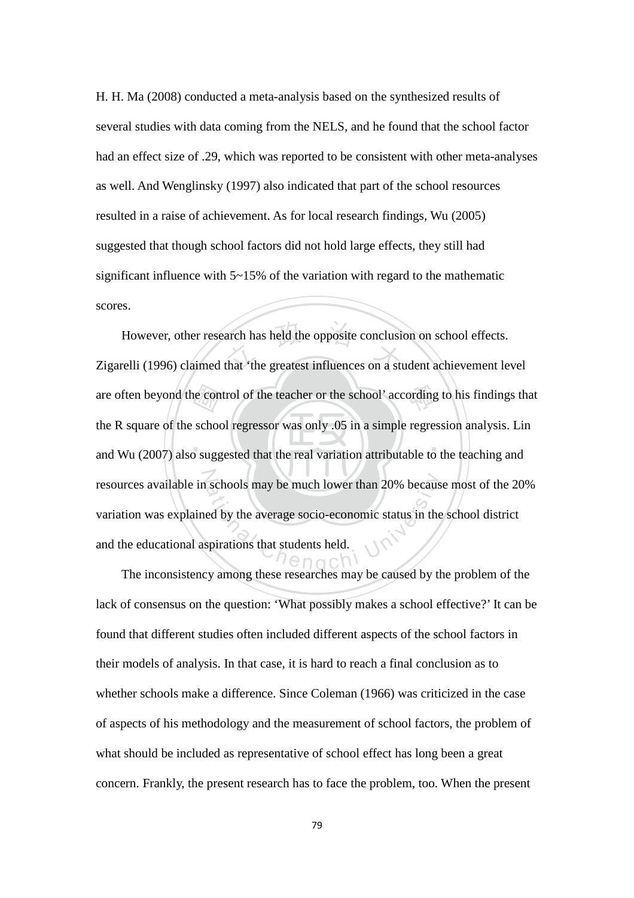H. H. Ma (2008) conducted a meta-analysis based on the synthesized results of several studies with data coming from the NELS, and he found that the school factor had an effect size of .29, which was reported to be consistent with other meta-analyses as well. And Wenglinsky (1997) also indicated that part of the school resources resulted in a raise of achievement. As for local research findings, Wu (2005) suggested that though school factors did not hold large effects, they still had significant influence with 5~15% of the variation with regard to the mathematic scores.

However, other research has held the opposite conclusion on school effects. Zigarelli (1996) claimed that 'the greatest influences on a student achievement level are often beyond the control of the teacher or the school' according to his findings that the R square of the school regressor was only .05 in a simple regression analysis. Lin and Wu (2007) also suggested that the real variation attributable to the teaching and resources available in schools may be much lower than 20% because most of the 20% variation was explained by the average socio-economic status in the school district and the educational aspirations that students held.

The inconsistency among these researches may be caused by the problem of the lack of consensus on the question: 'What possibly makes a school effective?' It can be found that different studies often included different aspects of the school factors in their models of analysis. In that case, it is hard to reach a final conclusion as to whether schools make a difference. Since Coleman (1966) was criticized in the case of aspects of his methodology and the measurement of school factors, the problem of what should be included as representative of school effect has long been a great concern. Frankly, the present research has to face the problem, too. When the present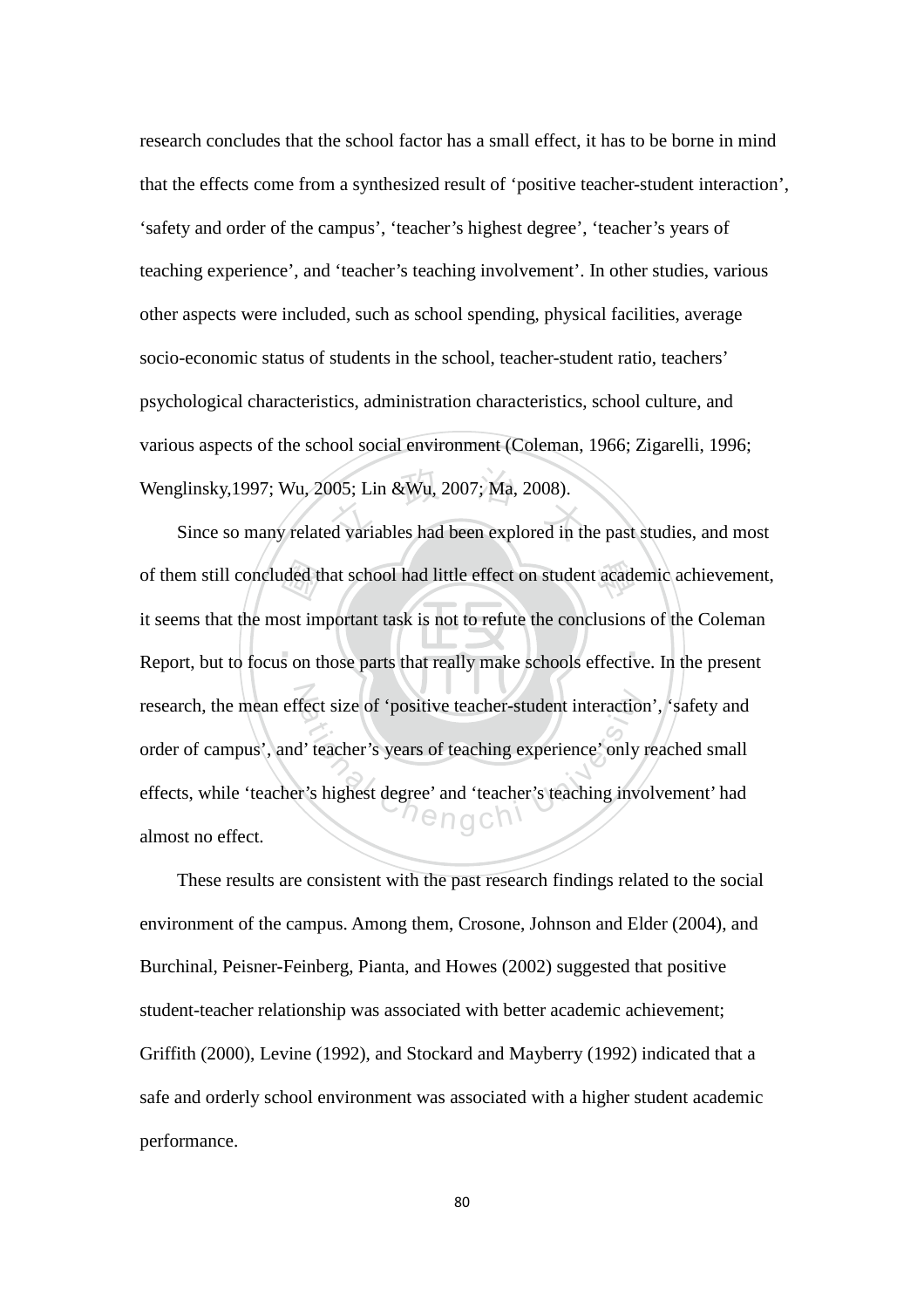research concludes that the school factor has a small effect, it has to be borne in mind that the effects come from a synthesized result of ‘positive teacher-student interaction’, ‘safety and order of the campus’, ‘teacher’s highest degree’, ‘teacher’s years of teaching experience’, and ‘teacher’s teaching involvement’. In other studies, various other aspects were included, such as school spending, physical facilities, average socio-economic status of students in the school, teacher-student ratio, teachers’ psychological characteristics, administration characteristics, school culture, and various aspects of the school social environment (Coleman, 1966; Zigarelli, 1996; Wenglinsky,1997; Wu, 2005; Lin &Wu, 2007; Ma, 2008).

Since so many related variables had been explored in the past studies, and most of them still concluded that school had little effect on student academic achievement, it seems that the most important task is not to refute the conclusions of the Coleman Report, but to focus on those parts that really make schools effective. In the present research, the mean effect size of ‘positive teacher-student interaction’, ‘safety and order of campus’, and’ teacher’s years of teaching experience’ only reached small effects, while ‘teacher’s highest degree’ and ‘teacher’s teaching involvement’ had almost no effect.

These results are consistent with the past research findings related to the social environment of the campus. Among them, Crosone, Johnson and Elder (2004), and Burchinal, Peisner-Feinberg, Pianta, and Howes (2002) suggested that positive student-teacher relationship was associated with better academic achievement; Griffith (2000), Levine (1992), and Stockard and Mayberry (1992) indicated that a safe and orderly school environment was associated with a higher student academic performance.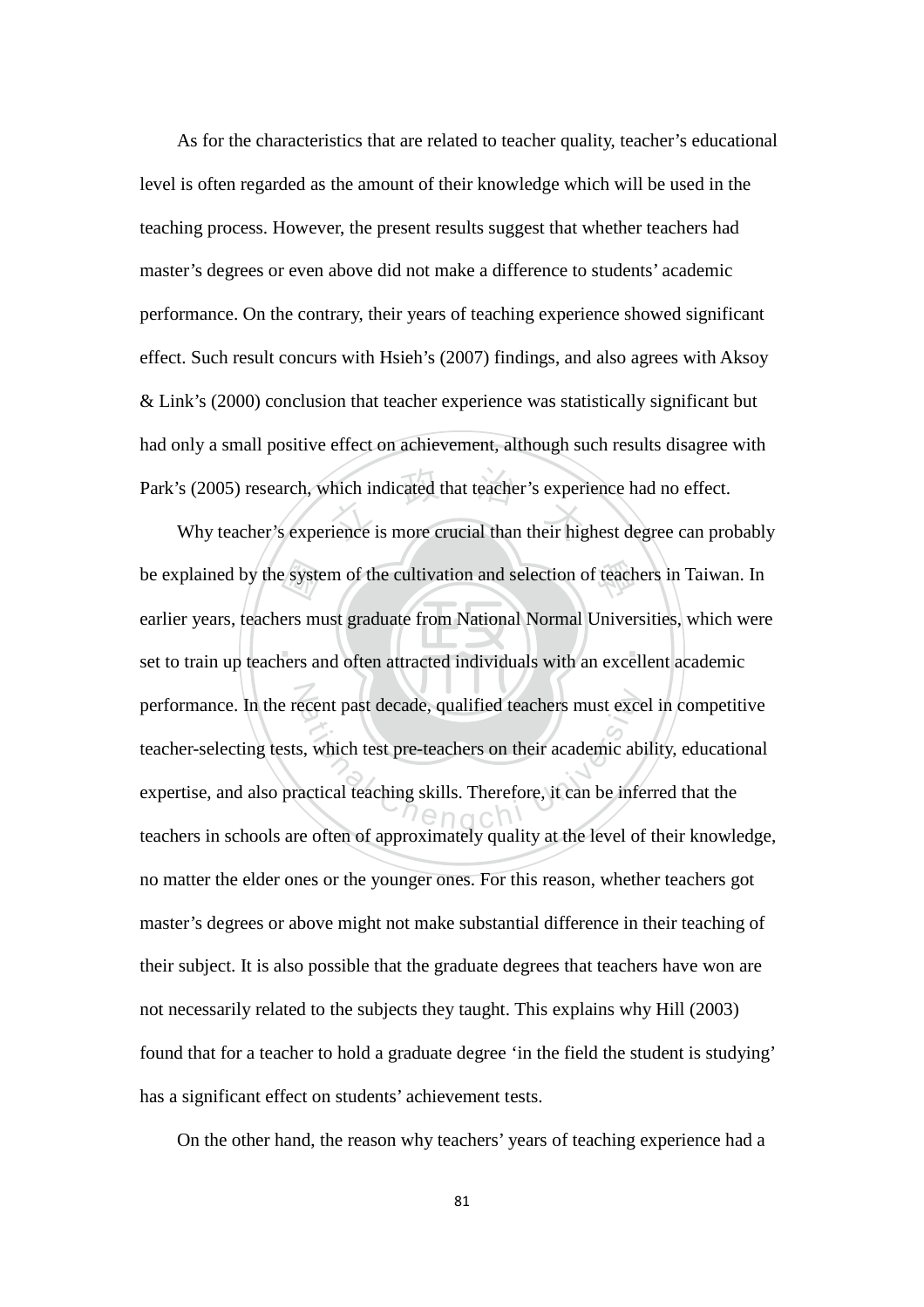As for the characteristics that are related to teacher quality, teacher's educational level is often regarded as the amount of their knowledge which will be used in the teaching process. However, the present results suggest that whether teachers had master's degrees or even above did not make a difference to students' academic performance. On the contrary, their years of teaching experience showed significant effect. Such result concurs with Hsieh's (2007) findings, and also agrees with Aksoy & Link's (2000) conclusion that teacher experience was statistically significant but had only a small positive effect on achievement, although such results disagree with Park's (2005) research, which indicated that teacher's experience had no effect.

Why teacher's experience is more crucial than their highest degree can probably be explained by the system of the cultivation and selection of teachers in Taiwan. In earlier years, teachers must graduate from National Normal Universities, which were set to train up teachers and often attracted individuals with an excellent academic performance. In the recent past decade, qualified teachers must excel in competitive teacher-selecting tests, which test pre-teachers on their academic ability, educational expertise, and also practical teaching skills. Therefore, it can be inferred that the teachers in schools are often of approximately quality at the level of their knowledge, no matter the elder ones or the younger ones. For this reason, whether teachers got master's degrees or above might not make substantial difference in their teaching of their subject. It is also possible that the graduate degrees that teachers have won are not necessarily related to the subjects they taught. This explains why Hill (2003) found that for a teacher to hold a graduate degree 'in the field the student is studying' has a significant effect on students' achievement tests.

On the other hand, the reason why teachers' years of teaching experience had a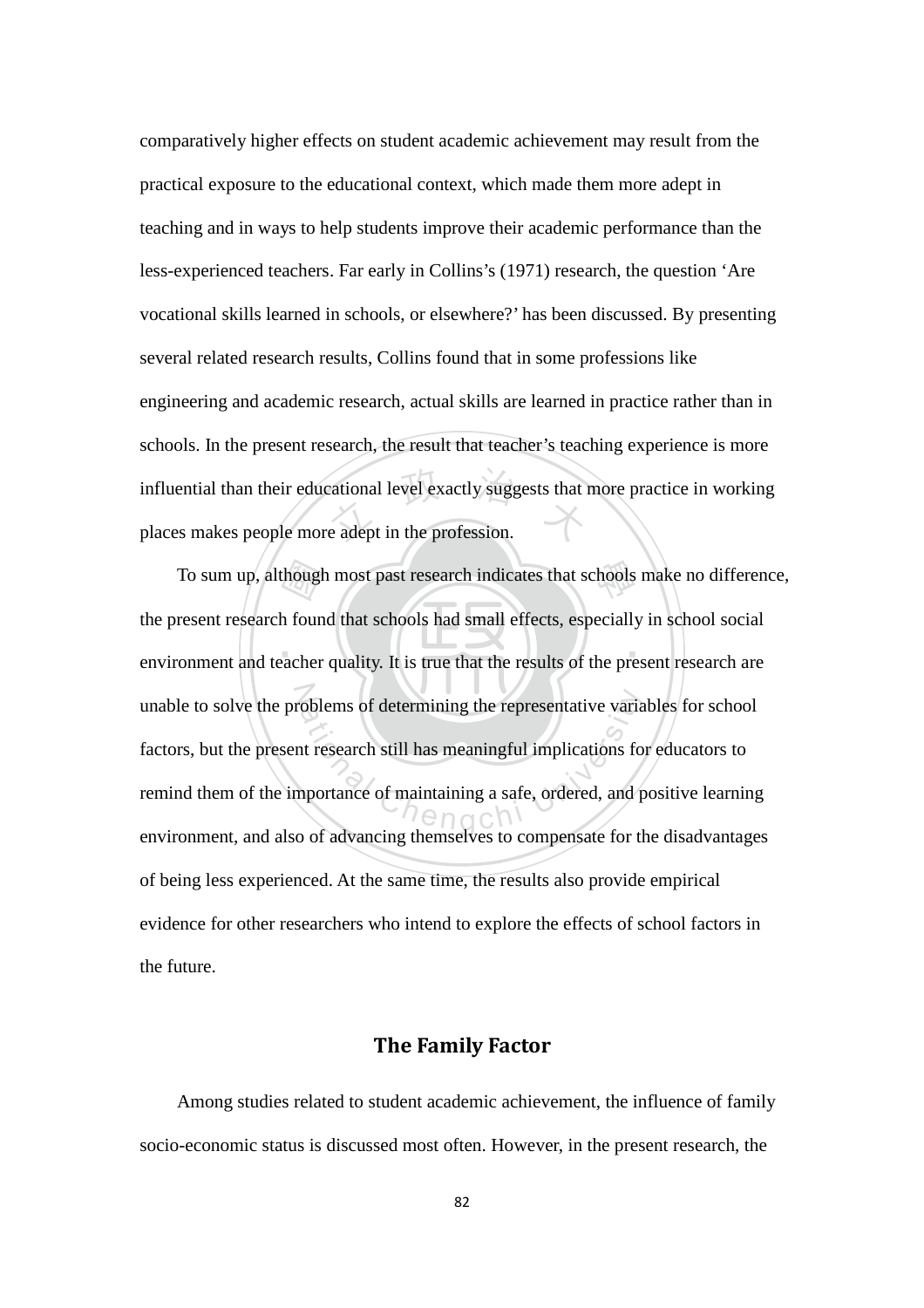comparatively higher effects on student academic achievement may result from the practical exposure to the educational context, which made them more adept in teaching and in ways to help students improve their academic performance than the less-experienced teachers. Far early in Collins's (1971) research, the question 'Are vocational skills learned in schools, or elsewhere?' has been discussed. By presenting several related research results, Collins found that in some professions like engineering and academic research, actual skills are learned in practice rather than in schools. In the present research, the result that teacher's teaching experience is more influential than their educational level exactly suggests that more practice in working places makes people more adept in the profession.

To sum up, although most past research indicates that schools make no difference, the present research found that schools had small effects, especially in school social environment and teacher quality. It is true that the results of the present research are unable to solve the problems of determining the representative variables for school factors, but the present research still has meaningful implications for educators to remind them of the importance of maintaining a safe, ordered, and positive learning environment, and also of advancing themselves to compensate for the disadvantages of being less experienced. At the same time, the results also provide empirical evidence for other researchers who intend to explore the effects of school factors in the future.

## The Family Factor

Among studies related to student academic achievement, the influence of family socio-economic status is discussed most often. However, in the present research, the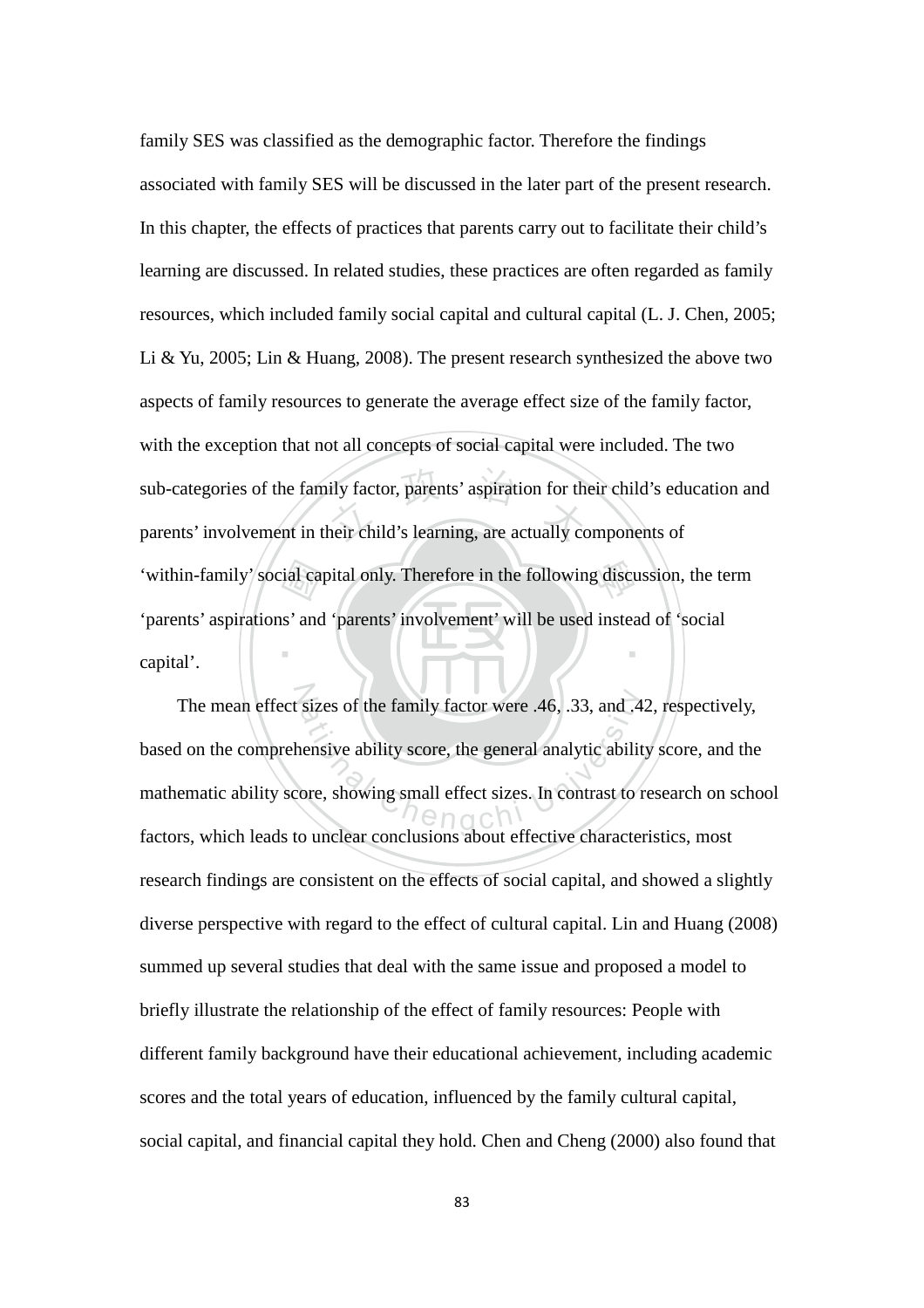family SES was classified as the demographic factor. Therefore the findings associated with family SES will be discussed in the later part of the present research. In this chapter, the effects of practices that parents carry out to facilitate their child's learning are discussed. In related studies, these practices are often regarded as family resources, which included family social capital and cultural capital (L. J. Chen, 2005; Li & Yu, 2005; Lin & Huang, 2008). The present research synthesized the above two aspects of family resources to generate the average effect size of the family factor, with the exception that not all concepts of social capital were included. The two sub-categories of the family factor, parents' aspiration for their child's education and parents' involvement in their child's learning, are actually components of 'within-family' social capital only. Therefore in the following discussion, the term 'parents' aspirations' and 'parents' involvement' will be used instead of 'social capital'.

The mean effect sizes of the family factor were .46, .33, and .42, respectively, based on the comprehensive ability score, the general analytic ability score, and the mathematic ability score, showing small effect sizes. In contrast to research on school factors, which leads to unclear conclusions about effective characteristics, most research findings are consistent on the effects of social capital, and showed a slightly diverse perspective with regard to the effect of cultural capital. Lin and Huang (2008) summed up several studies that deal with the same issue and proposed a model to briefly illustrate the relationship of the effect of family resources: People with different family background have their educational achievement, including academic scores and the total years of education, influenced by the family cultural capital, social capital, and financial capital they hold. Chen and Cheng (2000) also found that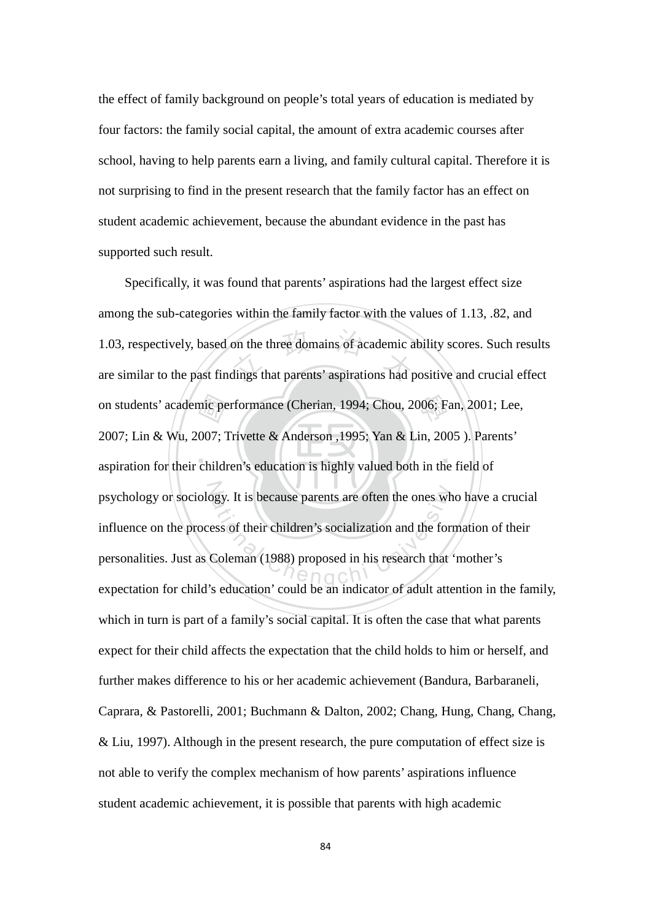the effect of family background on people's total years of education is mediated by four factors: the family social capital, the amount of extra academic courses after school, having to help parents earn a living, and family cultural capital. Therefore it is not surprising to find in the present research that the family factor has an effect on student academic achievement, because the abundant evidence in the past has supported such result.

Specifically, it was found that parents' aspirations had the largest effect size among the sub-categories within the family factor with the values of 1.13, .82, and 1.03, respectively, based on the three domains of academic ability scores. Such results are similar to the past findings that parents' aspirations had positive and crucial effect on students' academic performance (Cherian, 1994; Chou, 2006; Fan, 2001; Lee, 2007; Lin & Wu, 2007; Trivette & Anderson ,1995; Yan & Lin, 2005 ). Parents' aspiration for their children's education is highly valued both in the field of psychology or sociology. It is because parents are often the ones who have a crucial influence on the process of their children's socialization and the formation of their personalities. Just as Coleman (1988) proposed in his research that 'mother's expectation for child's education' could be an indicator of adult attention in the family, which in turn is part of a family's social capital. It is often the case that what parents expect for their child affects the expectation that the child holds to him or herself, and further makes difference to his or her academic achievement (Bandura, Barbaraneli, Caprara, & Pastorelli, 2001; Buchmann & Dalton, 2002; Chang, Hung, Chang, Chang, & Liu, 1997). Although in the present research, the pure computation of effect size is not able to verify the complex mechanism of how parents' aspirations influence student academic achievement, it is possible that parents with high academic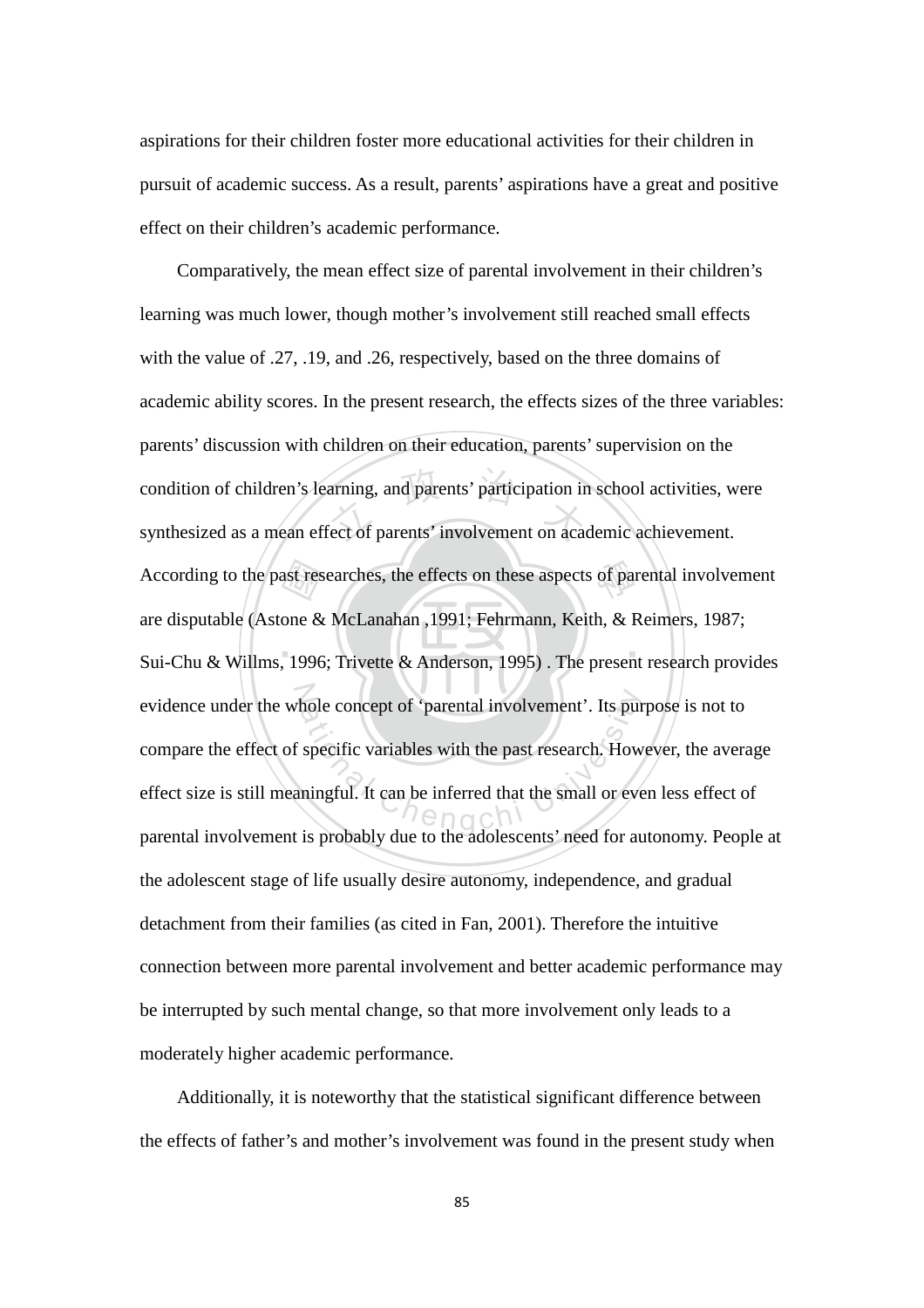aspirations for their children foster more educational activities for their children in pursuit of academic success. As a result, parents' aspirations have a great and positive effect on their children's academic performance.

Comparatively, the mean effect size of parental involvement in their children's learning was much lower, though mother's involvement still reached small effects with the value of .27, .19, and .26, respectively, based on the three domains of academic ability scores. In the present research, the effects sizes of the three variables: parents' discussion with children on their education, parents' supervision on the condition of children's learning, and parents' participation in school activities, were synthesized as a mean effect of parents' involvement on academic achievement. According to the past researches, the effects on these aspects of parental involvement are disputable (Astone & McLanahan ,1991; Fehrmann, Keith, & Reimers, 1987; Sui-Chu & Willms, 1996; Trivette & Anderson, 1995) . The present research provides evidence under the whole concept of 'parental involvement'. Its purpose is not to compare the effect of specific variables with the past research. However, the average effect size is still meaningful. It can be inferred that the small or even less effect of parental involvement is probably due to the adolescents' need for autonomy. People at the adolescent stage of life usually desire autonomy, independence, and gradual detachment from their families (as cited in Fan, 2001). Therefore the intuitive connection between more parental involvement and better academic performance may be interrupted by such mental change, so that more involvement only leads to a moderately higher academic performance.

Additionally, it is noteworthy that the statistical significant difference between the effects of father's and mother's involvement was found in the present study when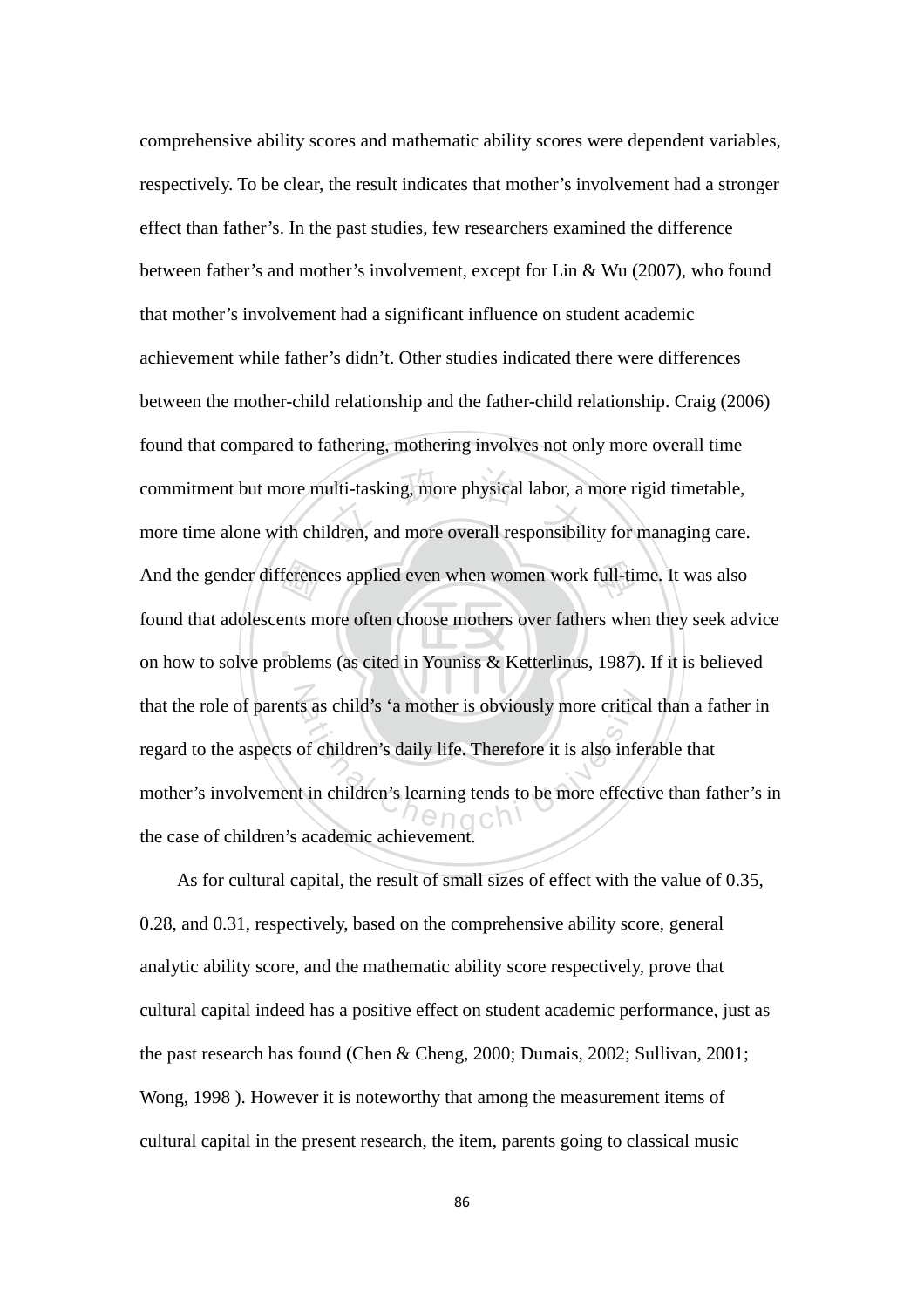comprehensive ability scores and mathematic ability scores were dependent variables, respectively. To be clear, the result indicates that mother's involvement had a stronger effect than father's. In the past studies, few researchers examined the difference between father's and mother's involvement, except for Lin & Wu (2007), who found that mother's involvement had a significant influence on student academic achievement while father's didn't. Other studies indicated there were differences between the mother-child relationship and the father-child relationship. Craig (2006) found that compared to fathering, mothering involves not only more overall time commitment but more multi-tasking, more physical labor, a more rigid timetable, more time alone with children, and more overall responsibility for managing care. And the gender differences applied even when women work full-time. It was also found that adolescents more often choose mothers over fathers when they seek advice on how to solve problems (as cited in Youniss & Ketterlinus, 1987). If it is believed that the role of parents as child's 'a mother is obviously more critical than a father in regard to the aspects of children's daily life. Therefore it is also inferable that mother's involvement in children's learning tends to be more effective than father's in the case of children's academic achievement.

As for cultural capital, the result of small sizes of effect with the value of 0.35, 0.28, and 0.31, respectively, based on the comprehensive ability score, general analytic ability score, and the mathematic ability score respectively, prove that cultural capital indeed has a positive effect on student academic performance, just as the past research has found (Chen & Cheng, 2000; Dumais, 2002; Sullivan, 2001; Wong, 1998 ). However it is noteworthy that among the measurement items of cultural capital in the present research, the item, parents going to classical music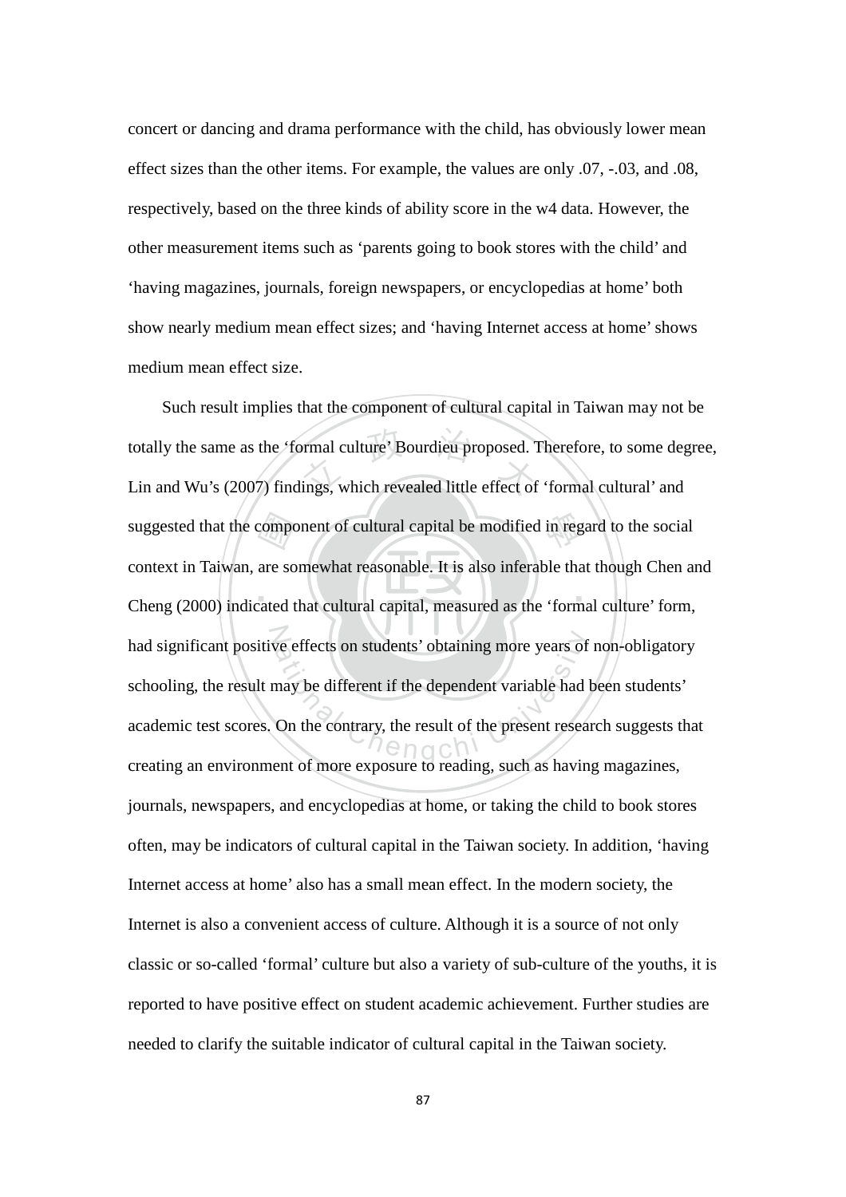concert or dancing and drama performance with the child, has obviously lower mean effect sizes than the other items. For example, the values are only .07, -.03, and .08, respectively, based on the three kinds of ability score in the w4 data. However, the other measurement items such as 'parents going to book stores with the child' and 'having magazines, journals, foreign newspapers, or encyclopedias at home' both show nearly medium mean effect sizes; and 'having Internet access at home' shows medium mean effect size.

Such result implies that the component of cultural capital in Taiwan may not be totally the same as the 'formal culture' Bourdieu proposed. Therefore, to some degree, Lin and Wu's (2007) findings, which revealed little effect of 'formal cultural' and suggested that the component of cultural capital be modified in regard to the social context in Taiwan, are somewhat reasonable. It is also inferable that though Chen and Cheng (2000) indicated that cultural capital, measured as the 'formal culture' form, had significant positive effects on students' obtaining more years of non-obligatory schooling, the result may be different if the dependent variable had been students' academic test scores. On the contrary, the result of the present research suggests that creating an environment of more exposure to reading, such as having magazines, journals, newspapers, and encyclopedias at home, or taking the child to book stores often, may be indicators of cultural capital in the Taiwan society. In addition, 'having Internet access at home' also has a small mean effect. In the modern society, the Internet is also a convenient access of culture. Although it is a source of not only classic or so-called 'formal' culture but also a variety of sub-culture of the youths, it is reported to have positive effect on student academic achievement. Further studies are needed to clarify the suitable indicator of cultural capital in the Taiwan society.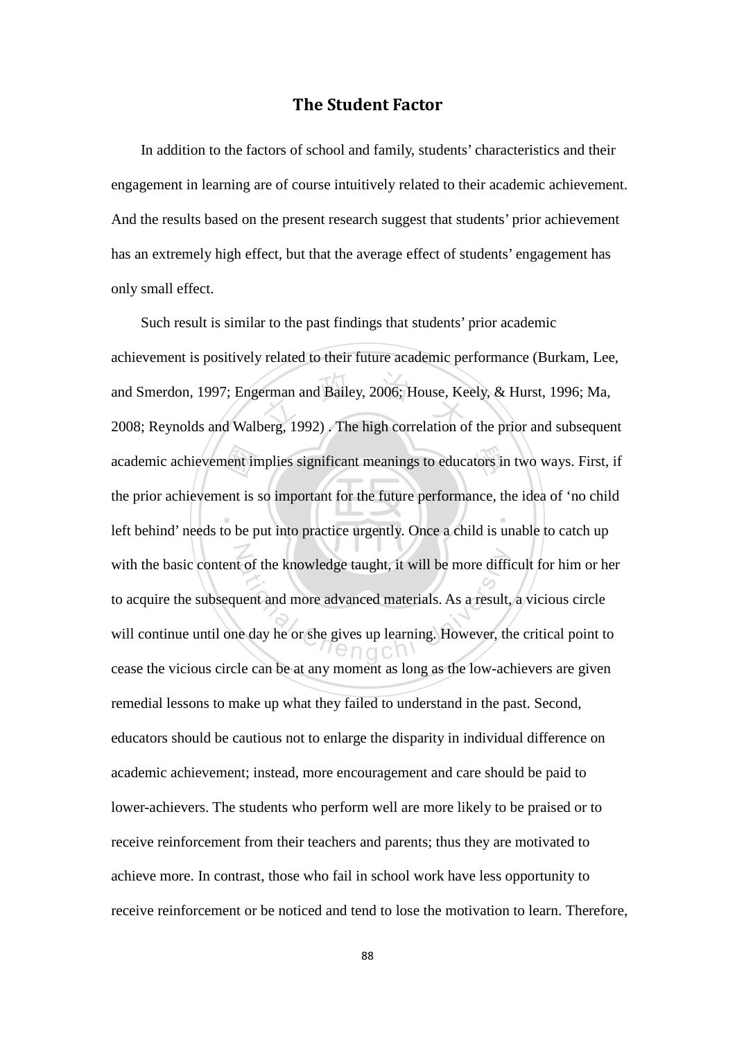## The Student Factor

In addition to the factors of school and family, students' characteristics and their engagement in learning are of course intuitively related to their academic achievement. And the results based on the present research suggest that students' prior achievement has an extremely high effect, but that the average effect of students' engagement has only small effect.

Such result is similar to the past findings that students' prior academic achievement is positively related to their future academic performance (Burkam, Lee, and Smerdon, 1997; Engerman and Bailey, 2006; House, Keely, & Hurst, 1996; Ma, 2008; Reynolds and Walberg, 1992) . The high correlation of the prior and subsequent academic achievement implies significant meanings to educators in two ways. First, if the prior achievement is so important for the future performance, the idea of 'no child left behind' needs to be put into practice urgently. Once a child is unable to catch up with the basic content of the knowledge taught, it will be more difficult for him or her to acquire the subsequent and more advanced materials. As a result, a vicious circle will continue until one day he or she gives up learning. However, the critical point to cease the vicious circle can be at any moment as long as the low-achievers are given remedial lessons to make up what they failed to understand in the past. Second, educators should be cautious not to enlarge the disparity in individual difference on academic achievement; instead, more encouragement and care should be paid to lower-achievers. The students who perform well are more likely to be praised or to receive reinforcement from their teachers and parents; thus they are motivated to achieve more. In contrast, those who fail in school work have less opportunity to receive reinforcement or be noticed and tend to lose the motivation to learn. Therefore,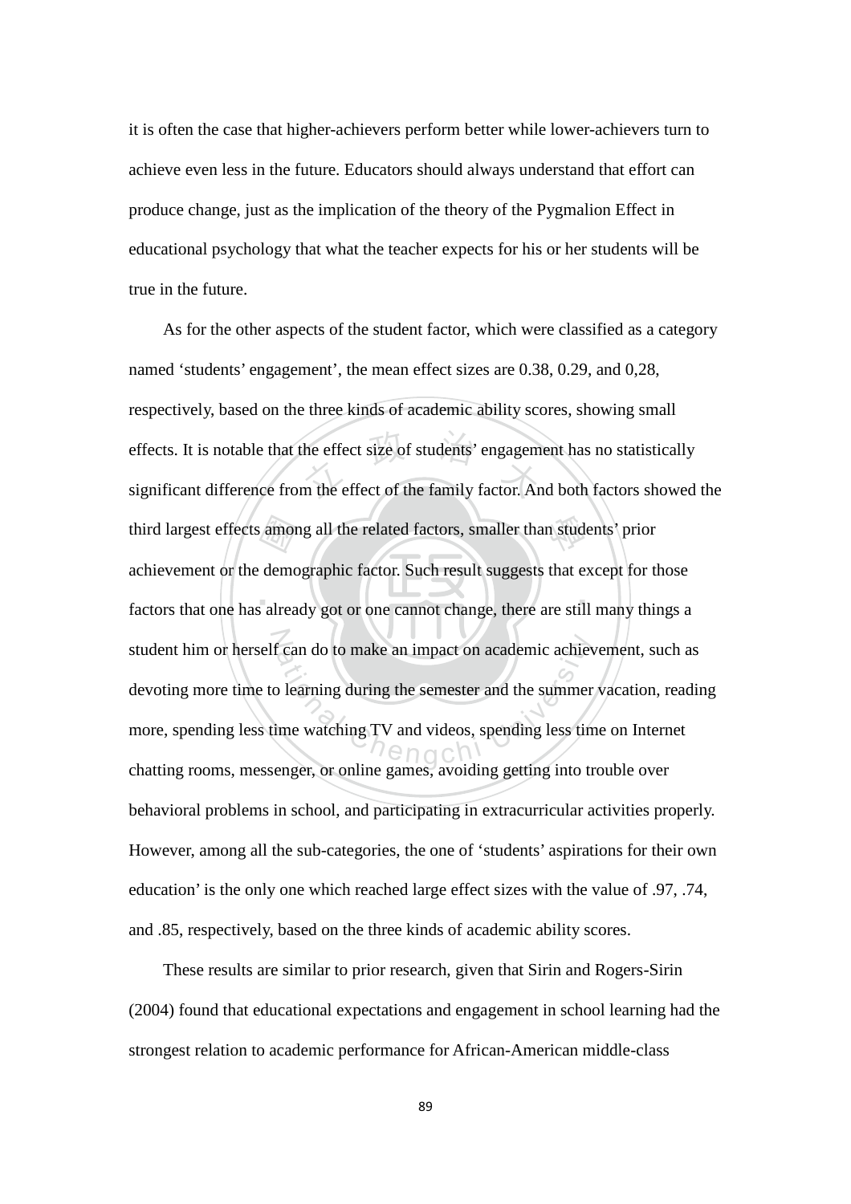it is often the case that higher-achievers perform better while lower-achievers turn to achieve even less in the future. Educators should always understand that effort can produce change, just as the implication of the theory of the Pygmalion Effect in educational psychology that what the teacher expects for his or her students will be true in the future.

As for the other aspects of the student factor, which were classified as a category named 'students' engagement', the mean effect sizes are 0.38, 0.29, and 0,28, respectively, based on the three kinds of academic ability scores, showing small effects. It is notable that the effect size of students' engagement has no statistically significant difference from the effect of the family factor. And both factors showed the third largest effects among all the related factors, smaller than students' prior achievement or the demographic factor. Such result suggests that except for those factors that one has already got or one cannot change, there are still many things a student him or herself can do to make an impact on academic achievement, such as devoting more time to learning during the semester and the summer vacation, reading more, spending less time watching TV and videos, spending less time on Internet chatting rooms, messenger, or online games, avoiding getting into trouble over behavioral problems in school, and participating in extracurricular activities properly. However, among all the sub-categories, the one of 'students' aspirations for their own education' is the only one which reached large effect sizes with the value of .97, .74, and .85, respectively, based on the three kinds of academic ability scores.

These results are similar to prior research, given that Sirin and Rogers-Sirin (2004) found that educational expectations and engagement in school learning had the strongest relation to academic performance for African-American middle-class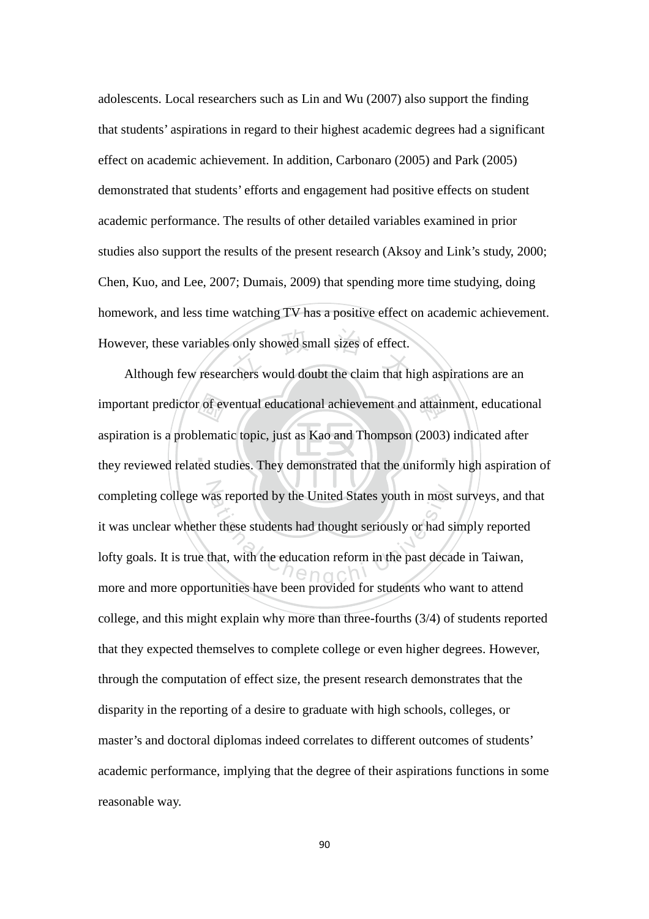adolescents. Local researchers such as Lin and Wu (2007) also support the finding that students' aspirations in regard to their highest academic degrees had a significant effect on academic achievement. In addition, Carbonaro (2005) and Park (2005) demonstrated that students' efforts and engagement had positive effects on student academic performance. The results of other detailed variables examined in prior studies also support the results of the present research (Aksoy and Link's study, 2000; Chen, Kuo, and Lee, 2007; Dumais, 2009) that spending more time studying, doing homework, and less time watching TV has a positive effect on academic achievement. However, these variables only showed small sizes of effect.

Although few researchers would doubt the claim that high aspirations are an important predictor of eventual educational achievement and attainment, educational aspiration is a problematic topic, just as Kao and Thompson (2003) indicated after they reviewed related studies. They demonstrated that the uniformly high aspiration of completing college was reported by the United States youth in most surveys, and that it was unclear whether these students had thought seriously or had simply reported lofty goals. It is true that, with the education reform in the past decade in Taiwan, more and more opportunities have been provided for students who want to attend college, and this might explain why more than three-fourths (3/4) of students reported that they expected themselves to complete college or even higher degrees. However, through the computation of effect size, the present research demonstrates that the disparity in the reporting of a desire to graduate with high schools, colleges, or master's and doctoral diplomas indeed correlates to different outcomes of students' academic performance, implying that the degree of their aspirations functions in some reasonable way.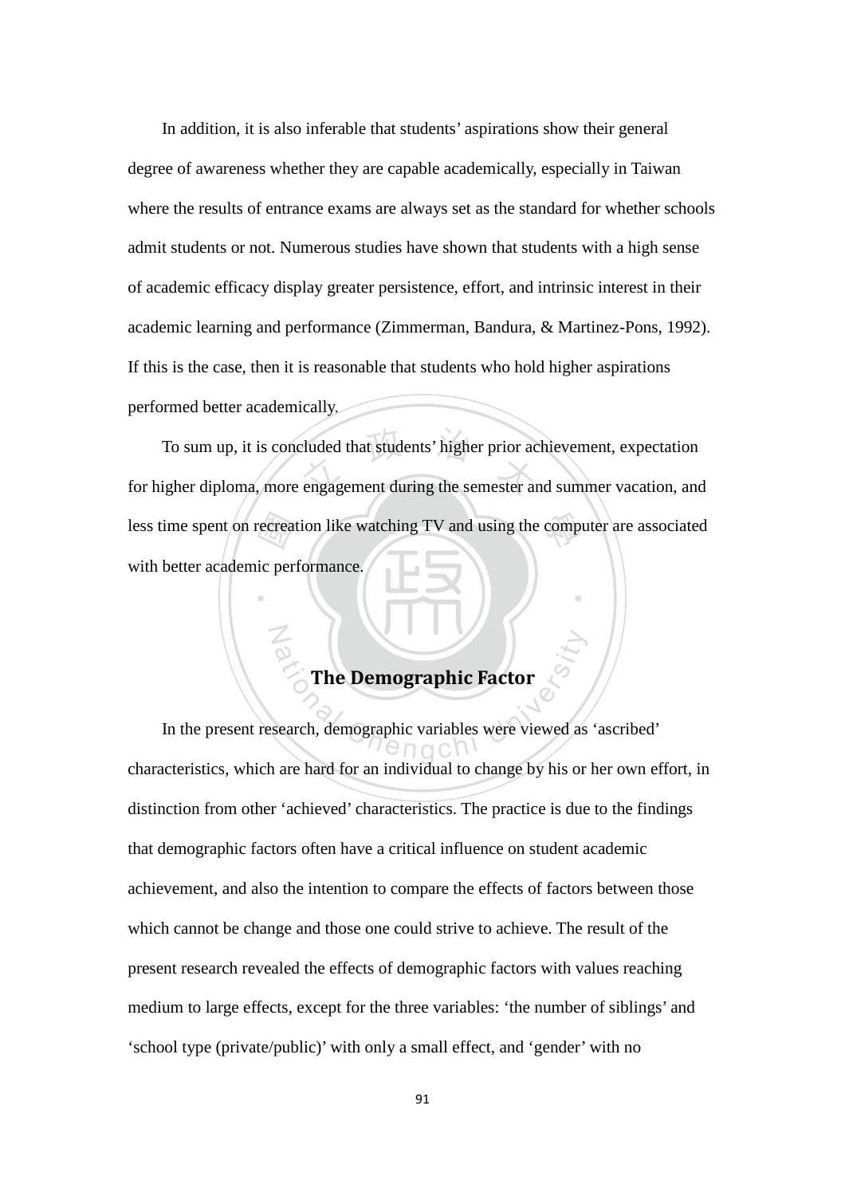In addition, it is also inferable that students' aspirations show their general degree of awareness whether they are capable academically, especially in Taiwan where the results of entrance exams are always set as the standard for whether schools admit students or not. Numerous studies have shown that students with a high sense of academic efficacy display greater persistence, effort, and intrinsic interest in their academic learning and performance (Zimmerman, Bandura, & Martinez-Pons, 1992). If this is the case, then it is reasonable that students who hold higher aspirations performed better academically.

To sum up, it is concluded that students' higher prior achievement, expectation for higher diploma, more engagement during the semester and summer vacation, and less time spent on recreation like watching TV and using the computer are associated with better academic performance.

## The Demographic Factor

In the present research, demographic variables were viewed as 'ascribed' characteristics, which are hard for an individual to change by his or her own effort, in distinction from other 'achieved' characteristics. The practice is due to the findings that demographic factors often have a critical influence on student academic achievement, and also the intention to compare the effects of factors between those which cannot be change and those one could strive to achieve. The result of the present research revealed the effects of demographic factors with values reaching medium to large effects, except for the three variables: 'the number of siblings' and 'school type (private/public)' with only a small effect, and 'gender' with no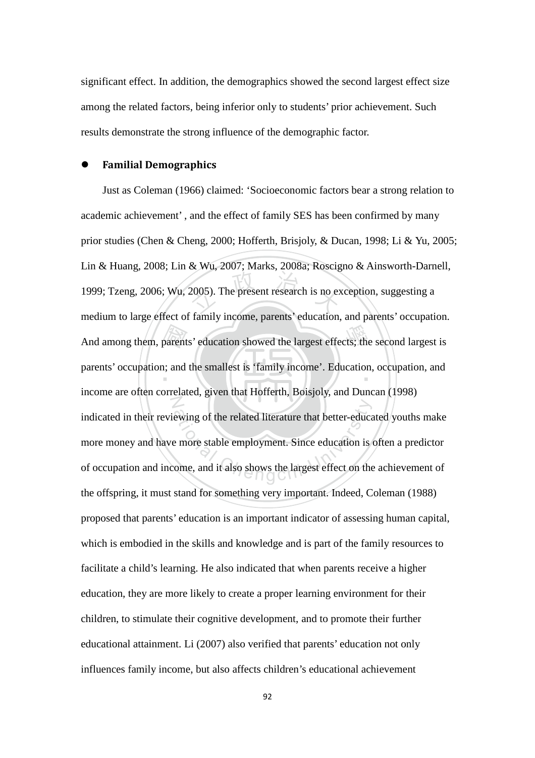significant effect. In addition, the demographics showed the second largest effect size among the related factors, being inferior only to students' prior achievement. Such results demonstrate the strong influence of the demographic factor.

- **Familial Demographics**

Just as Coleman (1966) claimed: 'Socioeconomic factors bear a strong relation to academic achievement' , and the effect of family SES has been confirmed by many prior studies (Chen & Cheng, 2000; Hofferth, Brisjoly, & Ducan, 1998; Li & Yu, 2005; Lin & Huang, 2008; Lin & Wu, 2007; Marks, 2008a; Roscigno & Ainsworth-Darnell, 1999; Tzeng, 2006; Wu, 2005). The present research is no exception, suggesting a medium to large effect of family income, parents' education, and parents' occupation. And among them, parents' education showed the largest effects; the second largest is parents' occupation; and the smallest is 'family income'. Education, occupation, and income are often correlated, given that Hofferth, Boisjoly, and Duncan (1998) indicated in their reviewing of the related literature that better-educated youths make more money and have more stable employment. Since education is often a predictor of occupation and income, and it also shows the largest effect on the achievement of the offspring, it must stand for something very important. Indeed, Coleman (1988) proposed that parents' education is an important indicator of assessing human capital, which is embodied in the skills and knowledge and is part of the family resources to facilitate a child's learning. He also indicated that when parents receive a higher education, they are more likely to create a proper learning environment for their children, to stimulate their cognitive development, and to promote their further educational attainment. Li (2007) also verified that parents' education not only influences family income, but also affects children's educational achievement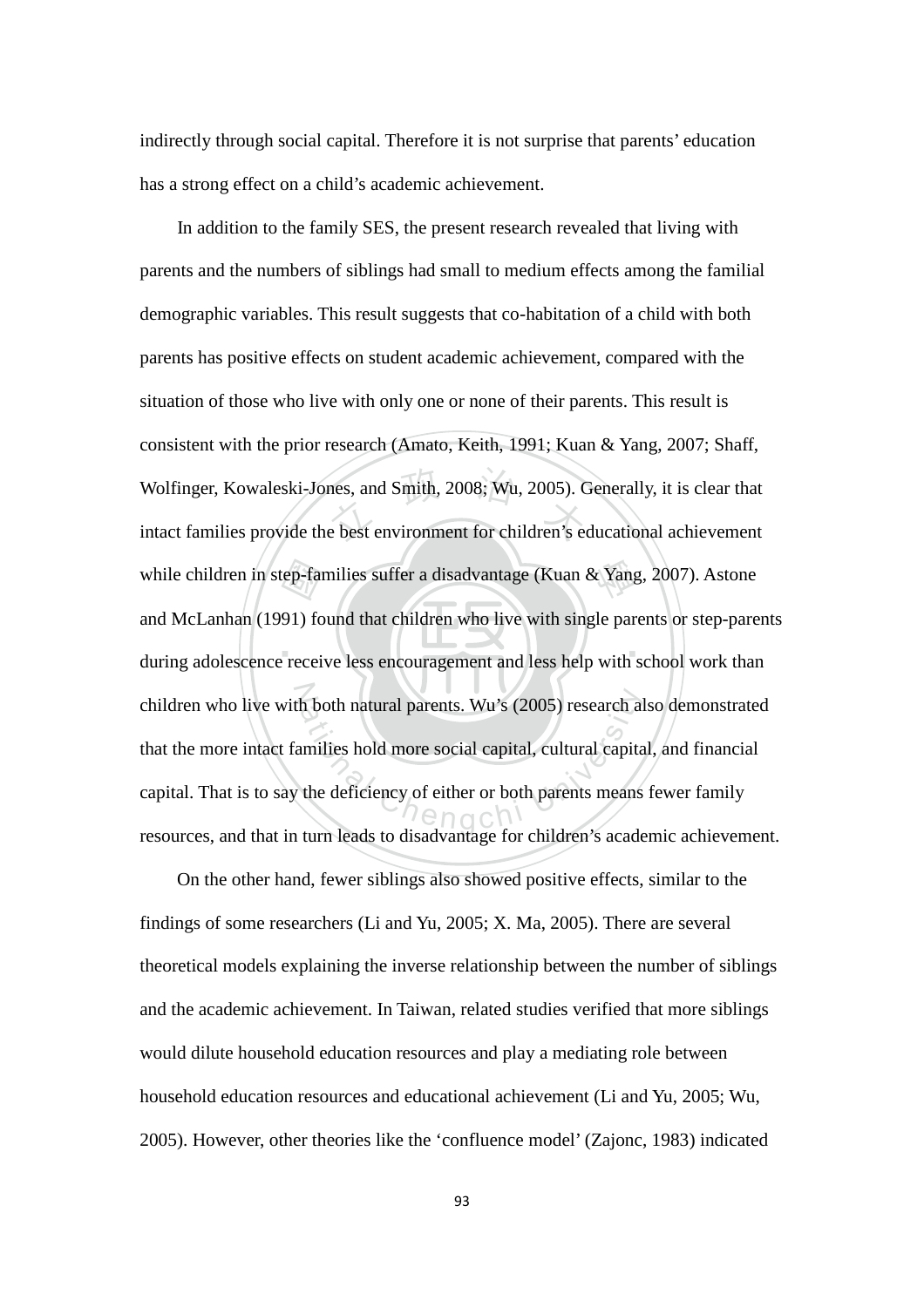indirectly through social capital. Therefore it is not surprise that parents' education has a strong effect on a child's academic achievement.

In addition to the family SES, the present research revealed that living with parents and the numbers of siblings had small to medium effects among the familial demographic variables. This result suggests that co-habitation of a child with both parents has positive effects on student academic achievement, compared with the situation of those who live with only one or none of their parents. This result is consistent with the prior research (Amato, Keith, 1991; Kuan & Yang, 2007; Shaff, Wolfinger, Kowaleski-Jones, and Smith, 2008; Wu, 2005). Generally, it is clear that intact families provide the best environment for children's educational achievement while children in step-families suffer a disadvantage (Kuan & Yang, 2007). Astone and McLanhan (1991) found that children who live with single parents or step-parents during adolescence receive less encouragement and less help with school work than children who live with both natural parents. Wu's (2005) research also demonstrated that the more intact families hold more social capital, cultural capital, and financial capital. That is to say the deficiency of either or both parents means fewer family resources, and that in turn leads to disadvantage for children's academic achievement.

On the other hand, fewer siblings also showed positive effects, similar to the findings of some researchers (Li and Yu, 2005; X. Ma, 2005). There are several theoretical models explaining the inverse relationship between the number of siblings and the academic achievement. In Taiwan, related studies verified that more siblings would dilute household education resources and play a mediating role between household education resources and educational achievement (Li and Yu, 2005; Wu, 2005). However, other theories like the 'confluence model' (Zajonc, 1983) indicated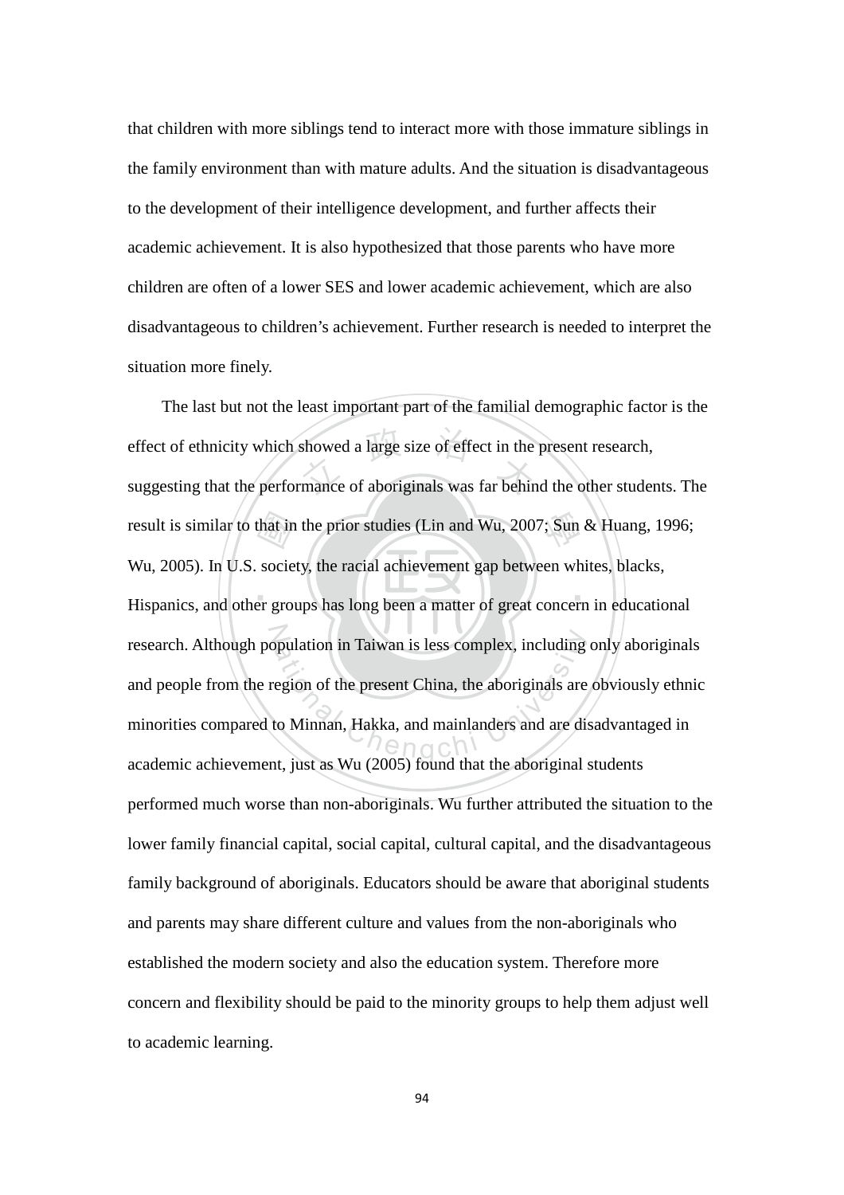that children with more siblings tend to interact more with those immature siblings in the family environment than with mature adults. And the situation is disadvantageous to the development of their intelligence development, and further affects their academic achievement. It is also hypothesized that those parents who have more children are often of a lower SES and lower academic achievement, which are also disadvantageous to children's achievement. Further research is needed to interpret the situation more finely.

The last but not the least important part of the familial demographic factor is the effect of ethnicity which showed a large size of effect in the present research, suggesting that the performance of aboriginals was far behind the other students. The result is similar to that in the prior studies (Lin and Wu, 2007; Sun & Huang, 1996; Wu, 2005). In U.S. society, the racial achievement gap between whites, blacks, Hispanics, and other groups has long been a matter of great concern in educational research. Although population in Taiwan is less complex, including only aboriginals and people from the region of the present China, the aboriginals are obviously ethnic minorities compared to Minnan, Hakka, and mainlanders and are disadvantaged in academic achievement, just as Wu (2005) found that the aboriginal students performed much worse than non-aboriginals. Wu further attributed the situation to the lower family financial capital, social capital, cultural capital, and the disadvantageous family background of aboriginals. Educators should be aware that aboriginal students and parents may share different culture and values from the non-aboriginals who established the modern society and also the education system. Therefore more concern and flexibility should be paid to the minority groups to help them adjust well to academic learning.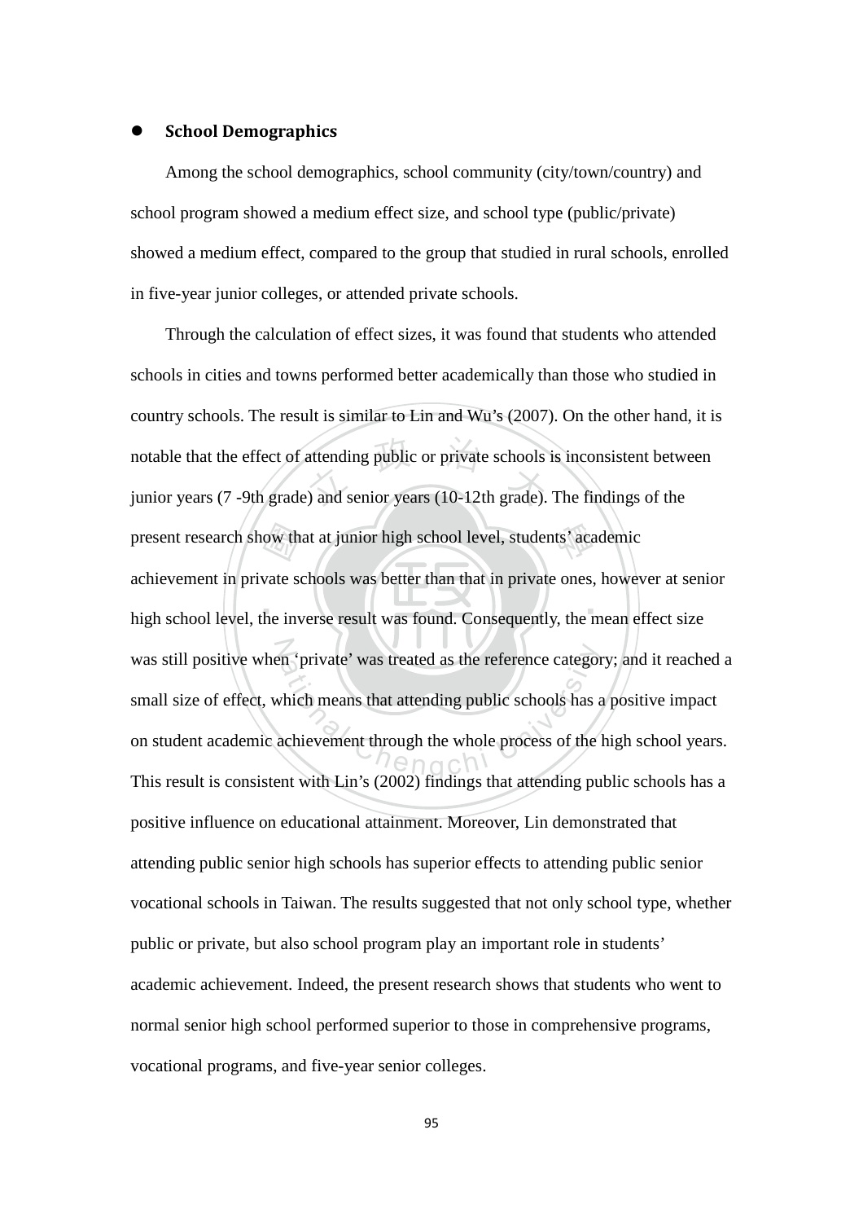- **School Demographics**

Among the school demographics, school community (city/town/country) and school program showed a medium effect size, and school type (public/private) showed a medium effect, compared to the group that studied in rural schools, enrolled in five-year junior colleges, or attended private schools.

Through the calculation of effect sizes, it was found that students who attended schools in cities and towns performed better academically than those who studied in country schools. The result is similar to Lin and Wu's (2007). On the other hand, it is notable that the effect of attending public or private schools is inconsistent between junior years (7 -9th grade) and senior years (10-12th grade). The findings of the present research show that at junior high school level, students' academic achievement in private schools was better than that in private ones, however at senior high school level, the inverse result was found. Consequently, the mean effect size was still positive when 'private' was treated as the reference category; and it reached a small size of effect, which means that attending public schools has a positive impact on student academic achievement through the whole process of the high school years. This result is consistent with Lin's (2002) findings that attending public schools has a positive influence on educational attainment. Moreover, Lin demonstrated that attending public senior high schools has superior effects to attending public senior vocational schools in Taiwan. The results suggested that not only school type, whether public or private, but also school program play an important role in students' academic achievement. Indeed, the present research shows that students who went to normal senior high school performed superior to those in comprehensive programs, vocational programs, and five-year senior colleges.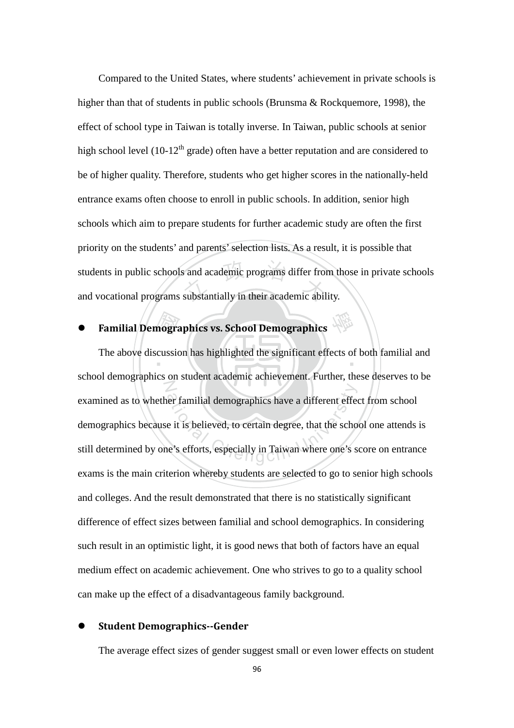Compared to the United States, where students' achievement in private schools is higher than that of students in public schools (Brunsma & Rockquemore, 1998), the effect of school type in Taiwan is totally inverse. In Taiwan, public schools at senior high school level (10-12$^{th}$ grade) often have a better reputation and are considered to be of higher quality. Therefore, students who get higher scores in the nationally-held entrance exams often choose to enroll in public schools. In addition, senior high schools which aim to prepare students for further academic study are often the first priority on the students' and parents' selection lists. As a result, it is possible that students in public schools and academic programs differ from those in private schools and vocational programs substantially in their academic ability.

- **Familial Demographics vs. School Demographics**

The above discussion has highlighted the significant effects of both familial and school demographics on student academic achievement. Further, these deserves to be examined as to whether familial demographics have a different effect from school demographics because it is believed, to certain degree, that the school one attends is still determined by one's efforts, especially in Taiwan where one's score on entrance exams is the main criterion whereby students are selected to go to senior high schools and colleges. And the result demonstrated that there is no statistically significant difference of effect sizes between familial and school demographics. In considering such result in an optimistic light, it is good news that both of factors have an equal medium effect on academic achievement. One who strives to go to a quality school can make up the effect of a disadvantageous family background.

- **Student Demographics--Gender**

The average effect sizes of gender suggest small or even lower effects on student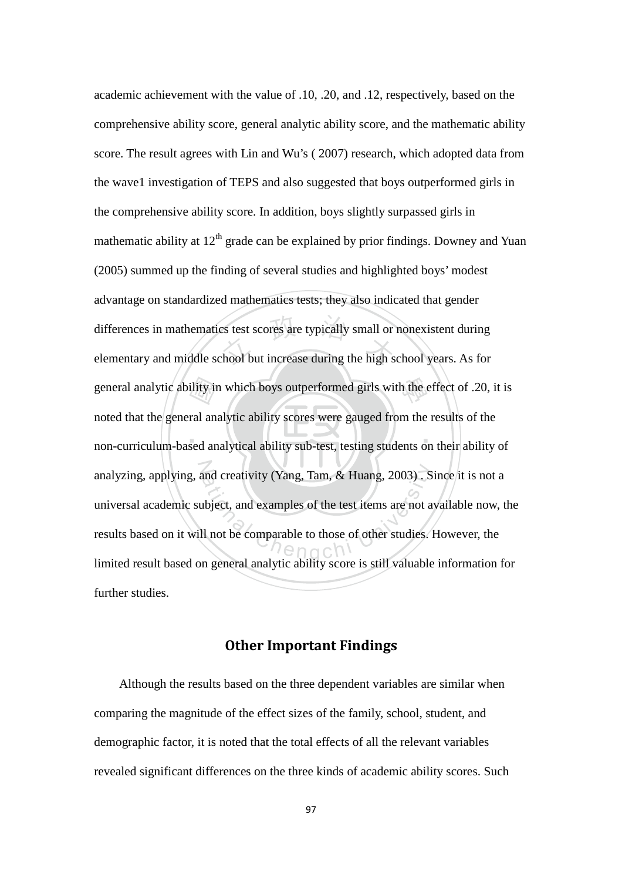academic achievement with the value of .10, .20, and .12, respectively, based on the comprehensive ability score, general analytic ability score, and the mathematic ability score. The result agrees with Lin and Wu's ( 2007) research, which adopted data from the wave1 investigation of TEPS and also suggested that boys outperformed girls in the comprehensive ability score. In addition, boys slightly surpassed girls in mathematic ability at 12$^{th}$ grade can be explained by prior findings. Downey and Yuan (2005) summed up the finding of several studies and highlighted boys' modest advantage on standardized mathematics tests; they also indicated that gender differences in mathematics test scores are typically small or nonexistent during elementary and middle school but increase during the high school years. As for general analytic ability in which boys outperformed girls with the effect of .20, it is noted that the general analytic ability scores were gauged from the results of the non-curriculum-based analytical ability sub-test, testing students on their ability of analyzing, applying, and creativity (Yang, Tam, & Huang, 2003) . Since it is not a universal academic subject, and examples of the test items are not available now, the results based on it will not be comparable to those of other studies. However, the limited result based on general analytic ability score is still valuable information for further studies.

## Other Important Findings

Although the results based on the three dependent variables are similar when comparing the magnitude of the effect sizes of the family, school, student, and demographic factor, it is noted that the total effects of all the relevant variables revealed significant differences on the three kinds of academic ability scores. Such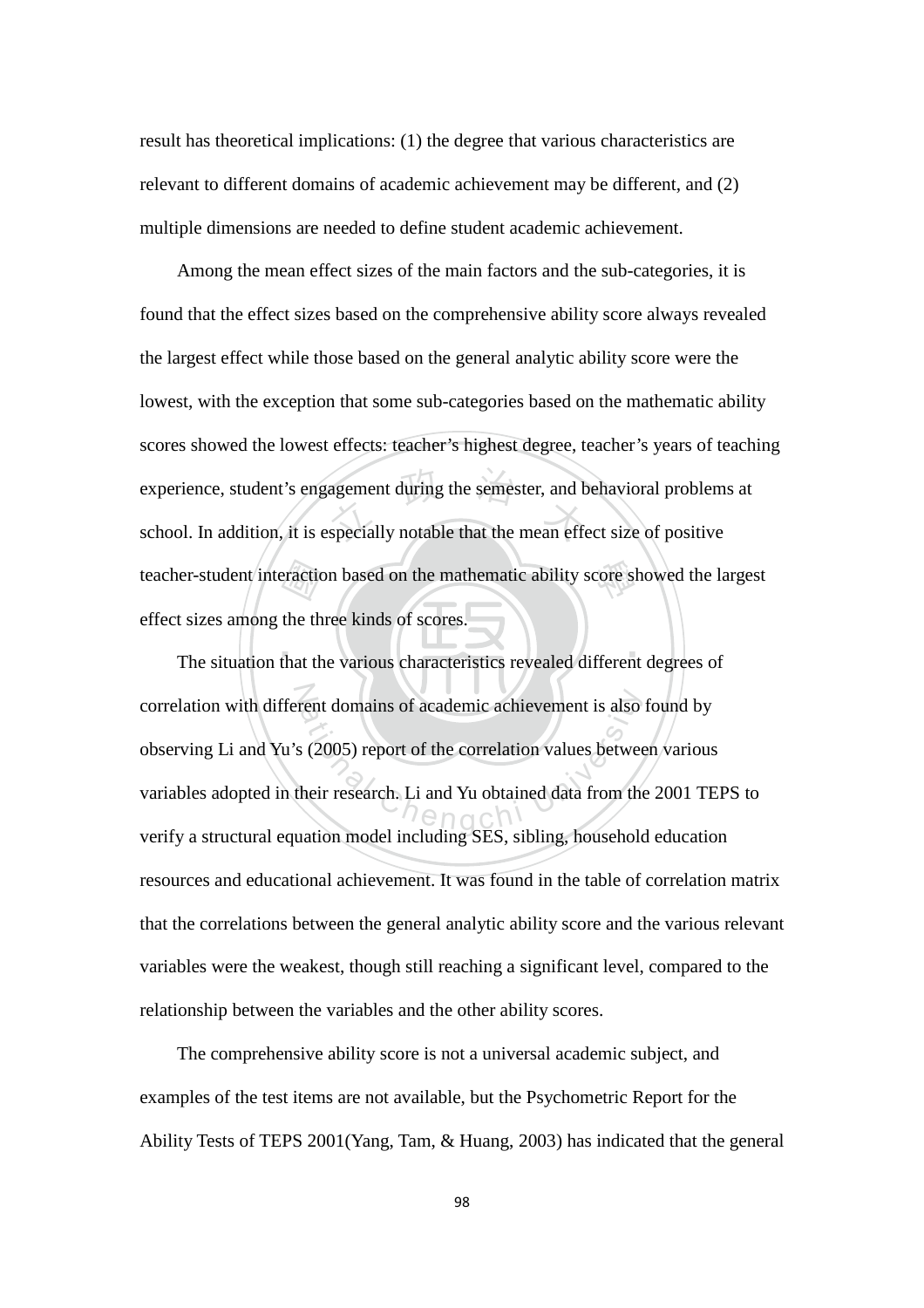result has theoretical implications: (1) the degree that various characteristics are relevant to different domains of academic achievement may be different, and (2) multiple dimensions are needed to define student academic achievement.

Among the mean effect sizes of the main factors and the sub-categories, it is found that the effect sizes based on the comprehensive ability score always revealed the largest effect while those based on the general analytic ability score were the lowest, with the exception that some sub-categories based on the mathematic ability scores showed the lowest effects: teacher's highest degree, teacher's years of teaching experience, student's engagement during the semester, and behavioral problems at school. In addition, it is especially notable that the mean effect size of positive teacher-student interaction based on the mathematic ability score showed the largest effect sizes among the three kinds of scores.

The situation that the various characteristics revealed different degrees of correlation with different domains of academic achievement is also found by observing Li and Yu's (2005) report of the correlation values between various variables adopted in their research. Li and Yu obtained data from the 2001 TEPS to verify a structural equation model including SES, sibling, household education resources and educational achievement. It was found in the table of correlation matrix that the correlations between the general analytic ability score and the various relevant variables were the weakest, though still reaching a significant level, compared to the relationship between the variables and the other ability scores.

The comprehensive ability score is not a universal academic subject, and examples of the test items are not available, but the Psychometric Report for the Ability Tests of TEPS 2001(Yang, Tam, & Huang, 2003) has indicated that the general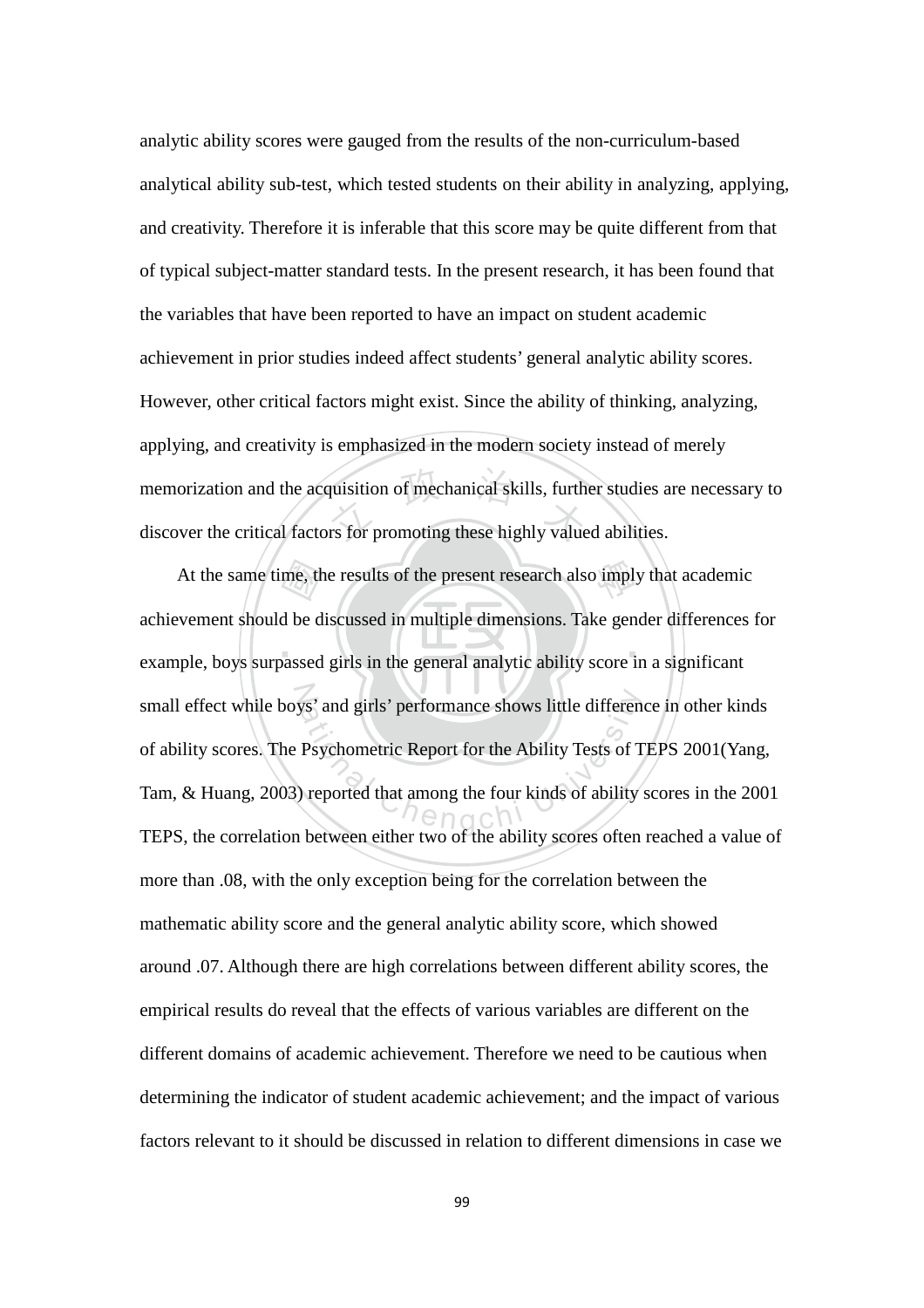analytic ability scores were gauged from the results of the non-curriculum-based analytical ability sub-test, which tested students on their ability in analyzing, applying, and creativity. Therefore it is inferable that this score may be quite different from that of typical subject-matter standard tests. In the present research, it has been found that the variables that have been reported to have an impact on student academic achievement in prior studies indeed affect students' general analytic ability scores. However, other critical factors might exist. Since the ability of thinking, analyzing, applying, and creativity is emphasized in the modern society instead of merely memorization and the acquisition of mechanical skills, further studies are necessary to discover the critical factors for promoting these highly valued abilities.

At the same time, the results of the present research also imply that academic achievement should be discussed in multiple dimensions. Take gender differences for example, boys surpassed girls in the general analytic ability score in a significant small effect while boys' and girls' performance shows little difference in other kinds of ability scores. The Psychometric Report for the Ability Tests of TEPS 2001(Yang, Tam, & Huang, 2003) reported that among the four kinds of ability scores in the 2001 TEPS, the correlation between either two of the ability scores often reached a value of more than .08, with the only exception being for the correlation between the mathematic ability score and the general analytic ability score, which showed around .07. Although there are high correlations between different ability scores, the empirical results do reveal that the effects of various variables are different on the different domains of academic achievement. Therefore we need to be cautious when determining the indicator of student academic achievement; and the impact of various factors relevant to it should be discussed in relation to different dimensions in case we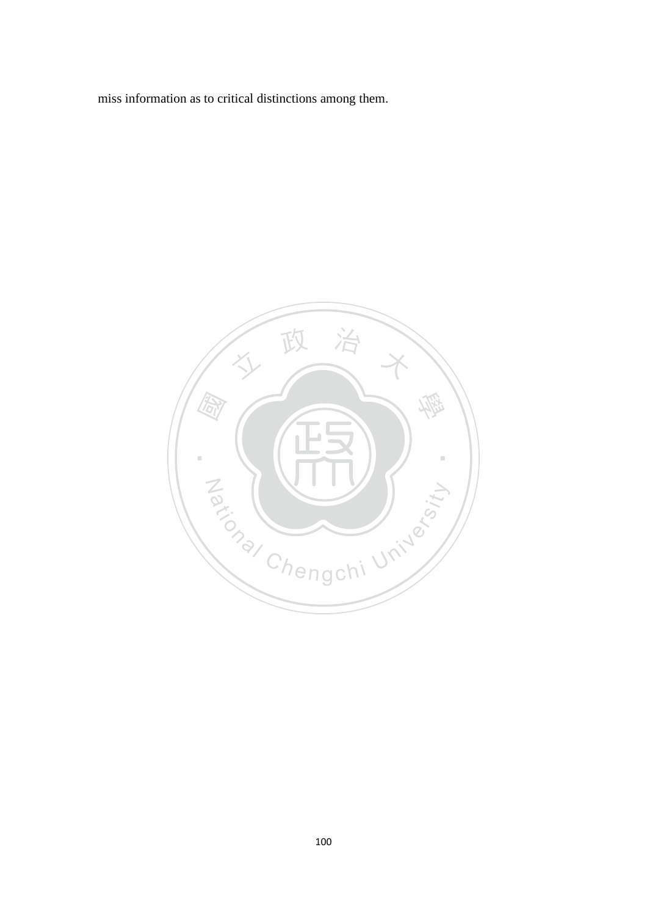miss information as to critical distinctions among them.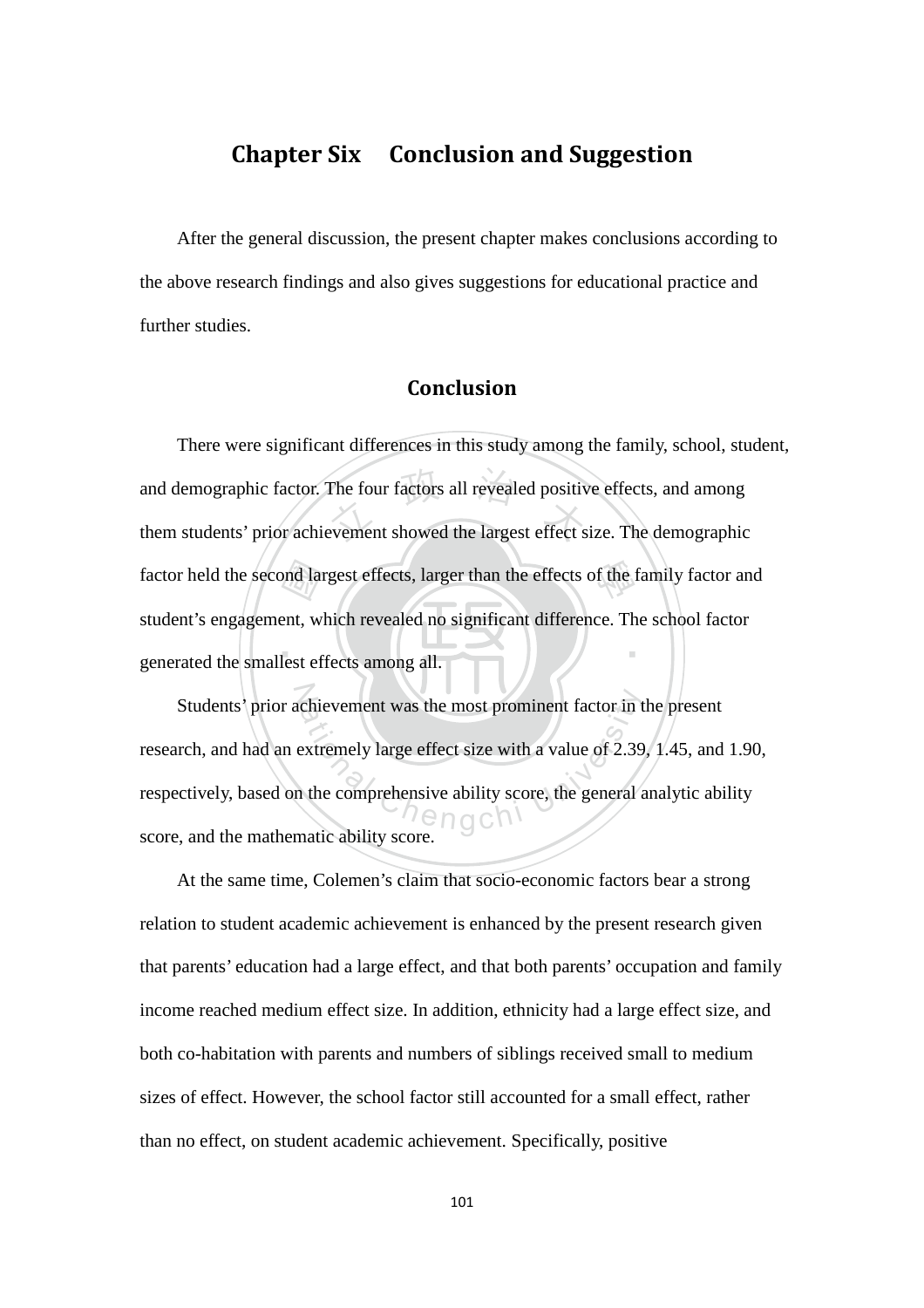# Chapter Six Conclusion and Suggestion

After the general discussion, the present chapter makes conclusions according to the above research findings and also gives suggestions for educational practice and further studies.

## Conclusion

There were significant differences in this study among the family, school, student, and demographic factor. The four factors all revealed positive effects, and among them students' prior achievement showed the largest effect size. The demographic factor held the second largest effects, larger than the effects of the family factor and student's engagement, which revealed no significant difference. The school factor generated the smallest effects among all.

Students' prior achievement was the most prominent factor in the present research, and had an extremely large effect size with a value of 2.39, 1.45, and 1.90, respectively, based on the comprehensive ability score, the general analytic ability score, and the mathematic ability score.

At the same time, Colemen's claim that socio-economic factors bear a strong relation to student academic achievement is enhanced by the present research given that parents' education had a large effect, and that both parents' occupation and family income reached medium effect size. In addition, ethnicity had a large effect size, and both co-habitation with parents and numbers of siblings received small to medium sizes of effect. However, the school factor still accounted for a small effect, rather than no effect, on student academic achievement. Specifically, positive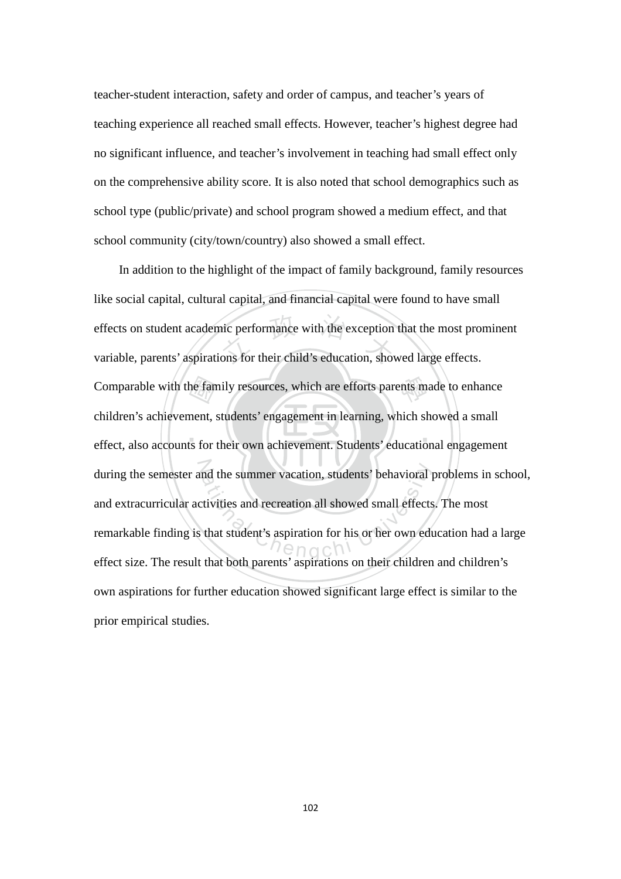teacher-student interaction, safety and order of campus, and teacher's years of teaching experience all reached small effects. However, teacher's highest degree had no significant influence, and teacher's involvement in teaching had small effect only on the comprehensive ability score. It is also noted that school demographics such as school type (public/private) and school program showed a medium effect, and that school community (city/town/country) also showed a small effect.

In addition to the highlight of the impact of family background, family resources like social capital, cultural capital, and financial capital were found to have small effects on student academic performance with the exception that the most prominent variable, parents' aspirations for their child's education, showed large effects. Comparable with the family resources, which are efforts parents made to enhance children's achievement, students' engagement in learning, which showed a small effect, also accounts for their own achievement. Students' educational engagement during the semester and the summer vacation, students' behavioral problems in school, and extracurricular activities and recreation all showed small effects. The most remarkable finding is that student's aspiration for his or her own education had a large effect size. The result that both parents' aspirations on their children and children's own aspirations for further education showed significant large effect is similar to the prior empirical studies.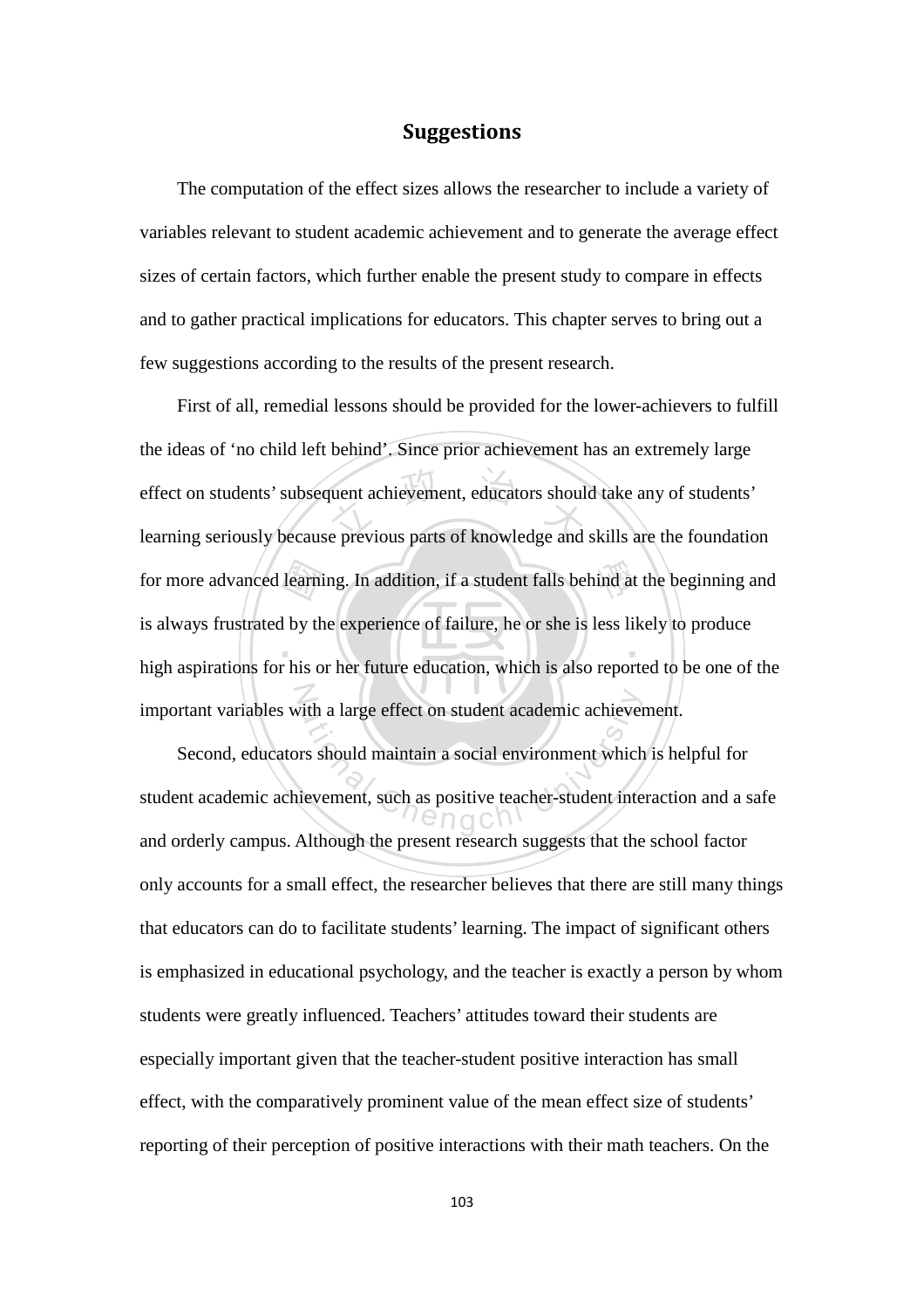# Suggestions

The computation of the effect sizes allows the researcher to include a variety of variables relevant to student academic achievement and to generate the average effect sizes of certain factors, which further enable the present study to compare in effects and to gather practical implications for educators. This chapter serves to bring out a few suggestions according to the results of the present research.

First of all, remedial lessons should be provided for the lower-achievers to fulfill the ideas of 'no child left behind'. Since prior achievement has an extremely large effect on students' subsequent achievement, educators should take any of students' learning seriously because previous parts of knowledge and skills are the foundation for more advanced learning. In addition, if a student falls behind at the beginning and is always frustrated by the experience of failure, he or she is less likely to produce high aspirations for his or her future education, which is also reported to be one of the important variables with a large effect on student academic achievement.

Second, educators should maintain a social environment which is helpful for student academic achievement, such as positive teacher-student interaction and a safe and orderly campus. Although the present research suggests that the school factor only accounts for a small effect, the researcher believes that there are still many things that educators can do to facilitate students' learning. The impact of significant others is emphasized in educational psychology, and the teacher is exactly a person by whom students were greatly influenced. Teachers' attitudes toward their students are especially important given that the teacher-student positive interaction has small effect, with the comparatively prominent value of the mean effect size of students' reporting of their perception of positive interactions with their math teachers. On the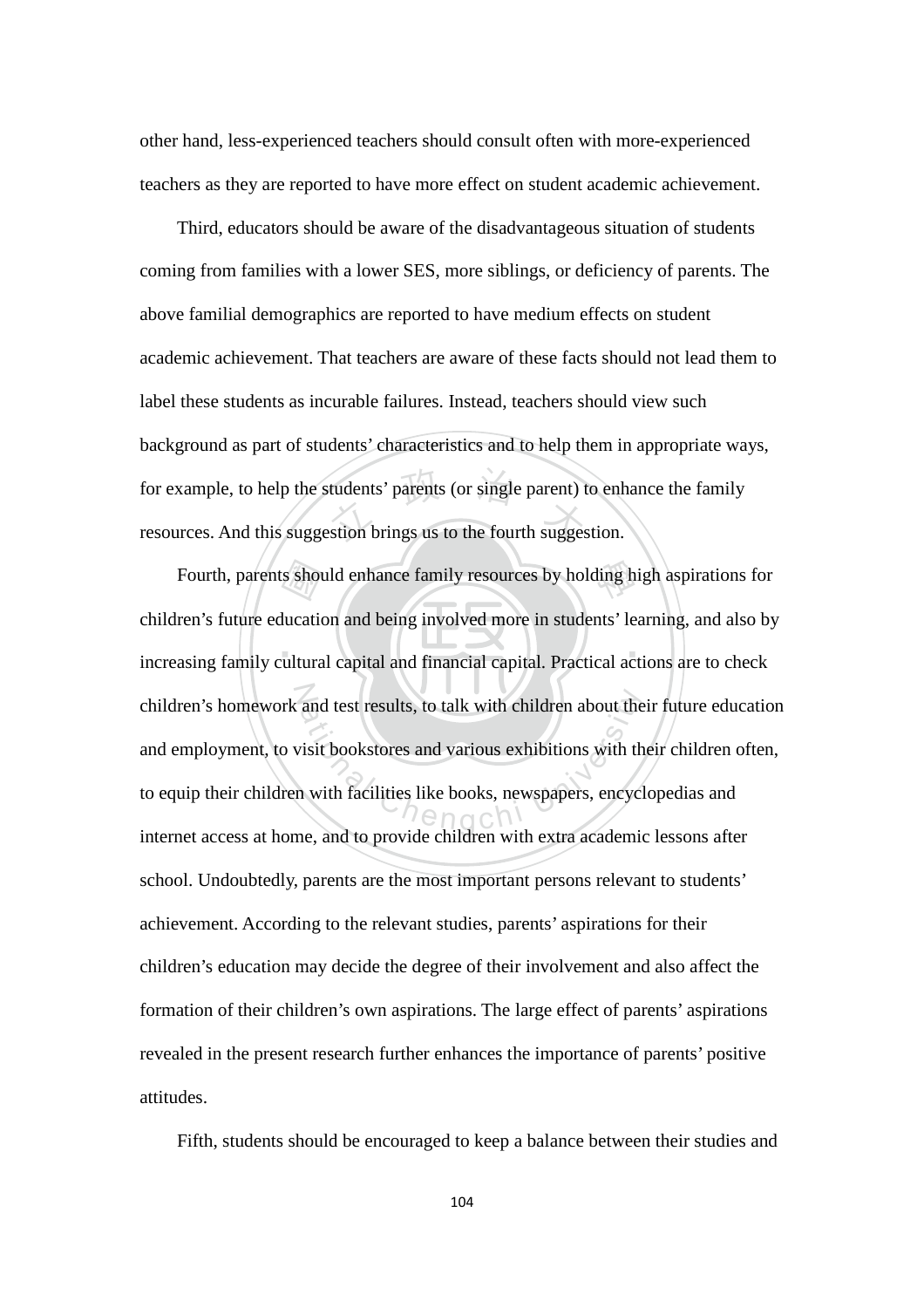other hand, less-experienced teachers should consult often with more-experienced teachers as they are reported to have more effect on student academic achievement.

Third, educators should be aware of the disadvantageous situation of students coming from families with a lower SES, more siblings, or deficiency of parents. The above familial demographics are reported to have medium effects on student academic achievement. That teachers are aware of these facts should not lead them to label these students as incurable failures. Instead, teachers should view such background as part of students' characteristics and to help them in appropriate ways, for example, to help the students' parents (or single parent) to enhance the family resources. And this suggestion brings us to the fourth suggestion.

Fourth, parents should enhance family resources by holding high aspirations for children's future education and being involved more in students' learning, and also by increasing family cultural capital and financial capital. Practical actions are to check children's homework and test results, to talk with children about their future education and employment, to visit bookstores and various exhibitions with their children often, to equip their children with facilities like books, newspapers, encyclopedias and internet access at home, and to provide children with extra academic lessons after school. Undoubtedly, parents are the most important persons relevant to students' achievement. According to the relevant studies, parents' aspirations for their children's education may decide the degree of their involvement and also affect the formation of their children's own aspirations. The large effect of parents' aspirations revealed in the present research further enhances the importance of parents' positive attitudes.

Fifth, students should be encouraged to keep a balance between their studies and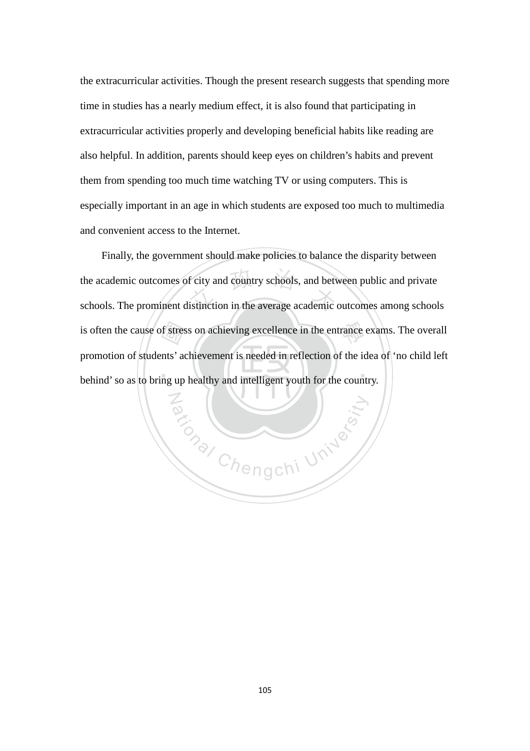the extracurricular activities. Though the present research suggests that spending more time in studies has a nearly medium effect, it is also found that participating in extracurricular activities properly and developing beneficial habits like reading are also helpful. In addition, parents should keep eyes on children's habits and prevent them from spending too much time watching TV or using computers. This is especially important in an age in which students are exposed too much to multimedia and convenient access to the Internet.

Finally, the government should make policies to balance the disparity between the academic outcomes of city and country schools, and between public and private schools. The prominent distinction in the average academic outcomes among schools is often the cause of stress on achieving excellence in the entrance exams. The overall promotion of students' achievement is needed in reflection of the idea of 'no child left behind' so as to bring up healthy and intelligent youth for the country.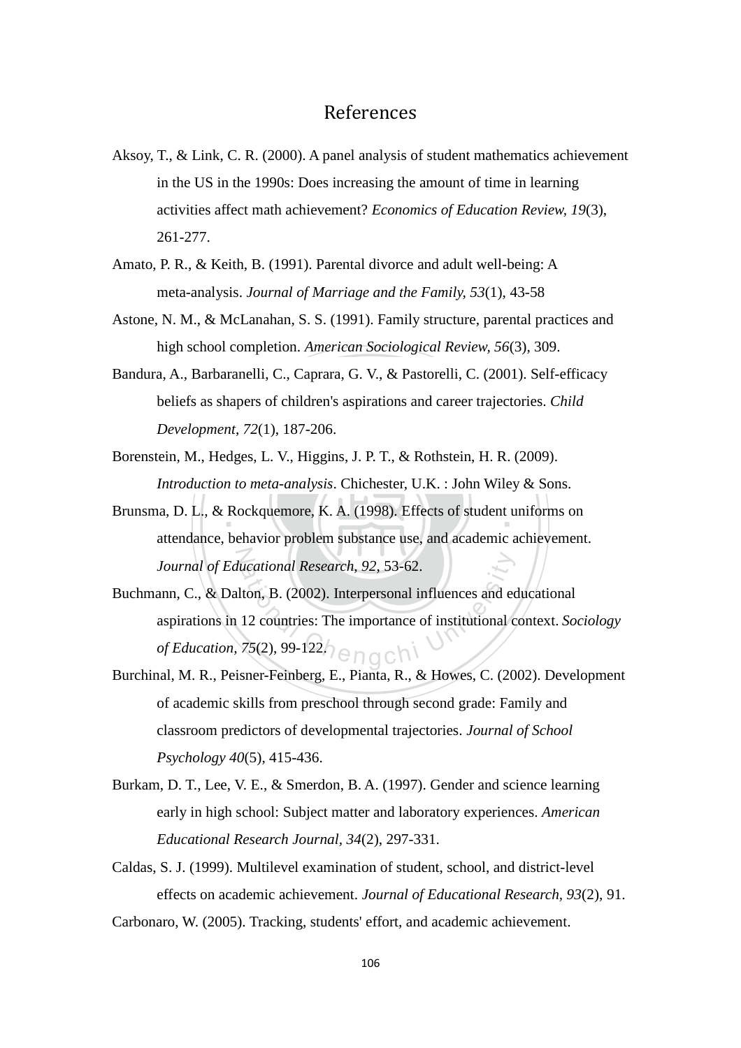# References

Aksoy, T., & Link, C. R. (2000). A panel analysis of student mathematics achievement in the US in the 1990s: Does increasing the amount of time in learning activities affect math achievement? *Economics of Education Review, 19*(3), 261-277.

Amato, P. R., & Keith, B. (1991). Parental divorce and adult well-being: A meta-analysis. *Journal of Marriage and the Family, 53*(1), 43-58

Astone, N. M., & McLanahan, S. S. (1991). Family structure, parental practices and high school completion. *American Sociological Review, 56*(3), 309.

Bandura, A., Barbaranelli, C., Caprara, G. V., & Pastorelli, C. (2001). Self-efficacy beliefs as shapers of children's aspirations and career trajectories. *Child Development, 72*(1), 187-206.

Borenstein, M., Hedges, L. V., Higgins, J. P. T., & Rothstein, H. R. (2009). *Introduction to meta-analysis*. Chichester, U.K. : John Wiley & Sons.

Brunsma, D. L., & Rockquemore, K. A. (1998). Effects of student uniforms on attendance, behavior problem substance use, and academic achievement. *Journal of Educational Research, 92*, 53-62.

Buchmann, C., & Dalton, B. (2002). Interpersonal influences and educational aspirations in 12 countries: The importance of institutional context. *Sociology of Education, 75*(2), 99-122.

Burchinal, M. R., Peisner-Feinberg, E., Pianta, R., & Howes, C. (2002). Development of academic skills from preschool through second grade: Family and classroom predictors of developmental trajectories. *Journal of School Psychology 40*(5), 415-436.

Burkam, D. T., Lee, V. E., & Smerdon, B. A. (1997). Gender and science learning early in high school: Subject matter and laboratory experiences. *American Educational Research Journal, 34*(2), 297-331.

Caldas, S. J. (1999). Multilevel examination of student, school, and district-level effects on academic achievement. *Journal of Educational Research, 93*(2), 91.

Carbonaro, W. (2005). Tracking, students' effort, and academic achievement.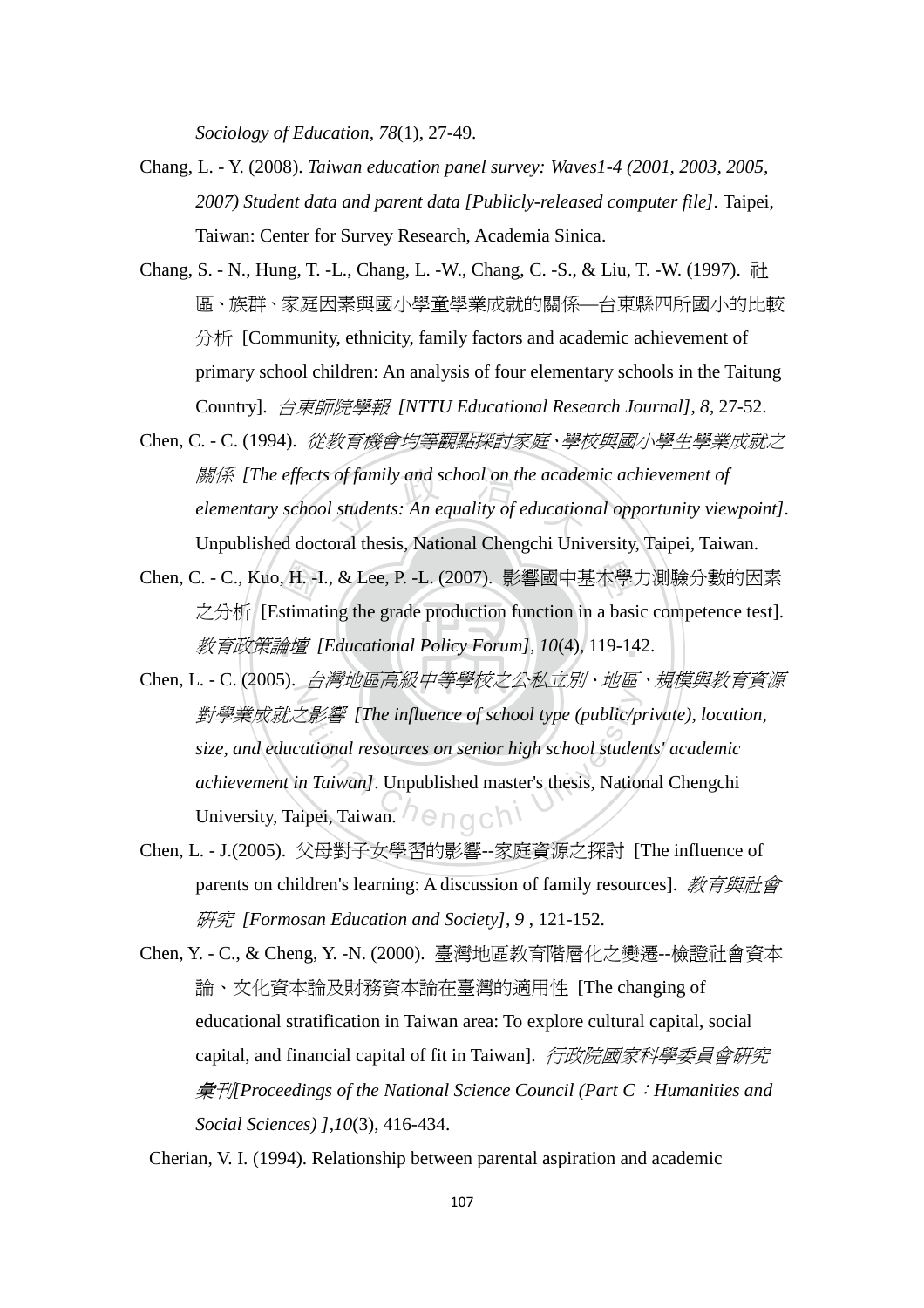*Sociology of Education*, *78*(1), 27-49.

Chang, L. - Y. (2008). *Taiwan education panel survey: Waves1-4 (2001, 2003, 2005, 2007) Student data and parent data [Publicly-released computer file]*. Taipei, Taiwan: Center for Survey Research, Academia Sinica.

Chang, S. - N., Hung, T. -L., Chang, L. -W., Chang, C. -S., & Liu, T. -W. (1997). 社區、族群、家庭因素與國小學童學業成就的關係—台東縣四所國小的比較分析 [Community, ethnicity, family factors and academic achievement of primary school children: An analysis of four elementary schools in the Taitung Country]. *台東師院學報 [NTTU Educational Research Journal]*, *8*, 27-52.

Chen, C. - C. (1994). *從教育機會均等觀點探討家庭、學校與國小學生學業成就之關係 [The effects of family and school on the academic achievement of elementary school students: An equality of educational opportunity viewpoint]*. Unpublished doctoral thesis, National Chengchi University, Taipei, Taiwan.

Chen, C. - C., Kuo, H. -I., & Lee, P. -L. (2007). 影響國中基本學力測驗分數的因素之分析 [Estimating the grade production function in a basic competence test]. *教育政策論壇 [Educational Policy Forum]*, *10*(4), 119-142.

Chen, L. - C. (2005). *台灣地區高級中等學校之公私立別、地區、規模與教育資源對學業成就之影響 [The influence of school type (public/private), location, size, and educational resources on senior high school students' academic achievement in Taiwan]*. Unpublished master's thesis, National Chengchi University, Taipei, Taiwan.

Chen, L. - J.(2005). 父母對子女學習的影響--家庭資源之探討 [The influence of parents on children's learning: A discussion of family resources]. *教育與社會研究 [Formosan Education and Society]*, *9* , 121-152.

Chen, Y. - C., & Cheng, Y. -N. (2000). 臺灣地區教育階層化之變遷--檢證社會資本論、文化資本論及財務資本論在臺灣的適用性 [The changing of educational stratification in Taiwan area: To explore cultural capital, social capital, and financial capital of fit in Taiwan]. *行政院國家科學委員會研究彙刊[Proceedings of the National Science Council (Part C：Humanities and Social Sciences) ]*,*10*(3), 416-434.

Cherian, V. I. (1994). Relationship between parental aspiration and academic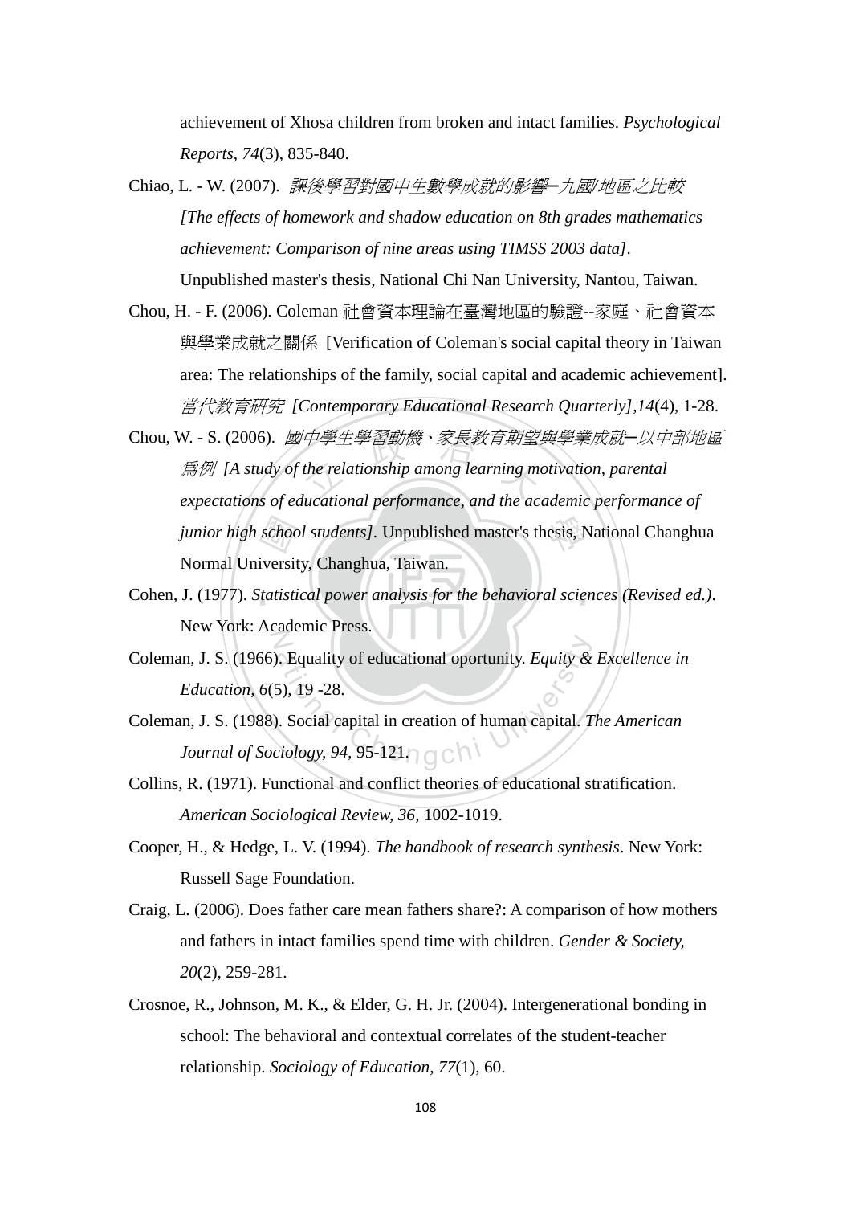achievement of Xhosa children from broken and intact families. *Psychological Reports, 74*(3), 835-840.

Chiao, L. - W. (2007). *課後學習對國中生數學成就的影響─九國/地區之比較 [The effects of homework and shadow education on 8th grades mathematics achievement: Comparison of nine areas using TIMSS 2003 data]*. Unpublished master's thesis, National Chi Nan University, Nantou, Taiwan.

Chou, H. - F. (2006). Coleman 社會資本理論在臺灣地區的驗證--家庭、社會資本與學業成就之關係 [Verification of Coleman's social capital theory in Taiwan area: The relationships of the family, social capital and academic achievement]. *當代教育研究 [Contemporary Educational Research Quarterly],14*(4), 1-28.

Chou, W. - S. (2006). *國中學生學習動機、家長教育期望與學業成就─以中部地區爲例 [A study of the relationship among learning motivation, parental expectations of educational performance, and the academic performance of junior high school students]*. Unpublished master's thesis, National Changhua Normal University, Changhua, Taiwan.

Cohen, J. (1977). *Statistical power analysis for the behavioral sciences (Revised ed.)*. New York: Academic Press.

Coleman, J. S. (1966). Equality of educational oportunity. *Equity & Excellence in Education, 6*(5), 19 -28.

Coleman, J. S. (1988). Social capital in creation of human capital. *The American Journal of Sociology, 94*, 95-121.

Collins, R. (1971). Functional and conflict theories of educational stratification. *American Sociological Review, 36*, 1002-1019.

Cooper, H., & Hedge, L. V. (1994). *The handbook of research synthesis*. New York: Russell Sage Foundation.

Craig, L. (2006). Does father care mean fathers share?: A comparison of how mothers and fathers in intact families spend time with children. *Gender & Society, 20*(2), 259-281.

Crosnoe, R., Johnson, M. K., & Elder, G. H. Jr. (2004). Intergenerational bonding in school: The behavioral and contextual correlates of the student-teacher relationship. *Sociology of Education, 77*(1), 60.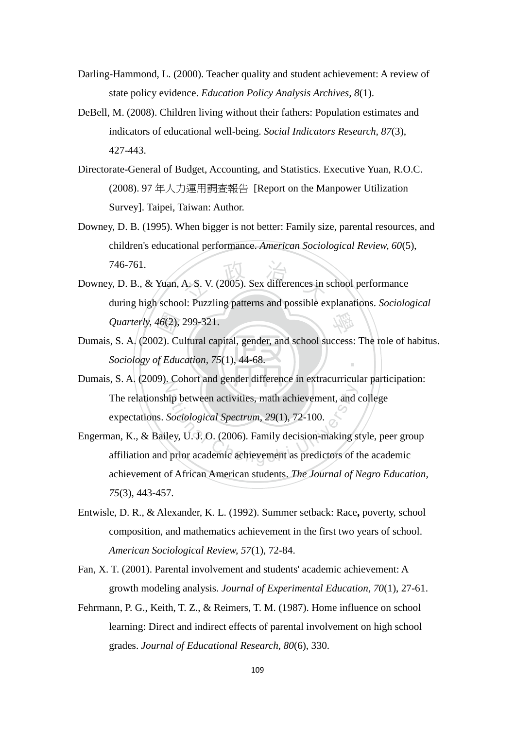Darling-Hammond, L. (2000). Teacher quality and student achievement: A review of state policy evidence. *Education Policy Analysis Archives, 8*(1).

DeBell, M. (2008). Children living without their fathers: Population estimates and indicators of educational well-being. *Social Indicators Research, 87*(3), 427-443.

Directorate-General of Budget, Accounting, and Statistics. Executive Yuan, R.O.C. (2008). 97 年人力運用調查報告 [Report on the Manpower Utilization Survey]. Taipei, Taiwan: Author.

Downey, D. B. (1995). When bigger is not better: Family size, parental resources, and children's educational performance. *American Sociological Review, 60*(5), 746-761.

Downey, D. B., & Yuan, A. S. V. (2005). Sex differences in school performance during high school: Puzzling patterns and possible explanations. *Sociological Quarterly, 46*(2), 299-321.

Dumais, S. A. (2002). Cultural capital, gender, and school success: The role of habitus. *Sociology of Education, 75*(1), 44-68.

Dumais, S. A. (2009). Cohort and gender difference in extracurricular participation: The relationship between activities, math achievement, and college expectations. *Sociological Spectrum, 29*(1), 72-100.

Engerman, K., & Bailey, U. J. O. (2006). Family decision-making style, peer group affiliation and prior academic achievement as predictors of the academic achievement of African American students. *The Journal of Negro Education, 75*(3), 443-457.

Entwisle, D. R., & Alexander, K. L. (1992). Summer setback: Race**,** poverty, school composition, and mathematics achievement in the first two years of school. *American Sociological Review, 57*(1), 72-84.

Fan, X. T. (2001). Parental involvement and students' academic achievement: A growth modeling analysis. *Journal of Experimental Education, 70*(1), 27-61.

Fehrmann, P. G., Keith, T. Z., & Reimers, T. M. (1987). Home influence on school learning: Direct and indirect effects of parental involvement on high school grades. *Journal of Educational Research, 80*(6), 330.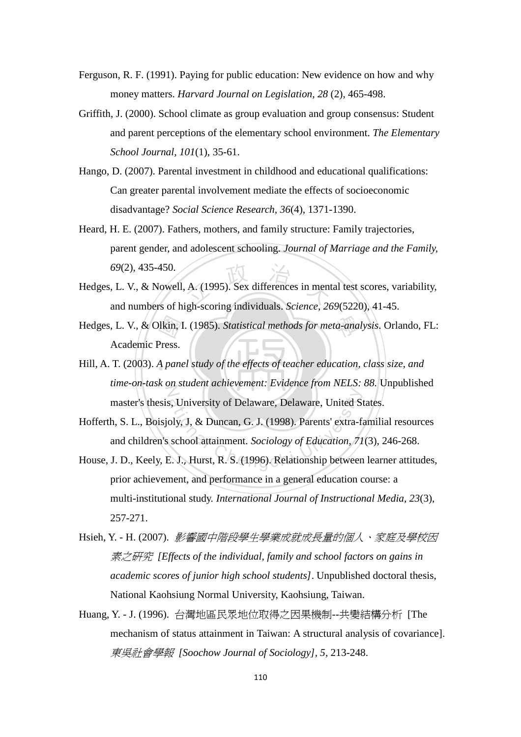Ferguson, R. F. (1991). Paying for public education: New evidence on how and why money matters. *Harvard Journal on Legislation, 28* (2), 465-498.

Griffith, J. (2000). School climate as group evaluation and group consensus: Student and parent perceptions of the elementary school environment. *The Elementary School Journal, 101*(1), 35-61.

Hango, D. (2007). Parental investment in childhood and educational qualifications: Can greater parental involvement mediate the effects of socioeconomic disadvantage? *Social Science Research, 36*(4), 1371-1390.

Heard, H. E. (2007). Fathers, mothers, and family structure: Family trajectories, parent gender, and adolescent schooling. *Journal of Marriage and the Family, 69*(2), 435-450.

Hedges, L. V., & Nowell, A. (1995). Sex differences in mental test scores, variability, and numbers of high-scoring individuals. *Science, 269*(5220), 41-45.

Hedges, L. V., & Olkin, I. (1985). *Statistical methods for meta-analysis*. Orlando, FL: Academic Press.

Hill, A. T. (2003). *A panel study of the effects of teacher education, class size, and time-on-task on student achievement: Evidence from NELS: 88.* Unpublished master's thesis, University of Delaware, Delaware, United States.

Hofferth, S. L., Boisjoly, J, & Duncan, G. J. (1998). Parents' extra-familial resources and children's school attainment. *Sociology of Education, 71*(3), 246-268.

House, J. D., Keely, E. J., Hurst, R. S. (1996). Relationship between learner attitudes, prior achievement, and performance in a general education course: a multi-institutional study. *International Journal of Instructional Media, 23*(3), 257-271.

Hsieh, Y. - H. (2007). *影響國中階段學生學業成就成長量的個人、家庭及學校因素之研究 [Effects of the individual, family and school factors on gains in academic scores of junior high school students]*. Unpublished doctoral thesis, National Kaohsiung Normal University, Kaohsiung, Taiwan.

Huang, Y. - J. (1996). 台灣地區民眾地位取得之因果機制--共變結構分析 [The mechanism of status attainment in Taiwan: A structural analysis of covariance]. *東吳社會學報 [Soochow Journal of Sociology], 5*, 213-248.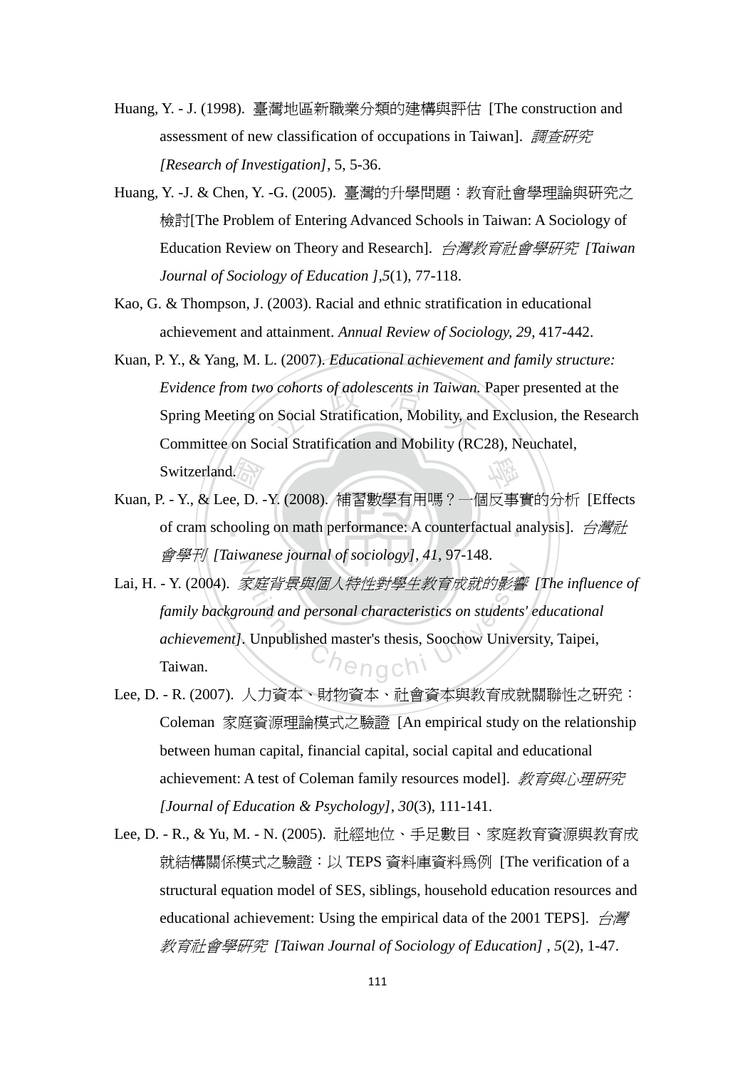Huang, Y. - J. (1998). 臺灣地區新職業分類的建構與評估 [The construction and assessment of new classification of occupations in Taiwan]. *調查研究 [Research of Investigation]*, 5, 5-36.

Huang, Y. -J. & Chen, Y. -G. (2005). 臺灣的升學問題：教育社會學理論與研究之檢討[The Problem of Entering Advanced Schools in Taiwan: A Sociology of Education Review on Theory and Research]. *台灣教育社會學研究 [Taiwan Journal of Sociology of Education ],5*(1), 77-118.

Kao, G. & Thompson, J. (2003). Racial and ethnic stratification in educational achievement and attainment. *Annual Review of Sociology, 29*, 417-442.

Kuan, P. Y., & Yang, M. L. (2007). *Educational achievement and family structure: Evidence from two cohorts of adolescents in Taiwan.* Paper presented at the Spring Meeting on Social Stratification, Mobility, and Exclusion, the Research Committee on Social Stratification and Mobility (RC28), Neuchatel, Switzerland.

Kuan, P. - Y., & Lee, D. -Y. (2008). 補習數學有用嗎？一個反事實的分析 [Effects of cram schooling on math performance: A counterfactual analysis]. *台灣社會學刊 [Taiwanese journal of sociology]*, *41*, 97-148.

Lai, H. - Y. (2004). *家庭背景與個人特性對學生教育成就的影響 [The influence of family background and personal characteristics on students' educational achievement]*. Unpublished master's thesis, Soochow University, Taipei, Taiwan.

Lee, D. - R. (2007). 人力資本、財物資本、社會資本與教育成就關聯性之研究：Coleman 家庭資源理論模式之驗證 [An empirical study on the relationship between human capital, financial capital, social capital and educational achievement: A test of Coleman family resources model]. *教育與心理研究 [Journal of Education & Psychology], 30*(3), 111-141.

Lee, D. - R., & Yu, M. - N. (2005). 社經地位、手足數目、家庭教育資源與教育成就結構關係模式之驗證：以 TEPS 資料庫資料為例 [The verification of a structural equation model of SES, siblings, household education resources and educational achievement: Using the empirical data of the 2001 TEPS]. *台灣教育社會學研究 [Taiwan Journal of Sociology of Education]* , *5*(2), 1-47.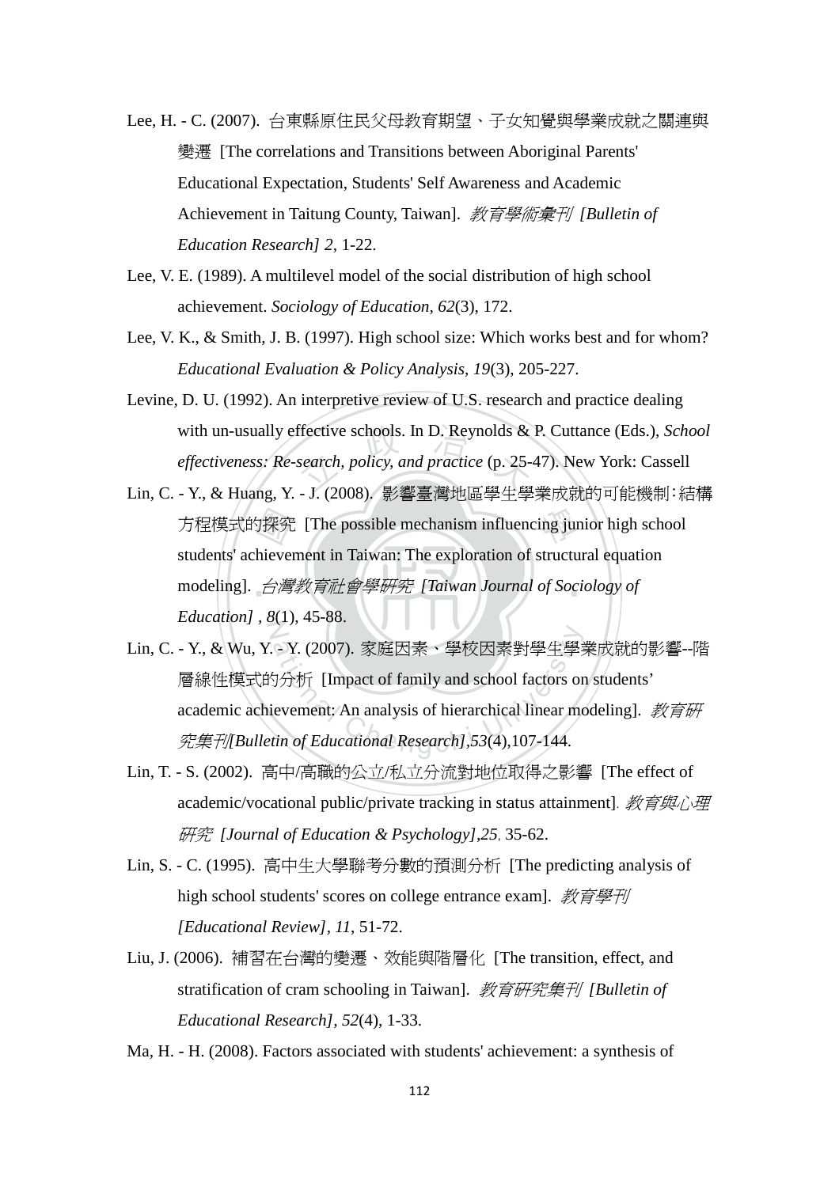Lee, H. - C. (2007). 台東縣原住民父母教育期望、子女知覺與學業成就之關連與變遷 [The correlations and Transitions between Aboriginal Parents' Educational Expectation, Students' Self Awareness and Academic Achievement in Taitung County, Taiwan]. *教育學術彙刊 [Bulletin of Education Research] 2*, 1-22.

Lee, V. E. (1989). A multilevel model of the social distribution of high school achievement. *Sociology of Education, 62*(3), 172.

Lee, V. K., & Smith, J. B. (1997). High school size: Which works best and for whom? *Educational Evaluation & Policy Analysis, 19*(3), 205-227.

Levine, D. U. (1992). An interpretive review of U.S. research and practice dealing with un-usually effective schools. In D. Reynolds & P. Cuttance (Eds.), *School effectiveness: Re-search, policy, and practice* (p. 25-47). New York: Cassell

Lin, C. - Y., & Huang, Y. - J. (2008). 影響臺灣地區學生學業成就的可能機制：結構方程模式的探究 [The possible mechanism influencing junior high school students' achievement in Taiwan: The exploration of structural equation modeling]. *台灣教育社會學研究 [Taiwan Journal of Sociology of Education] , 8*(1), 45-88.

Lin, C. - Y., & Wu, Y. - Y. (2007). 家庭因素、學校因素對學生學業成就的影響--階層線性模式的分析 [Impact of family and school factors on students' academic achievement: An analysis of hierarchical linear modeling]. *教育研究集刊[Bulletin of Educational Research],53*(4),107-144.

Lin, T. - S. (2002). 高中/高職的公立/私立分流對地位取得之影響 [The effect of academic/vocational public/private tracking in status attainment]. *教育與心理研究 [Journal of Education & Psychology],25*, 35-62.

Lin, S. - C. (1995). 高中生大學聯考分數的預測分析 [The predicting analysis of high school students' scores on college entrance exam]. *教育學刊 [Educational Review], 11*, 51-72.

Liu, J. (2006). 補習在台灣的變遷、效能與階層化 [The transition, effect, and stratification of cram schooling in Taiwan]. *教育研究集刊 [Bulletin of Educational Research], 52*(4), 1-33.

Ma, H. - H. (2008). Factors associated with students' achievement: a synthesis of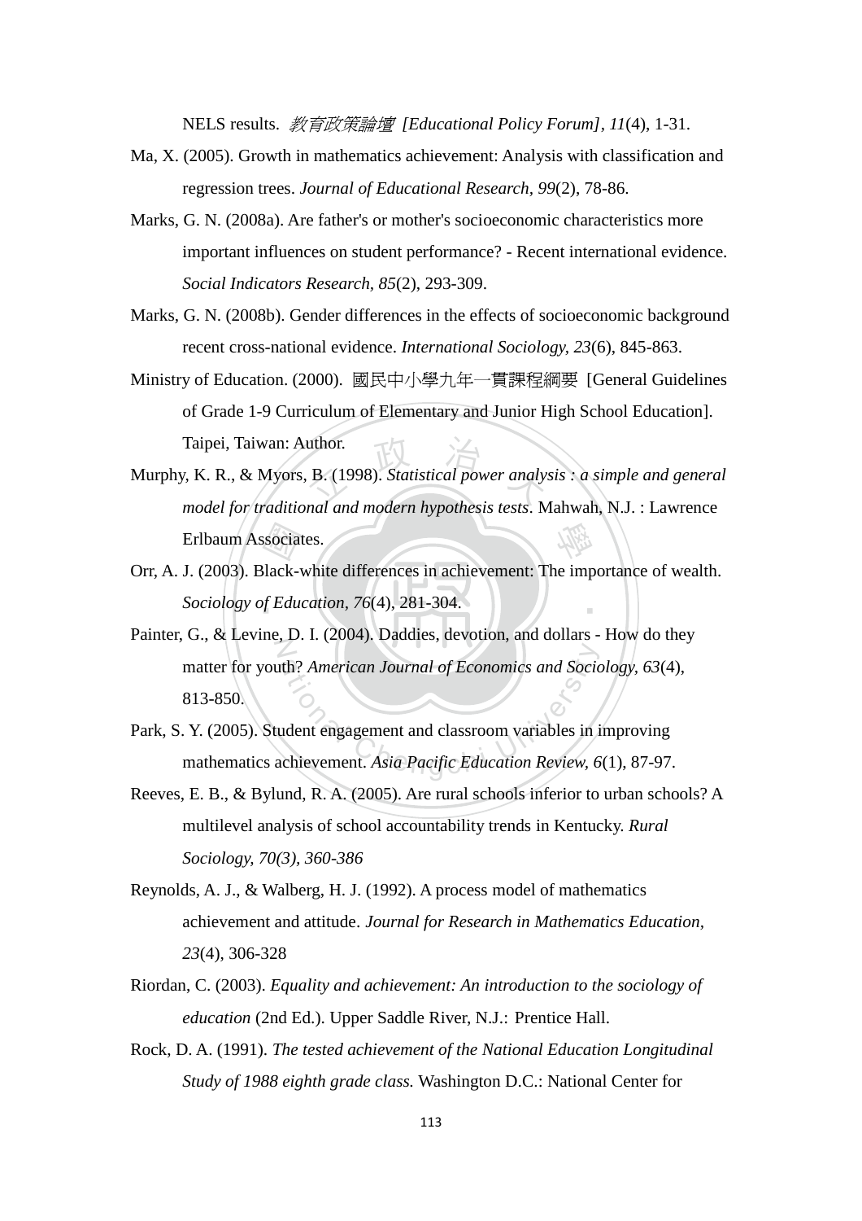NELS results. *教育政策論壇 [Educational Policy Forum]*, *11*(4), 1-31.

Ma, X. (2005). Growth in mathematics achievement: Analysis with classification and regression trees. *Journal of Educational Research, 99*(2), 78-86.

Marks, G. N. (2008a). Are father's or mother's socioeconomic characteristics more important influences on student performance? - Recent international evidence. *Social Indicators Research, 85*(2), 293-309.

Marks, G. N. (2008b). Gender differences in the effects of socioeconomic background recent cross-national evidence. *International Sociology, 23*(6), 845-863.

Ministry of Education. (2000). 國民中小學九年一貫課程綱要 [General Guidelines of Grade 1-9 Curriculum of Elementary and Junior High School Education]. Taipei, Taiwan: Author.

Murphy, K. R., & Myors, B. (1998). *Statistical power analysis : a simple and general model for traditional and modern hypothesis tests*. Mahwah, N.J. : Lawrence Erlbaum Associates.

Orr, A. J. (2003). Black-white differences in achievement: The importance of wealth. *Sociology of Education, 76*(4), 281-304.

Painter, G., & Levine, D. I. (2004). Daddies, devotion, and dollars - How do they matter for youth? *American Journal of Economics and Sociology, 63*(4), 813-850.

Park, S. Y. (2005). Student engagement and classroom variables in improving mathematics achievement. *Asia Pacific Education Review, 6*(1), 87-97.

Reeves, E. B., & Bylund, R. A. (2005). Are rural schools inferior to urban schools? A multilevel analysis of school accountability trends in Kentucky. *Rural Sociology, 70(3), 360-386*

Reynolds, A. J., & Walberg, H. J. (1992). A process model of mathematics achievement and attitude. *Journal for Research in Mathematics Education, 23*(4), 306-328

Riordan, C. (2003). *Equality and achievement: An introduction to the sociology of education* (2nd Ed.). Upper Saddle River, N.J.: Prentice Hall.

Rock, D. A. (1991). *The tested achievement of the National Education Longitudinal Study of 1988 eighth grade class.* Washington D.C.: National Center for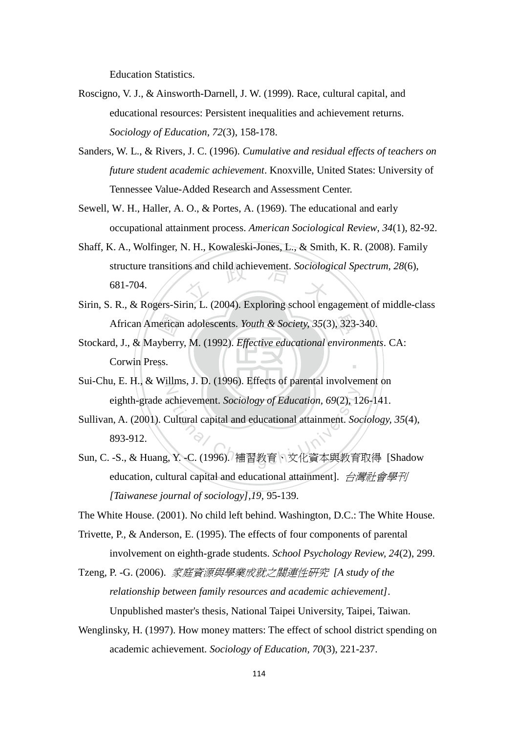Education Statistics.

Roscigno, V. J., & Ainsworth-Darnell, J. W. (1999). Race, cultural capital, and educational resources: Persistent inequalities and achievement returns. *Sociology of Education, 72*(3), 158-178.

Sanders, W. L., & Rivers, J. C. (1996). *Cumulative and residual effects of teachers on future student academic achievement*. Knoxville, United States: University of Tennessee Value-Added Research and Assessment Center.

Sewell, W. H., Haller, A. O., & Portes, A. (1969). The educational and early occupational attainment process. *American Sociological Review, 34*(1), 82-92.

Shaff, K. A., Wolfinger, N. H., Kowaleski-Jones, L., & Smith, K. R. (2008). Family structure transitions and child achievement. *Sociological Spectrum, 28*(6), 681-704.

Sirin, S. R., & Rogers-Sirin, L. (2004). Exploring school engagement of middle-class African American adolescents. *Youth & Society, 35*(3), 323-340.

Stockard, J., & Mayberry, M. (1992). *Effective educational environments*. CA: Corwin Press.

Sui-Chu, E. H., & Willms, J. D. (1996). Effects of parental involvement on eighth-grade achievement. *Sociology of Education, 69*(2), 126-141.

Sullivan, A. (2001). Cultural capital and educational attainment. *Sociology, 35*(4), 893-912.

Sun, C. -S., & Huang, Y. -C. (1996). 補習教育、文化資本與教育取得 [Shadow education, cultural capital and educational attainment]. *台灣社會學刊 [Taiwanese journal of sociology],19*, 95-139.

The White House. (2001). No child left behind. Washington, D.C.: The White House.

Trivette, P., & Anderson, E. (1995). The effects of four components of parental involvement on eighth-grade students. *School Psychology Review, 24*(2), 299.

Tzeng, P. -G. (2006). *家庭資源與學業成就之關連性研究 [A study of the relationship between family resources and academic achievement]*. Unpublished master's thesis, National Taipei University, Taipei, Taiwan.

Wenglinsky, H. (1997). How money matters: The effect of school district spending on academic achievement. *Sociology of Education, 70*(3), 221-237.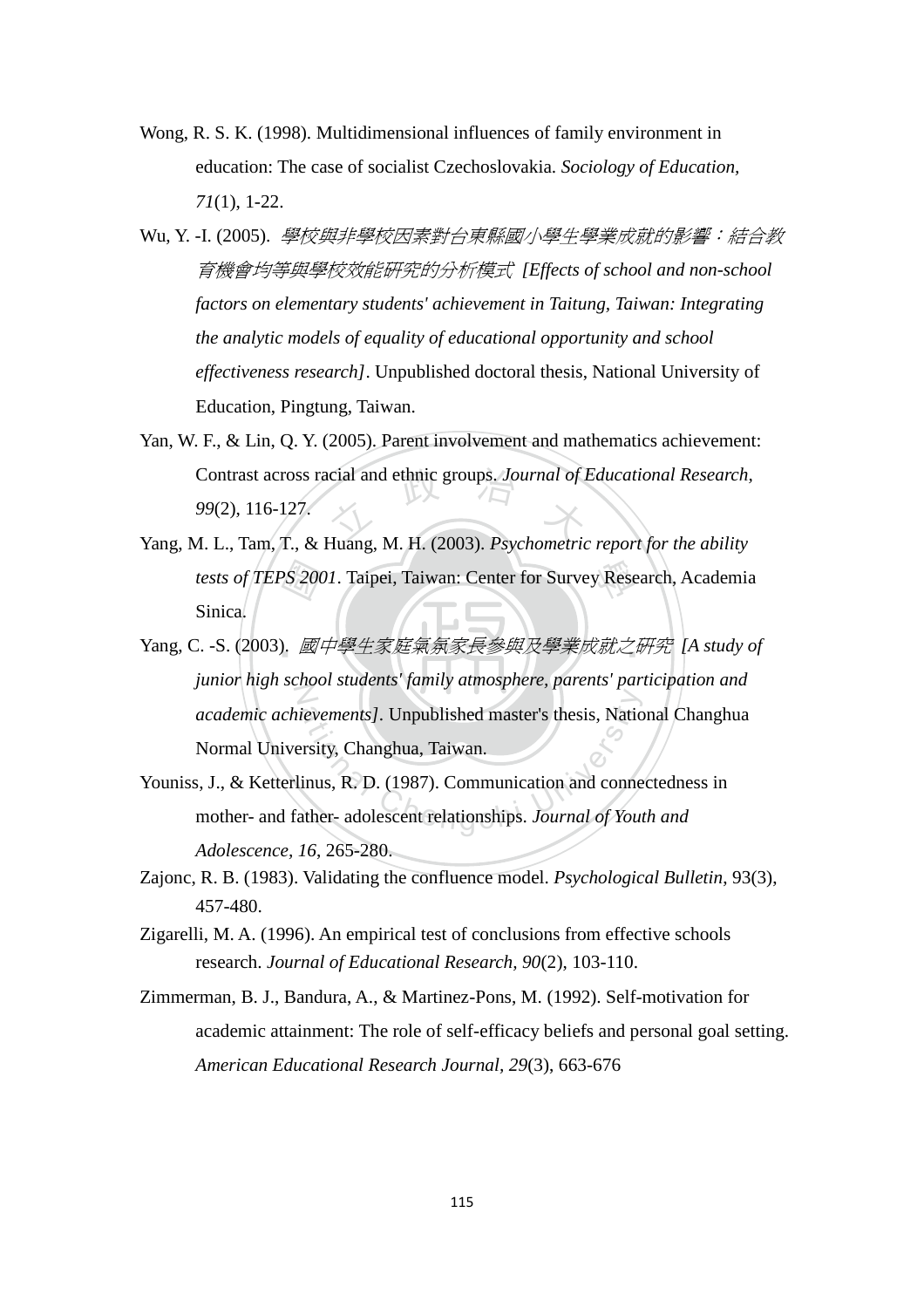Wong, R. S. K. (1998). Multidimensional influences of family environment in education: The case of socialist Czechoslovakia. *Sociology of Education, 71*(1), 1-22.

Wu, Y. -I. (2005). *學校與非學校因素對台東縣國小學生學業成就的影響：結合教育機會均等與學校效能研究的分析模式 [Effects of school and non-school factors on elementary students' achievement in Taitung, Taiwan: Integrating the analytic models of equality of educational opportunity and school effectiveness research]*. Unpublished doctoral thesis, National University of Education, Pingtung, Taiwan.

Yan, W. F., & Lin, Q. Y. (2005). Parent involvement and mathematics achievement: Contrast across racial and ethnic groups. *Journal of Educational Research, 99*(2), 116-127.

Yang, M. L., Tam, T., & Huang, M. H. (2003). *Psychometric report for the ability tests of TEPS 2001*. Taipei, Taiwan: Center for Survey Research, Academia Sinica.

Yang, C. -S. (2003). *國中學生家庭氣氛家長參與及學業成就之研究 [A study of junior high school students' family atmosphere, parents' participation and academic achievements]*. Unpublished master's thesis, National Changhua Normal University, Changhua, Taiwan.

Youniss, J., & Ketterlinus, R. D. (1987). Communication and connectedness in mother- and father- adolescent relationships. *Journal of Youth and Adolescence, 16*, 265-280.

Zajonc, R. B. (1983). Validating the confluence model. *Psychological Bulletin*, 93(3), 457-480.

Zigarelli, M. A. (1996). An empirical test of conclusions from effective schools research. *Journal of Educational Research, 90*(2), 103-110.

Zimmerman, B. J., Bandura, A., & Martinez-Pons, M. (1992). Self-motivation for academic attainment: The role of self-efficacy beliefs and personal goal setting. *American Educational Research Journal, 29*(3), 663-676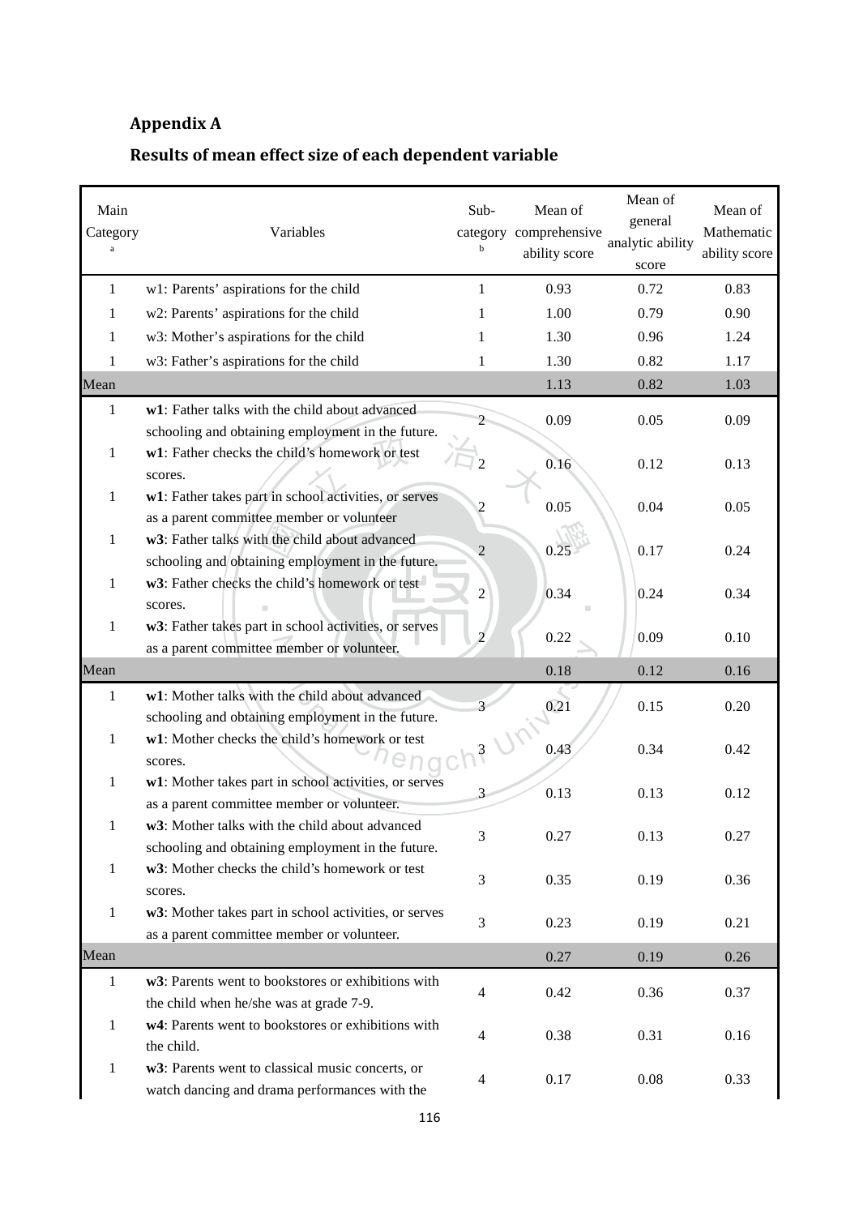## Appendix A

## Results of mean effect size of each dependent variable

| Main Category[a] | Variables | Sub-category[b] | Mean of comprehensive ability score | Mean of general analytic ability score | Mean of Mathematic ability score |
|---|---|---|---|---|---|
| 1 | w1: Parents' aspirations for the child | 1 | 0.93 | 0.72 | 0.83 |
| 1 | w2: Parents' aspirations for the child | 1 | 1.00 | 0.79 | 0.90 |
| 1 | w3: Mother's aspirations for the child | 1 | 1.30 | 0.96 | 1.24 |
| 1 | w3: Father's aspirations for the child | 1 | 1.30 | 0.82 | 1.17 |
| Mean | | | 1.13 | 0.82 | 1.03 |
| 1 | **w1**: Father talks with the child about advanced schooling and obtaining employment in the future. | 2 | 0.09 | 0.05 | 0.09 |
| 1 | **w1**: Father checks the child's homework or test scores. | 2 | 0.16 | 0.12 | 0.13 |
| 1 | **w1**: Father takes part in school activities, or serves as a parent committee member or volunteer | 2 | 0.05 | 0.04 | 0.05 |
| 1 | **w3**: Father talks with the child about advanced schooling and obtaining employment in the future. | 2 | 0.25 | 0.17 | 0.24 |
| 1 | **w3**: Father checks the child's homework or test scores. | 2 | 0.34 | 0.24 | 0.34 |
| 1 | **w3**: Father takes part in school activities, or serves as a parent committee member or volunteer. | 2 | 0.22 | 0.09 | 0.10 |
| Mean | | | 0.18 | 0.12 | 0.16 |
| 1 | **w1**: Mother talks with the child about advanced schooling and obtaining employment in the future. | 3 | 0.21 | 0.15 | 0.20 |
| 1 | **w1**: Mother checks the child's homework or test scores. | 3 | 0.43 | 0.34 | 0.42 |
| 1 | **w1**: Mother takes part in school activities, or serves as a parent committee member or volunteer. | 3 | 0.13 | 0.13 | 0.12 |
| 1 | **w3**: Mother talks with the child about advanced schooling and obtaining employment in the future. | 3 | 0.27 | 0.13 | 0.27 |
| 1 | **w3**: Mother checks the child's homework or test scores. | 3 | 0.35 | 0.19 | 0.36 |
| 1 | **w3**: Mother takes part in school activities, or serves as a parent committee member or volunteer. | 3 | 0.23 | 0.19 | 0.21 |
| Mean | | | 0.27 | 0.19 | 0.26 |
| 1 | **w3**: Parents went to bookstores or exhibitions with the child when he/she was at grade 7-9. | 4 | 0.42 | 0.36 | 0.37 |
| 1 | **w4**: Parents went to bookstores or exhibitions with the child. | 4 | 0.38 | 0.31 | 0.16 |
| 1 | **w3**: Parents went to classical music concerts, or watch dancing and drama performances with the | 4 | 0.17 | 0.08 | 0.33 |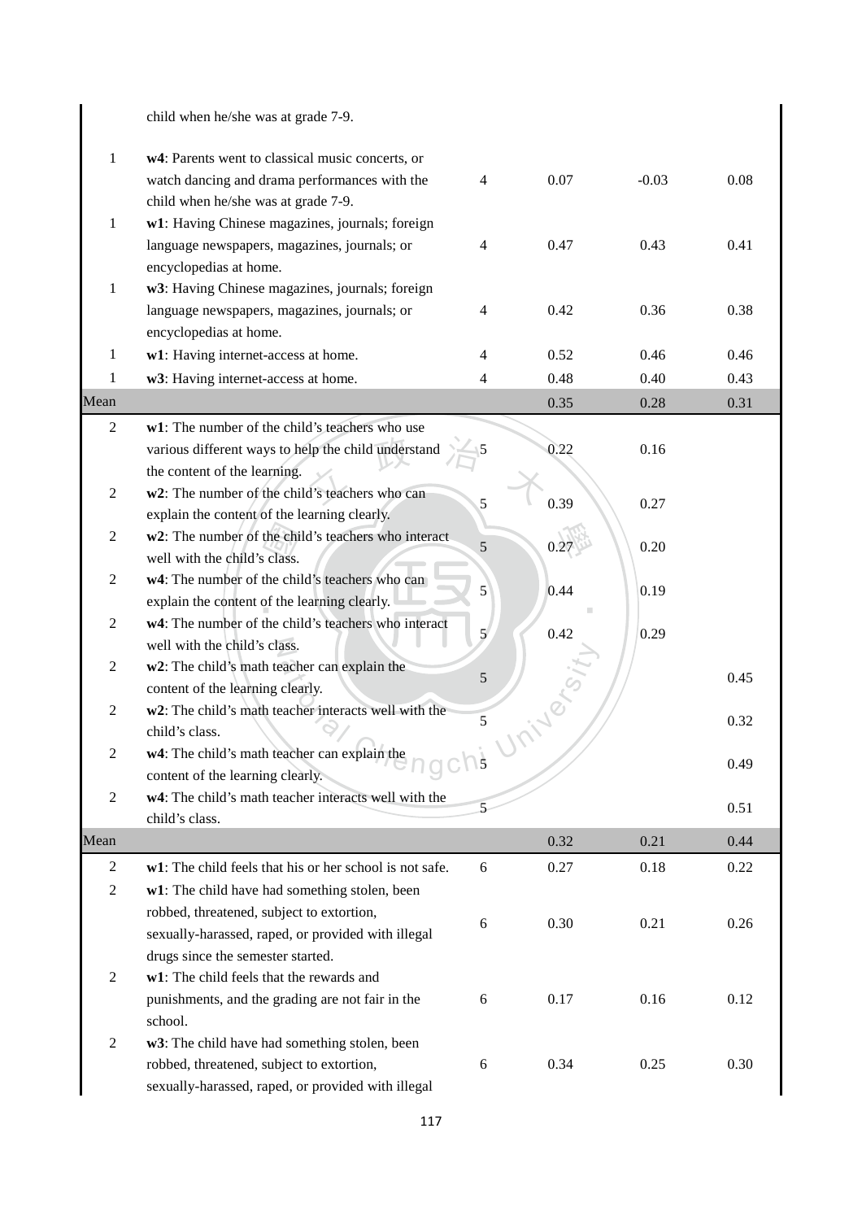| | | | | | |
|---|---|---|---|---|---|
| | child when he/she was at grade 7-9. | | | | |
| 1 | **w4**: Parents went to classical music concerts, or watch dancing and drama performances with the child when he/she was at grade 7-9. | 4 | 0.07 | -0.03 | 0.08 |
| 1 | **w1**: Having Chinese magazines, journals; foreign language newspapers, magazines, journals; or encyclopedias at home. | 4 | 0.47 | 0.43 | 0.41 |
| 1 | **w3**: Having Chinese magazines, journals; foreign language newspapers, magazines, journals; or encyclopedias at home. | 4 | 0.42 | 0.36 | 0.38 |
| 1 | **w1**: Having internet-access at home. | 4 | 0.52 | 0.46 | 0.46 |
| 1 | **w3**: Having internet-access at home. | 4 | 0.48 | 0.40 | 0.43 |
| Mean | | | 0.35 | 0.28 | 0.31 |
| 2 | **w1**: The number of the child's teachers who use various different ways to help the child understand the content of the learning. | 5 | 0.22 | 0.16 | |
| 2 | **w2**: The number of the child's teachers who can explain the content of the learning clearly. | 5 | 0.39 | 0.27 | |
| 2 | **w2**: The number of the child's teachers who interact well with the child's class. | 5 | 0.27 | 0.20 | |
| 2 | **w4**: The number of the child's teachers who can explain the content of the learning clearly. | 5 | 0.44 | 0.19 | |
| 2 | **w4**: The number of the child's teachers who interact well with the child's class. | 5 | 0.42 | 0.29 | |
| 2 | **w2**: The child's math teacher can explain the content of the learning clearly. | 5 | | | 0.45 |
| 2 | **w2**: The child's math teacher interacts well with the child's class. | 5 | | | 0.32 |
| 2 | **w4**: The child's math teacher can explain the content of the learning clearly. | 5 | | | 0.49 |
| 2 | **w4**: The child's math teacher interacts well with the child's class. | 5 | | | 0.51 |
| Mean | | | 0.32 | 0.21 | 0.44 |
| 2 | **w1**: The child feels that his or her school is not safe. | 6 | 0.27 | 0.18 | 0.22 |
| 2 | **w1**: The child have had something stolen, been robbed, threatened, subject to extortion, sexually-harassed, raped, or provided with illegal drugs since the semester started. | 6 | 0.30 | 0.21 | 0.26 |
| 2 | **w1**: The child feels that the rewards and punishments, and the grading are not fair in the school. | 6 | 0.17 | 0.16 | 0.12 |
| 2 | **w3**: The child have had something stolen, been robbed, threatened, subject to extortion, sexually-harassed, raped, or provided with illegal | 6 | 0.34 | 0.25 | 0.30 |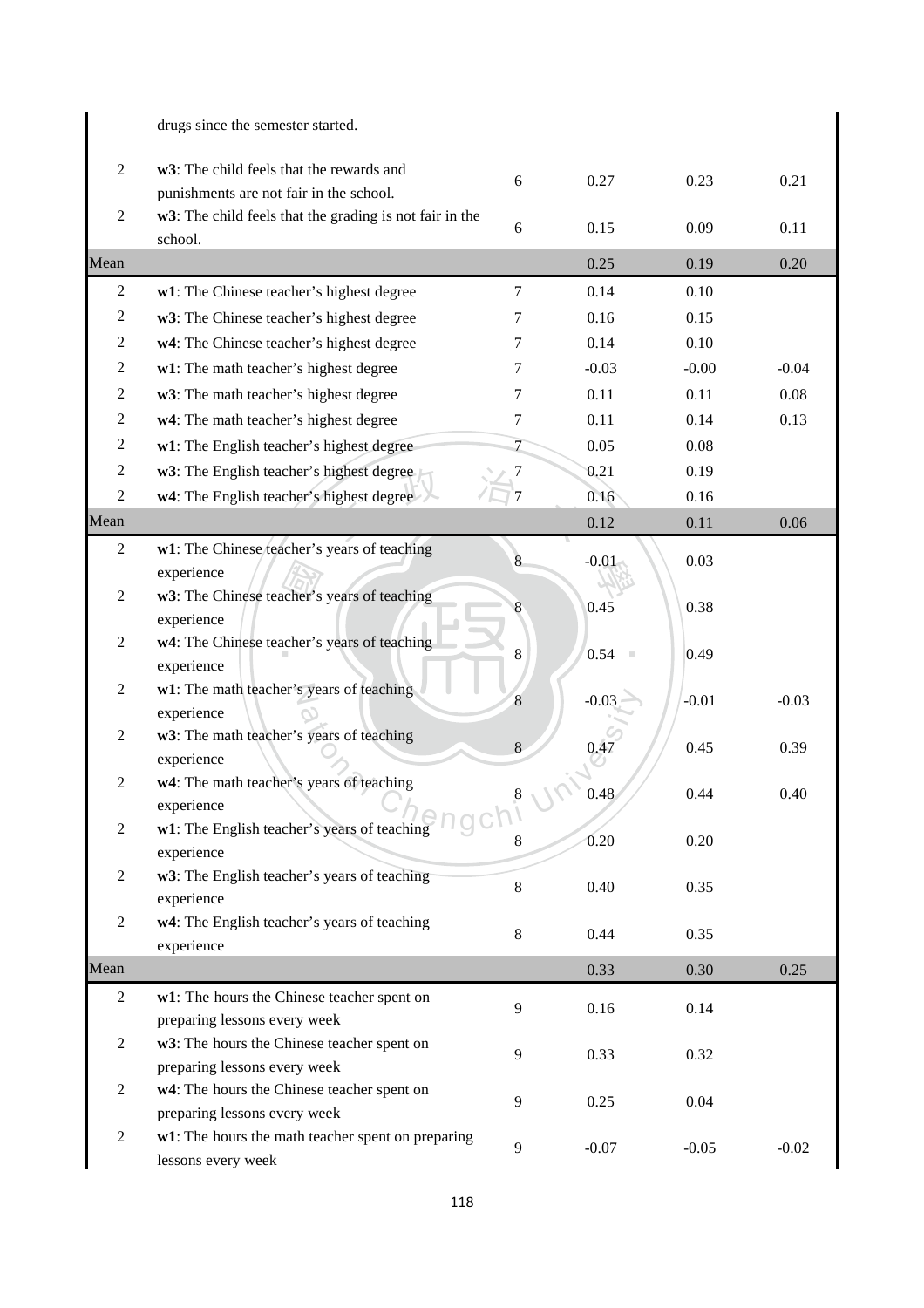| | | | | | |
|---|---|---|---|---|---|
| | drugs since the semester started. | | | | |
| 2 | **w3**: The child feels that the rewards and punishments are not fair in the school. | 6 | 0.27 | 0.23 | 0.21 |
| 2 | **w3**: The child feels that the grading is not fair in the school. | 6 | 0.15 | 0.09 | 0.11 |
| Mean | | | 0.25 | 0.19 | 0.20 |
| 2 | **w1**: The Chinese teacher's highest degree | 7 | 0.14 | 0.10 | |
| 2 | **w3**: The Chinese teacher's highest degree | 7 | 0.16 | 0.15 | |
| 2 | **w4**: The Chinese teacher's highest degree | 7 | 0.14 | 0.10 | |
| 2 | **w1**: The math teacher's highest degree | 7 | -0.03 | -0.00 | -0.04 |
| 2 | **w3**: The math teacher's highest degree | 7 | 0.11 | 0.11 | 0.08 |
| 2 | **w4**: The math teacher's highest degree | 7 | 0.11 | 0.14 | 0.13 |
| 2 | **w1**: The English teacher's highest degree | 7 | 0.05 | 0.08 | |
| 2 | **w3**: The English teacher's highest degree | 7 | 0.21 | 0.19 | |
| 2 | **w4**: The English teacher's highest degree | 7 | 0.16 | 0.16 | |
| Mean | | | 0.12 | 0.11 | 0.06 |
| 2 | **w1**: The Chinese teacher's years of teaching experience | 8 | -0.01 | 0.03 | |
| 2 | **w3**: The Chinese teacher's years of teaching experience | 8 | 0.45 | 0.38 | |
| 2 | **w4**: The Chinese teacher's years of teaching experience | 8 | 0.54 | 0.49 | |
| 2 | **w1**: The math teacher's years of teaching experience | 8 | -0.03 | -0.01 | -0.03 |
| 2 | **w3**: The math teacher's years of teaching experience | 8 | 0.47 | 0.45 | 0.39 |
| 2 | **w4**: The math teacher's years of teaching experience | 8 | 0.48 | 0.44 | 0.40 |
| 2 | **w1**: The English teacher's years of teaching experience | 8 | 0.20 | 0.20 | |
| 2 | **w3**: The English teacher's years of teaching experience | 8 | 0.40 | 0.35 | |
| 2 | **w4**: The English teacher's years of teaching experience | 8 | 0.44 | 0.35 | |
| Mean | | | 0.33 | 0.30 | 0.25 |
| 2 | **w1**: The hours the Chinese teacher spent on preparing lessons every week | 9 | 0.16 | 0.14 | |
| 2 | **w3**: The hours the Chinese teacher spent on preparing lessons every week | 9 | 0.33 | 0.32 | |
| 2 | **w4**: The hours the Chinese teacher spent on preparing lessons every week | 9 | 0.25 | 0.04 | |
| 2 | **w1**: The hours the math teacher spent on preparing lessons every week | 9 | -0.07 | -0.05 | -0.02 |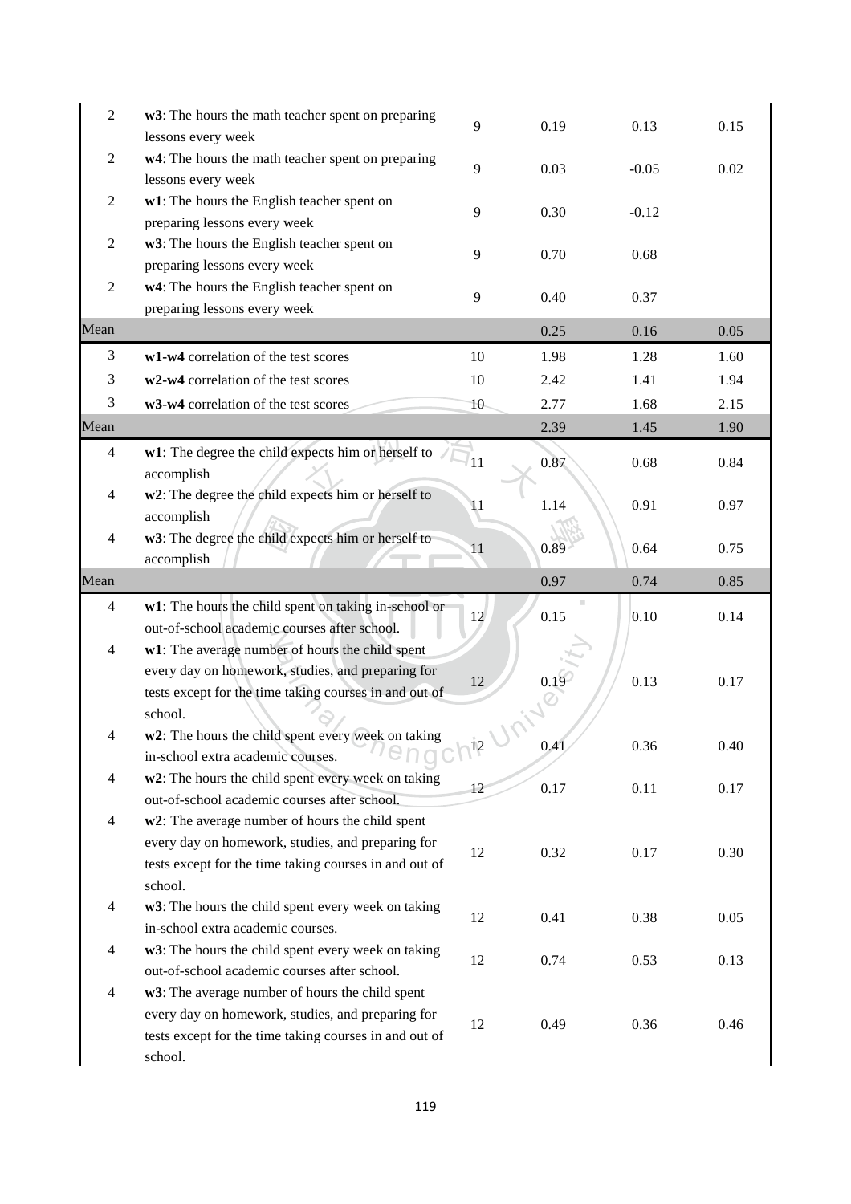| | | | | | |
|---|---|---|---|---|---|
| 2 | **w3**: The hours the math teacher spent on preparing lessons every week | 9 | 0.19 | 0.13 | 0.15 |
| 2 | **w4**: The hours the math teacher spent on preparing lessons every week | 9 | 0.03 | -0.05 | 0.02 |
| 2 | **w1**: The hours the English teacher spent on preparing lessons every week | 9 | 0.30 | -0.12 | |
| 2 | **w3**: The hours the English teacher spent on preparing lessons every week | 9 | 0.70 | 0.68 | |
| 2 | **w4**: The hours the English teacher spent on preparing lessons every week | 9 | 0.40 | 0.37 | |
| Mean | | | 0.25 | 0.16 | 0.05 |
| 3 | **w1-w4** correlation of the test scores | 10 | 1.98 | 1.28 | 1.60 |
| 3 | **w2-w4** correlation of the test scores | 10 | 2.42 | 1.41 | 1.94 |
| 3 | **w3-w4** correlation of the test scores | 10 | 2.77 | 1.68 | 2.15 |
| Mean | | | 2.39 | 1.45 | 1.90 |
| 4 | **w1**: The degree the child expects him or herself to accomplish | 11 | 0.87 | 0.68 | 0.84 |
| 4 | **w2**: The degree the child expects him or herself to accomplish | 11 | 1.14 | 0.91 | 0.97 |
| 4 | **w3**: The degree the child expects him or herself to accomplish | 11 | 0.89 | 0.64 | 0.75 |
| Mean | | | 0.97 | 0.74 | 0.85 |
| 4 | **w1**: The hours the child spent on taking in-school or out-of-school academic courses after school. | 12 | 0.15 | 0.10 | 0.14 |
| 4 | **w1**: The average number of hours the child spent every day on homework, studies, and preparing for tests except for the time taking courses in and out of school. | 12 | 0.19 | 0.13 | 0.17 |
| 4 | **w2**: The hours the child spent every week on taking in-school extra academic courses. | 12 | 0.41 | 0.36 | 0.40 |
| 4 | **w2**: The hours the child spent every week on taking out-of-school academic courses after school. | 12 | 0.17 | 0.11 | 0.17 |
| 4 | **w2**: The average number of hours the child spent every day on homework, studies, and preparing for tests except for the time taking courses in and out of school. | 12 | 0.32 | 0.17 | 0.30 |
| 4 | **w3**: The hours the child spent every week on taking in-school extra academic courses. | 12 | 0.41 | 0.38 | 0.05 |
| 4 | **w3**: The hours the child spent every week on taking out-of-school academic courses after school. | 12 | 0.74 | 0.53 | 0.13 |
| 4 | **w3**: The average number of hours the child spent every day on homework, studies, and preparing for tests except for the time taking courses in and out of school. | 12 | 0.49 | 0.36 | 0.46 |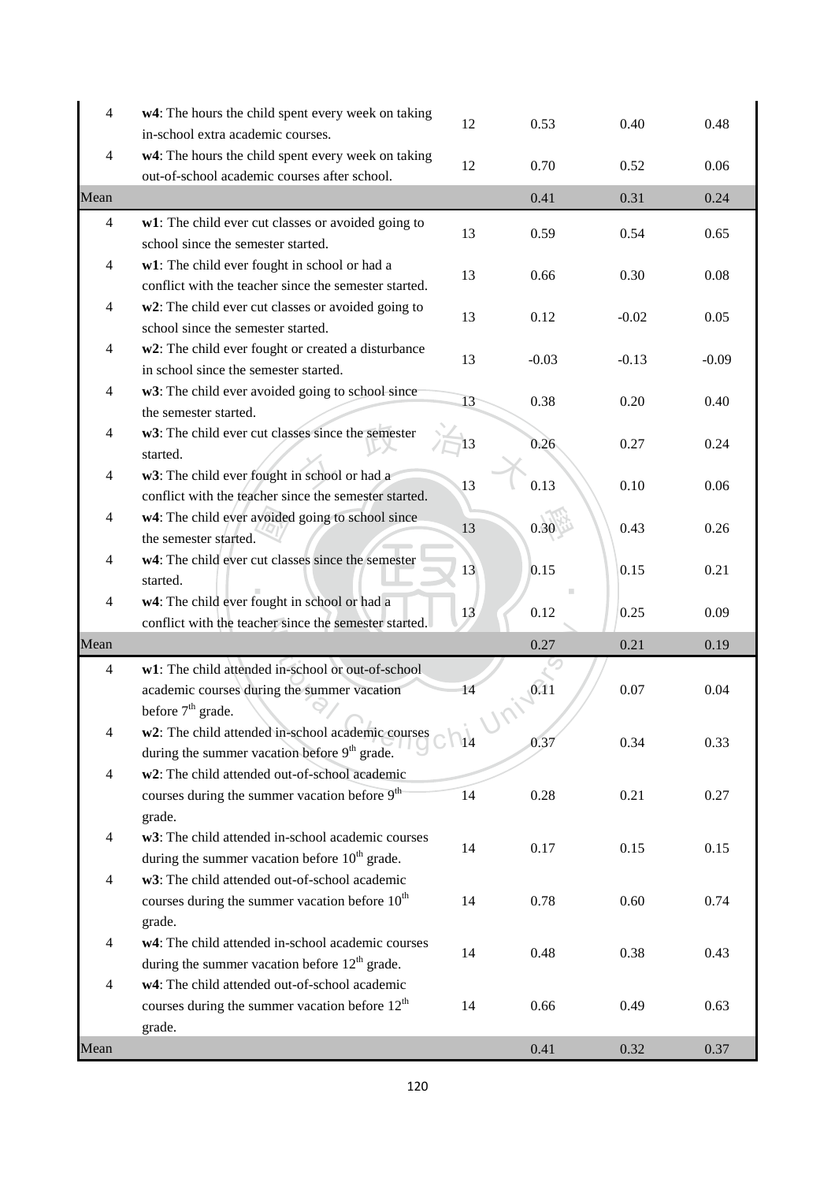| | | | | | |
|---|---|---|---|---|---|
| 4 | **w4**: The hours the child spent every week on taking in-school extra academic courses. | 12 | 0.53 | 0.40 | 0.48 |
| 4 | **w4**: The hours the child spent every week on taking out-of-school academic courses after school. | 12 | 0.70 | 0.52 | 0.06 |
| Mean | | | 0.41 | 0.31 | 0.24 |
| 4 | **w1**: The child ever cut classes or avoided going to school since the semester started. | 13 | 0.59 | 0.54 | 0.65 |
| 4 | **w1**: The child ever fought in school or had a conflict with the teacher since the semester started. | 13 | 0.66 | 0.30 | 0.08 |
| 4 | **w2**: The child ever cut classes or avoided going to school since the semester started. | 13 | 0.12 | -0.02 | 0.05 |
| 4 | **w2**: The child ever fought or created a disturbance in school since the semester started. | 13 | -0.03 | -0.13 | -0.09 |
| 4 | **w3**: The child ever avoided going to school since the semester started. | 13 | 0.38 | 0.20 | 0.40 |
| 4 | **w3**: The child ever cut classes since the semester started. | 13 | 0.26 | 0.27 | 0.24 |
| 4 | **w3**: The child ever fought in school or had a conflict with the teacher since the semester started. | 13 | 0.13 | 0.10 | 0.06 |
| 4 | **w4**: The child ever avoided going to school since the semester started. | 13 | 0.30 | 0.43 | 0.26 |
| 4 | **w4**: The child ever cut classes since the semester started. | 13 | 0.15 | 0.15 | 0.21 |
| 4 | **w4**: The child ever fought in school or had a conflict with the teacher since the semester started. | 13 | 0.12 | 0.25 | 0.09 |
| Mean | | | 0.27 | 0.21 | 0.19 |
| 4 | **w1**: The child attended in-school or out-of-school academic courses during the summer vacation before 7th grade. | 14 | 0.11 | 0.07 | 0.04 |
| 4 | **w2**: The child attended in-school academic courses during the summer vacation before 9th grade. | 14 | 0.37 | 0.34 | 0.33 |
| 4 | **w2**: The child attended out-of-school academic courses during the summer vacation before 9th grade. | 14 | 0.28 | 0.21 | 0.27 |
| 4 | **w3**: The child attended in-school academic courses during the summer vacation before 10th grade. | 14 | 0.17 | 0.15 | 0.15 |
| 4 | **w3**: The child attended out-of-school academic courses during the summer vacation before 10th grade. | 14 | 0.78 | 0.60 | 0.74 |
| 4 | **w4**: The child attended in-school academic courses during the summer vacation before 12th grade. | 14 | 0.48 | 0.38 | 0.43 |
| 4 | **w4**: The child attended out-of-school academic courses during the summer vacation before 12th grade. | 14 | 0.66 | 0.49 | 0.63 |
| Mean | | | 0.41 | 0.32 | 0.37 |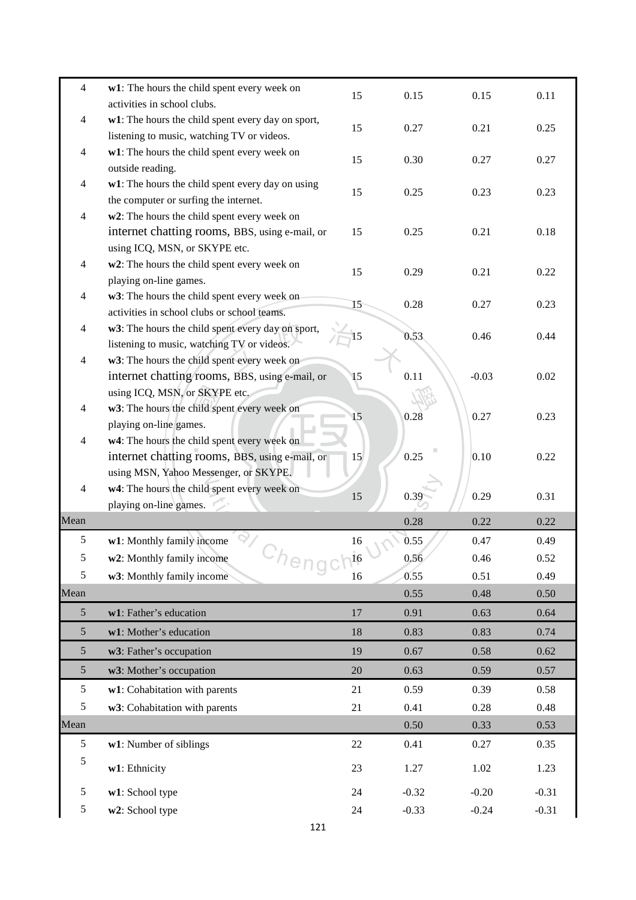| | | | | | |
|---|---|---|---|---|---|
| 4 | **w1**: The hours the child spent every week on activities in school clubs. | 15 | 0.15 | 0.15 | 0.11 |
| 4 | **w1**: The hours the child spent every day on sport, listening to music, watching TV or videos. | 15 | 0.27 | 0.21 | 0.25 |
| 4 | **w1**: The hours the child spent every week on outside reading. | 15 | 0.30 | 0.27 | 0.27 |
| 4 | **w1**: The hours the child spent every day on using the computer or surfing the internet. | 15 | 0.25 | 0.23 | 0.23 |
| 4 | **w2**: The hours the child spent every week on internet chatting rooms, BBS, using e-mail, or using ICQ, MSN, or SKYPE etc. | 15 | 0.25 | 0.21 | 0.18 |
| 4 | **w2**: The hours the child spent every week on playing on-line games. | 15 | 0.29 | 0.21 | 0.22 |
| 4 | **w3**: The hours the child spent every week on activities in school clubs or school teams. | 15 | 0.28 | 0.27 | 0.23 |
| 4 | **w3**: The hours the child spent every day on sport, listening to music, watching TV or videos. | 15 | 0.53 | 0.46 | 0.44 |
| 4 | **w3**: The hours the child spent every week on internet chatting rooms, BBS, using e-mail, or using ICQ, MSN, or SKYPE etc. | 15 | 0.11 | -0.03 | 0.02 |
| 4 | **w3**: The hours the child spent every week on playing on-line games. | 15 | 0.28 | 0.27 | 0.23 |
| 4 | **w4**: The hours the child spent every week on internet chatting rooms, BBS, using e-mail, or using MSN, Yahoo Messenger, or SKYPE. | 15 | 0.25 | 0.10 | 0.22 |
| 4 | **w4**: The hours the child spent every week on playing on-line games. | 15 | 0.39 | 0.29 | 0.31 |
| Mean | | | 0.28 | 0.22 | 0.22 |
| 5 | **w1**: Monthly family income | 16 | 0.55 | 0.47 | 0.49 |
| 5 | **w2**: Monthly family income | 16 | 0.56 | 0.46 | 0.52 |
| 5 | **w3**: Monthly family income | 16 | 0.55 | 0.51 | 0.49 |
| Mean | | | 0.55 | 0.48 | 0.50 |
| 5 | **w1**: Father's education | 17 | 0.91 | 0.63 | 0.64 |
| 5 | **w1**: Mother's education | 18 | 0.83 | 0.83 | 0.74 |
| 5 | **w3**: Father's occupation | 19 | 0.67 | 0.58 | 0.62 |
| 5 | **w3**: Mother's occupation | 20 | 0.63 | 0.59 | 0.57 |
| 5 | **w1**: Cohabitation with parents | 21 | 0.59 | 0.39 | 0.58 |
| 5 | **w3**: Cohabitation with parents | 21 | 0.41 | 0.28 | 0.48 |
| Mean | | | 0.50 | 0.33 | 0.53 |
| 5 | **w1**: Number of siblings | 22 | 0.41 | 0.27 | 0.35 |
| 5 | **w1**: Ethnicity | 23 | 1.27 | 1.02 | 1.23 |
| 5 | **w1**: School type | 24 | -0.32 | -0.20 | -0.31 |
| 5 | **w2**: School type | 24 | -0.33 | -0.24 | -0.31 |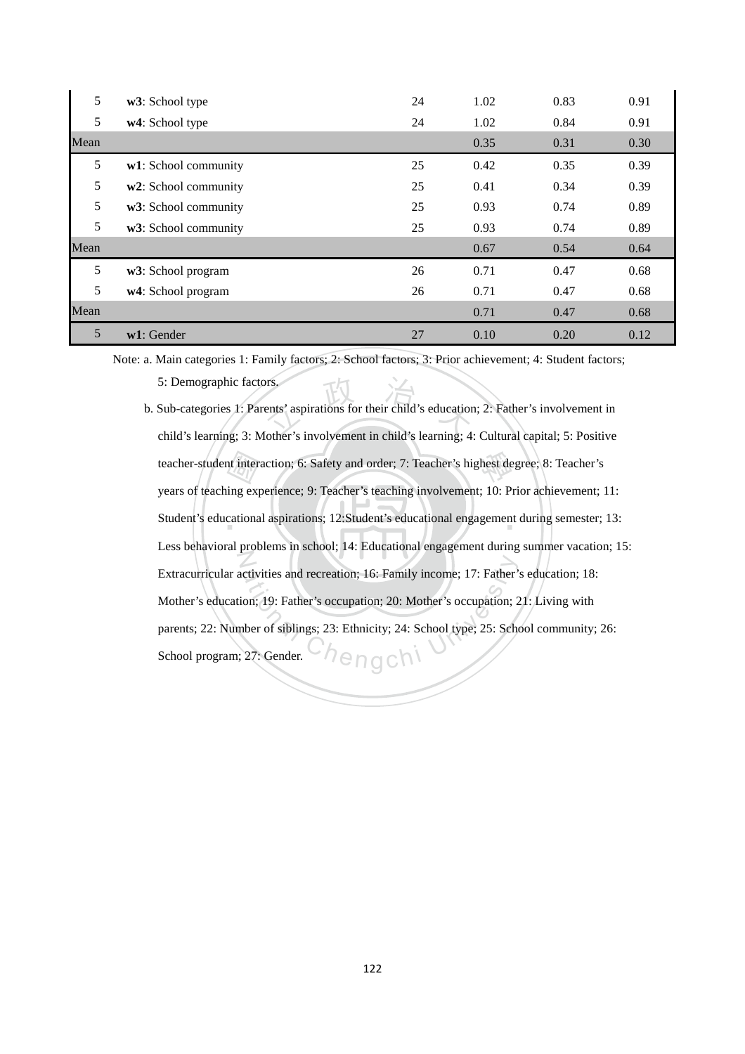| | | | | | |
|---|---|---|---|---|---|
| 5 | **w3**: School type | 24 | 1.02 | 0.83 | 0.91 |
| 5 | **w4**: School type | 24 | 1.02 | 0.84 | 0.91 |
| Mean | | | 0.35 | 0.31 | 0.30 |
| 5 | **w1**: School community | 25 | 0.42 | 0.35 | 0.39 |
| 5 | **w2**: School community | 25 | 0.41 | 0.34 | 0.39 |
| 5 | **w3**: School community | 25 | 0.93 | 0.74 | 0.89 |
| 5 | **w3**: School community | 25 | 0.93 | 0.74 | 0.89 |
| Mean | | | 0.67 | 0.54 | 0.64 |
| 5 | **w3**: School program | 26 | 0.71 | 0.47 | 0.68 |
| 5 | **w4**: School program | 26 | 0.71 | 0.47 | 0.68 |
| Mean | | | 0.71 | 0.47 | 0.68 |
| 5 | **w1**: Gender | 27 | 0.10 | 0.20 | 0.12 |

Note: a. Main categories 1: Family factors; 2: School factors; 3: Prior achievement; 4: Student factors; 5: Demographic factors.

b. Sub-categories 1: Parents' aspirations for their child's education; 2: Father's involvement in child's learning; 3: Mother's involvement in child's learning; 4: Cultural capital; 5: Positive teacher-student interaction; 6: Safety and order; 7: Teacher's highest degree; 8: Teacher's years of teaching experience; 9: Teacher's teaching involvement; 10: Prior achievement; 11: Student's educational aspirations; 12:Student's educational engagement during semester; 13: Less behavioral problems in school; 14: Educational engagement during summer vacation; 15: Extracurricular activities and recreation; 16: Family income; 17: Father's education; 18: Mother's education; 19: Father's occupation; 20: Mother's occupation; 21: Living with parents; 22: Number of siblings; 23: Ethnicity; 24: School type; 25: School community; 26: School program; 27: Gender.